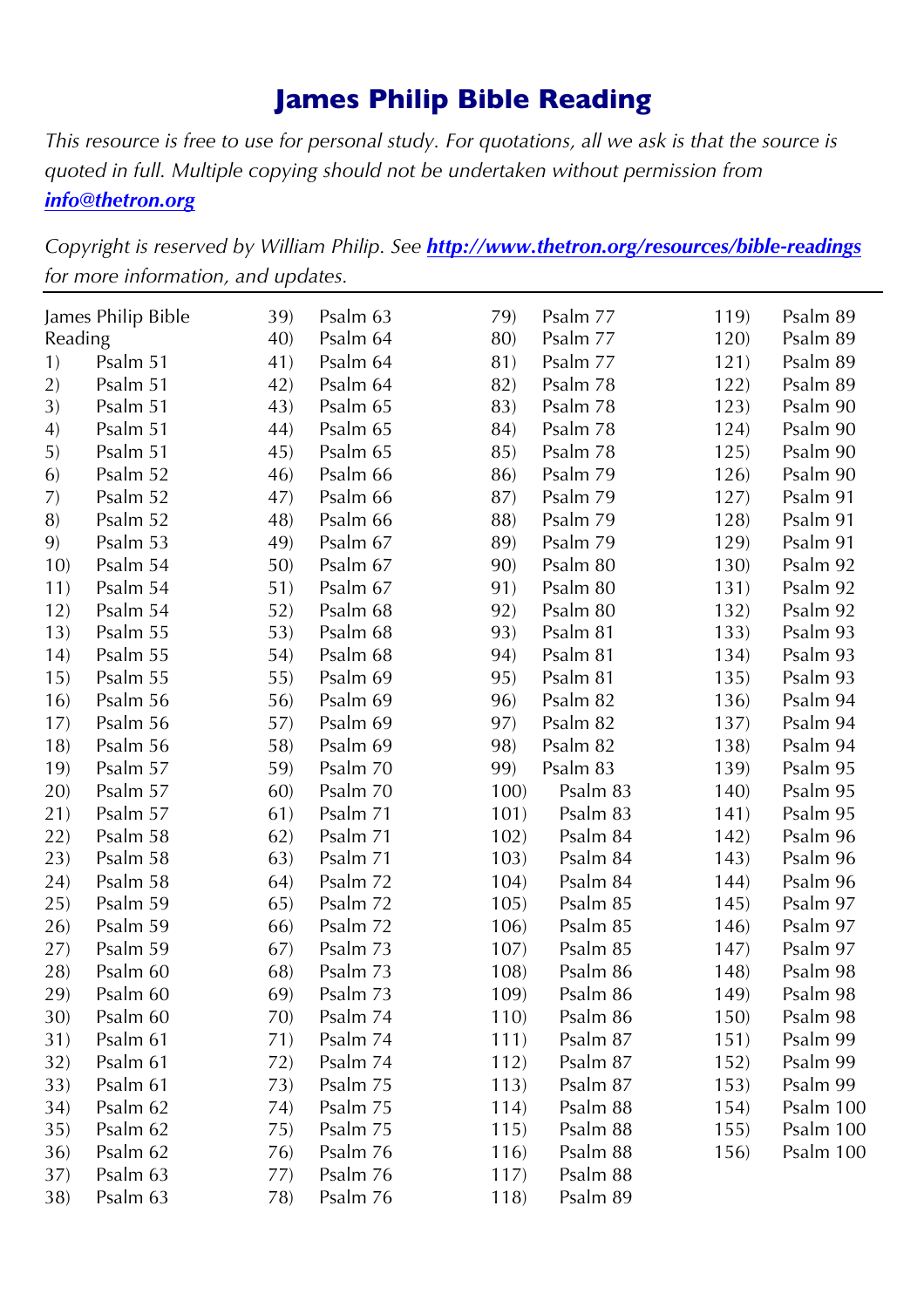# James Philip Bible Reading

*This resource is free to use for personal study. For quotations, all we ask is that the source is quoted in full. Multiple copying should not be undertaken without permission from* ***info@thetron.org***

*Copyright is reserved by William Philip. See* ***http://www.thetron.org/resources/bible-readings*** *for more information, and updates.*

---

James Philip Bible Reading

1) Psalm 51
2) Psalm 51
3) Psalm 51
4) Psalm 51
5) Psalm 51
6) Psalm 52
7) Psalm 52
8) Psalm 52
9) Psalm 53
10) Psalm 54
11) Psalm 54
12) Psalm 54
13) Psalm 55
14) Psalm 55
15) Psalm 55
16) Psalm 56
17) Psalm 56
18) Psalm 56
19) Psalm 57
20) Psalm 57
21) Psalm 57
22) Psalm 58
23) Psalm 58
24) Psalm 58
25) Psalm 59
26) Psalm 59
27) Psalm 59
28) Psalm 60
29) Psalm 60
30) Psalm 60
31) Psalm 61
32) Psalm 61
33) Psalm 61
34) Psalm 62
35) Psalm 62
36) Psalm 62
37) Psalm 63
38) Psalm 63
39) Psalm 63
40) Psalm 64
41) Psalm 64
42) Psalm 64
43) Psalm 65
44) Psalm 65
45) Psalm 65
46) Psalm 66
47) Psalm 66
48) Psalm 66
49) Psalm 67
50) Psalm 67
51) Psalm 67
52) Psalm 68
53) Psalm 68
54) Psalm 68
55) Psalm 69
56) Psalm 69
57) Psalm 69
58) Psalm 69
59) Psalm 70
60) Psalm 70
61) Psalm 71
62) Psalm 71
63) Psalm 71
64) Psalm 72
65) Psalm 72
66) Psalm 72
67) Psalm 73
68) Psalm 73
69) Psalm 73
70) Psalm 74
71) Psalm 74
72) Psalm 74
73) Psalm 75
74) Psalm 75
75) Psalm 75
76) Psalm 76
77) Psalm 76
78) Psalm 76
79) Psalm 77
80) Psalm 77
81) Psalm 77
82) Psalm 78
83) Psalm 78
84) Psalm 78
85) Psalm 78
86) Psalm 79
87) Psalm 79
88) Psalm 79
89) Psalm 79
90) Psalm 80
91) Psalm 80
92) Psalm 80
93) Psalm 81
94) Psalm 81
95) Psalm 81
96) Psalm 82
97) Psalm 82
98) Psalm 82
99) Psalm 83
100) Psalm 83
101) Psalm 83
102) Psalm 84
103) Psalm 84
104) Psalm 84
105) Psalm 85
106) Psalm 85
107) Psalm 85
108) Psalm 86
109) Psalm 86
110) Psalm 86
111) Psalm 87
112) Psalm 87
113) Psalm 87
114) Psalm 88
115) Psalm 88
116) Psalm 88
117) Psalm 88
118) Psalm 89
119) Psalm 89
120) Psalm 89
121) Psalm 89
122) Psalm 89
123) Psalm 90
124) Psalm 90
125) Psalm 90
126) Psalm 90
127) Psalm 91
128) Psalm 91
129) Psalm 91
130) Psalm 92
131) Psalm 92
132) Psalm 92
133) Psalm 93
134) Psalm 93
135) Psalm 93
136) Psalm 94
137) Psalm 94
138) Psalm 94
139) Psalm 95
140) Psalm 95
141) Psalm 95
142) Psalm 96
143) Psalm 96
144) Psalm 96
145) Psalm 97
146) Psalm 97
147) Psalm 97
148) Psalm 98
149) Psalm 98
150) Psalm 98
151) Psalm 99
152) Psalm 99
153) Psalm 99
154) Psalm 100
155) Psalm 100
156) Psalm 100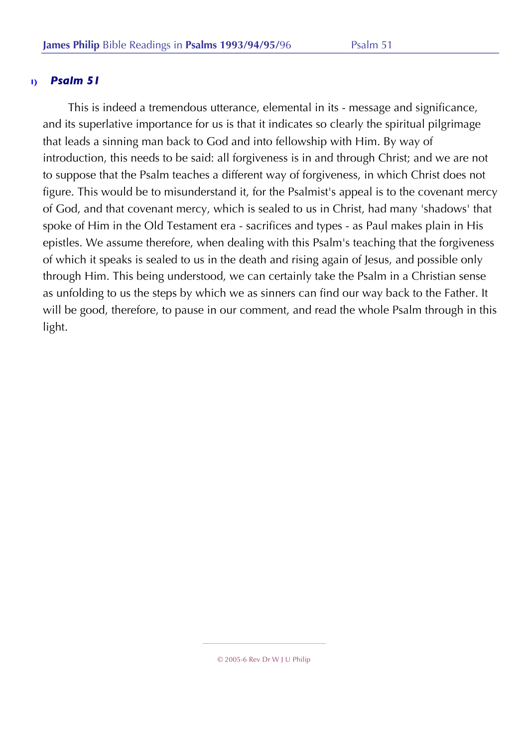## 1) *Psalm 51*

This is indeed a tremendous utterance, elemental in its - message and significance, and its superlative importance for us is that it indicates so clearly the spiritual pilgrimage that leads a sinning man back to God and into fellowship with Him. By way of introduction, this needs to be said: all forgiveness is in and through Christ; and we are not to suppose that the Psalm teaches a different way of forgiveness, in which Christ does not figure. This would be to misunderstand it, for the Psalmist's appeal is to the covenant mercy of God, and that covenant mercy, which is sealed to us in Christ, had many 'shadows' that spoke of Him in the Old Testament era - sacrifices and types - as Paul makes plain in His epistles. We assume therefore, when dealing with this Psalm's teaching that the forgiveness of which it speaks is sealed to us in the death and rising again of Jesus, and possible only through Him. This being understood, we can certainly take the Psalm in a Christian sense as unfolding to us the steps by which we as sinners can find our way back to the Father. It will be good, therefore, to pause in our comment, and read the whole Psalm through in this light.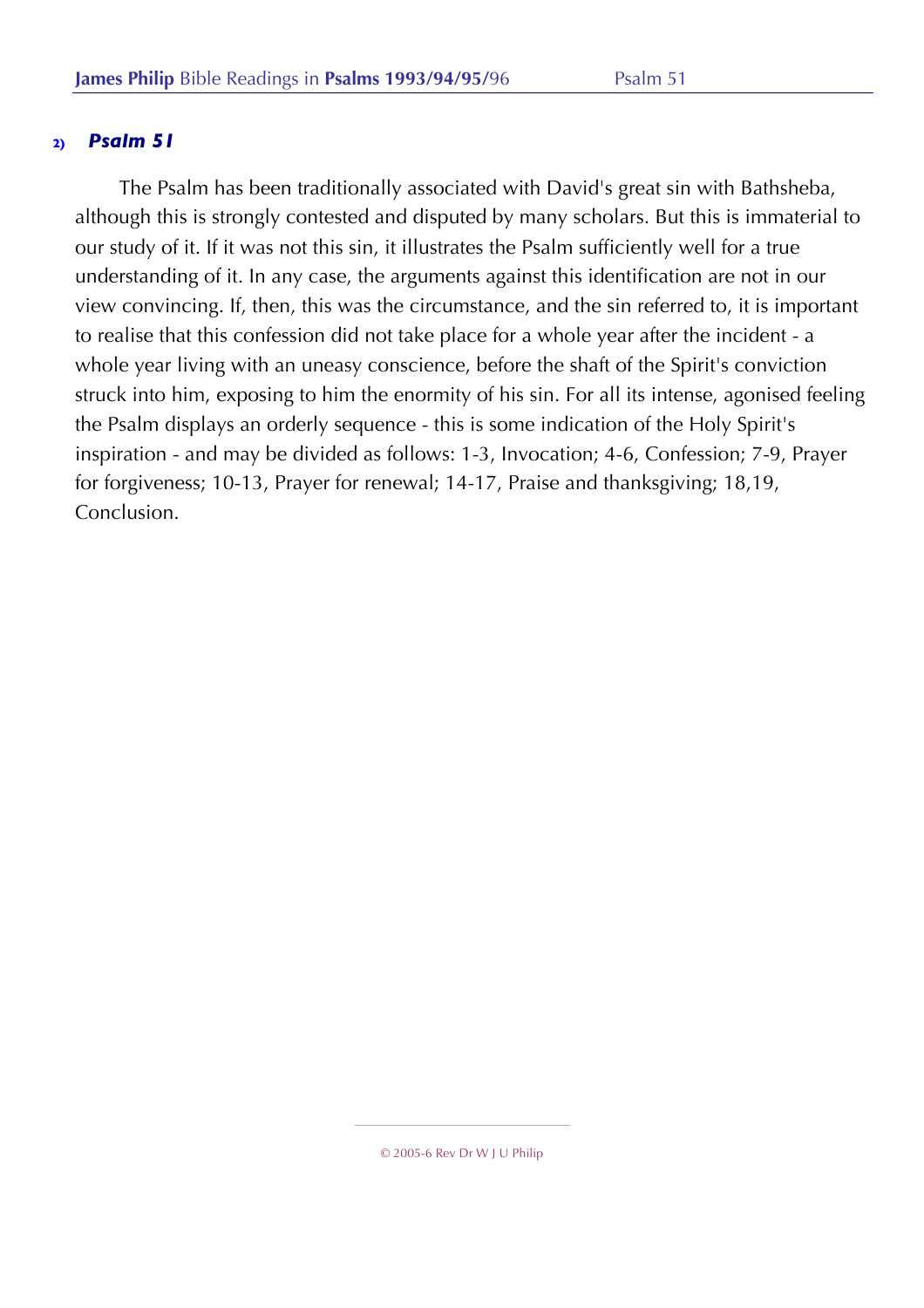## 2) *Psalm 51*

The Psalm has been traditionally associated with David's great sin with Bathsheba, although this is strongly contested and disputed by many scholars. But this is immaterial to our study of it. If it was not this sin, it illustrates the Psalm sufficiently well for a true understanding of it. In any case, the arguments against this identification are not in our view convincing. If, then, this was the circumstance, and the sin referred to, it is important to realise that this confession did not take place for a whole year after the incident - a whole year living with an uneasy conscience, before the shaft of the Spirit's conviction struck into him, exposing to him the enormity of his sin. For all its intense, agonised feeling the Psalm displays an orderly sequence - this is some indication of the Holy Spirit's inspiration - and may be divided as follows: 1-3, Invocation; 4-6, Confession; 7-9, Prayer for forgiveness; 10-13, Prayer for renewal; 14-17, Praise and thanksgiving; 18,19, Conclusion.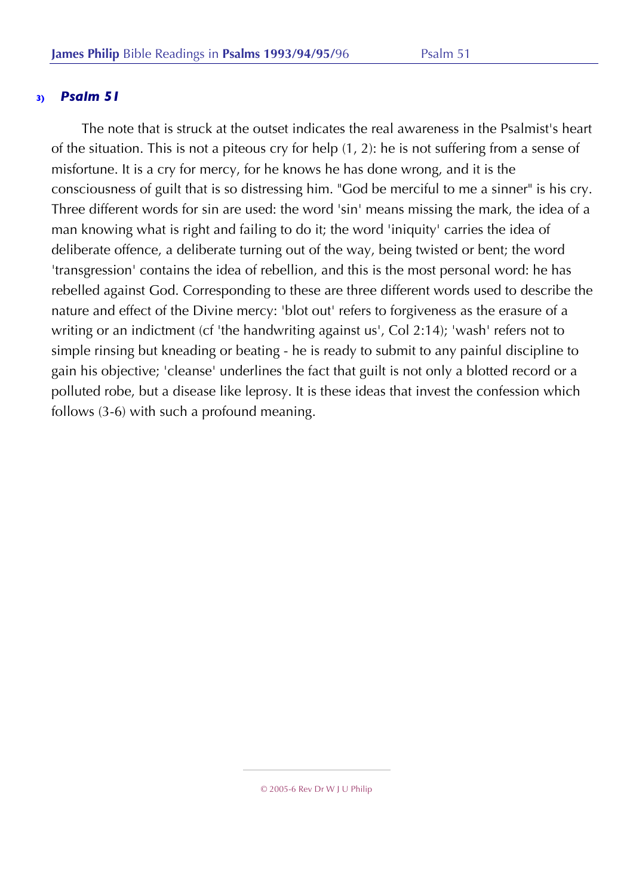### 3) *Psalm 51*

The note that is struck at the outset indicates the real awareness in the Psalmist's heart of the situation. This is not a piteous cry for help (1, 2): he is not suffering from a sense of misfortune. It is a cry for mercy, for he knows he has done wrong, and it is the consciousness of guilt that is so distressing him. "God be merciful to me a sinner" is his cry. Three different words for sin are used: the word 'sin' means missing the mark, the idea of a man knowing what is right and failing to do it; the word 'iniquity' carries the idea of deliberate offence, a deliberate turning out of the way, being twisted or bent; the word 'transgression' contains the idea of rebellion, and this is the most personal word: he has rebelled against God. Corresponding to these are three different words used to describe the nature and effect of the Divine mercy: 'blot out' refers to forgiveness as the erasure of a writing or an indictment (cf 'the handwriting against us', Col 2:14); 'wash' refers not to simple rinsing but kneading or beating - he is ready to submit to any painful discipline to gain his objective; 'cleanse' underlines the fact that guilt is not only a blotted record or a polluted robe, but a disease like leprosy. It is these ideas that invest the confession which follows (3-6) with such a profound meaning.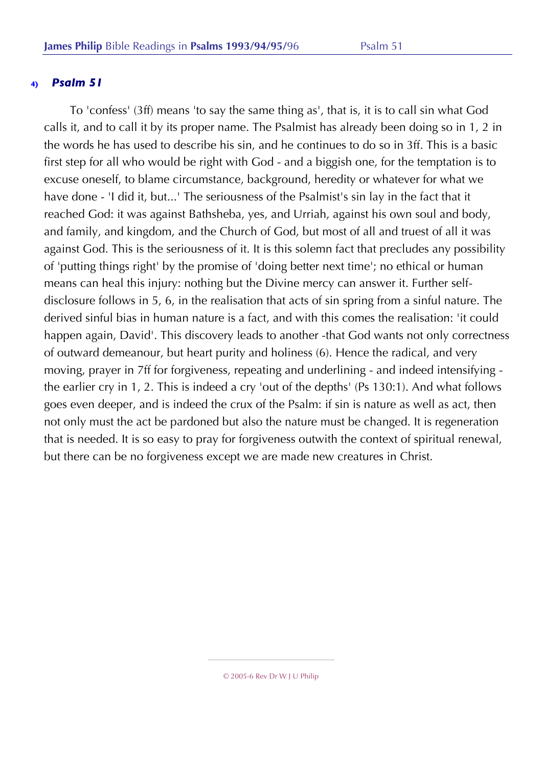#### 4) *Psalm 51*

To 'confess' (3ff) means 'to say the same thing as', that is, it is to call sin what God calls it, and to call it by its proper name. The Psalmist has already been doing so in 1, 2 in the words he has used to describe his sin, and he continues to do so in 3ff. This is a basic first step for all who would be right with God - and a biggish one, for the temptation is to excuse oneself, to blame circumstance, background, heredity or whatever for what we have done - 'I did it, but...' The seriousness of the Psalmist's sin lay in the fact that it reached God: it was against Bathsheba, yes, and Urriah, against his own soul and body, and family, and kingdom, and the Church of God, but most of all and truest of all it was against God. This is the seriousness of it. It is this solemn fact that precludes any possibility of 'putting things right' by the promise of 'doing better next time'; no ethical or human means can heal this injury: nothing but the Divine mercy can answer it. Further self-disclosure follows in 5, 6, in the realisation that acts of sin spring from a sinful nature. The derived sinful bias in human nature is a fact, and with this comes the realisation: 'it could happen again, David'. This discovery leads to another -that God wants not only correctness of outward demeanour, but heart purity and holiness (6). Hence the radical, and very moving, prayer in 7ff for forgiveness, repeating and underlining - and indeed intensifying - the earlier cry in 1, 2. This is indeed a cry 'out of the depths' (Ps 130:1). And what follows goes even deeper, and is indeed the crux of the Psalm: if sin is nature as well as act, then not only must the act be pardoned but also the nature must be changed. It is regeneration that is needed. It is so easy to pray for forgiveness outwith the context of spiritual renewal, but there can be no forgiveness except we are made new creatures in Christ.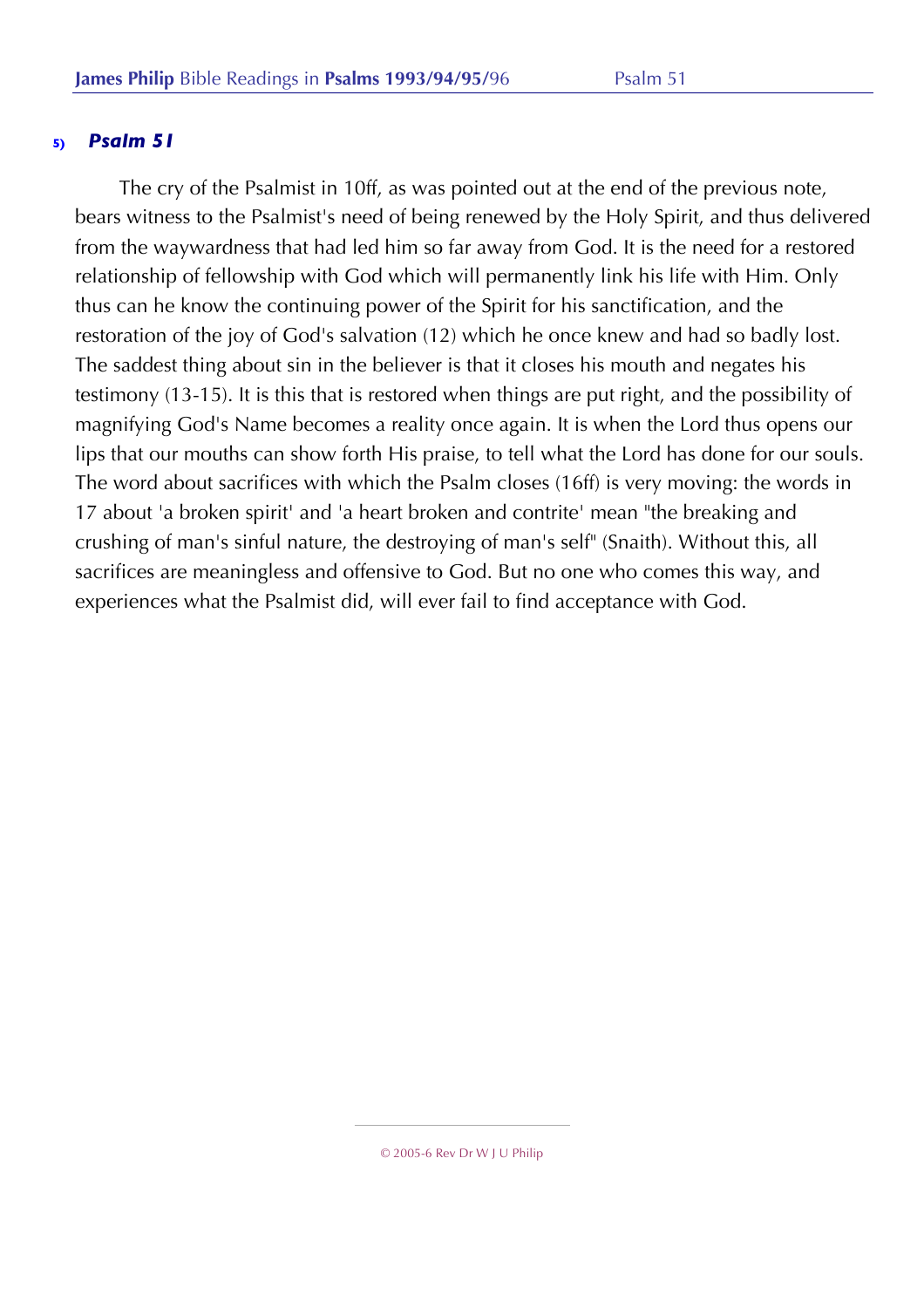### 5) *Psalm 51*

The cry of the Psalmist in 10ff, as was pointed out at the end of the previous note, bears witness to the Psalmist's need of being renewed by the Holy Spirit, and thus delivered from the waywardness that had led him so far away from God. It is the need for a restored relationship of fellowship with God which will permanently link his life with Him. Only thus can he know the continuing power of the Spirit for his sanctification, and the restoration of the joy of God's salvation (12) which he once knew and had so badly lost. The saddest thing about sin in the believer is that it closes his mouth and negates his testimony (13-15). It is this that is restored when things are put right, and the possibility of magnifying God's Name becomes a reality once again. It is when the Lord thus opens our lips that our mouths can show forth His praise, to tell what the Lord has done for our souls. The word about sacrifices with which the Psalm closes (16ff) is very moving: the words in 17 about 'a broken spirit' and 'a heart broken and contrite' mean "the breaking and crushing of man's sinful nature, the destroying of man's self" (Snaith). Without this, all sacrifices are meaningless and offensive to God. But no one who comes this way, and experiences what the Psalmist did, will ever fail to find acceptance with God.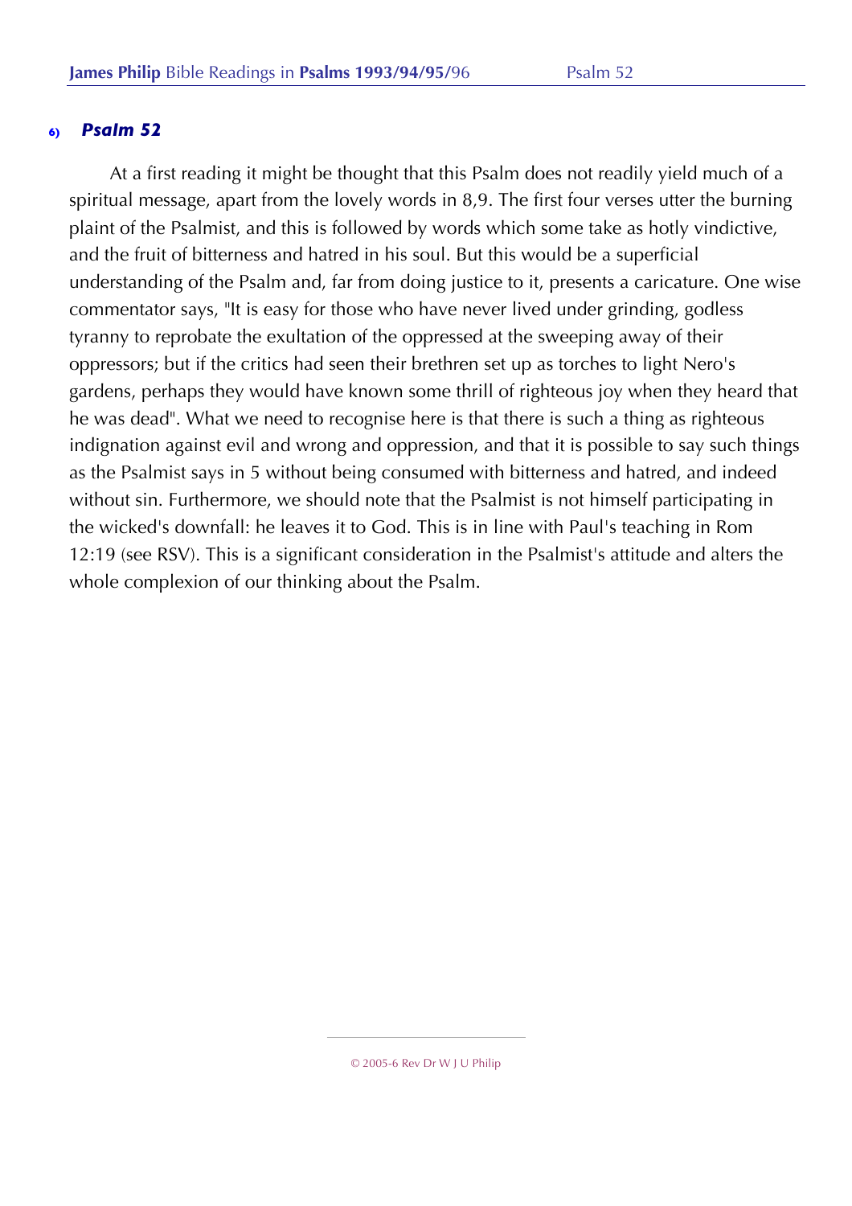## 6) *Psalm 52*

At a first reading it might be thought that this Psalm does not readily yield much of a spiritual message, apart from the lovely words in 8,9. The first four verses utter the burning plaint of the Psalmist, and this is followed by words which some take as hotly vindictive, and the fruit of bitterness and hatred in his soul. But this would be a superficial understanding of the Psalm and, far from doing justice to it, presents a caricature. One wise commentator says, "It is easy for those who have never lived under grinding, godless tyranny to reprobate the exultation of the oppressed at the sweeping away of their oppressors; but if the critics had seen their brethren set up as torches to light Nero's gardens, perhaps they would have known some thrill of righteous joy when they heard that he was dead". What we need to recognise here is that there is such a thing as righteous indignation against evil and wrong and oppression, and that it is possible to say such things as the Psalmist says in 5 without being consumed with bitterness and hatred, and indeed without sin. Furthermore, we should note that the Psalmist is not himself participating in the wicked's downfall: he leaves it to God. This is in line with Paul's teaching in Rom 12:19 (see RSV). This is a significant consideration in the Psalmist's attitude and alters the whole complexion of our thinking about the Psalm.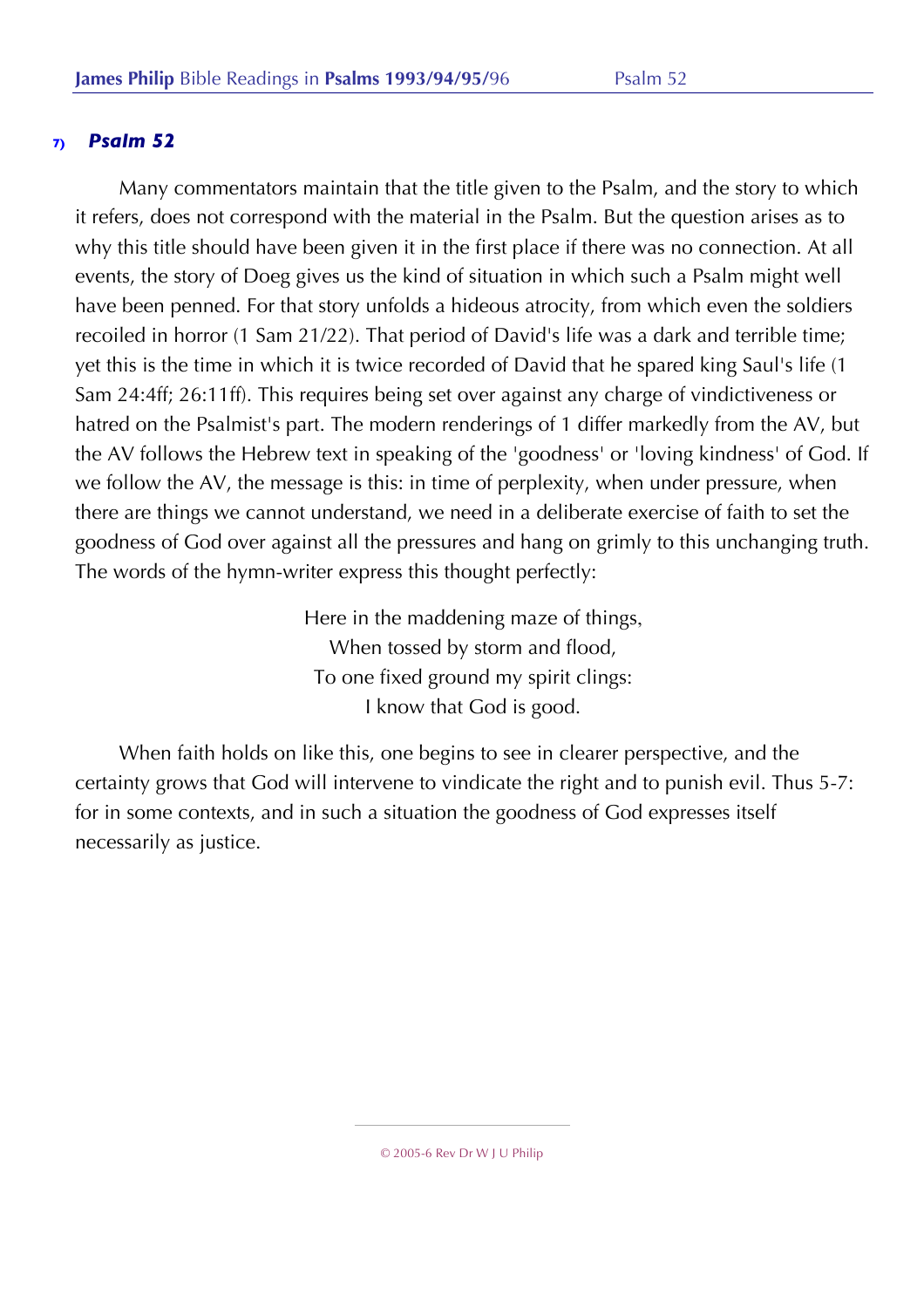## 7) *Psalm 52*

Many commentators maintain that the title given to the Psalm, and the story to which it refers, does not correspond with the material in the Psalm. But the question arises as to why this title should have been given it in the first place if there was no connection. At all events, the story of Doeg gives us the kind of situation in which such a Psalm might well have been penned. For that story unfolds a hideous atrocity, from which even the soldiers recoiled in horror (1 Sam 21/22). That period of David's life was a dark and terrible time; yet this is the time in which it is twice recorded of David that he spared king Saul's life (1 Sam 24:4ff; 26:11ff). This requires being set over against any charge of vindictiveness or hatred on the Psalmist's part. The modern renderings of 1 differ markedly from the AV, but the AV follows the Hebrew text in speaking of the 'goodness' or 'loving kindness' of God. If we follow the AV, the message is this: in time of perplexity, when under pressure, when there are things we cannot understand, we need in a deliberate exercise of faith to set the goodness of God over against all the pressures and hang on grimly to this unchanging truth. The words of the hymn-writer express this thought perfectly:

> Here in the maddening maze of things,
> When tossed by storm and flood,
> To one fixed ground my spirit clings:
> I know that God is good.

When faith holds on like this, one begins to see in clearer perspective, and the certainty grows that God will intervene to vindicate the right and to punish evil. Thus 5-7: for in some contexts, and in such a situation the goodness of God expresses itself necessarily as justice.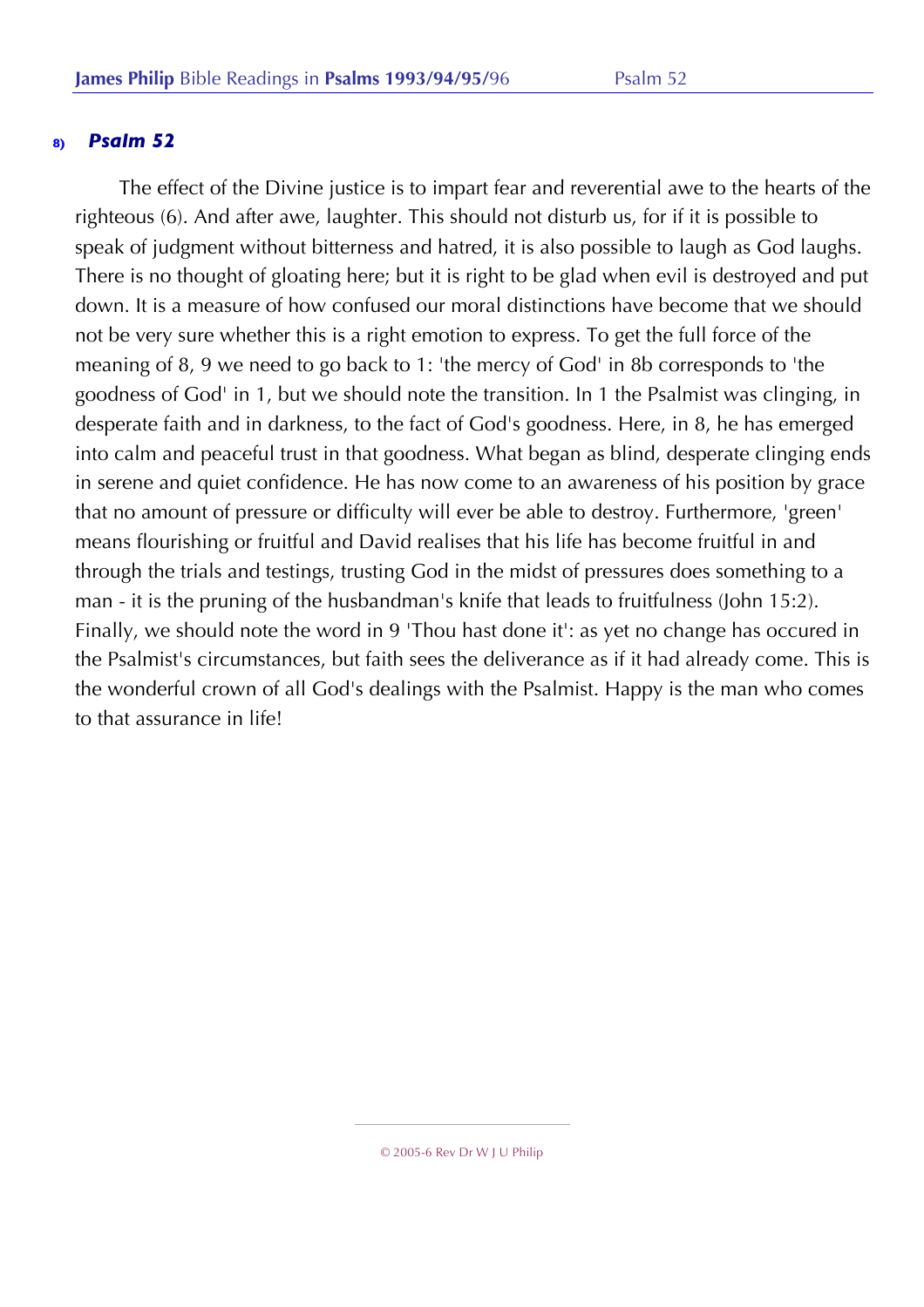**8)** ***Psalm 52***

The effect of the Divine justice is to impart fear and reverential awe to the hearts of the righteous (6). And after awe, laughter. This should not disturb us, for if it is possible to speak of judgment without bitterness and hatred, it is also possible to laugh as God laughs. There is no thought of gloating here; but it is right to be glad when evil is destroyed and put down. It is a measure of how confused our moral distinctions have become that we should not be very sure whether this is a right emotion to express. To get the full force of the meaning of 8, 9 we need to go back to 1: 'the mercy of God' in 8b corresponds to 'the goodness of God' in 1, but we should note the transition. In 1 the Psalmist was clinging, in desperate faith and in darkness, to the fact of God's goodness. Here, in 8, he has emerged into calm and peaceful trust in that goodness. What began as blind, desperate clinging ends in serene and quiet confidence. He has now come to an awareness of his position by grace that no amount of pressure or difficulty will ever be able to destroy. Furthermore, 'green' means flourishing or fruitful and David realises that his life has become fruitful in and through the trials and testings, trusting God in the midst of pressures does something to a man - it is the pruning of the husbandman's knife that leads to fruitfulness (John 15:2). Finally, we should note the word in 9 'Thou hast done it': as yet no change has occured in the Psalmist's circumstances, but faith sees the deliverance as if it had already come. This is the wonderful crown of all God's dealings with the Psalmist. Happy is the man who comes to that assurance in life!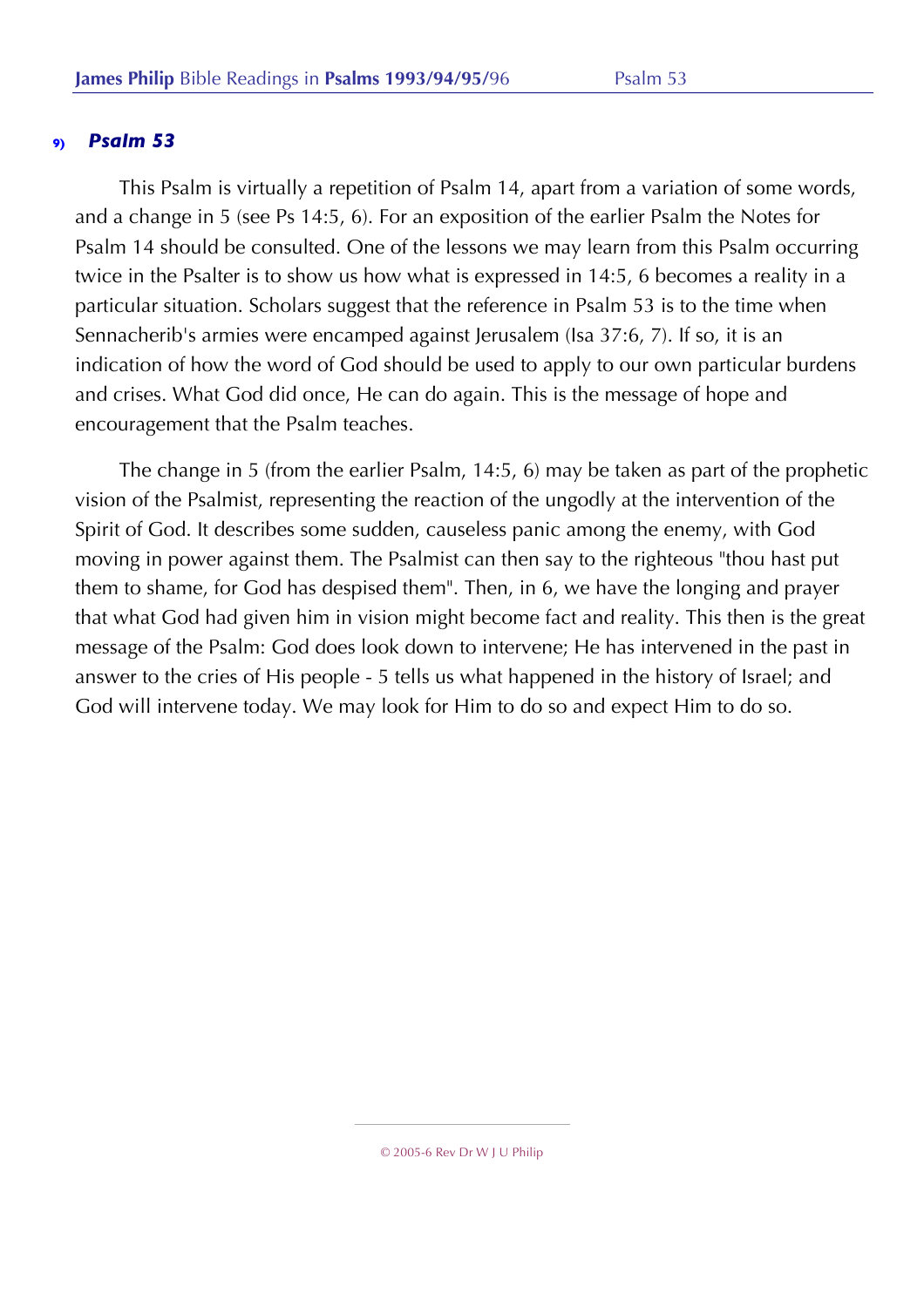## 9) *Psalm 53*

This Psalm is virtually a repetition of Psalm 14, apart from a variation of some words, and a change in 5 (see Ps 14:5, 6). For an exposition of the earlier Psalm the Notes for Psalm 14 should be consulted. One of the lessons we may learn from this Psalm occurring twice in the Psalter is to show us how what is expressed in 14:5, 6 becomes a reality in a particular situation. Scholars suggest that the reference in Psalm 53 is to the time when Sennacherib's armies were encamped against Jerusalem (Isa 37:6, 7). If so, it is an indication of how the word of God should be used to apply to our own particular burdens and crises. What God did once, He can do again. This is the message of hope and encouragement that the Psalm teaches.

The change in 5 (from the earlier Psalm, 14:5, 6) may be taken as part of the prophetic vision of the Psalmist, representing the reaction of the ungodly at the intervention of the Spirit of God. It describes some sudden, causeless panic among the enemy, with God moving in power against them. The Psalmist can then say to the righteous "thou hast put them to shame, for God has despised them". Then, in 6, we have the longing and prayer that what God had given him in vision might become fact and reality. This then is the great message of the Psalm: God does look down to intervene; He has intervened in the past in answer to the cries of His people - 5 tells us what happened in the history of Israel; and God will intervene today. We may look for Him to do so and expect Him to do so.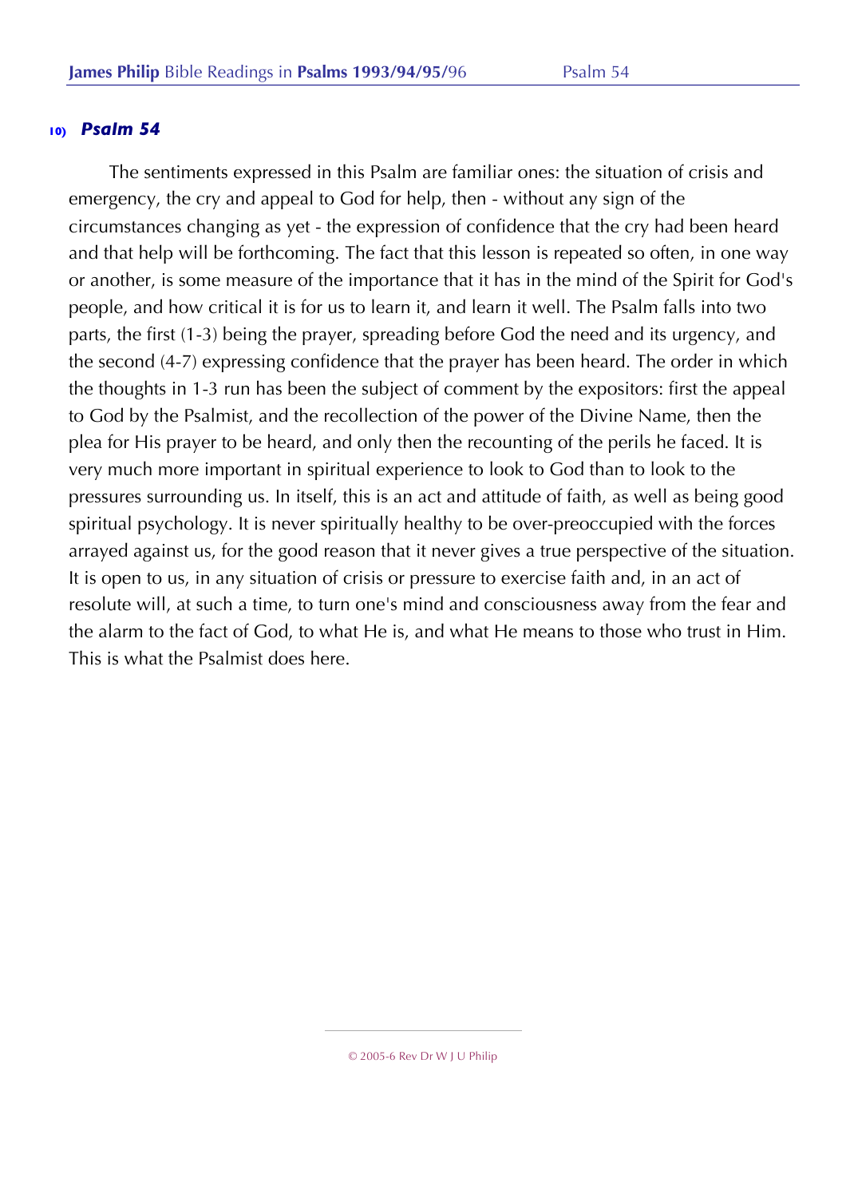## 10) *Psalm 54*

The sentiments expressed in this Psalm are familiar ones: the situation of crisis and emergency, the cry and appeal to God for help, then - without any sign of the circumstances changing as yet - the expression of confidence that the cry had been heard and that help will be forthcoming. The fact that this lesson is repeated so often, in one way or another, is some measure of the importance that it has in the mind of the Spirit for God's people, and how critical it is for us to learn it, and learn it well. The Psalm falls into two parts, the first (1-3) being the prayer, spreading before God the need and its urgency, and the second (4-7) expressing confidence that the prayer has been heard. The order in which the thoughts in 1-3 run has been the subject of comment by the expositors: first the appeal to God by the Psalmist, and the recollection of the power of the Divine Name, then the plea for His prayer to be heard, and only then the recounting of the perils he faced. It is very much more important in spiritual experience to look to God than to look to the pressures surrounding us. In itself, this is an act and attitude of faith, as well as being good spiritual psychology. It is never spiritually healthy to be over-preoccupied with the forces arrayed against us, for the good reason that it never gives a true perspective of the situation. It is open to us, in any situation of crisis or pressure to exercise faith and, in an act of resolute will, at such a time, to turn one's mind and consciousness away from the fear and the alarm to the fact of God, to what He is, and what He means to those who trust in Him. This is what the Psalmist does here.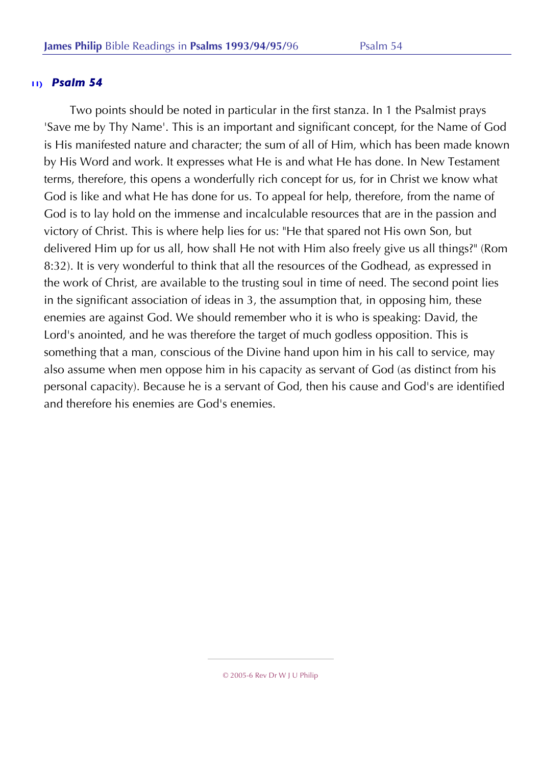### 11) *Psalm 54*

Two points should be noted in particular in the first stanza. In 1 the Psalmist prays 'Save me by Thy Name'. This is an important and significant concept, for the Name of God is His manifested nature and character; the sum of all of Him, which has been made known by His Word and work. It expresses what He is and what He has done. In New Testament terms, therefore, this opens a wonderfully rich concept for us, for in Christ we know what God is like and what He has done for us. To appeal for help, therefore, from the name of God is to lay hold on the immense and incalculable resources that are in the passion and victory of Christ. This is where help lies for us: "He that spared not His own Son, but delivered Him up for us all, how shall He not with Him also freely give us all things?" (Rom 8:32). It is very wonderful to think that all the resources of the Godhead, as expressed in the work of Christ, are available to the trusting soul in time of need. The second point lies in the significant association of ideas in 3, the assumption that, in opposing him, these enemies are against God. We should remember who it is who is speaking: David, the Lord's anointed, and he was therefore the target of much godless opposition. This is something that a man, conscious of the Divine hand upon him in his call to service, may also assume when men oppose him in his capacity as servant of God (as distinct from his personal capacity). Because he is a servant of God, then his cause and God's are identified and therefore his enemies are God's enemies.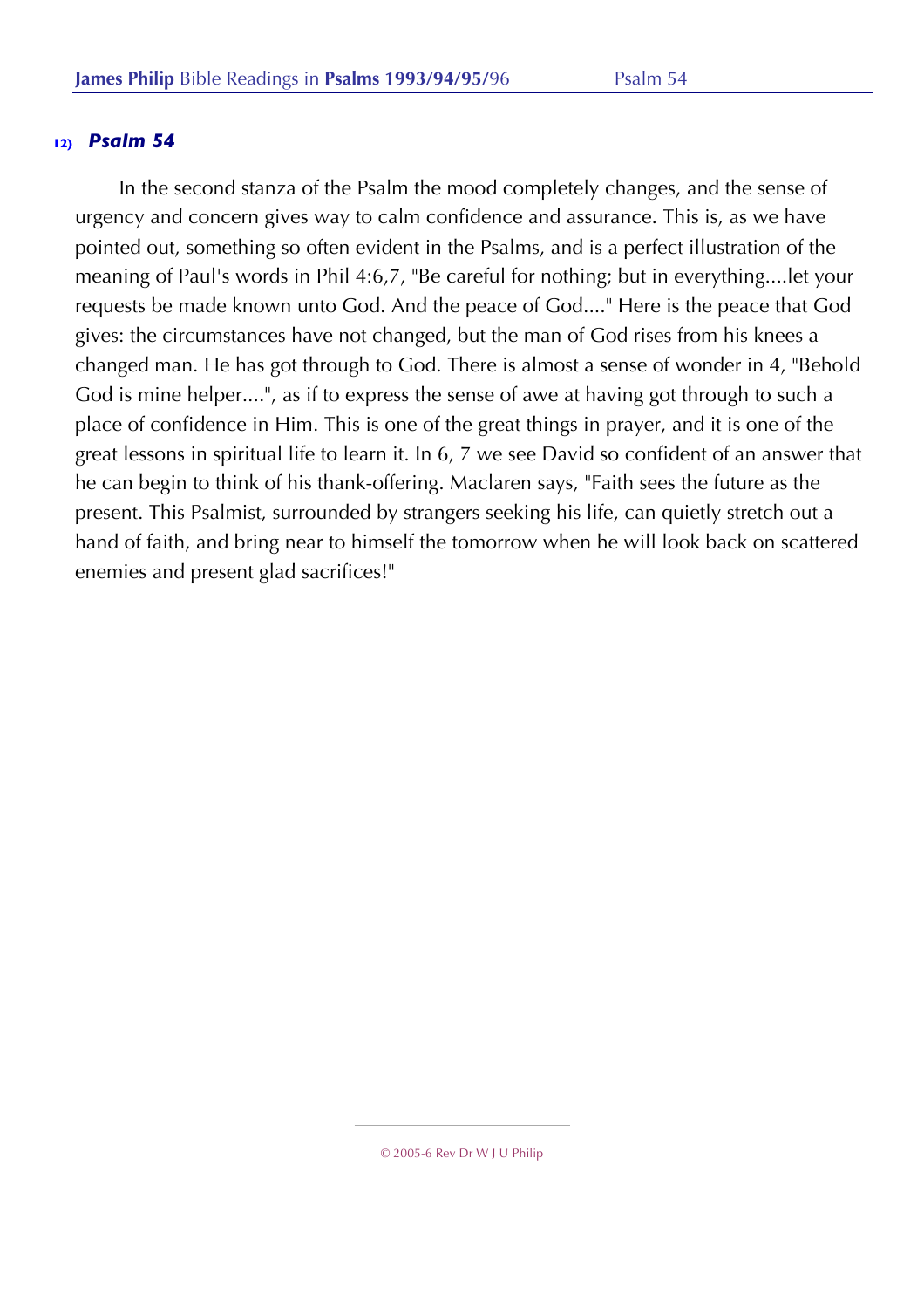### 12) *Psalm 54*

In the second stanza of the Psalm the mood completely changes, and the sense of urgency and concern gives way to calm confidence and assurance. This is, as we have pointed out, something so often evident in the Psalms, and is a perfect illustration of the meaning of Paul's words in Phil 4:6,7, "Be careful for nothing; but in everything....let your requests be made known unto God. And the peace of God...." Here is the peace that God gives: the circumstances have not changed, but the man of God rises from his knees a changed man. He has got through to God. There is almost a sense of wonder in 4, "Behold God is mine helper....", as if to express the sense of awe at having got through to such a place of confidence in Him. This is one of the great things in prayer, and it is one of the great lessons in spiritual life to learn it. In 6, 7 we see David so confident of an answer that he can begin to think of his thank-offering. Maclaren says, "Faith sees the future as the present. This Psalmist, surrounded by strangers seeking his life, can quietly stretch out a hand of faith, and bring near to himself the tomorrow when he will look back on scattered enemies and present glad sacrifices!"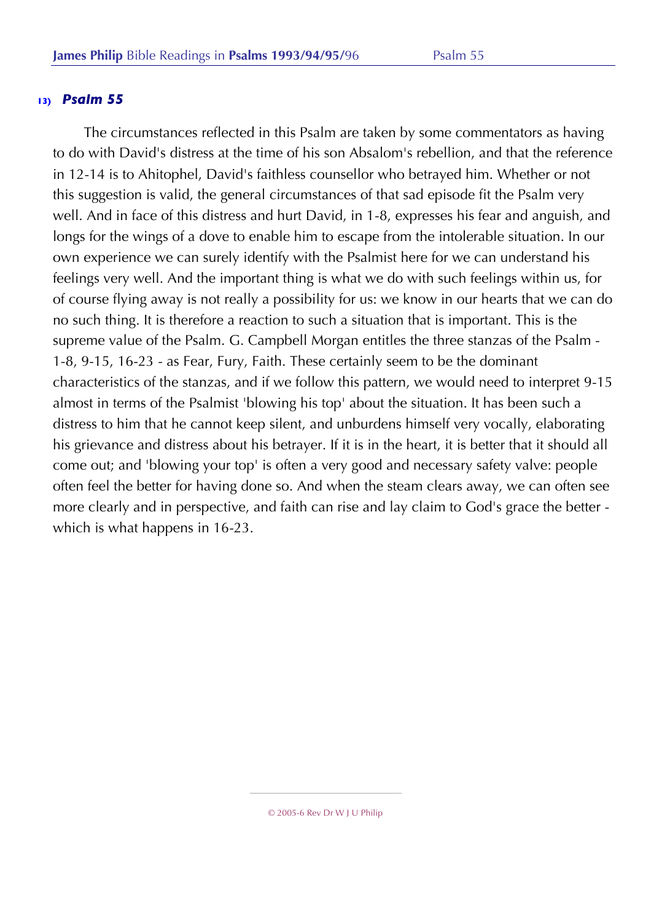## 13) *Psalm 55*

The circumstances reflected in this Psalm are taken by some commentators as having to do with David's distress at the time of his son Absalom's rebellion, and that the reference in 12-14 is to Ahitophel, David's faithless counsellor who betrayed him. Whether or not this suggestion is valid, the general circumstances of that sad episode fit the Psalm very well. And in face of this distress and hurt David, in 1-8, expresses his fear and anguish, and longs for the wings of a dove to enable him to escape from the intolerable situation. In our own experience we can surely identify with the Psalmist here for we can understand his feelings very well. And the important thing is what we do with such feelings within us, for of course flying away is not really a possibility for us: we know in our hearts that we can do no such thing. It is therefore a reaction to such a situation that is important. This is the supreme value of the Psalm. G. Campbell Morgan entitles the three stanzas of the Psalm - 1-8, 9-15, 16-23 - as Fear, Fury, Faith. These certainly seem to be the dominant characteristics of the stanzas, and if we follow this pattern, we would need to interpret 9-15 almost in terms of the Psalmist 'blowing his top' about the situation. It has been such a distress to him that he cannot keep silent, and unburdens himself very vocally, elaborating his grievance and distress about his betrayer. If it is in the heart, it is better that it should all come out; and 'blowing your top' is often a very good and necessary safety valve: people often feel the better for having done so. And when the steam clears away, we can often see more clearly and in perspective, and faith can rise and lay claim to God's grace the better - which is what happens in 16-23.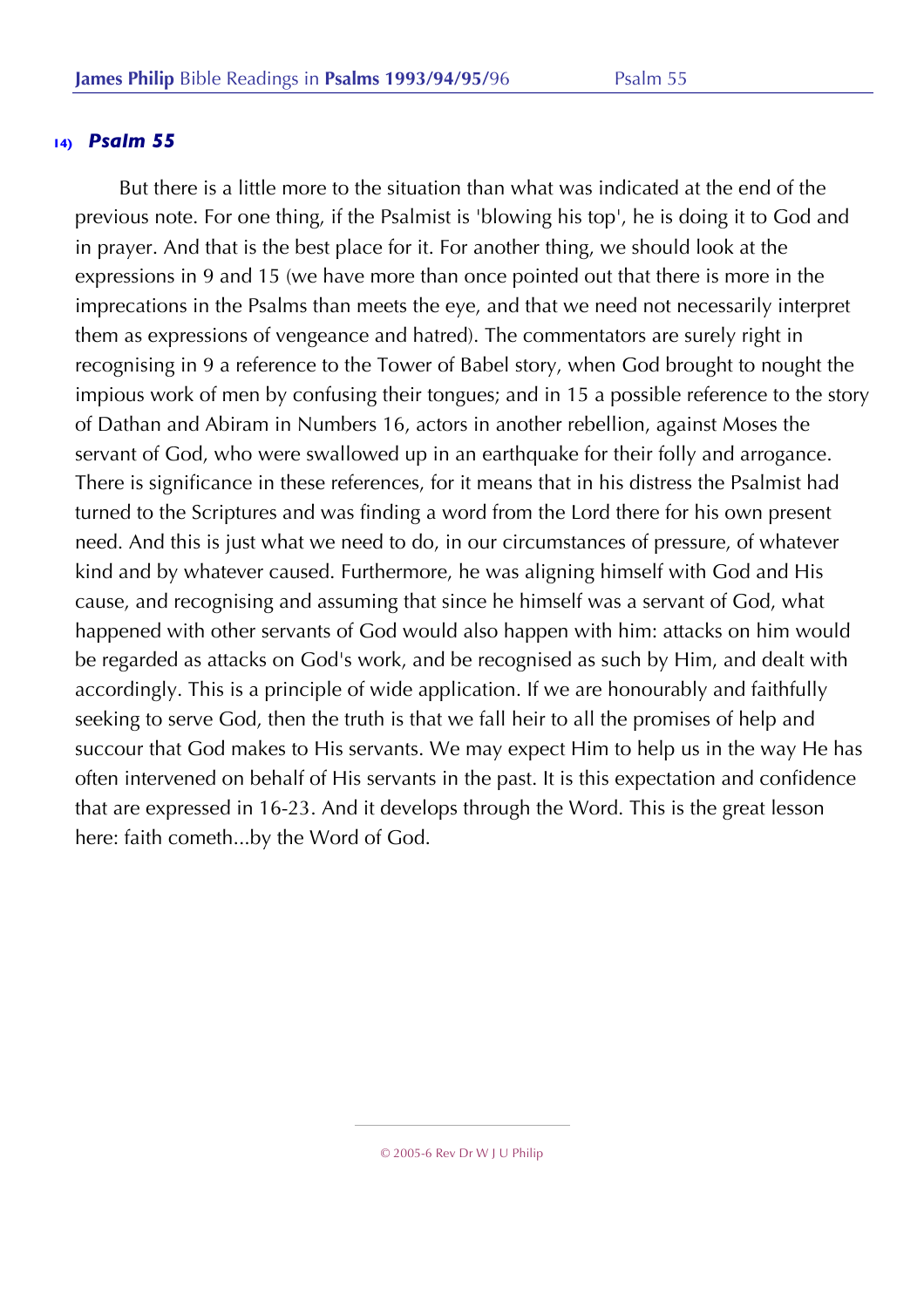## 14) *Psalm 55*

But there is a little more to the situation than what was indicated at the end of the previous note. For one thing, if the Psalmist is 'blowing his top', he is doing it to God and in prayer. And that is the best place for it. For another thing, we should look at the expressions in 9 and 15 (we have more than once pointed out that there is more in the imprecations in the Psalms than meets the eye, and that we need not necessarily interpret them as expressions of vengeance and hatred). The commentators are surely right in recognising in 9 a reference to the Tower of Babel story, when God brought to nought the impious work of men by confusing their tongues; and in 15 a possible reference to the story of Dathan and Abiram in Numbers 16, actors in another rebellion, against Moses the servant of God, who were swallowed up in an earthquake for their folly and arrogance. There is significance in these references, for it means that in his distress the Psalmist had turned to the Scriptures and was finding a word from the Lord there for his own present need. And this is just what we need to do, in our circumstances of pressure, of whatever kind and by whatever caused. Furthermore, he was aligning himself with God and His cause, and recognising and assuming that since he himself was a servant of God, what happened with other servants of God would also happen with him: attacks on him would be regarded as attacks on God's work, and be recognised as such by Him, and dealt with accordingly. This is a principle of wide application. If we are honourably and faithfully seeking to serve God, then the truth is that we fall heir to all the promises of help and succour that God makes to His servants. We may expect Him to help us in the way He has often intervened on behalf of His servants in the past. It is this expectation and confidence that are expressed in 16-23. And it develops through the Word. This is the great lesson here: faith cometh...by the Word of God.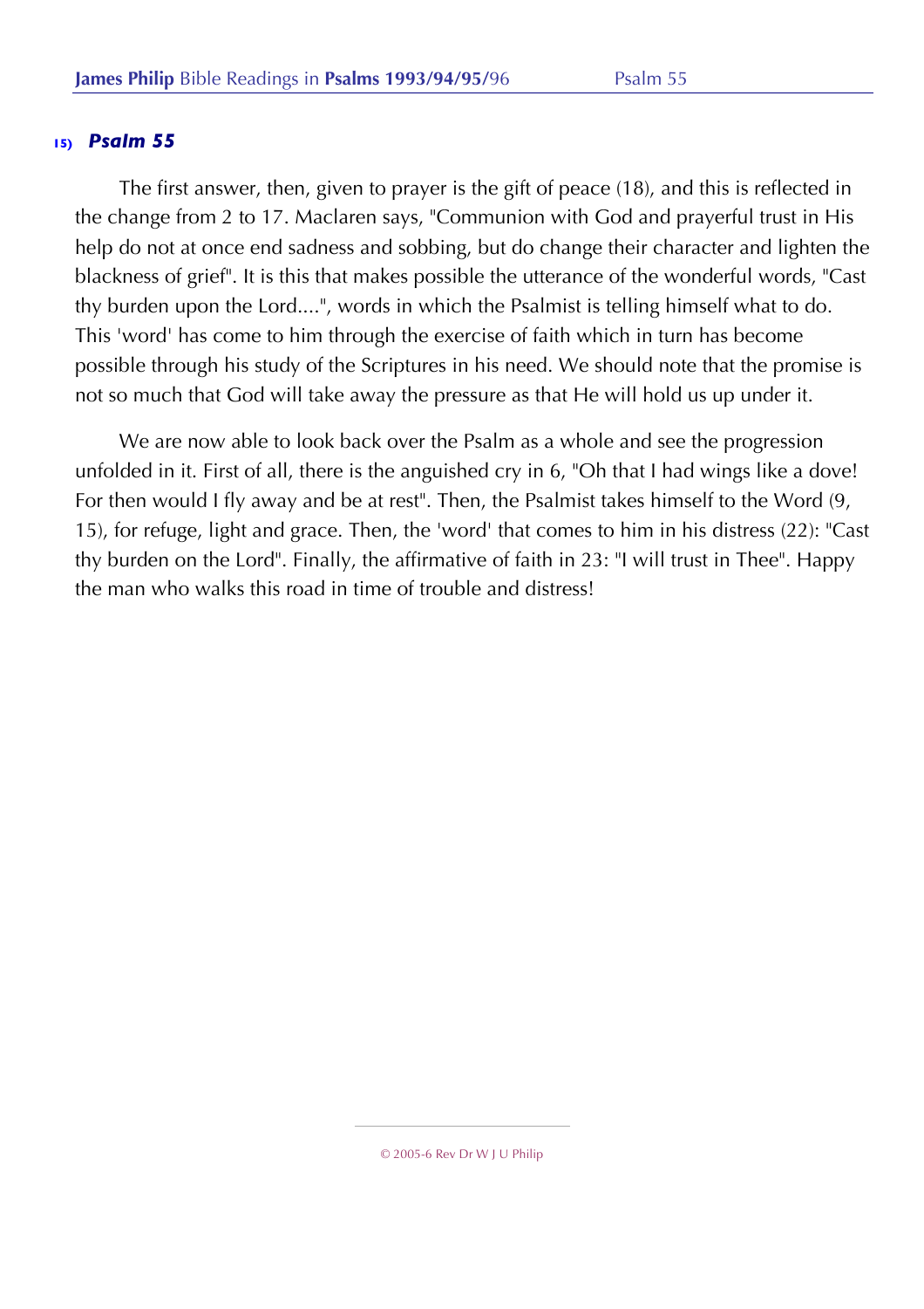## 15) *Psalm 55*

The first answer, then, given to prayer is the gift of peace (18), and this is reflected in the change from 2 to 17. Maclaren says, "Communion with God and prayerful trust in His help do not at once end sadness and sobbing, but do change their character and lighten the blackness of grief". It is this that makes possible the utterance of the wonderful words, "Cast thy burden upon the Lord....", words in which the Psalmist is telling himself what to do. This 'word' has come to him through the exercise of faith which in turn has become possible through his study of the Scriptures in his need. We should note that the promise is not so much that God will take away the pressure as that He will hold us up under it.

We are now able to look back over the Psalm as a whole and see the progression unfolded in it. First of all, there is the anguished cry in 6, "Oh that I had wings like a dove! For then would I fly away and be at rest". Then, the Psalmist takes himself to the Word (9, 15), for refuge, light and grace. Then, the 'word' that comes to him in his distress (22): "Cast thy burden on the Lord". Finally, the affirmative of faith in 23: "I will trust in Thee". Happy the man who walks this road in time of trouble and distress!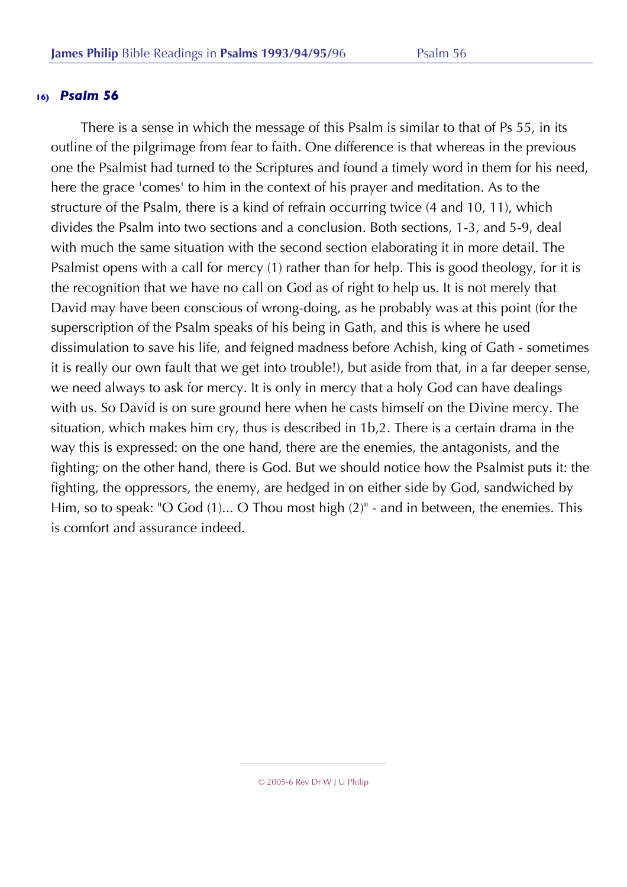## 16) *Psalm 56*

There is a sense in which the message of this Psalm is similar to that of Ps 55, in its outline of the pilgrimage from fear to faith. One difference is that whereas in the previous one the Psalmist had turned to the Scriptures and found a timely word in them for his need, here the grace 'comes' to him in the context of his prayer and meditation. As to the structure of the Psalm, there is a kind of refrain occurring twice (4 and 10, 11), which divides the Psalm into two sections and a conclusion. Both sections, 1-3, and 5-9, deal with much the same situation with the second section elaborating it in more detail. The Psalmist opens with a call for mercy (1) rather than for help. This is good theology, for it is the recognition that we have no call on God as of right to help us. It is not merely that David may have been conscious of wrong-doing, as he probably was at this point (for the superscription of the Psalm speaks of his being in Gath, and this is where he used dissimulation to save his life, and feigned madness before Achish, king of Gath - sometimes it is really our own fault that we get into trouble!), but aside from that, in a far deeper sense, we need always to ask for mercy. It is only in mercy that a holy God can have dealings with us. So David is on sure ground here when he casts himself on the Divine mercy. The situation, which makes him cry, thus is described in 1b,2. There is a certain drama in the way this is expressed: on the one hand, there are the enemies, the antagonists, and the fighting; on the other hand, there is God. But we should notice how the Psalmist puts it: the fighting, the oppressors, the enemy, are hedged in on either side by God, sandwiched by Him, so to speak: "O God (1)... O Thou most high (2)" - and in between, the enemies. This is comfort and assurance indeed.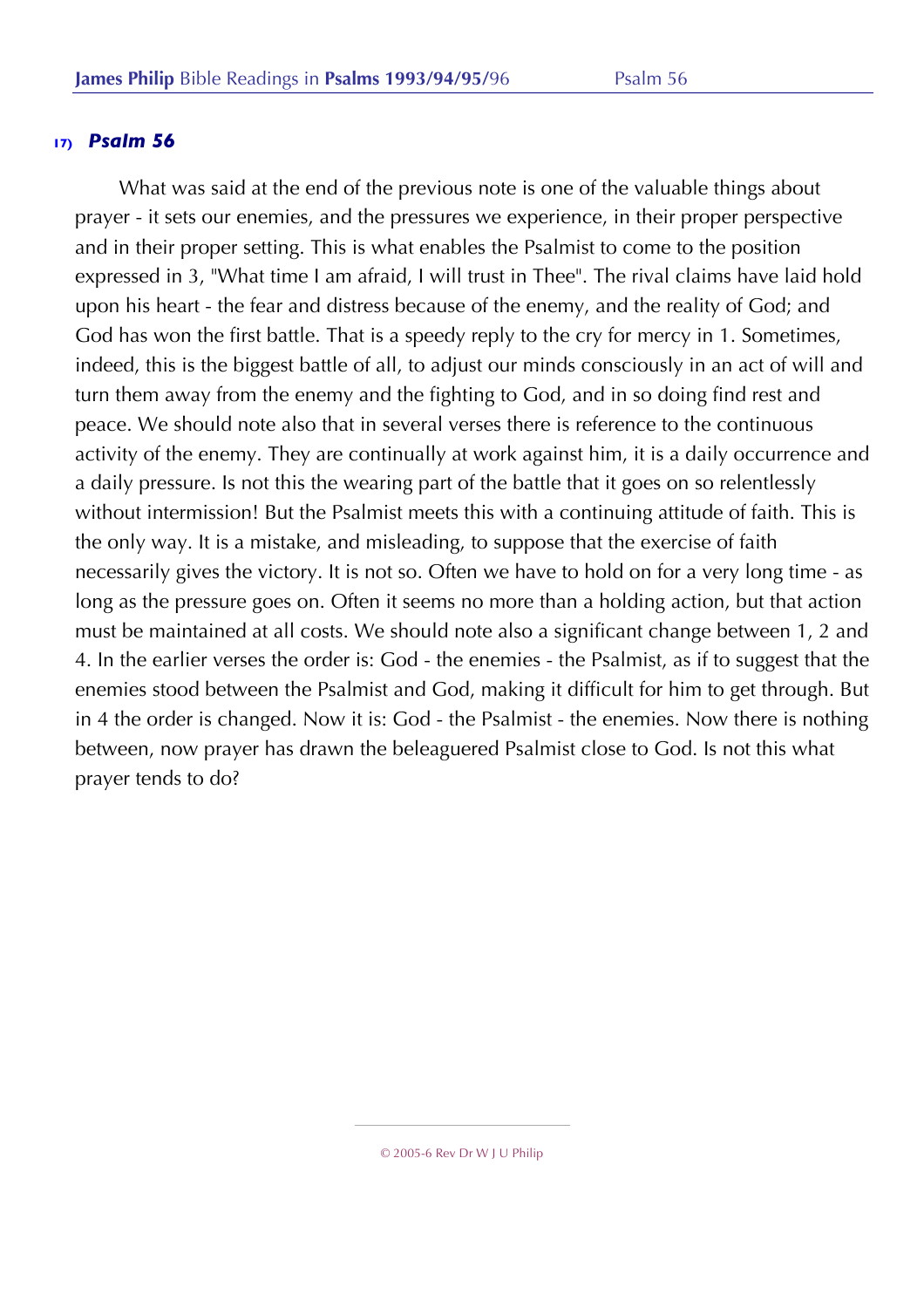## 17) *Psalm 56*

What was said at the end of the previous note is one of the valuable things about prayer - it sets our enemies, and the pressures we experience, in their proper perspective and in their proper setting. This is what enables the Psalmist to come to the position expressed in 3, "What time I am afraid, I will trust in Thee". The rival claims have laid hold upon his heart - the fear and distress because of the enemy, and the reality of God; and God has won the first battle. That is a speedy reply to the cry for mercy in 1. Sometimes, indeed, this is the biggest battle of all, to adjust our minds consciously in an act of will and turn them away from the enemy and the fighting to God, and in so doing find rest and peace. We should note also that in several verses there is reference to the continuous activity of the enemy. They are continually at work against him, it is a daily occurrence and a daily pressure. Is not this the wearing part of the battle that it goes on so relentlessly without intermission! But the Psalmist meets this with a continuing attitude of faith. This is the only way. It is a mistake, and misleading, to suppose that the exercise of faith necessarily gives the victory. It is not so. Often we have to hold on for a very long time - as long as the pressure goes on. Often it seems no more than a holding action, but that action must be maintained at all costs. We should note also a significant change between 1, 2 and 4. In the earlier verses the order is: God - the enemies - the Psalmist, as if to suggest that the enemies stood between the Psalmist and God, making it difficult for him to get through. But in 4 the order is changed. Now it is: God - the Psalmist - the enemies. Now there is nothing between, now prayer has drawn the beleaguered Psalmist close to God. Is not this what prayer tends to do?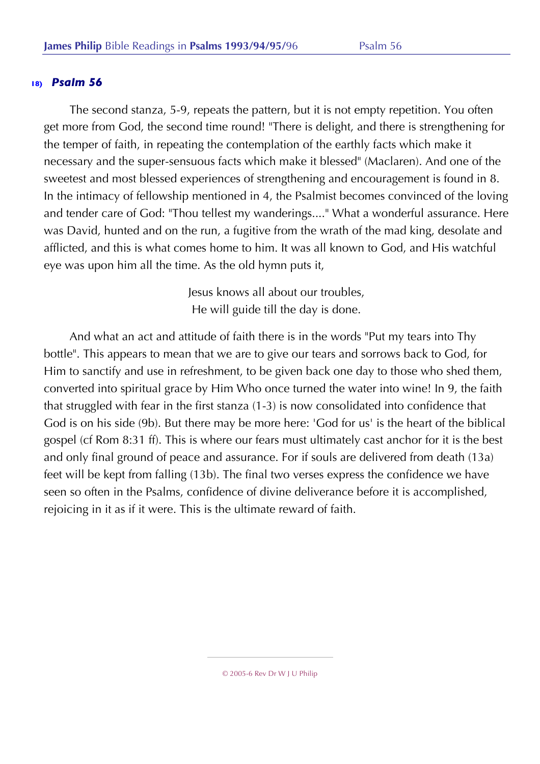## 18) *Psalm 56*

The second stanza, 5-9, repeats the pattern, but it is not empty repetition. You often get more from God, the second time round! "There is delight, and there is strengthening for the temper of faith, in repeating the contemplation of the earthly facts which make it necessary and the super-sensuous facts which make it blessed" (Maclaren). And one of the sweetest and most blessed experiences of strengthening and encouragement is found in 8. In the intimacy of fellowship mentioned in 4, the Psalmist becomes convinced of the loving and tender care of God: "Thou tellest my wanderings...." What a wonderful assurance. Here was David, hunted and on the run, a fugitive from the wrath of the mad king, desolate and afflicted, and this is what comes home to him. It was all known to God, and His watchful eye was upon him all the time. As the old hymn puts it,

> Jesus knows all about our troubles,
> He will guide till the day is done.

And what an act and attitude of faith there is in the words "Put my tears into Thy bottle". This appears to mean that we are to give our tears and sorrows back to God, for Him to sanctify and use in refreshment, to be given back one day to those who shed them, converted into spiritual grace by Him Who once turned the water into wine! In 9, the faith that struggled with fear in the first stanza (1-3) is now consolidated into confidence that God is on his side (9b). But there may be more here: 'God for us' is the heart of the biblical gospel (cf Rom 8:31 ff). This is where our fears must ultimately cast anchor for it is the best and only final ground of peace and assurance. For if souls are delivered from death (13a) feet will be kept from falling (13b). The final two verses express the confidence we have seen so often in the Psalms, confidence of divine deliverance before it is accomplished, rejoicing in it as if it were. This is the ultimate reward of faith.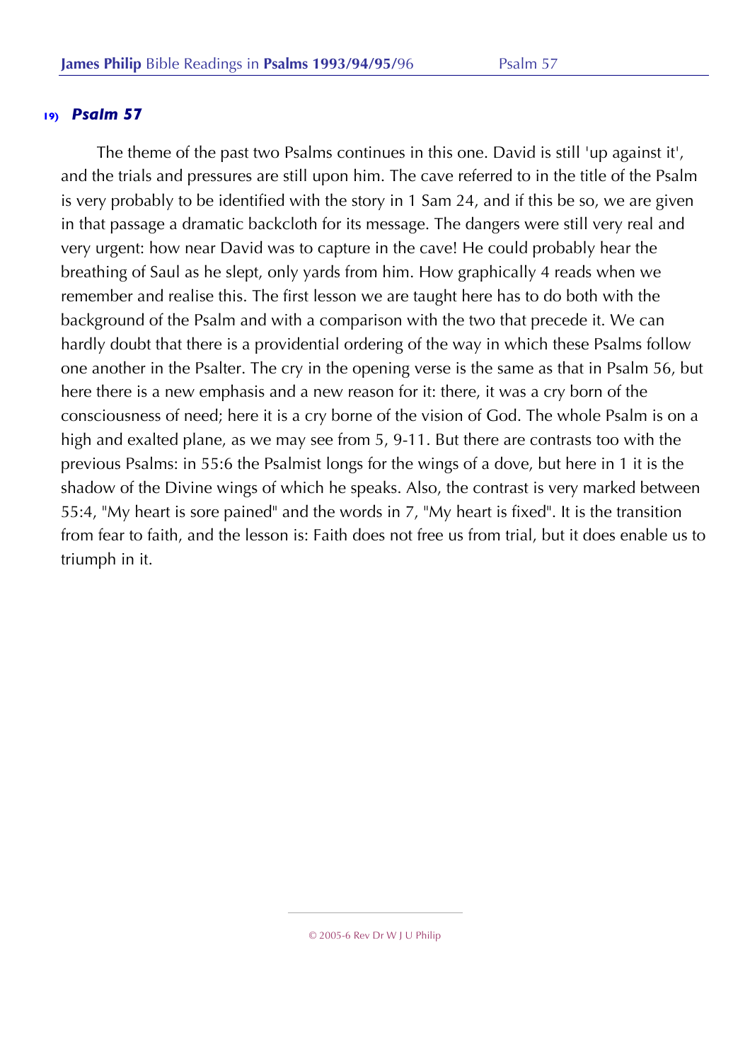## 19) *Psalm 57*

The theme of the past two Psalms continues in this one. David is still 'up against it', and the trials and pressures are still upon him. The cave referred to in the title of the Psalm is very probably to be identified with the story in 1 Sam 24, and if this be so, we are given in that passage a dramatic backcloth for its message. The dangers were still very real and very urgent: how near David was to capture in the cave! He could probably hear the breathing of Saul as he slept, only yards from him. How graphically 4 reads when we remember and realise this. The first lesson we are taught here has to do both with the background of the Psalm and with a comparison with the two that precede it. We can hardly doubt that there is a providential ordering of the way in which these Psalms follow one another in the Psalter. The cry in the opening verse is the same as that in Psalm 56, but here there is a new emphasis and a new reason for it: there, it was a cry born of the consciousness of need; here it is a cry borne of the vision of God. The whole Psalm is on a high and exalted plane, as we may see from 5, 9-11. But there are contrasts too with the previous Psalms: in 55:6 the Psalmist longs for the wings of a dove, but here in 1 it is the shadow of the Divine wings of which he speaks. Also, the contrast is very marked between 55:4, "My heart is sore pained" and the words in 7, "My heart is fixed". It is the transition from fear to faith, and the lesson is: Faith does not free us from trial, but it does enable us to triumph in it.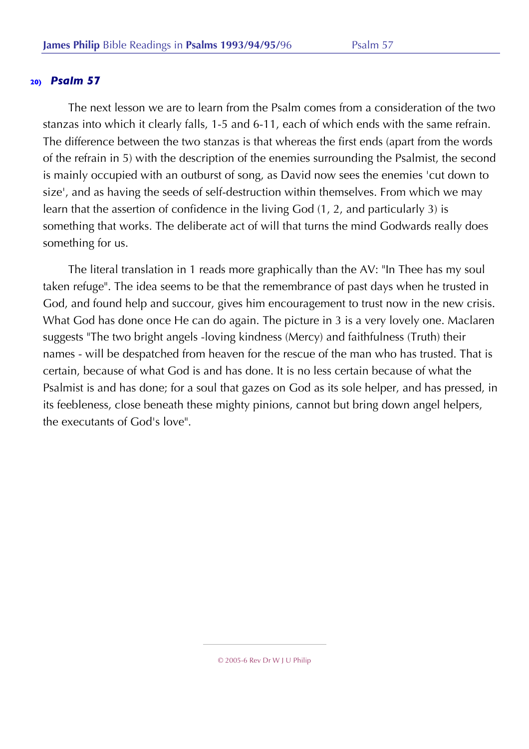## 20) *Psalm 57*

The next lesson we are to learn from the Psalm comes from a consideration of the two stanzas into which it clearly falls, 1-5 and 6-11, each of which ends with the same refrain. The difference between the two stanzas is that whereas the first ends (apart from the words of the refrain in 5) with the description of the enemies surrounding the Psalmist, the second is mainly occupied with an outburst of song, as David now sees the enemies 'cut down to size', and as having the seeds of self-destruction within themselves. From which we may learn that the assertion of confidence in the living God (1, 2, and particularly 3) is something that works. The deliberate act of will that turns the mind Godwards really does something for us.

The literal translation in 1 reads more graphically than the AV: "In Thee has my soul taken refuge". The idea seems to be that the remembrance of past days when he trusted in God, and found help and succour, gives him encouragement to trust now in the new crisis. What God has done once He can do again. The picture in 3 is a very lovely one. Maclaren suggests "The two bright angels -loving kindness (Mercy) and faithfulness (Truth) their names - will be despatched from heaven for the rescue of the man who has trusted. That is certain, because of what God is and has done. It is no less certain because of what the Psalmist is and has done; for a soul that gazes on God as its sole helper, and has pressed, in its feebleness, close beneath these mighty pinions, cannot but bring down angel helpers, the executants of God's love".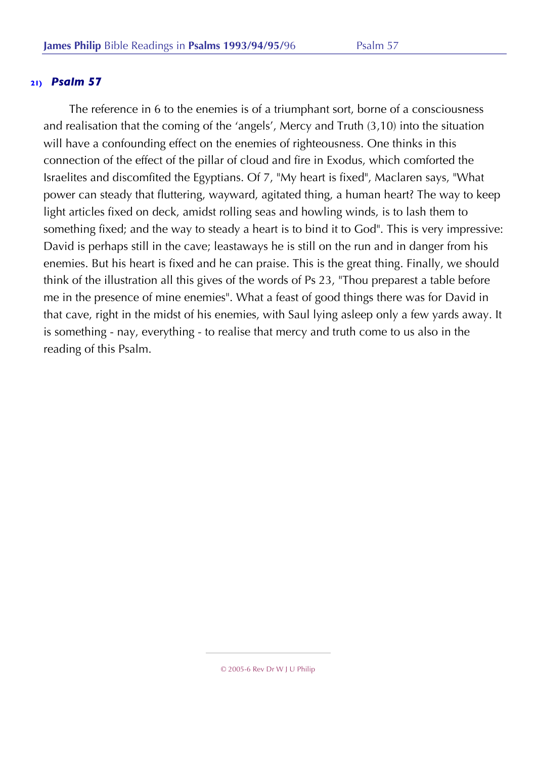## 21) *Psalm 57*

The reference in 6 to the enemies is of a triumphant sort, borne of a consciousness and realisation that the coming of the 'angels', Mercy and Truth (3,10) into the situation will have a confounding effect on the enemies of righteousness. One thinks in this connection of the effect of the pillar of cloud and fire in Exodus, which comforted the Israelites and discomfited the Egyptians. Of 7, "My heart is fixed", Maclaren says, "What power can steady that fluttering, wayward, agitated thing, a human heart? The way to keep light articles fixed on deck, amidst rolling seas and howling winds, is to lash them to something fixed; and the way to steady a heart is to bind it to God". This is very impressive: David is perhaps still in the cave; leastaways he is still on the run and in danger from his enemies. But his heart is fixed and he can praise. This is the great thing. Finally, we should think of the illustration all this gives of the words of Ps 23, "Thou preparest a table before me in the presence of mine enemies". What a feast of good things there was for David in that cave, right in the midst of his enemies, with Saul lying asleep only a few yards away. It is something - nay, everything - to realise that mercy and truth come to us also in the reading of this Psalm.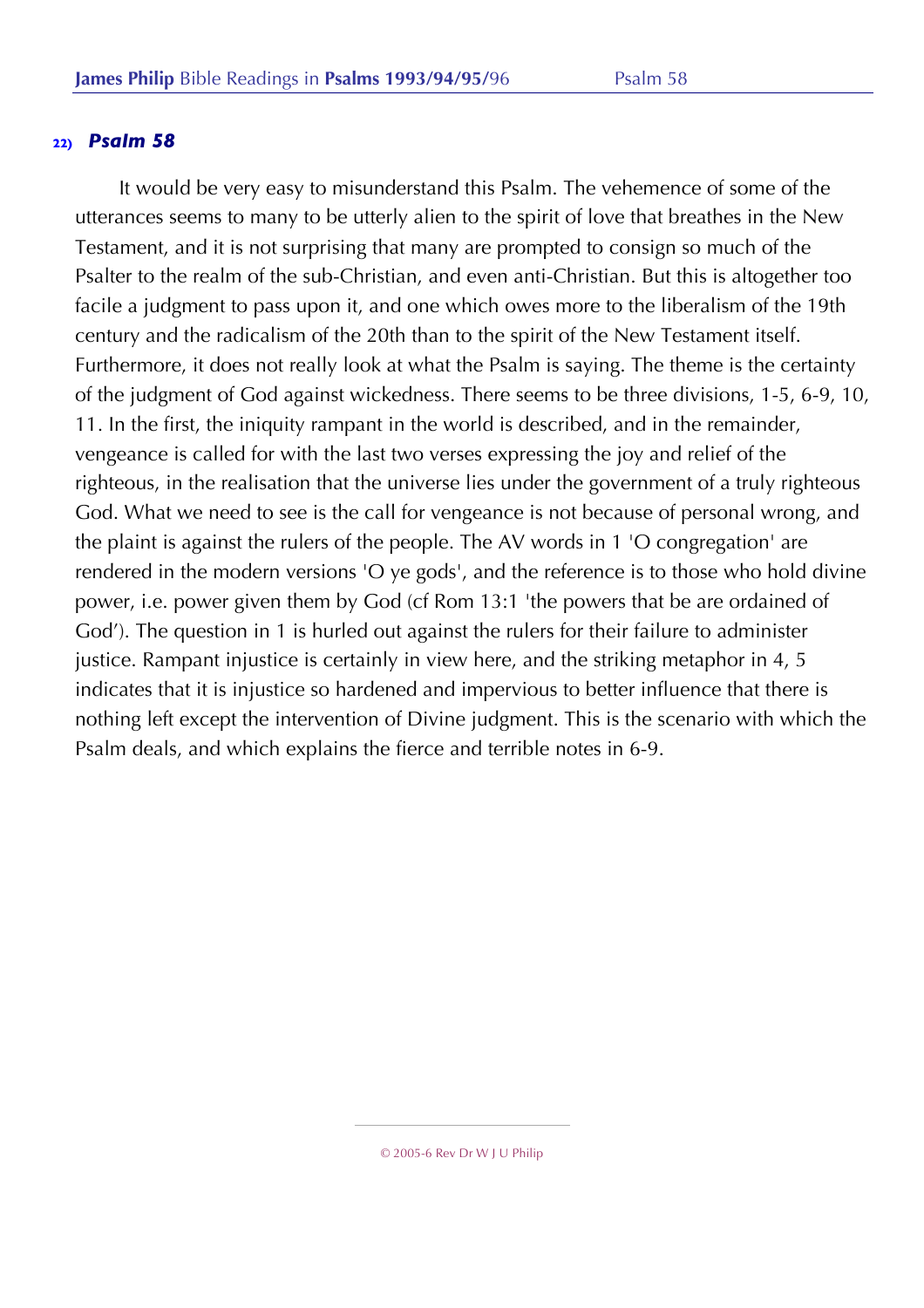## 22) *Psalm 58*

It would be very easy to misunderstand this Psalm. The vehemence of some of the utterances seems to many to be utterly alien to the spirit of love that breathes in the New Testament, and it is not surprising that many are prompted to consign so much of the Psalter to the realm of the sub-Christian, and even anti-Christian. But this is altogether too facile a judgment to pass upon it, and one which owes more to the liberalism of the 19th century and the radicalism of the 20th than to the spirit of the New Testament itself. Furthermore, it does not really look at what the Psalm is saying. The theme is the certainty of the judgment of God against wickedness. There seems to be three divisions, 1-5, 6-9, 10, 11. In the first, the iniquity rampant in the world is described, and in the remainder, vengeance is called for with the last two verses expressing the joy and relief of the righteous, in the realisation that the universe lies under the government of a truly righteous God. What we need to see is the call for vengeance is not because of personal wrong, and the plaint is against the rulers of the people. The AV words in 1 'O congregation' are rendered in the modern versions 'O ye gods', and the reference is to those who hold divine power, i.e. power given them by God (cf Rom 13:1 'the powers that be are ordained of God'). The question in 1 is hurled out against the rulers for their failure to administer justice. Rampant injustice is certainly in view here, and the striking metaphor in 4, 5 indicates that it is injustice so hardened and impervious to better influence that there is nothing left except the intervention of Divine judgment. This is the scenario with which the Psalm deals, and which explains the fierce and terrible notes in 6-9.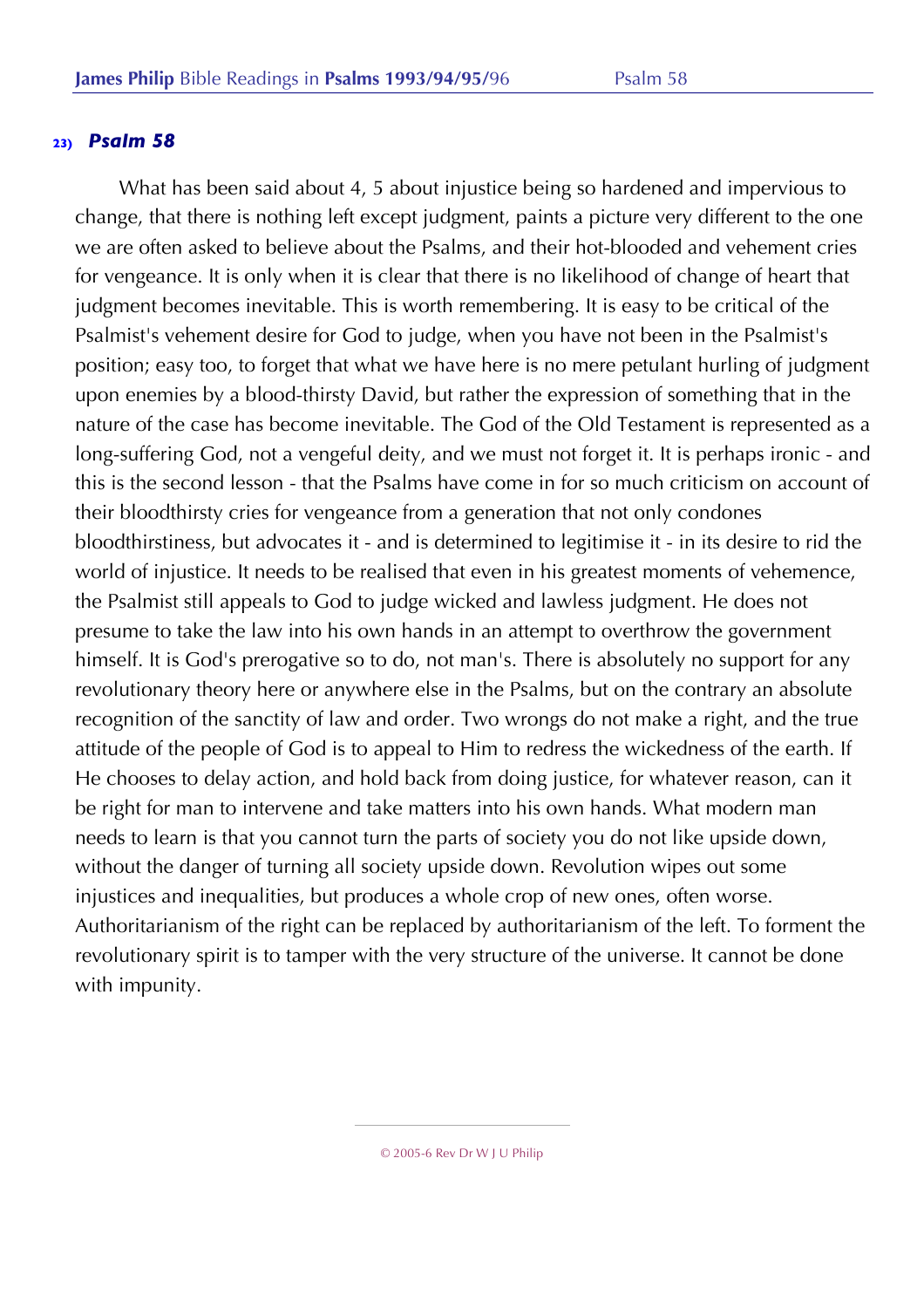## 23) *Psalm 58*

What has been said about 4, 5 about injustice being so hardened and impervious to change, that there is nothing left except judgment, paints a picture very different to the one we are often asked to believe about the Psalms, and their hot-blooded and vehement cries for vengeance. It is only when it is clear that there is no likelihood of change of heart that judgment becomes inevitable. This is worth remembering. It is easy to be critical of the Psalmist's vehement desire for God to judge, when you have not been in the Psalmist's position; easy too, to forget that what we have here is no mere petulant hurling of judgment upon enemies by a blood-thirsty David, but rather the expression of something that in the nature of the case has become inevitable. The God of the Old Testament is represented as a long-suffering God, not a vengeful deity, and we must not forget it. It is perhaps ironic - and this is the second lesson - that the Psalms have come in for so much criticism on account of their bloodthirsty cries for vengeance from a generation that not only condones bloodthirstiness, but advocates it - and is determined to legitimise it - in its desire to rid the world of injustice. It needs to be realised that even in his greatest moments of vehemence, the Psalmist still appeals to God to judge wicked and lawless judgment. He does not presume to take the law into his own hands in an attempt to overthrow the government himself. It is God's prerogative so to do, not man's. There is absolutely no support for any revolutionary theory here or anywhere else in the Psalms, but on the contrary an absolute recognition of the sanctity of law and order. Two wrongs do not make a right, and the true attitude of the people of God is to appeal to Him to redress the wickedness of the earth. If He chooses to delay action, and hold back from doing justice, for whatever reason, can it be right for man to intervene and take matters into his own hands. What modern man needs to learn is that you cannot turn the parts of society you do not like upside down, without the danger of turning all society upside down. Revolution wipes out some injustices and inequalities, but produces a whole crop of new ones, often worse. Authoritarianism of the right can be replaced by authoritarianism of the left. To forment the revolutionary spirit is to tamper with the very structure of the universe. It cannot be done with impunity.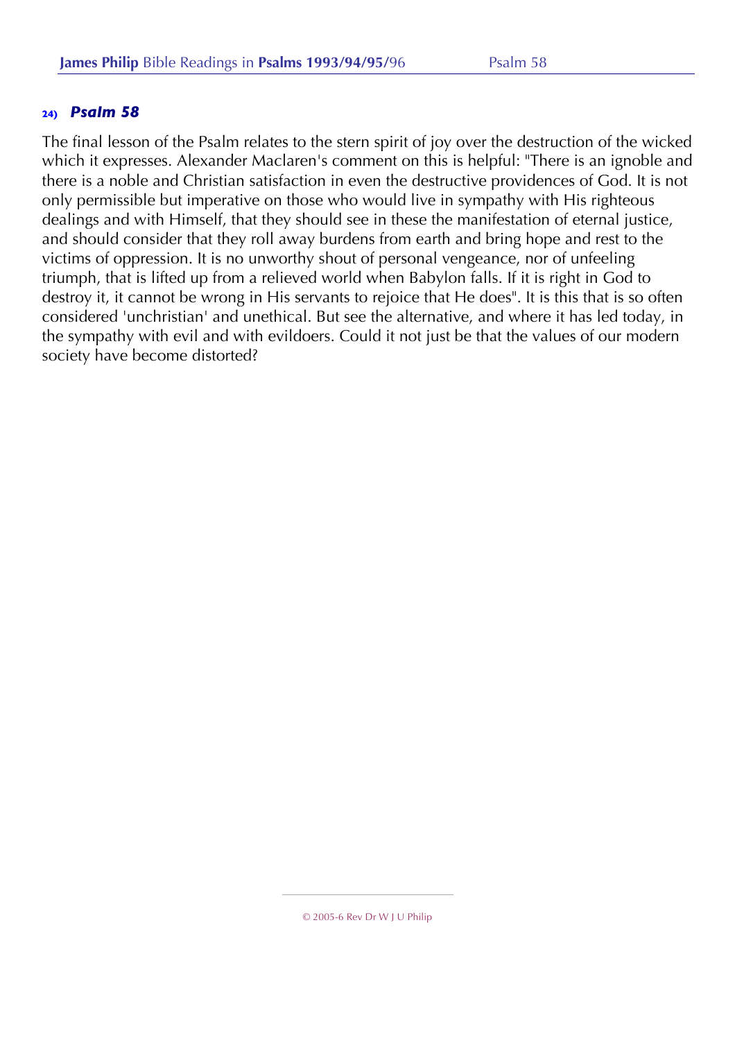## 24) *Psalm 58*

The final lesson of the Psalm relates to the stern spirit of joy over the destruction of the wicked which it expresses. Alexander Maclaren's comment on this is helpful: "There is an ignoble and there is a noble and Christian satisfaction in even the destructive providences of God. It is not only permissible but imperative on those who would live in sympathy with His righteous dealings and with Himself, that they should see in these the manifestation of eternal justice, and should consider that they roll away burdens from earth and bring hope and rest to the victims of oppression. It is no unworthy shout of personal vengeance, nor of unfeeling triumph, that is lifted up from a relieved world when Babylon falls. If it is right in God to destroy it, it cannot be wrong in His servants to rejoice that He does". It is this that is so often considered 'unchristian' and unethical. But see the alternative, and where it has led today, in the sympathy with evil and with evildoers. Could it not just be that the values of our modern society have become distorted?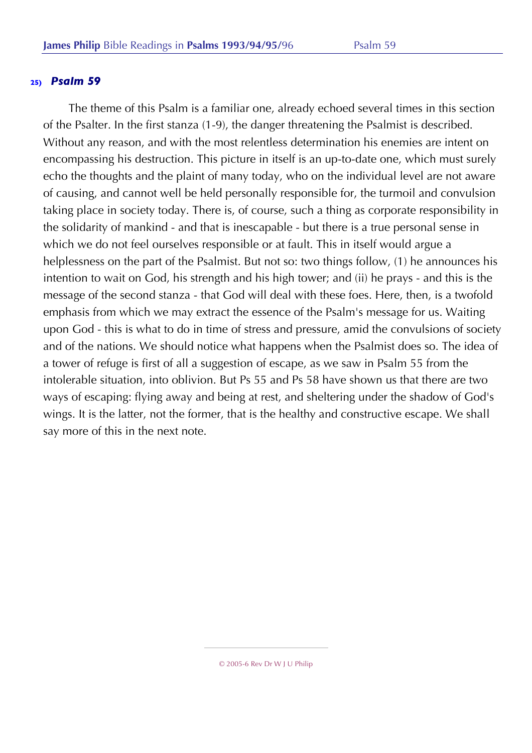## 25) *Psalm 59*

The theme of this Psalm is a familiar one, already echoed several times in this section of the Psalter. In the first stanza (1-9), the danger threatening the Psalmist is described. Without any reason, and with the most relentless determination his enemies are intent on encompassing his destruction. This picture in itself is an up-to-date one, which must surely echo the thoughts and the plaint of many today, who on the individual level are not aware of causing, and cannot well be held personally responsible for, the turmoil and convulsion taking place in society today. There is, of course, such a thing as corporate responsibility in the solidarity of mankind - and that is inescapable - but there is a true personal sense in which we do not feel ourselves responsible or at fault. This in itself would argue a helplessness on the part of the Psalmist. But not so: two things follow, (1) he announces his intention to wait on God, his strength and his high tower; and (ii) he prays - and this is the message of the second stanza - that God will deal with these foes. Here, then, is a twofold emphasis from which we may extract the essence of the Psalm's message for us. Waiting upon God - this is what to do in time of stress and pressure, amid the convulsions of society and of the nations. We should notice what happens when the Psalmist does so. The idea of a tower of refuge is first of all a suggestion of escape, as we saw in Psalm 55 from the intolerable situation, into oblivion. But Ps 55 and Ps 58 have shown us that there are two ways of escaping: flying away and being at rest, and sheltering under the shadow of God's wings. It is the latter, not the former, that is the healthy and constructive escape. We shall say more of this in the next note.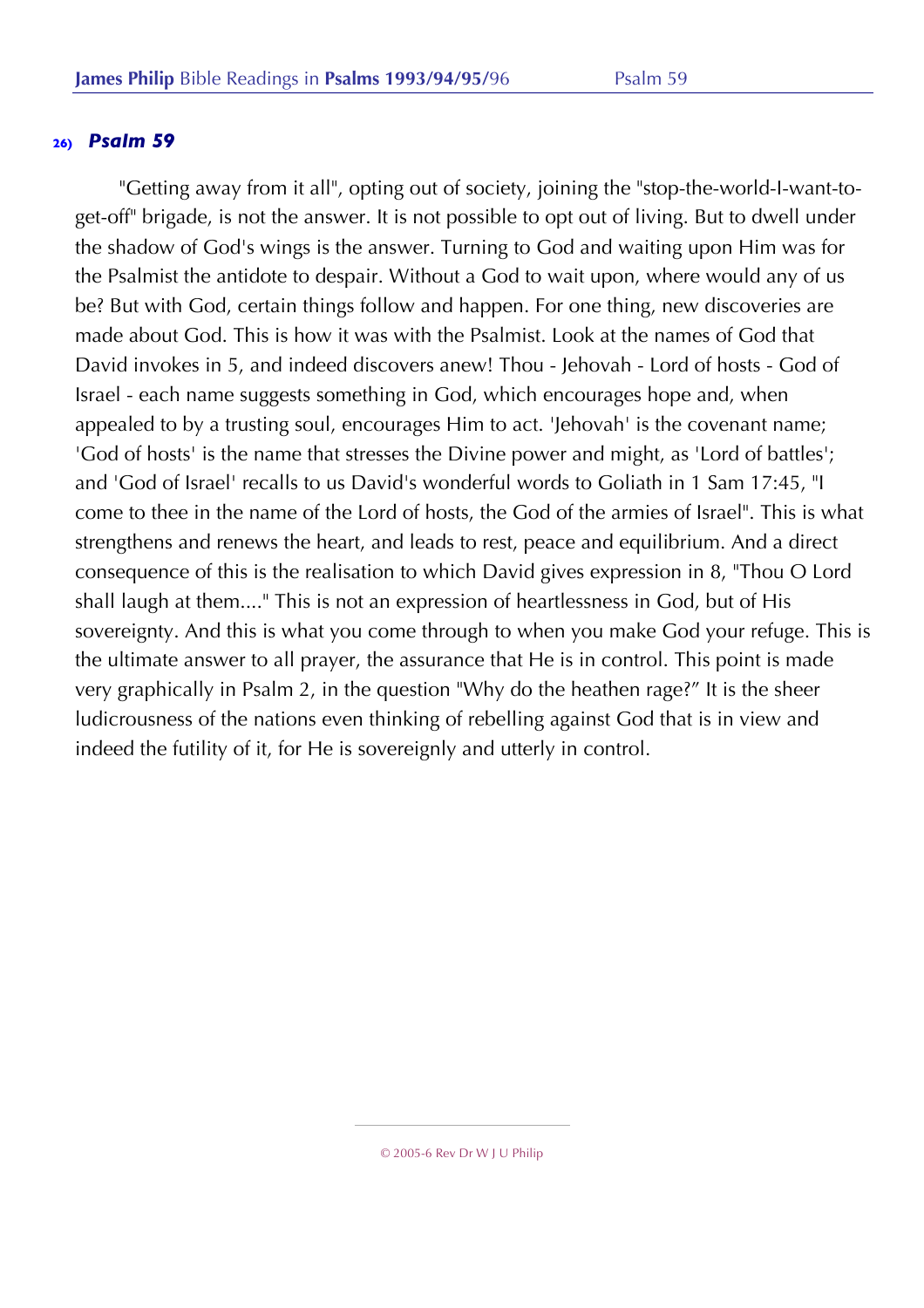## 26) *Psalm 59*

"Getting away from it all", opting out of society, joining the "stop-the-world-I-want-to-get-off" brigade, is not the answer. It is not possible to opt out of living. But to dwell under the shadow of God's wings is the answer. Turning to God and waiting upon Him was for the Psalmist the antidote to despair. Without a God to wait upon, where would any of us be? But with God, certain things follow and happen. For one thing, new discoveries are made about God. This is how it was with the Psalmist. Look at the names of God that David invokes in 5, and indeed discovers anew! Thou - Jehovah - Lord of hosts - God of Israel - each name suggests something in God, which encourages hope and, when appealed to by a trusting soul, encourages Him to act. 'Jehovah' is the covenant name; 'God of hosts' is the name that stresses the Divine power and might, as 'Lord of battles'; and 'God of Israel' recalls to us David's wonderful words to Goliath in 1 Sam 17:45, "I come to thee in the name of the Lord of hosts, the God of the armies of Israel". This is what strengthens and renews the heart, and leads to rest, peace and equilibrium. And a direct consequence of this is the realisation to which David gives expression in 8, "Thou O Lord shall laugh at them...." This is not an expression of heartlessness in God, but of His sovereignty. And this is what you come through to when you make God your refuge. This is the ultimate answer to all prayer, the assurance that He is in control. This point is made very graphically in Psalm 2, in the question "Why do the heathen rage?" It is the sheer ludicrousness of the nations even thinking of rebelling against God that is in view and indeed the futility of it, for He is sovereignly and utterly in control.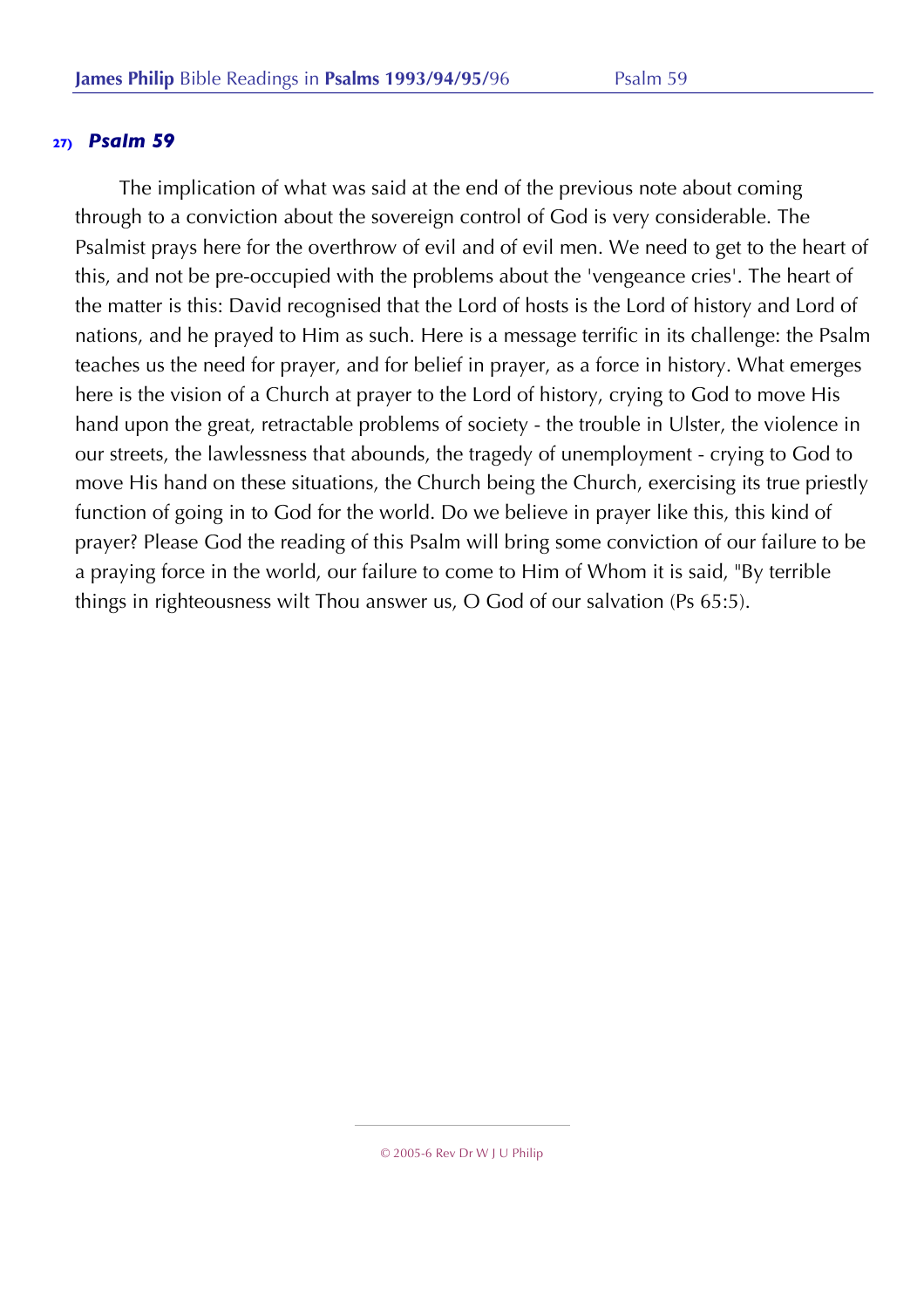## 27) *Psalm 59*

The implication of what was said at the end of the previous note about coming through to a conviction about the sovereign control of God is very considerable. The Psalmist prays here for the overthrow of evil and of evil men. We need to get to the heart of this, and not be pre-occupied with the problems about the 'vengeance cries'. The heart of the matter is this: David recognised that the Lord of hosts is the Lord of history and Lord of nations, and he prayed to Him as such. Here is a message terrific in its challenge: the Psalm teaches us the need for prayer, and for belief in prayer, as a force in history. What emerges here is the vision of a Church at prayer to the Lord of history, crying to God to move His hand upon the great, retractable problems of society - the trouble in Ulster, the violence in our streets, the lawlessness that abounds, the tragedy of unemployment - crying to God to move His hand on these situations, the Church being the Church, exercising its true priestly function of going in to God for the world. Do we believe in prayer like this, this kind of prayer? Please God the reading of this Psalm will bring some conviction of our failure to be a praying force in the world, our failure to come to Him of Whom it is said, "By terrible things in righteousness wilt Thou answer us, O God of our salvation (Ps 65:5).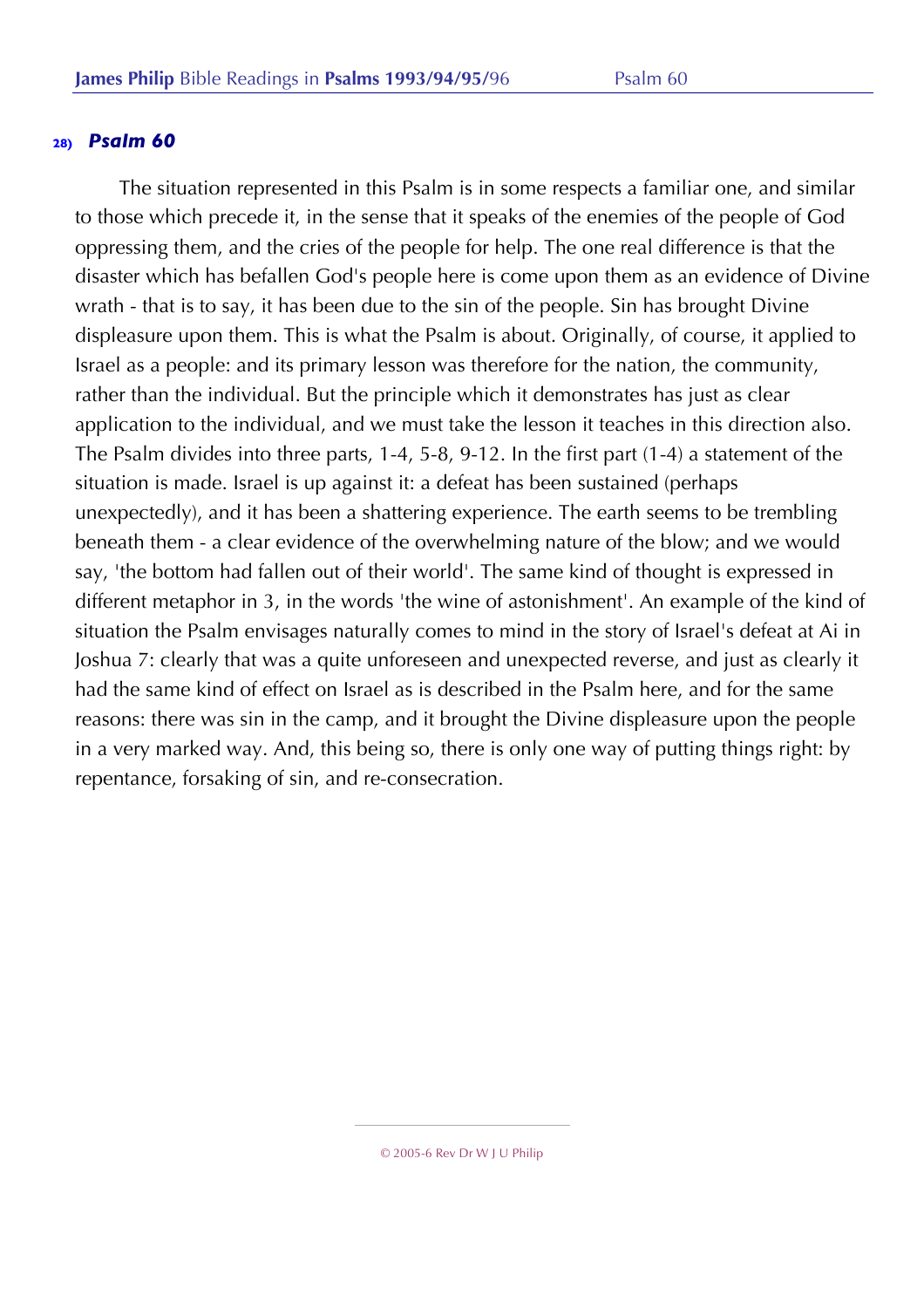## 28) *Psalm 60*

The situation represented in this Psalm is in some respects a familiar one, and similar to those which precede it, in the sense that it speaks of the enemies of the people of God oppressing them, and the cries of the people for help. The one real difference is that the disaster which has befallen God's people here is come upon them as an evidence of Divine wrath - that is to say, it has been due to the sin of the people. Sin has brought Divine displeasure upon them. This is what the Psalm is about. Originally, of course, it applied to Israel as a people: and its primary lesson was therefore for the nation, the community, rather than the individual. But the principle which it demonstrates has just as clear application to the individual, and we must take the lesson it teaches in this direction also. The Psalm divides into three parts, 1-4, 5-8, 9-12. In the first part (1-4) a statement of the situation is made. Israel is up against it: a defeat has been sustained (perhaps unexpectedly), and it has been a shattering experience. The earth seems to be trembling beneath them - a clear evidence of the overwhelming nature of the blow; and we would say, 'the bottom had fallen out of their world'. The same kind of thought is expressed in different metaphor in 3, in the words 'the wine of astonishment'. An example of the kind of situation the Psalm envisages naturally comes to mind in the story of Israel's defeat at Ai in Joshua 7: clearly that was a quite unforeseen and unexpected reverse, and just as clearly it had the same kind of effect on Israel as is described in the Psalm here, and for the same reasons: there was sin in the camp, and it brought the Divine displeasure upon the people in a very marked way. And, this being so, there is only one way of putting things right: by repentance, forsaking of sin, and re-consecration.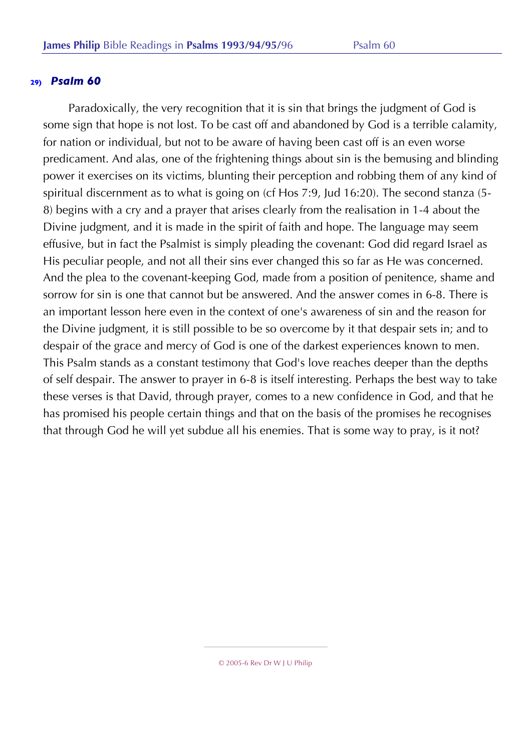### 29) *Psalm 60*

Paradoxically, the very recognition that it is sin that brings the judgment of God is some sign that hope is not lost. To be cast off and abandoned by God is a terrible calamity, for nation or individual, but not to be aware of having been cast off is an even worse predicament. And alas, one of the frightening things about sin is the bemusing and blinding power it exercises on its victims, blunting their perception and robbing them of any kind of spiritual discernment as to what is going on (cf Hos 7:9, Jud 16:20). The second stanza (5-8) begins with a cry and a prayer that arises clearly from the realisation in 1-4 about the Divine judgment, and it is made in the spirit of faith and hope. The language may seem effusive, but in fact the Psalmist is simply pleading the covenant: God did regard Israel as His peculiar people, and not all their sins ever changed this so far as He was concerned. And the plea to the covenant-keeping God, made from a position of penitence, shame and sorrow for sin is one that cannot but be answered. And the answer comes in 6-8. There is an important lesson here even in the context of one's awareness of sin and the reason for the Divine judgment, it is still possible to be so overcome by it that despair sets in; and to despair of the grace and mercy of God is one of the darkest experiences known to men. This Psalm stands as a constant testimony that God's love reaches deeper than the depths of self despair. The answer to prayer in 6-8 is itself interesting. Perhaps the best way to take these verses is that David, through prayer, comes to a new confidence in God, and that he has promised his people certain things and that on the basis of the promises he recognises that through God he will yet subdue all his enemies. That is some way to pray, is it not?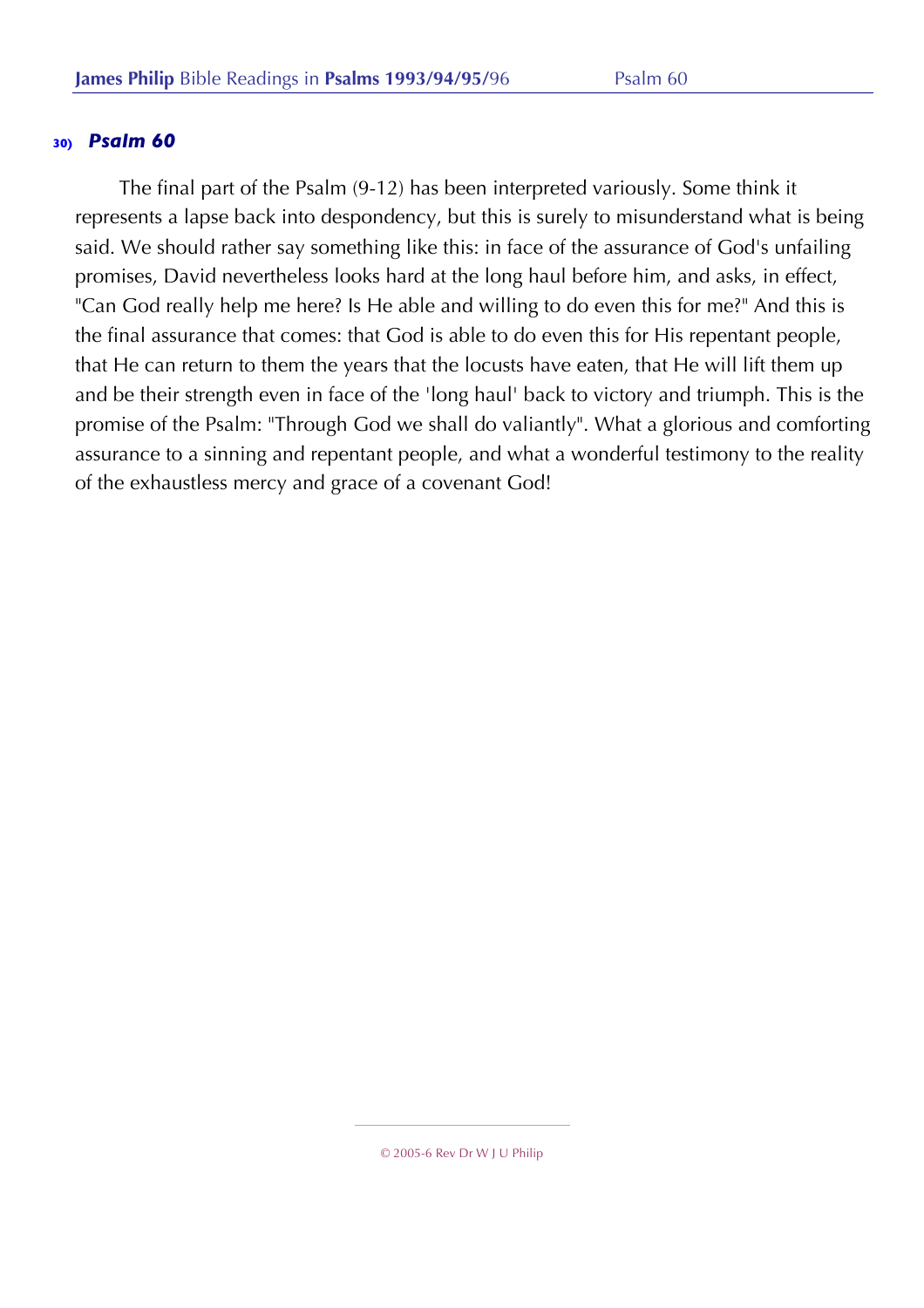## 30) *Psalm 60*

The final part of the Psalm (9-12) has been interpreted variously. Some think it represents a lapse back into despondency, but this is surely to misunderstand what is being said. We should rather say something like this: in face of the assurance of God's unfailing promises, David nevertheless looks hard at the long haul before him, and asks, in effect, "Can God really help me here? Is He able and willing to do even this for me?" And this is the final assurance that comes: that God is able to do even this for His repentant people, that He can return to them the years that the locusts have eaten, that He will lift them up and be their strength even in face of the 'long haul' back to victory and triumph. This is the promise of the Psalm: "Through God we shall do valiantly". What a glorious and comforting assurance to a sinning and repentant people, and what a wonderful testimony to the reality of the exhaustless mercy and grace of a covenant God!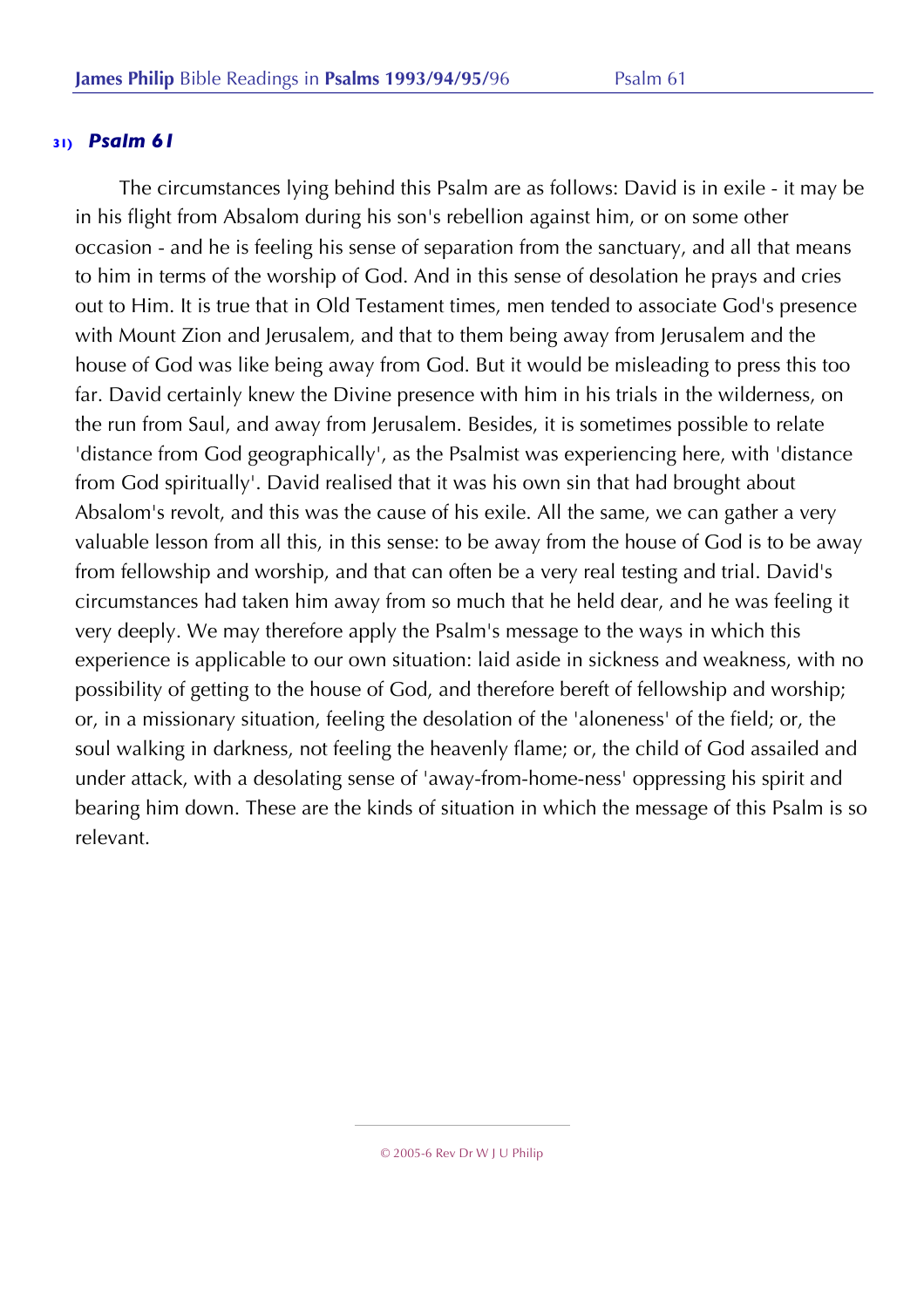## 31) *Psalm 61*

The circumstances lying behind this Psalm are as follows: David is in exile - it may be in his flight from Absalom during his son's rebellion against him, or on some other occasion - and he is feeling his sense of separation from the sanctuary, and all that means to him in terms of the worship of God. And in this sense of desolation he prays and cries out to Him. It is true that in Old Testament times, men tended to associate God's presence with Mount Zion and Jerusalem, and that to them being away from Jerusalem and the house of God was like being away from God. But it would be misleading to press this too far. David certainly knew the Divine presence with him in his trials in the wilderness, on the run from Saul, and away from Jerusalem. Besides, it is sometimes possible to relate 'distance from God geographically', as the Psalmist was experiencing here, with 'distance from God spiritually'. David realised that it was his own sin that had brought about Absalom's revolt, and this was the cause of his exile. All the same, we can gather a very valuable lesson from all this, in this sense: to be away from the house of God is to be away from fellowship and worship, and that can often be a very real testing and trial. David's circumstances had taken him away from so much that he held dear, and he was feeling it very deeply. We may therefore apply the Psalm's message to the ways in which this experience is applicable to our own situation: laid aside in sickness and weakness, with no possibility of getting to the house of God, and therefore bereft of fellowship and worship; or, in a missionary situation, feeling the desolation of the 'aloneness' of the field; or, the soul walking in darkness, not feeling the heavenly flame; or, the child of God assailed and under attack, with a desolating sense of 'away-from-home-ness' oppressing his spirit and bearing him down. These are the kinds of situation in which the message of this Psalm is so relevant.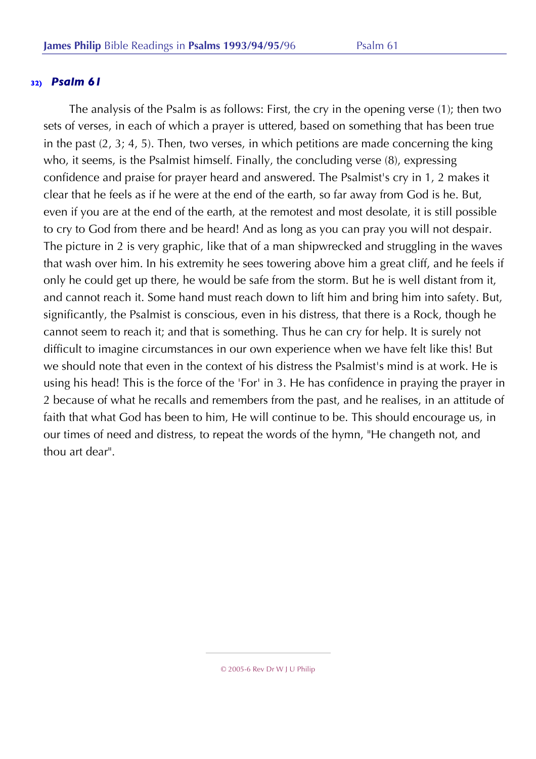**32)** ***Psalm 61***

The analysis of the Psalm is as follows: First, the cry in the opening verse (1); then two sets of verses, in each of which a prayer is uttered, based on something that has been true in the past (2, 3; 4, 5). Then, two verses, in which petitions are made concerning the king who, it seems, is the Psalmist himself. Finally, the concluding verse (8), expressing confidence and praise for prayer heard and answered. The Psalmist's cry in 1, 2 makes it clear that he feels as if he were at the end of the earth, so far away from God is he. But, even if you are at the end of the earth, at the remotest and most desolate, it is still possible to cry to God from there and be heard! And as long as you can pray you will not despair. The picture in 2 is very graphic, like that of a man shipwrecked and struggling in the waves that wash over him. In his extremity he sees towering above him a great cliff, and he feels if only he could get up there, he would be safe from the storm. But he is well distant from it, and cannot reach it. Some hand must reach down to lift him and bring him into safety. But, significantly, the Psalmist is conscious, even in his distress, that there is a Rock, though he cannot seem to reach it; and that is something. Thus he can cry for help. It is surely not difficult to imagine circumstances in our own experience when we have felt like this! But we should note that even in the context of his distress the Psalmist's mind is at work. He is using his head! This is the force of the 'For' in 3. He has confidence in praying the prayer in 2 because of what he recalls and remembers from the past, and he realises, in an attitude of faith that what God has been to him, He will continue to be. This should encourage us, in our times of need and distress, to repeat the words of the hymn, "He changeth not, and thou art dear".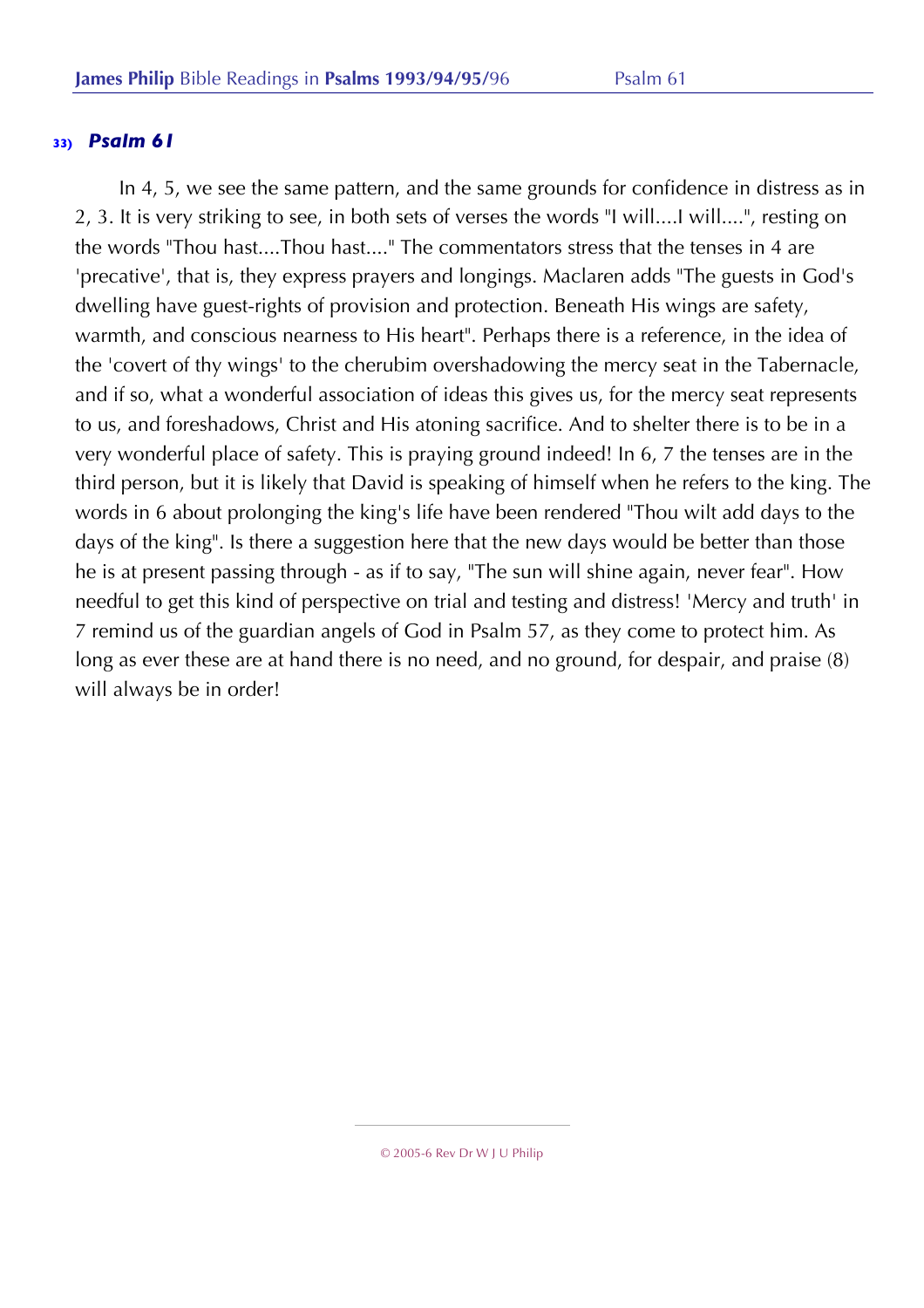## 33) *Psalm 61*

In 4, 5, we see the same pattern, and the same grounds for confidence in distress as in 2, 3. It is very striking to see, in both sets of verses the words "I will....I will....", resting on the words "Thou hast....Thou hast...." The commentators stress that the tenses in 4 are 'precative', that is, they express prayers and longings. Maclaren adds "The guests in God's dwelling have guest-rights of provision and protection. Beneath His wings are safety, warmth, and conscious nearness to His heart". Perhaps there is a reference, in the idea of the 'covert of thy wings' to the cherubim overshadowing the mercy seat in the Tabernacle, and if so, what a wonderful association of ideas this gives us, for the mercy seat represents to us, and foreshadows, Christ and His atoning sacrifice. And to shelter there is to be in a very wonderful place of safety. This is praying ground indeed! In 6, 7 the tenses are in the third person, but it is likely that David is speaking of himself when he refers to the king. The words in 6 about prolonging the king's life have been rendered "Thou wilt add days to the days of the king". Is there a suggestion here that the new days would be better than those he is at present passing through - as if to say, "The sun will shine again, never fear". How needful to get this kind of perspective on trial and testing and distress! 'Mercy and truth' in 7 remind us of the guardian angels of God in Psalm 57, as they come to protect him. As long as ever these are at hand there is no need, and no ground, for despair, and praise (8) will always be in order!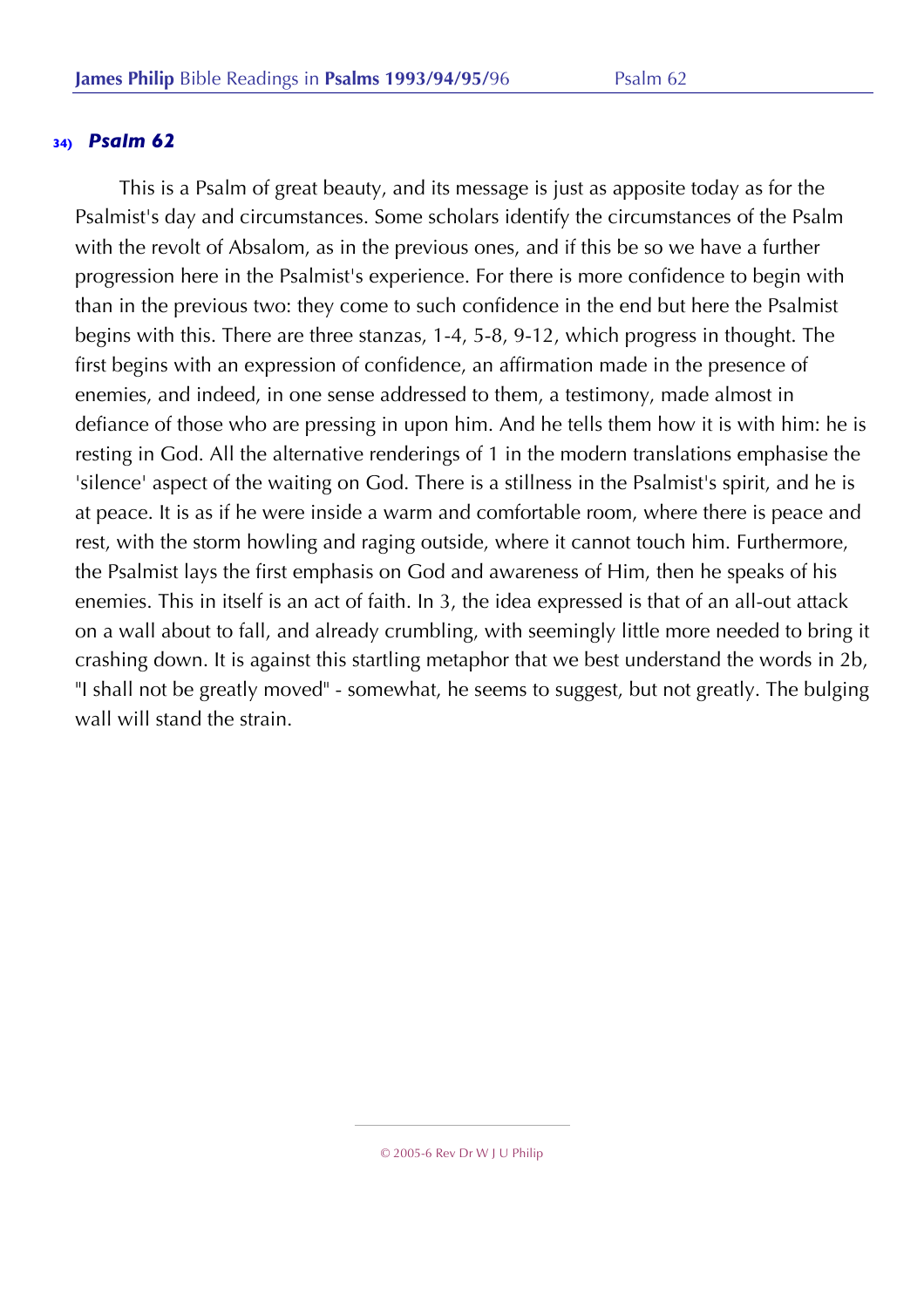### 34) *Psalm 62*

This is a Psalm of great beauty, and its message is just as apposite today as for the Psalmist's day and circumstances. Some scholars identify the circumstances of the Psalm with the revolt of Absalom, as in the previous ones, and if this be so we have a further progression here in the Psalmist's experience. For there is more confidence to begin with than in the previous two: they come to such confidence in the end but here the Psalmist begins with this. There are three stanzas, 1-4, 5-8, 9-12, which progress in thought. The first begins with an expression of confidence, an affirmation made in the presence of enemies, and indeed, in one sense addressed to them, a testimony, made almost in defiance of those who are pressing in upon him. And he tells them how it is with him: he is resting in God. All the alternative renderings of 1 in the modern translations emphasise the 'silence' aspect of the waiting on God. There is a stillness in the Psalmist's spirit, and he is at peace. It is as if he were inside a warm and comfortable room, where there is peace and rest, with the storm howling and raging outside, where it cannot touch him. Furthermore, the Psalmist lays the first emphasis on God and awareness of Him, then he speaks of his enemies. This in itself is an act of faith. In 3, the idea expressed is that of an all-out attack on a wall about to fall, and already crumbling, with seemingly little more needed to bring it crashing down. It is against this startling metaphor that we best understand the words in 2b, "I shall not be greatly moved" - somewhat, he seems to suggest, but not greatly. The bulging wall will stand the strain.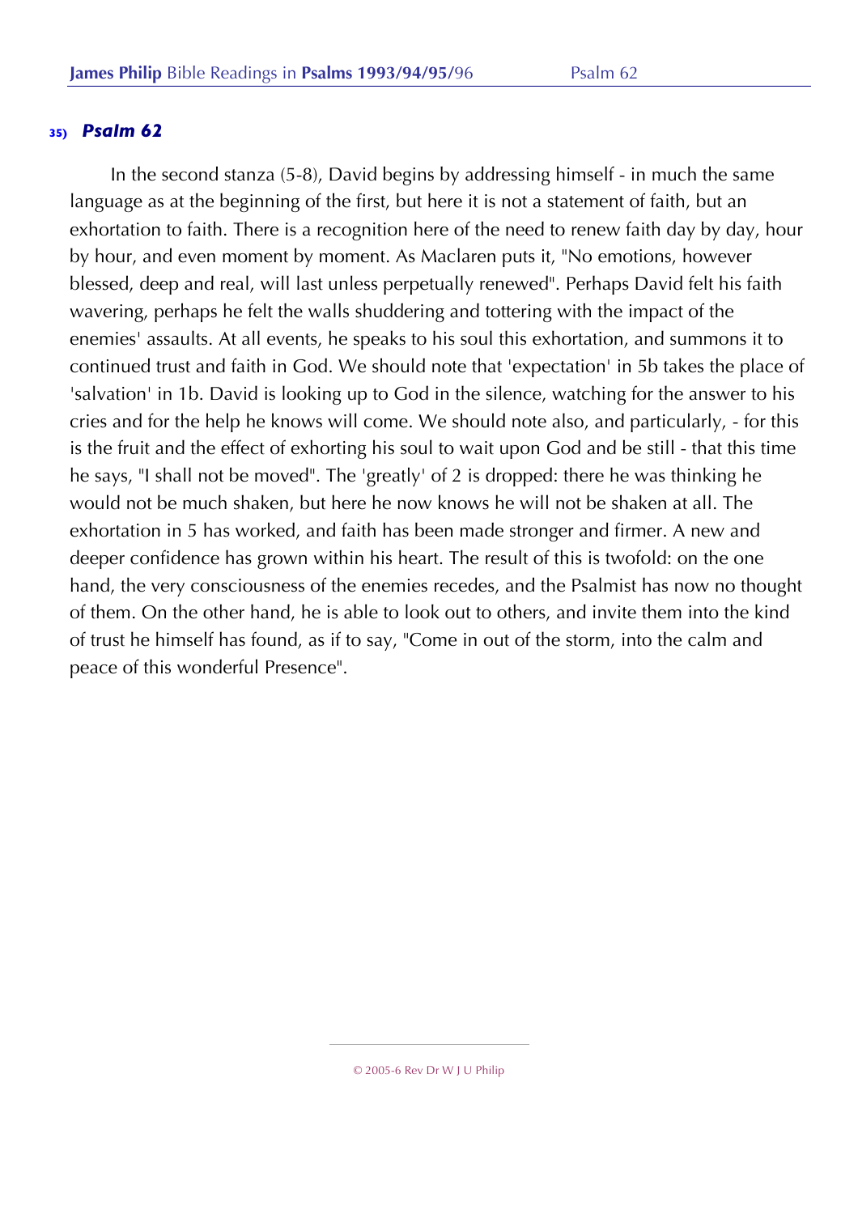## 35) *Psalm 62*

In the second stanza (5-8), David begins by addressing himself - in much the same language as at the beginning of the first, but here it is not a statement of faith, but an exhortation to faith. There is a recognition here of the need to renew faith day by day, hour by hour, and even moment by moment. As Maclaren puts it, "No emotions, however blessed, deep and real, will last unless perpetually renewed". Perhaps David felt his faith wavering, perhaps he felt the walls shuddering and tottering with the impact of the enemies' assaults. At all events, he speaks to his soul this exhortation, and summons it to continued trust and faith in God. We should note that 'expectation' in 5b takes the place of 'salvation' in 1b. David is looking up to God in the silence, watching for the answer to his cries and for the help he knows will come. We should note also, and particularly, - for this is the fruit and the effect of exhorting his soul to wait upon God and be still - that this time he says, "I shall not be moved". The 'greatly' of 2 is dropped: there he was thinking he would not be much shaken, but here he now knows he will not be shaken at all. The exhortation in 5 has worked, and faith has been made stronger and firmer. A new and deeper confidence has grown within his heart. The result of this is twofold: on the one hand, the very consciousness of the enemies recedes, and the Psalmist has now no thought of them. On the other hand, he is able to look out to others, and invite them into the kind of trust he himself has found, as if to say, "Come in out of the storm, into the calm and peace of this wonderful Presence".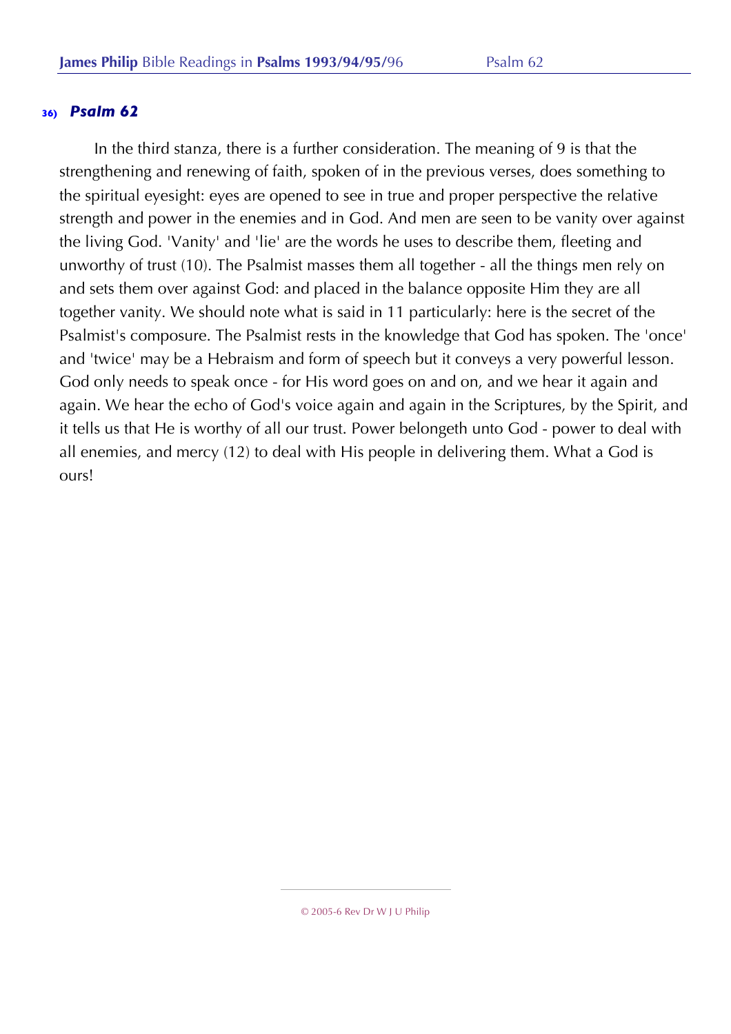## 36) *Psalm 62*

In the third stanza, there is a further consideration. The meaning of 9 is that the strengthening and renewing of faith, spoken of in the previous verses, does something to the spiritual eyesight: eyes are opened to see in true and proper perspective the relative strength and power in the enemies and in God. And men are seen to be vanity over against the living God. 'Vanity' and 'lie' are the words he uses to describe them, fleeting and unworthy of trust (10). The Psalmist masses them all together - all the things men rely on and sets them over against God: and placed in the balance opposite Him they are all together vanity. We should note what is said in 11 particularly: here is the secret of the Psalmist's composure. The Psalmist rests in the knowledge that God has spoken. The 'once' and 'twice' may be a Hebraism and form of speech but it conveys a very powerful lesson. God only needs to speak once - for His word goes on and on, and we hear it again and again. We hear the echo of God's voice again and again in the Scriptures, by the Spirit, and it tells us that He is worthy of all our trust. Power belongeth unto God - power to deal with all enemies, and mercy (12) to deal with His people in delivering them. What a God is ours!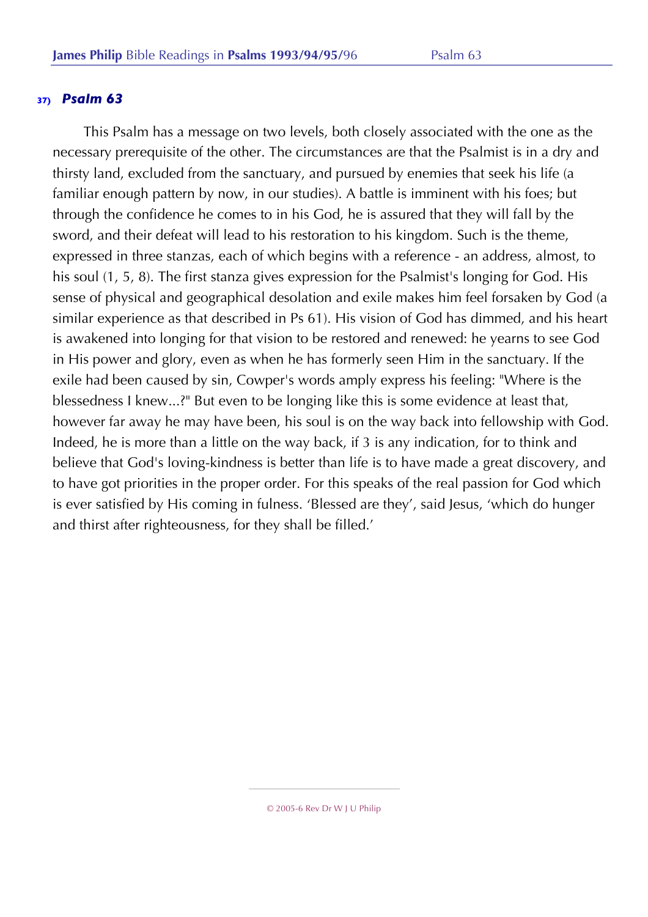### 37) *Psalm 63*

This Psalm has a message on two levels, both closely associated with the one as the necessary prerequisite of the other. The circumstances are that the Psalmist is in a dry and thirsty land, excluded from the sanctuary, and pursued by enemies that seek his life (a familiar enough pattern by now, in our studies). A battle is imminent with his foes; but through the confidence he comes to in his God, he is assured that they will fall by the sword, and their defeat will lead to his restoration to his kingdom. Such is the theme, expressed in three stanzas, each of which begins with a reference - an address, almost, to his soul (1, 5, 8). The first stanza gives expression for the Psalmist's longing for God. His sense of physical and geographical desolation and exile makes him feel forsaken by God (a similar experience as that described in Ps 61). His vision of God has dimmed, and his heart is awakened into longing for that vision to be restored and renewed: he yearns to see God in His power and glory, even as when he has formerly seen Him in the sanctuary. If the exile had been caused by sin, Cowper's words amply express his feeling: "Where is the blessedness I knew...?" But even to be longing like this is some evidence at least that, however far away he may have been, his soul is on the way back into fellowship with God. Indeed, he is more than a little on the way back, if 3 is any indication, for to think and believe that God's loving-kindness is better than life is to have made a great discovery, and to have got priorities in the proper order. For this speaks of the real passion for God which is ever satisfied by His coming in fulness. 'Blessed are they', said Jesus, 'which do hunger and thirst after righteousness, for they shall be filled.'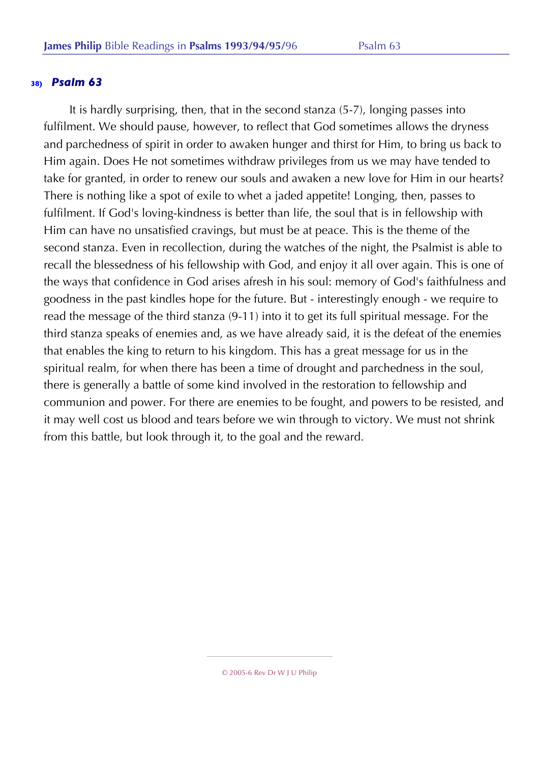### 38) *Psalm 63*

It is hardly surprising, then, that in the second stanza (5-7), longing passes into fulfilment. We should pause, however, to reflect that God sometimes allows the dryness and parchedness of spirit in order to awaken hunger and thirst for Him, to bring us back to Him again. Does He not sometimes withdraw privileges from us we may have tended to take for granted, in order to renew our souls and awaken a new love for Him in our hearts? There is nothing like a spot of exile to whet a jaded appetite! Longing, then, passes to fulfilment. If God's loving-kindness is better than life, the soul that is in fellowship with Him can have no unsatisfied cravings, but must be at peace. This is the theme of the second stanza. Even in recollection, during the watches of the night, the Psalmist is able to recall the blessedness of his fellowship with God, and enjoy it all over again. This is one of the ways that confidence in God arises afresh in his soul: memory of God's faithfulness and goodness in the past kindles hope for the future. But - interestingly enough - we require to read the message of the third stanza (9-11) into it to get its full spiritual message. For the third stanza speaks of enemies and, as we have already said, it is the defeat of the enemies that enables the king to return to his kingdom. This has a great message for us in the spiritual realm, for when there has been a time of drought and parchedness in the soul, there is generally a battle of some kind involved in the restoration to fellowship and communion and power. For there are enemies to be fought, and powers to be resisted, and it may well cost us blood and tears before we win through to victory. We must not shrink from this battle, but look through it, to the goal and the reward.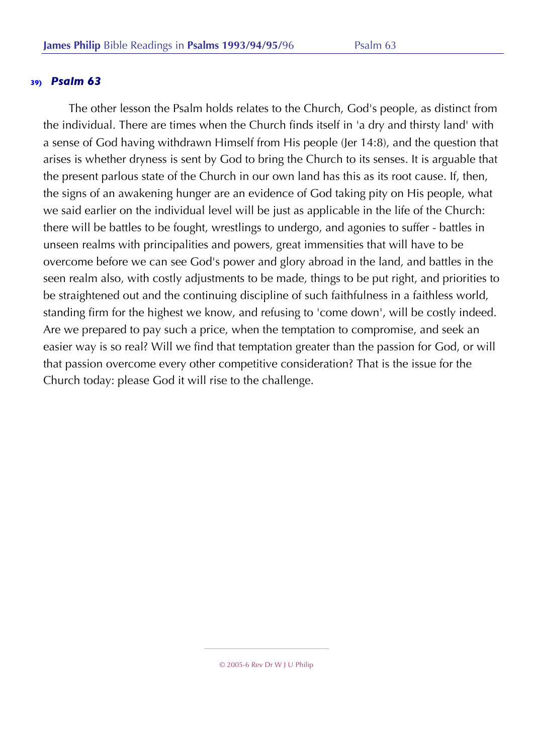### 39) *Psalm 63*

The other lesson the Psalm holds relates to the Church, God's people, as distinct from the individual. There are times when the Church finds itself in 'a dry and thirsty land' with a sense of God having withdrawn Himself from His people (Jer 14:8), and the question that arises is whether dryness is sent by God to bring the Church to its senses. It is arguable that the present parlous state of the Church in our own land has this as its root cause. If, then, the signs of an awakening hunger are an evidence of God taking pity on His people, what we said earlier on the individual level will be just as applicable in the life of the Church: there will be battles to be fought, wrestlings to undergo, and agonies to suffer - battles in unseen realms with principalities and powers, great immensities that will have to be overcome before we can see God's power and glory abroad in the land, and battles in the seen realm also, with costly adjustments to be made, things to be put right, and priorities to be straightened out and the continuing discipline of such faithfulness in a faithless world, standing firm for the highest we know, and refusing to 'come down', will be costly indeed. Are we prepared to pay such a price, when the temptation to compromise, and seek an easier way is so real? Will we find that temptation greater than the passion for God, or will that passion overcome every other competitive consideration? That is the issue for the Church today: please God it will rise to the challenge.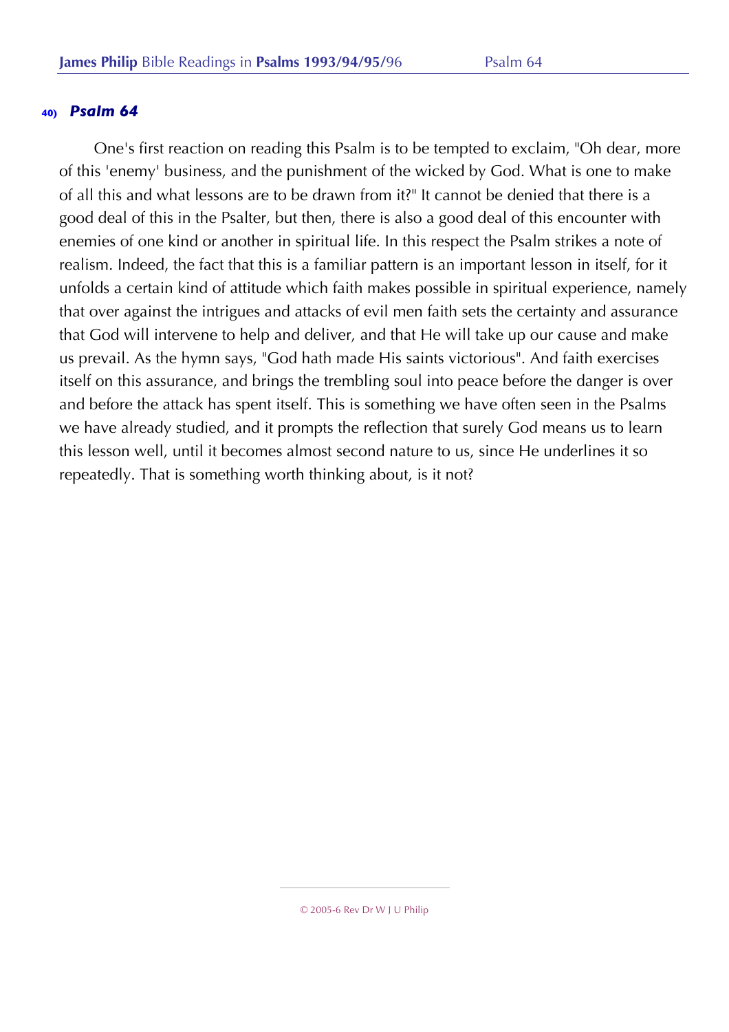## 40) *Psalm 64*

One's first reaction on reading this Psalm is to be tempted to exclaim, "Oh dear, more of this 'enemy' business, and the punishment of the wicked by God. What is one to make of all this and what lessons are to be drawn from it?" It cannot be denied that there is a good deal of this in the Psalter, but then, there is also a good deal of this encounter with enemies of one kind or another in spiritual life. In this respect the Psalm strikes a note of realism. Indeed, the fact that this is a familiar pattern is an important lesson in itself, for it unfolds a certain kind of attitude which faith makes possible in spiritual experience, namely that over against the intrigues and attacks of evil men faith sets the certainty and assurance that God will intervene to help and deliver, and that He will take up our cause and make us prevail. As the hymn says, "God hath made His saints victorious". And faith exercises itself on this assurance, and brings the trembling soul into peace before the danger is over and before the attack has spent itself. This is something we have often seen in the Psalms we have already studied, and it prompts the reflection that surely God means us to learn this lesson well, until it becomes almost second nature to us, since He underlines it so repeatedly. That is something worth thinking about, is it not?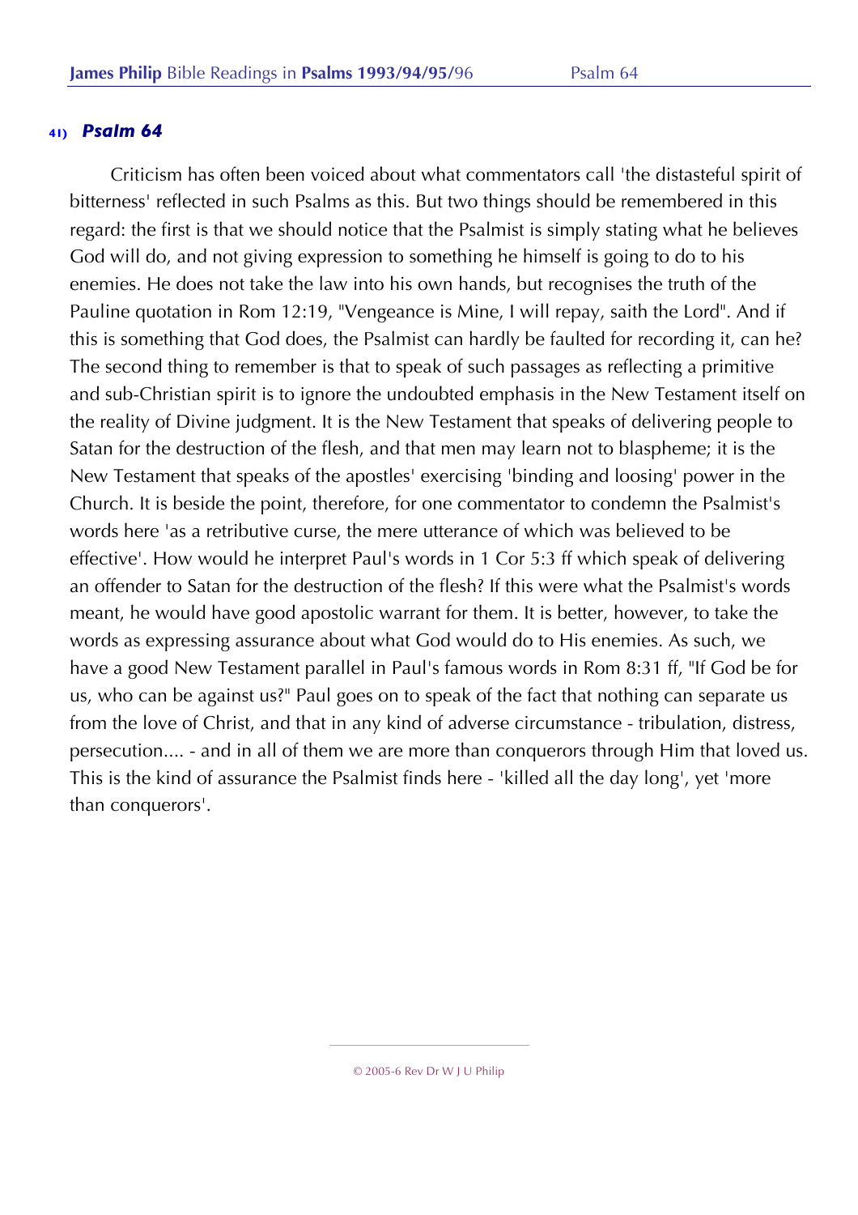## 41) *Psalm 64*

Criticism has often been voiced about what commentators call 'the distasteful spirit of bitterness' reflected in such Psalms as this. But two things should be remembered in this regard: the first is that we should notice that the Psalmist is simply stating what he believes God will do, and not giving expression to something he himself is going to do to his enemies. He does not take the law into his own hands, but recognises the truth of the Pauline quotation in Rom 12:19, "Vengeance is Mine, I will repay, saith the Lord". And if this is something that God does, the Psalmist can hardly be faulted for recording it, can he? The second thing to remember is that to speak of such passages as reflecting a primitive and sub-Christian spirit is to ignore the undoubted emphasis in the New Testament itself on the reality of Divine judgment. It is the New Testament that speaks of delivering people to Satan for the destruction of the flesh, and that men may learn not to blaspheme; it is the New Testament that speaks of the apostles' exercising 'binding and loosing' power in the Church. It is beside the point, therefore, for one commentator to condemn the Psalmist's words here 'as a retributive curse, the mere utterance of which was believed to be effective'. How would he interpret Paul's words in 1 Cor 5:3 ff which speak of delivering an offender to Satan for the destruction of the flesh? If this were what the Psalmist's words meant, he would have good apostolic warrant for them. It is better, however, to take the words as expressing assurance about what God would do to His enemies. As such, we have a good New Testament parallel in Paul's famous words in Rom 8:31 ff, "If God be for us, who can be against us?" Paul goes on to speak of the fact that nothing can separate us from the love of Christ, and that in any kind of adverse circumstance - tribulation, distress, persecution.... - and in all of them we are more than conquerors through Him that loved us. This is the kind of assurance the Psalmist finds here - 'killed all the day long', yet 'more than conquerors'.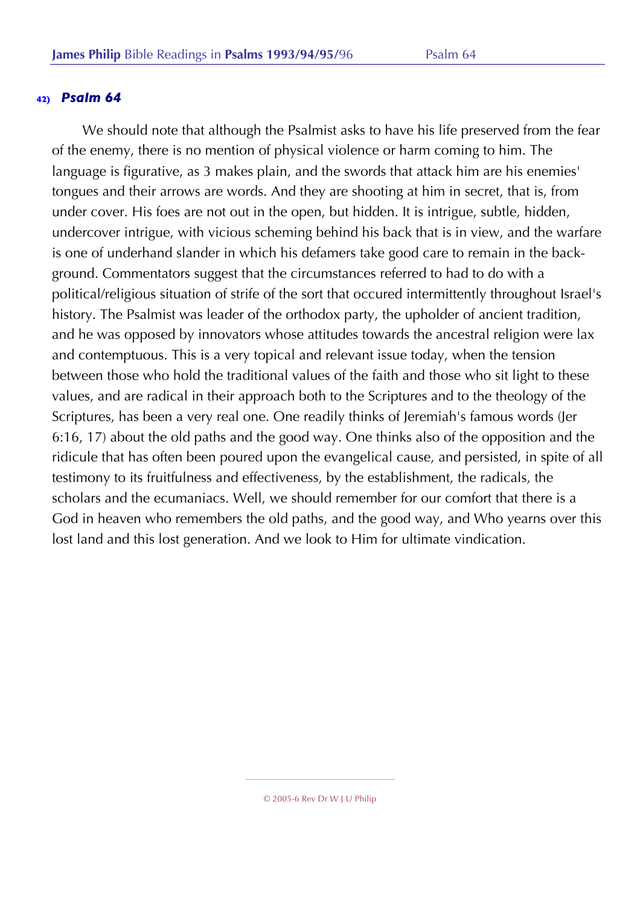## 42) *Psalm 64*

We should note that although the Psalmist asks to have his life preserved from the fear of the enemy, there is no mention of physical violence or harm coming to him. The language is figurative, as 3 makes plain, and the swords that attack him are his enemies' tongues and their arrows are words. And they are shooting at him in secret, that is, from under cover. His foes are not out in the open, but hidden. It is intrigue, subtle, hidden, undercover intrigue, with vicious scheming behind his back that is in view, and the warfare is one of underhand slander in which his defamers take good care to remain in the background. Commentators suggest that the circumstances referred to had to do with a political/religious situation of strife of the sort that occured intermittently throughout Israel's history. The Psalmist was leader of the orthodox party, the upholder of ancient tradition, and he was opposed by innovators whose attitudes towards the ancestral religion were lax and contemptuous. This is a very topical and relevant issue today, when the tension between those who hold the traditional values of the faith and those who sit light to these values, and are radical in their approach both to the Scriptures and to the theology of the Scriptures, has been a very real one. One readily thinks of Jeremiah's famous words (Jer 6:16, 17) about the old paths and the good way. One thinks also of the opposition and the ridicule that has often been poured upon the evangelical cause, and persisted, in spite of all testimony to its fruitfulness and effectiveness, by the establishment, the radicals, the scholars and the ecumaniacs. Well, we should remember for our comfort that there is a God in heaven who remembers the old paths, and the good way, and Who yearns over this lost land and this lost generation. And we look to Him for ultimate vindication.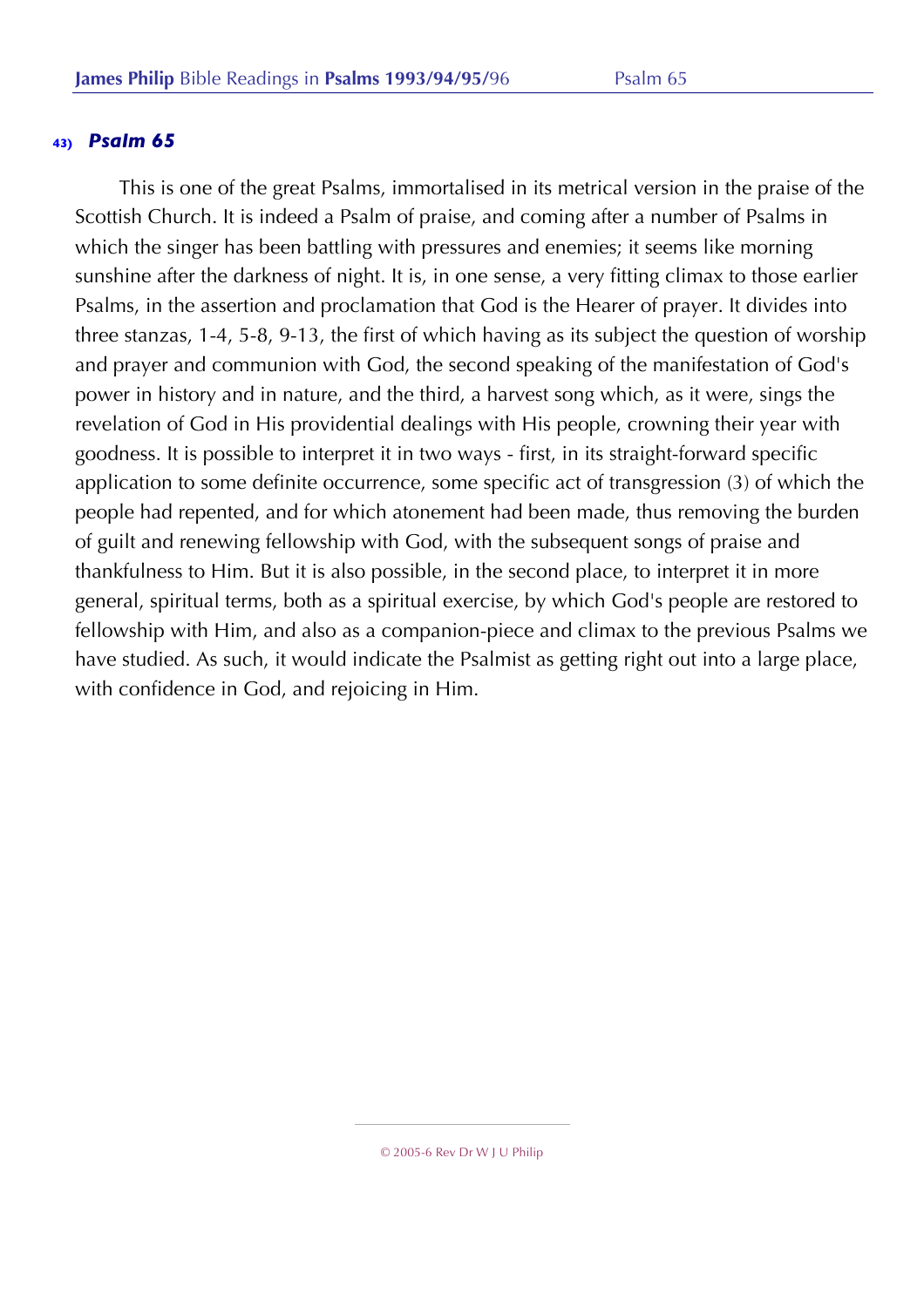## 43) *Psalm 65*

This is one of the great Psalms, immortalised in its metrical version in the praise of the Scottish Church. It is indeed a Psalm of praise, and coming after a number of Psalms in which the singer has been battling with pressures and enemies; it seems like morning sunshine after the darkness of night. It is, in one sense, a very fitting climax to those earlier Psalms, in the assertion and proclamation that God is the Hearer of prayer. It divides into three stanzas, 1-4, 5-8, 9-13, the first of which having as its subject the question of worship and prayer and communion with God, the second speaking of the manifestation of God's power in history and in nature, and the third, a harvest song which, as it were, sings the revelation of God in His providential dealings with His people, crowning their year with goodness. It is possible to interpret it in two ways - first, in its straight-forward specific application to some definite occurrence, some specific act of transgression (3) of which the people had repented, and for which atonement had been made, thus removing the burden of guilt and renewing fellowship with God, with the subsequent songs of praise and thankfulness to Him. But it is also possible, in the second place, to interpret it in more general, spiritual terms, both as a spiritual exercise, by which God's people are restored to fellowship with Him, and also as a companion-piece and climax to the previous Psalms we have studied. As such, it would indicate the Psalmist as getting right out into a large place, with confidence in God, and rejoicing in Him.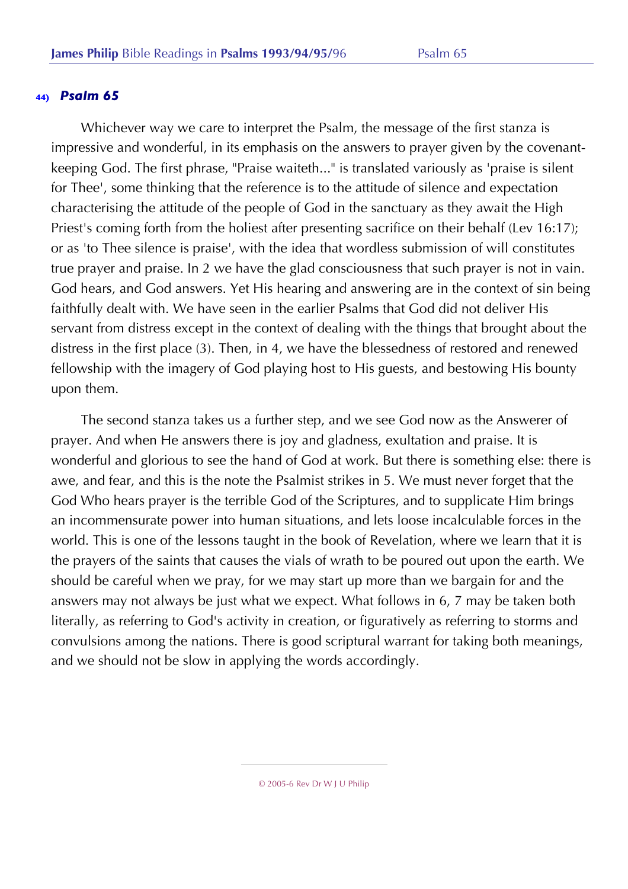## 44) *Psalm 65*

Whichever way we care to interpret the Psalm, the message of the first stanza is impressive and wonderful, in its emphasis on the answers to prayer given by the covenant-keeping God. The first phrase, "Praise waiteth..." is translated variously as 'praise is silent for Thee', some thinking that the reference is to the attitude of silence and expectation characterising the attitude of the people of God in the sanctuary as they await the High Priest's coming forth from the holiest after presenting sacrifice on their behalf (Lev 16:17); or as 'to Thee silence is praise', with the idea that wordless submission of will constitutes true prayer and praise. In 2 we have the glad consciousness that such prayer is not in vain. God hears, and God answers. Yet His hearing and answering are in the context of sin being faithfully dealt with. We have seen in the earlier Psalms that God did not deliver His servant from distress except in the context of dealing with the things that brought about the distress in the first place (3). Then, in 4, we have the blessedness of restored and renewed fellowship with the imagery of God playing host to His guests, and bestowing His bounty upon them.

The second stanza takes us a further step, and we see God now as the Answerer of prayer. And when He answers there is joy and gladness, exultation and praise. It is wonderful and glorious to see the hand of God at work. But there is something else: there is awe, and fear, and this is the note the Psalmist strikes in 5. We must never forget that the God Who hears prayer is the terrible God of the Scriptures, and to supplicate Him brings an incommensurate power into human situations, and lets loose incalculable forces in the world. This is one of the lessons taught in the book of Revelation, where we learn that it is the prayers of the saints that causes the vials of wrath to be poured out upon the earth. We should be careful when we pray, for we may start up more than we bargain for and the answers may not always be just what we expect. What follows in 6, 7 may be taken both literally, as referring to God's activity in creation, or figuratively as referring to storms and convulsions among the nations. There is good scriptural warrant for taking both meanings, and we should not be slow in applying the words accordingly.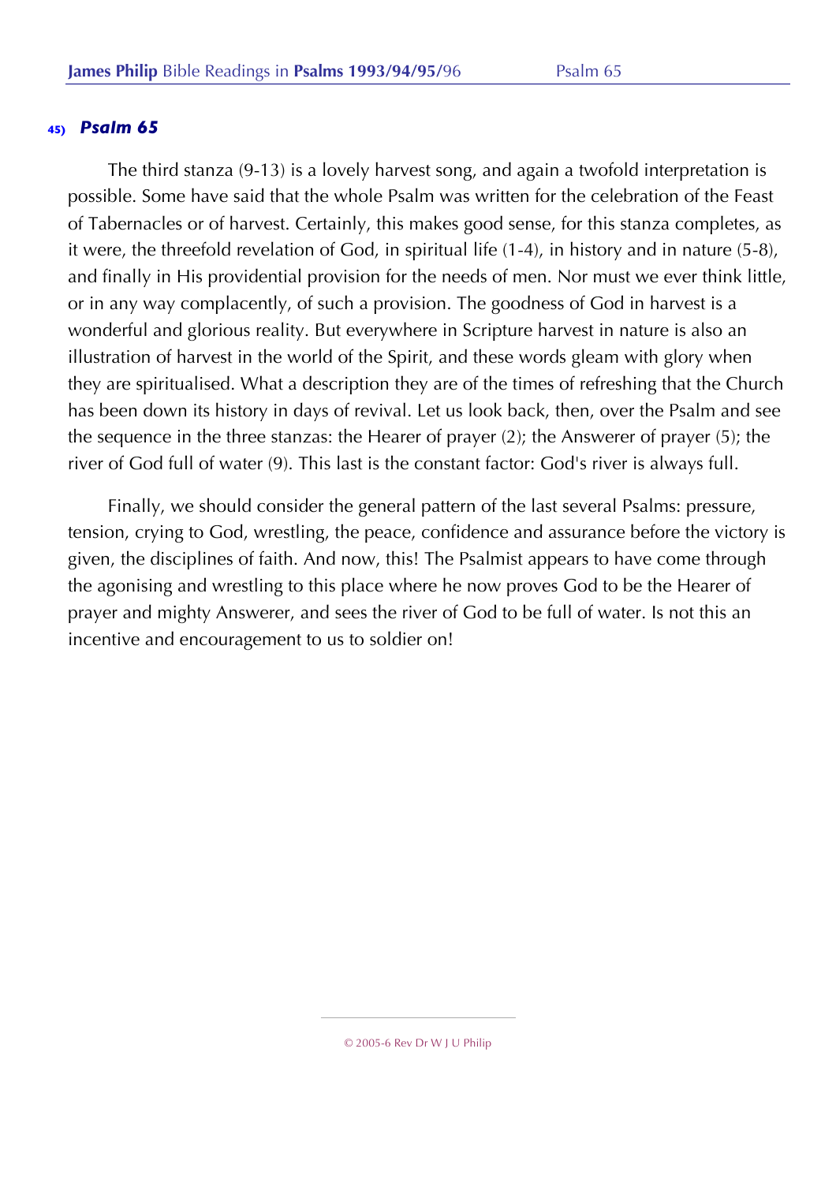**45)** ***Psalm 65***

The third stanza (9-13) is a lovely harvest song, and again a twofold interpretation is possible. Some have said that the whole Psalm was written for the celebration of the Feast of Tabernacles or of harvest. Certainly, this makes good sense, for this stanza completes, as it were, the threefold revelation of God, in spiritual life (1-4), in history and in nature (5-8), and finally in His providential provision for the needs of men. Nor must we ever think little, or in any way complacently, of such a provision. The goodness of God in harvest is a wonderful and glorious reality. But everywhere in Scripture harvest in nature is also an illustration of harvest in the world of the Spirit, and these words gleam with glory when they are spiritualised. What a description they are of the times of refreshing that the Church has been down its history in days of revival. Let us look back, then, over the Psalm and see the sequence in the three stanzas: the Hearer of prayer (2); the Answerer of prayer (5); the river of God full of water (9). This last is the constant factor: God's river is always full.

Finally, we should consider the general pattern of the last several Psalms: pressure, tension, crying to God, wrestling, the peace, confidence and assurance before the victory is given, the disciplines of faith. And now, this! The Psalmist appears to have come through the agonising and wrestling to this place where he now proves God to be the Hearer of prayer and mighty Answerer, and sees the river of God to be full of water. Is not this an incentive and encouragement to us to soldier on!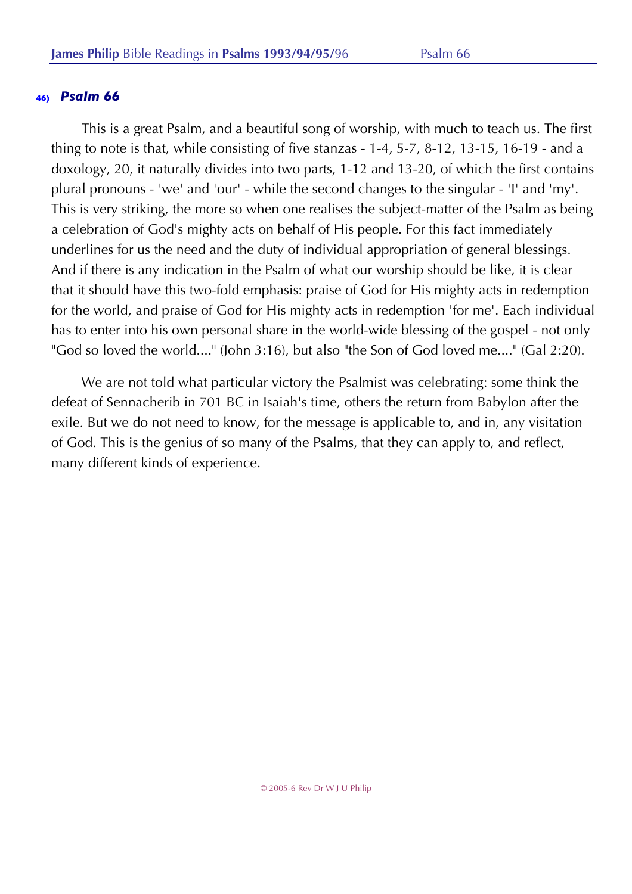## 46) *Psalm 66*

This is a great Psalm, and a beautiful song of worship, with much to teach us. The first thing to note is that, while consisting of five stanzas - 1-4, 5-7, 8-12, 13-15, 16-19 - and a doxology, 20, it naturally divides into two parts, 1-12 and 13-20, of which the first contains plural pronouns - 'we' and 'our' - while the second changes to the singular - 'I' and 'my'. This is very striking, the more so when one realises the subject-matter of the Psalm as being a celebration of God's mighty acts on behalf of His people. For this fact immediately underlines for us the need and the duty of individual appropriation of general blessings. And if there is any indication in the Psalm of what our worship should be like, it is clear that it should have this two-fold emphasis: praise of God for His mighty acts in redemption for the world, and praise of God for His mighty acts in redemption 'for me'. Each individual has to enter into his own personal share in the world-wide blessing of the gospel - not only "God so loved the world...." (John 3:16), but also "the Son of God loved me...." (Gal 2:20).

We are not told what particular victory the Psalmist was celebrating: some think the defeat of Sennacherib in 701 BC in Isaiah's time, others the return from Babylon after the exile. But we do not need to know, for the message is applicable to, and in, any visitation of God. This is the genius of so many of the Psalms, that they can apply to, and reflect, many different kinds of experience.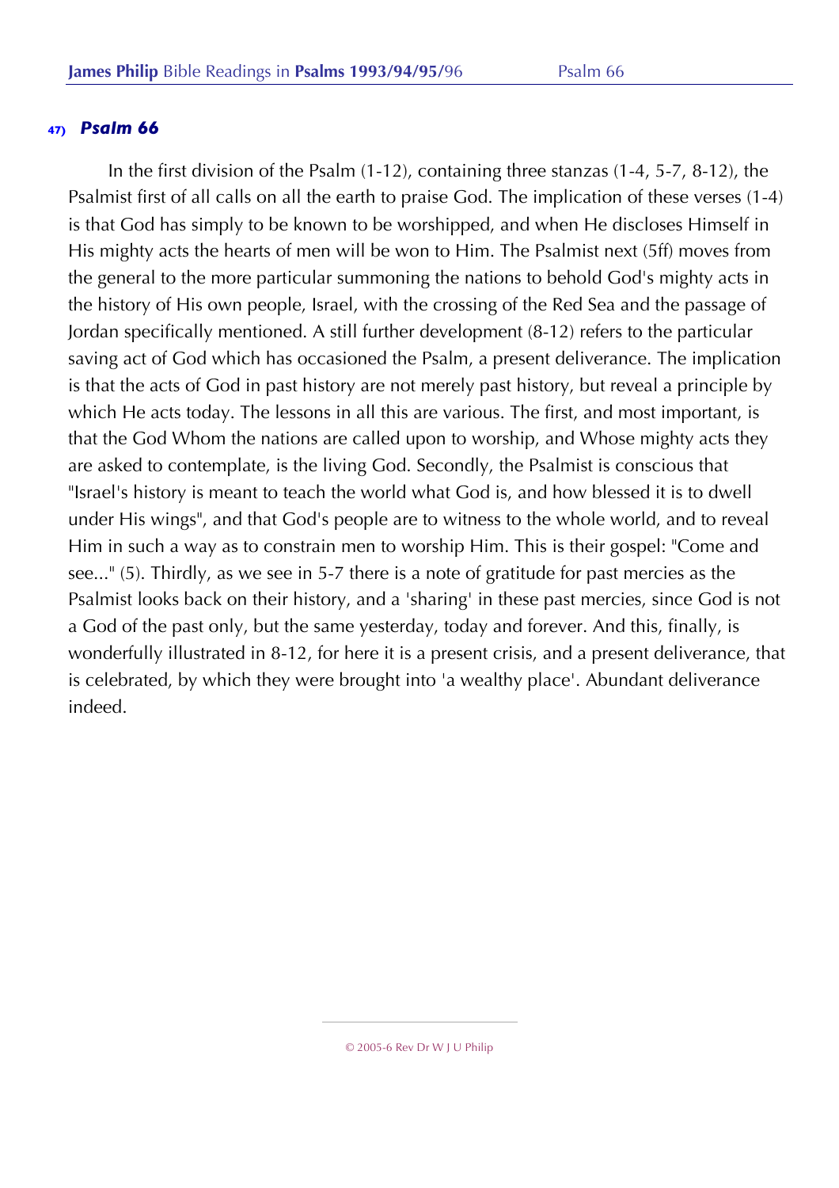## 47) *Psalm 66*

In the first division of the Psalm (1-12), containing three stanzas (1-4, 5-7, 8-12), the Psalmist first of all calls on all the earth to praise God. The implication of these verses (1-4) is that God has simply to be known to be worshipped, and when He discloses Himself in His mighty acts the hearts of men will be won to Him. The Psalmist next (5ff) moves from the general to the more particular summoning the nations to behold God's mighty acts in the history of His own people, Israel, with the crossing of the Red Sea and the passage of Jordan specifically mentioned. A still further development (8-12) refers to the particular saving act of God which has occasioned the Psalm, a present deliverance. The implication is that the acts of God in past history are not merely past history, but reveal a principle by which He acts today. The lessons in all this are various. The first, and most important, is that the God Whom the nations are called upon to worship, and Whose mighty acts they are asked to contemplate, is the living God. Secondly, the Psalmist is conscious that "Israel's history is meant to teach the world what God is, and how blessed it is to dwell under His wings", and that God's people are to witness to the whole world, and to reveal Him in such a way as to constrain men to worship Him. This is their gospel: "Come and see..." (5). Thirdly, as we see in 5-7 there is a note of gratitude for past mercies as the Psalmist looks back on their history, and a 'sharing' in these past mercies, since God is not a God of the past only, but the same yesterday, today and forever. And this, finally, is wonderfully illustrated in 8-12, for here it is a present crisis, and a present deliverance, that is celebrated, by which they were brought into 'a wealthy place'. Abundant deliverance indeed.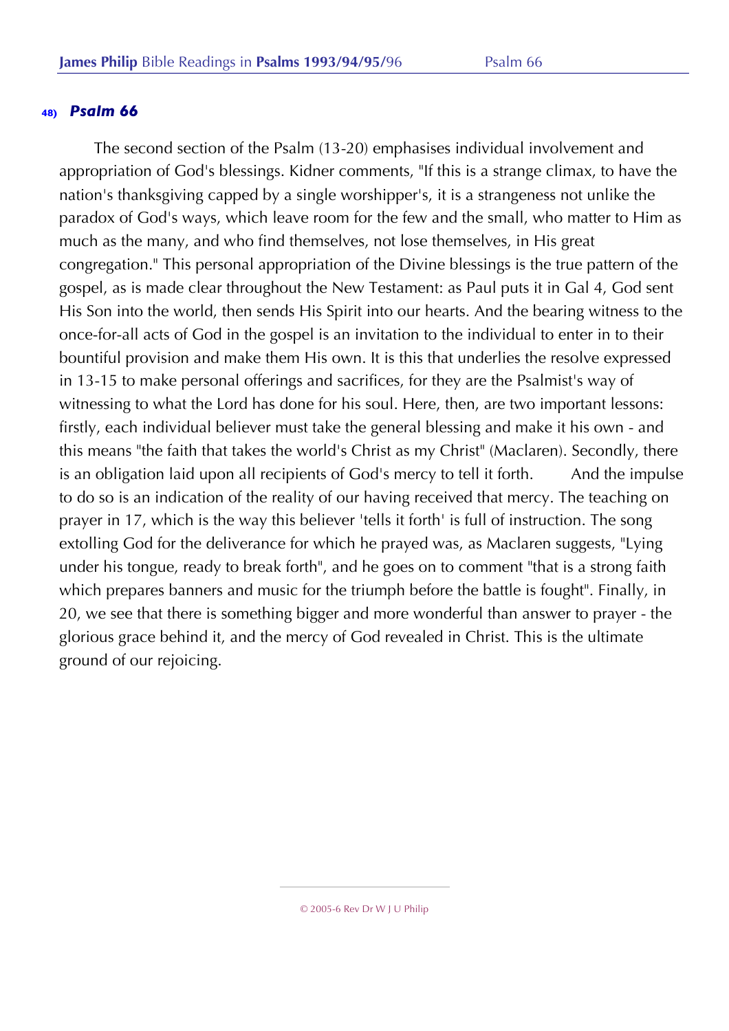## 48) *Psalm 66*

The second section of the Psalm (13-20) emphasises individual involvement and appropriation of God's blessings. Kidner comments, "If this is a strange climax, to have the nation's thanksgiving capped by a single worshipper's, it is a strangeness not unlike the paradox of God's ways, which leave room for the few and the small, who matter to Him as much as the many, and who find themselves, not lose themselves, in His great congregation." This personal appropriation of the Divine blessings is the true pattern of the gospel, as is made clear throughout the New Testament: as Paul puts it in Gal 4, God sent His Son into the world, then sends His Spirit into our hearts. And the bearing witness to the once-for-all acts of God in the gospel is an invitation to the individual to enter in to their bountiful provision and make them His own. It is this that underlies the resolve expressed in 13-15 to make personal offerings and sacrifices, for they are the Psalmist's way of witnessing to what the Lord has done for his soul. Here, then, are two important lessons: firstly, each individual believer must take the general blessing and make it his own - and this means "the faith that takes the world's Christ as my Christ" (Maclaren). Secondly, there is an obligation laid upon all recipients of God's mercy to tell it forth. And the impulse to do so is an indication of the reality of our having received that mercy. The teaching on prayer in 17, which is the way this believer 'tells it forth' is full of instruction. The song extolling God for the deliverance for which he prayed was, as Maclaren suggests, "Lying under his tongue, ready to break forth", and he goes on to comment "that is a strong faith which prepares banners and music for the triumph before the battle is fought". Finally, in 20, we see that there is something bigger and more wonderful than answer to prayer - the glorious grace behind it, and the mercy of God revealed in Christ. This is the ultimate ground of our rejoicing.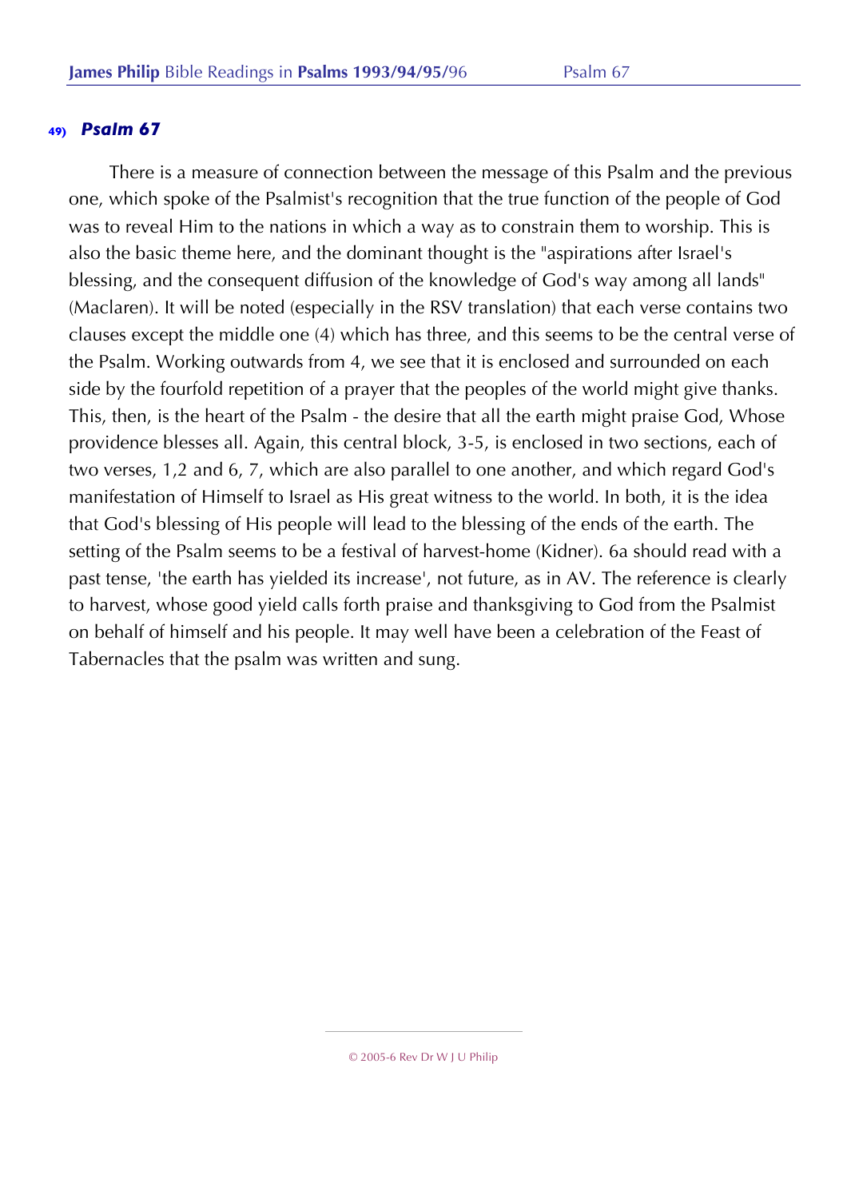### 49) *Psalm 67*

There is a measure of connection between the message of this Psalm and the previous one, which spoke of the Psalmist's recognition that the true function of the people of God was to reveal Him to the nations in which a way as to constrain them to worship. This is also the basic theme here, and the dominant thought is the "aspirations after Israel's blessing, and the consequent diffusion of the knowledge of God's way among all lands" (Maclaren). It will be noted (especially in the RSV translation) that each verse contains two clauses except the middle one (4) which has three, and this seems to be the central verse of the Psalm. Working outwards from 4, we see that it is enclosed and surrounded on each side by the fourfold repetition of a prayer that the peoples of the world might give thanks. This, then, is the heart of the Psalm - the desire that all the earth might praise God, Whose providence blesses all. Again, this central block, 3-5, is enclosed in two sections, each of two verses, 1,2 and 6, 7, which are also parallel to one another, and which regard God's manifestation of Himself to Israel as His great witness to the world. In both, it is the idea that God's blessing of His people will lead to the blessing of the ends of the earth. The setting of the Psalm seems to be a festival of harvest-home (Kidner). 6a should read with a past tense, 'the earth has yielded its increase', not future, as in AV. The reference is clearly to harvest, whose good yield calls forth praise and thanksgiving to God from the Psalmist on behalf of himself and his people. It may well have been a celebration of the Feast of Tabernacles that the psalm was written and sung.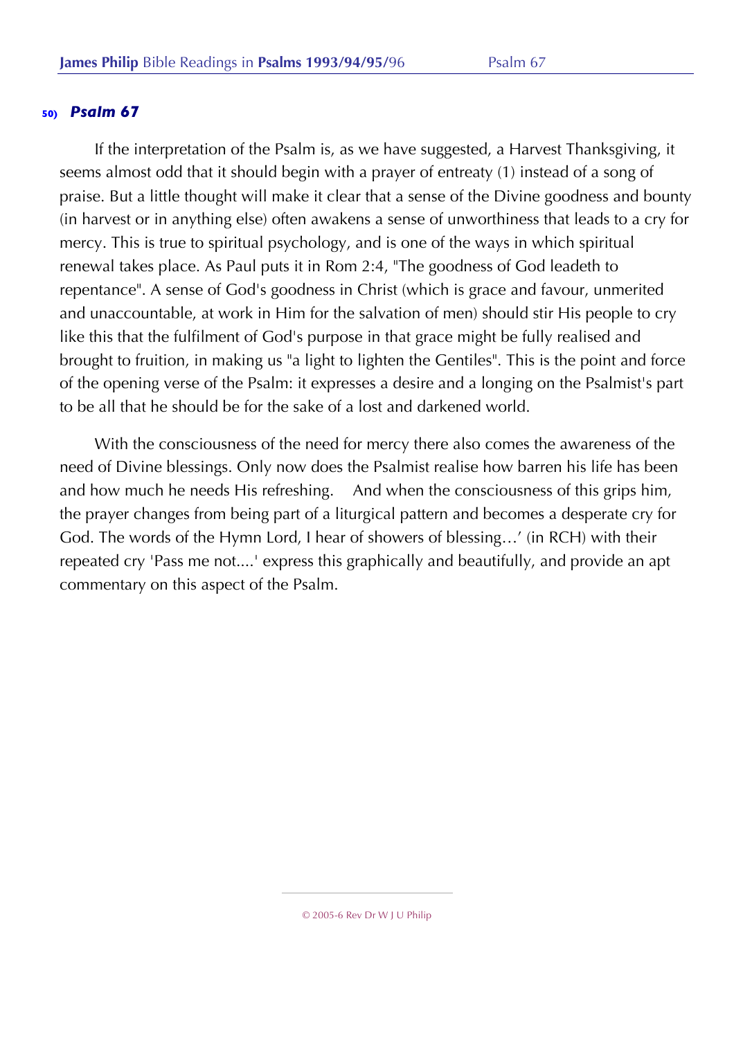## 50) *Psalm 67*

If the interpretation of the Psalm is, as we have suggested, a Harvest Thanksgiving, it seems almost odd that it should begin with a prayer of entreaty (1) instead of a song of praise. But a little thought will make it clear that a sense of the Divine goodness and bounty (in harvest or in anything else) often awakens a sense of unworthiness that leads to a cry for mercy. This is true to spiritual psychology, and is one of the ways in which spiritual renewal takes place. As Paul puts it in Rom 2:4, "The goodness of God leadeth to repentance". A sense of God's goodness in Christ (which is grace and favour, unmerited and unaccountable, at work in Him for the salvation of men) should stir His people to cry like this that the fulfilment of God's purpose in that grace might be fully realised and brought to fruition, in making us "a light to lighten the Gentiles". This is the point and force of the opening verse of the Psalm: it expresses a desire and a longing on the Psalmist's part to be all that he should be for the sake of a lost and darkened world.

With the consciousness of the need for mercy there also comes the awareness of the need of Divine blessings. Only now does the Psalmist realise how barren his life has been and how much he needs His refreshing. And when the consciousness of this grips him, the prayer changes from being part of a liturgical pattern and becomes a desperate cry for God. The words of the Hymn Lord, I hear of showers of blessing…' (in RCH) with their repeated cry 'Pass me not....' express this graphically and beautifully, and provide an apt commentary on this aspect of the Psalm.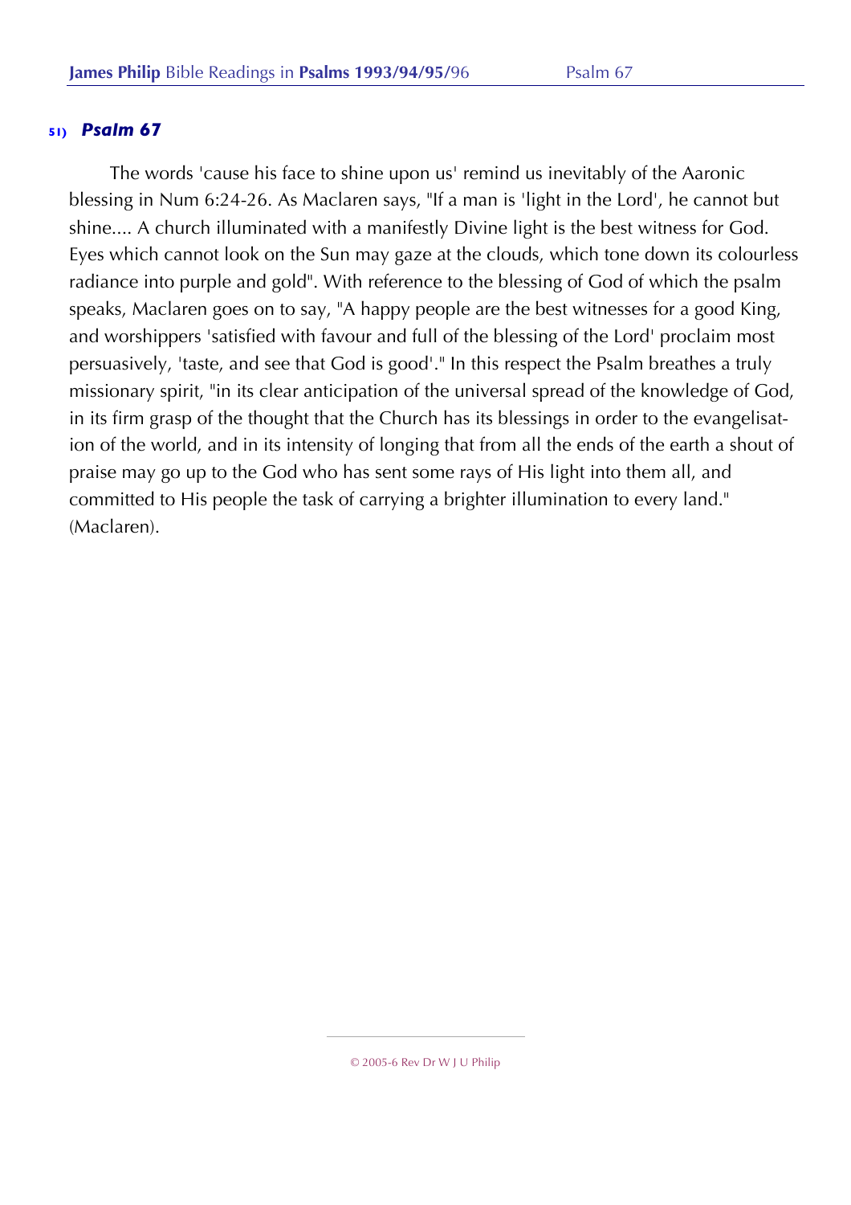## 51) *Psalm 67*

The words 'cause his face to shine upon us' remind us inevitably of the Aaronic blessing in Num 6:24-26. As Maclaren says, "If a man is 'light in the Lord', he cannot but shine.... A church illuminated with a manifestly Divine light is the best witness for God. Eyes which cannot look on the Sun may gaze at the clouds, which tone down its colourless radiance into purple and gold". With reference to the blessing of God of which the psalm speaks, Maclaren goes on to say, "A happy people are the best witnesses for a good King, and worshippers 'satisfied with favour and full of the blessing of the Lord' proclaim most persuasively, 'taste, and see that God is good'." In this respect the Psalm breathes a truly missionary spirit, "in its clear anticipation of the universal spread of the knowledge of God, in its firm grasp of the thought that the Church has its blessings in order to the evangelisation of the world, and in its intensity of longing that from all the ends of the earth a shout of praise may go up to the God who has sent some rays of His light into them all, and committed to His people the task of carrying a brighter illumination to every land." (Maclaren).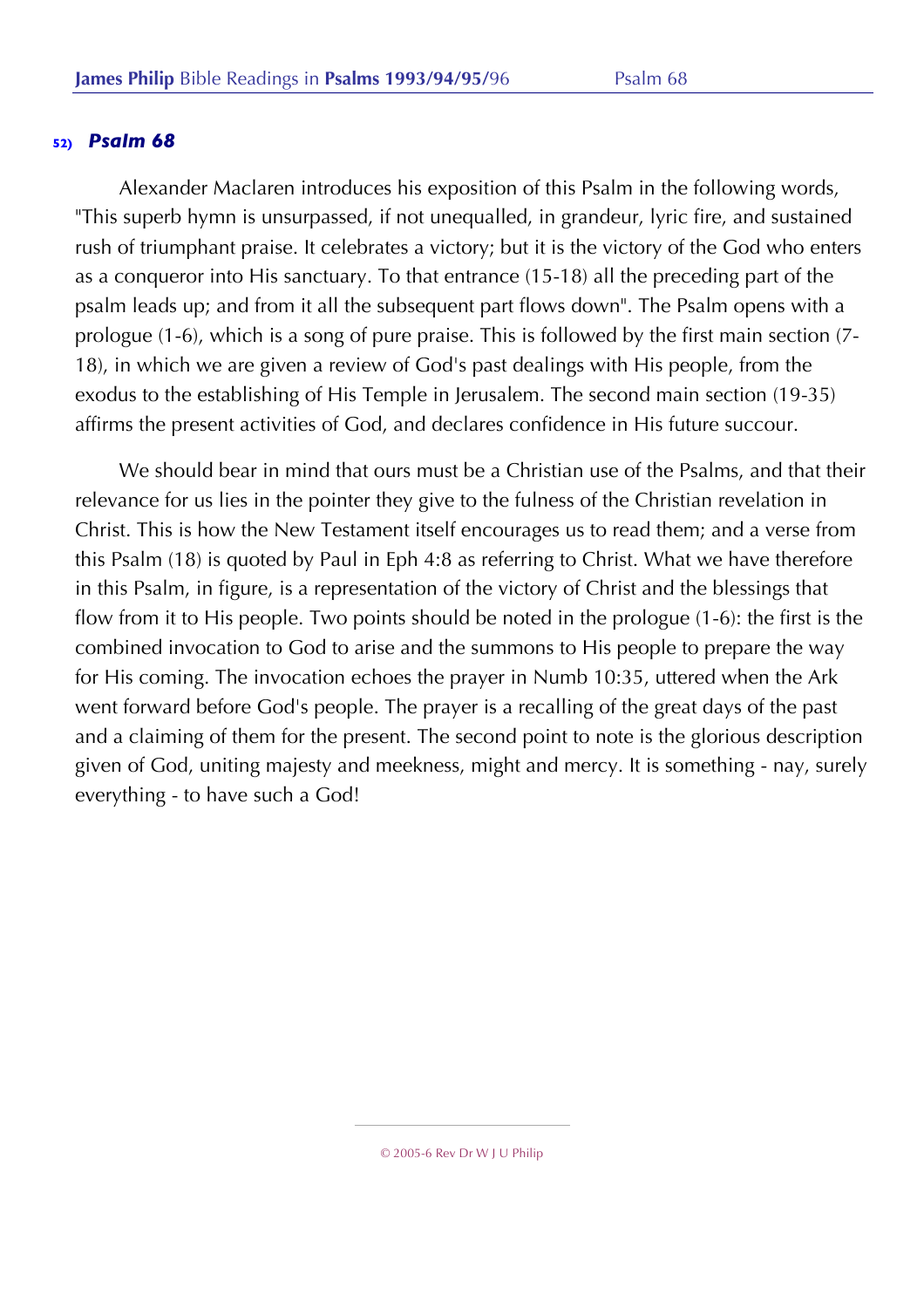## 52) *Psalm 68*

Alexander Maclaren introduces his exposition of this Psalm in the following words, "This superb hymn is unsurpassed, if not unequalled, in grandeur, lyric fire, and sustained rush of triumphant praise. It celebrates a victory; but it is the victory of the God who enters as a conqueror into His sanctuary. To that entrance (15-18) all the preceding part of the psalm leads up; and from it all the subsequent part flows down". The Psalm opens with a prologue (1-6), which is a song of pure praise. This is followed by the first main section (7-18), in which we are given a review of God's past dealings with His people, from the exodus to the establishing of His Temple in Jerusalem. The second main section (19-35) affirms the present activities of God, and declares confidence in His future succour.

We should bear in mind that ours must be a Christian use of the Psalms, and that their relevance for us lies in the pointer they give to the fulness of the Christian revelation in Christ. This is how the New Testament itself encourages us to read them; and a verse from this Psalm (18) is quoted by Paul in Eph 4:8 as referring to Christ. What we have therefore in this Psalm, in figure, is a representation of the victory of Christ and the blessings that flow from it to His people. Two points should be noted in the prologue (1-6): the first is the combined invocation to God to arise and the summons to His people to prepare the way for His coming. The invocation echoes the prayer in Numb 10:35, uttered when the Ark went forward before God's people. The prayer is a recalling of the great days of the past and a claiming of them for the present. The second point to note is the glorious description given of God, uniting majesty and meekness, might and mercy. It is something - nay, surely everything - to have such a God!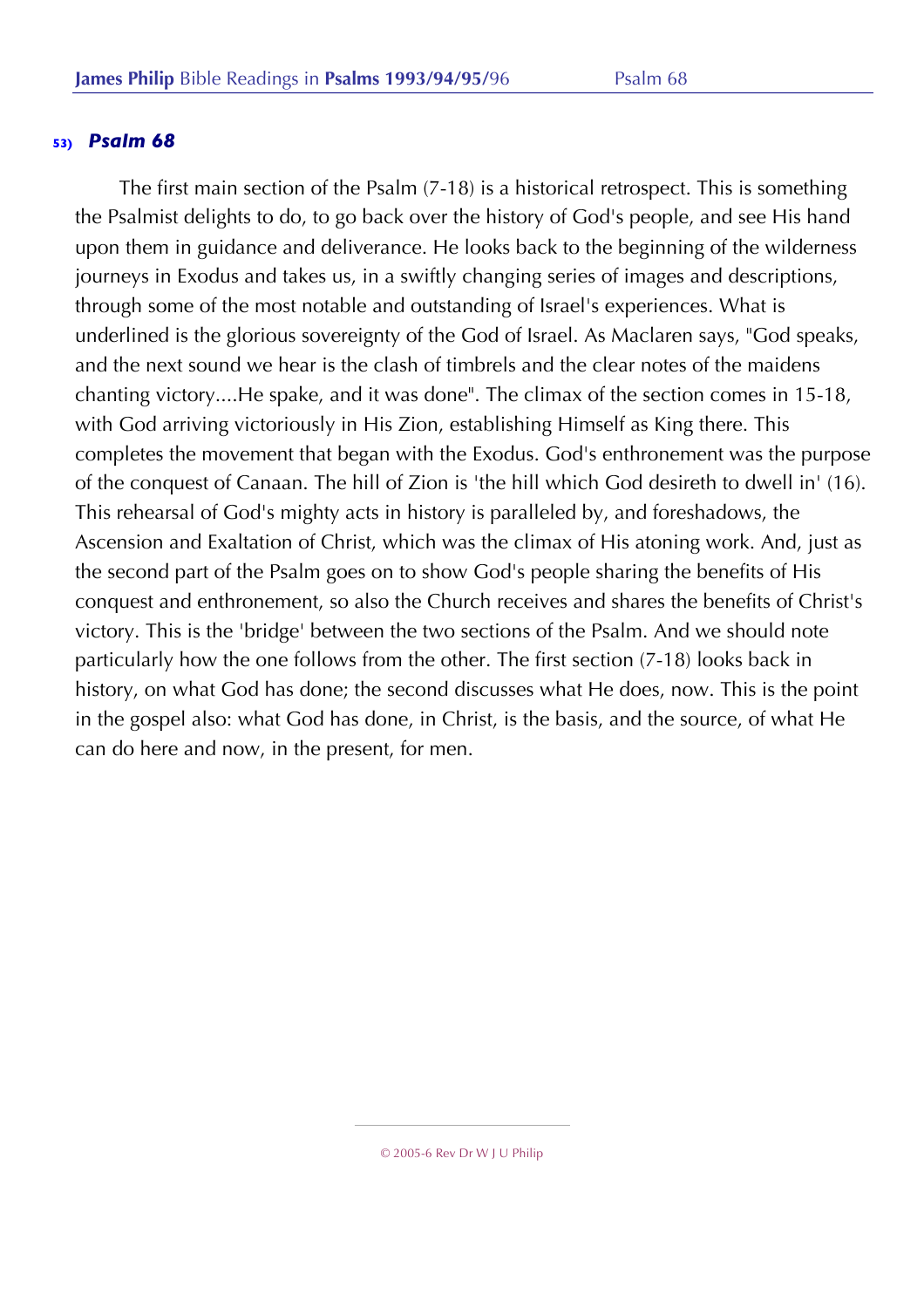## 53) *Psalm 68*

The first main section of the Psalm (7-18) is a historical retrospect. This is something the Psalmist delights to do, to go back over the history of God's people, and see His hand upon them in guidance and deliverance. He looks back to the beginning of the wilderness journeys in Exodus and takes us, in a swiftly changing series of images and descriptions, through some of the most notable and outstanding of Israel's experiences. What is underlined is the glorious sovereignty of the God of Israel. As Maclaren says, "God speaks, and the next sound we hear is the clash of timbrels and the clear notes of the maidens chanting victory....He spake, and it was done". The climax of the section comes in 15-18, with God arriving victoriously in His Zion, establishing Himself as King there. This completes the movement that began with the Exodus. God's enthronement was the purpose of the conquest of Canaan. The hill of Zion is 'the hill which God desireth to dwell in' (16). This rehearsal of God's mighty acts in history is paralleled by, and foreshadows, the Ascension and Exaltation of Christ, which was the climax of His atoning work. And, just as the second part of the Psalm goes on to show God's people sharing the benefits of His conquest and enthronement, so also the Church receives and shares the benefits of Christ's victory. This is the 'bridge' between the two sections of the Psalm. And we should note particularly how the one follows from the other. The first section (7-18) looks back in history, on what God has done; the second discusses what He does, now. This is the point in the gospel also: what God has done, in Christ, is the basis, and the source, of what He can do here and now, in the present, for men.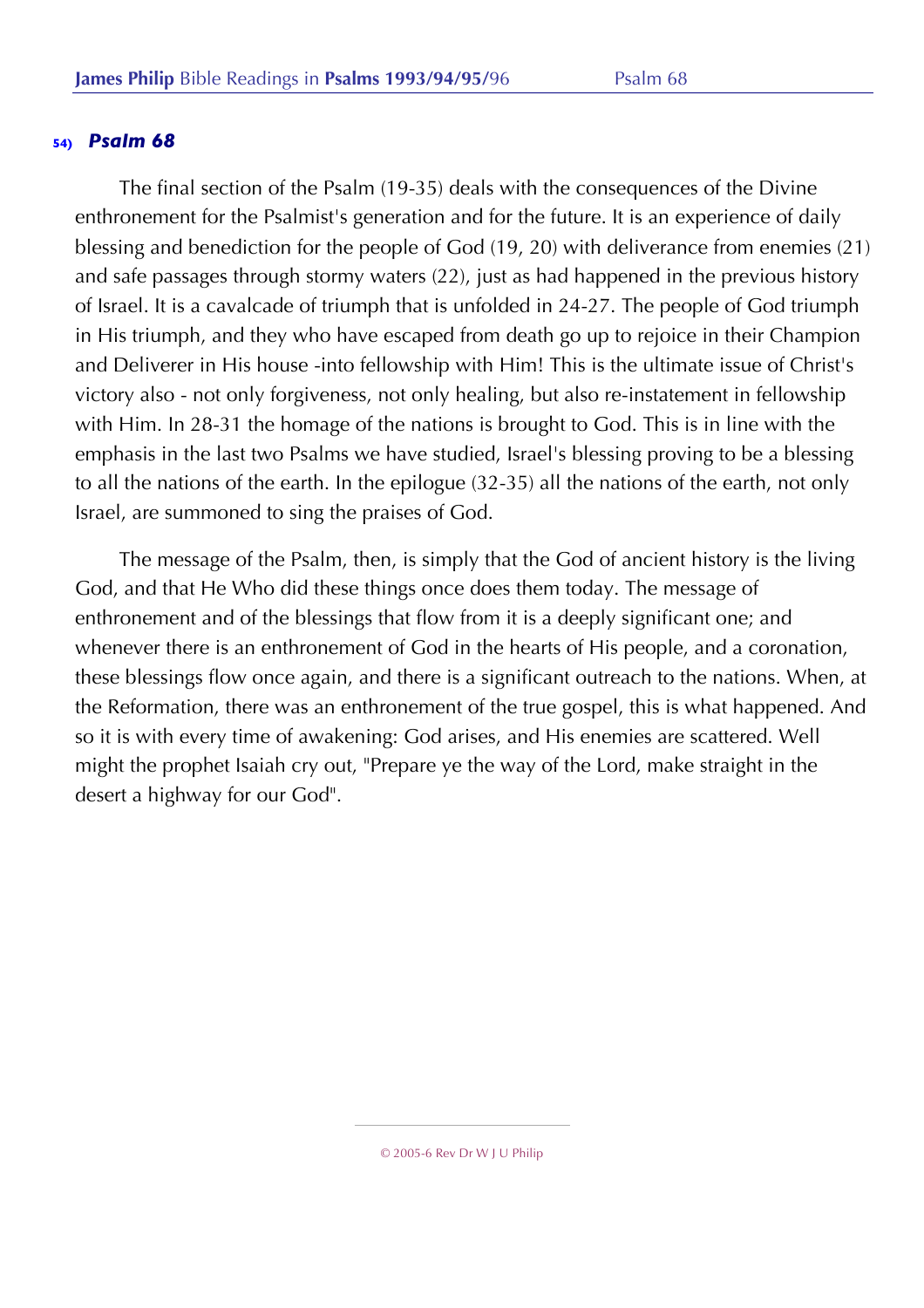## 54) *Psalm 68*

The final section of the Psalm (19-35) deals with the consequences of the Divine enthronement for the Psalmist's generation and for the future. It is an experience of daily blessing and benediction for the people of God (19, 20) with deliverance from enemies (21) and safe passages through stormy waters (22), just as had happened in the previous history of Israel. It is a cavalcade of triumph that is unfolded in 24-27. The people of God triumph in His triumph, and they who have escaped from death go up to rejoice in their Champion and Deliverer in His house -into fellowship with Him! This is the ultimate issue of Christ's victory also - not only forgiveness, not only healing, but also re-instatement in fellowship with Him. In 28-31 the homage of the nations is brought to God. This is in line with the emphasis in the last two Psalms we have studied, Israel's blessing proving to be a blessing to all the nations of the earth. In the epilogue (32-35) all the nations of the earth, not only Israel, are summoned to sing the praises of God.

The message of the Psalm, then, is simply that the God of ancient history is the living God, and that He Who did these things once does them today. The message of enthronement and of the blessings that flow from it is a deeply significant one; and whenever there is an enthronement of God in the hearts of His people, and a coronation, these blessings flow once again, and there is a significant outreach to the nations. When, at the Reformation, there was an enthronement of the true gospel, this is what happened. And so it is with every time of awakening: God arises, and His enemies are scattered. Well might the prophet Isaiah cry out, "Prepare ye the way of the Lord, make straight in the desert a highway for our God".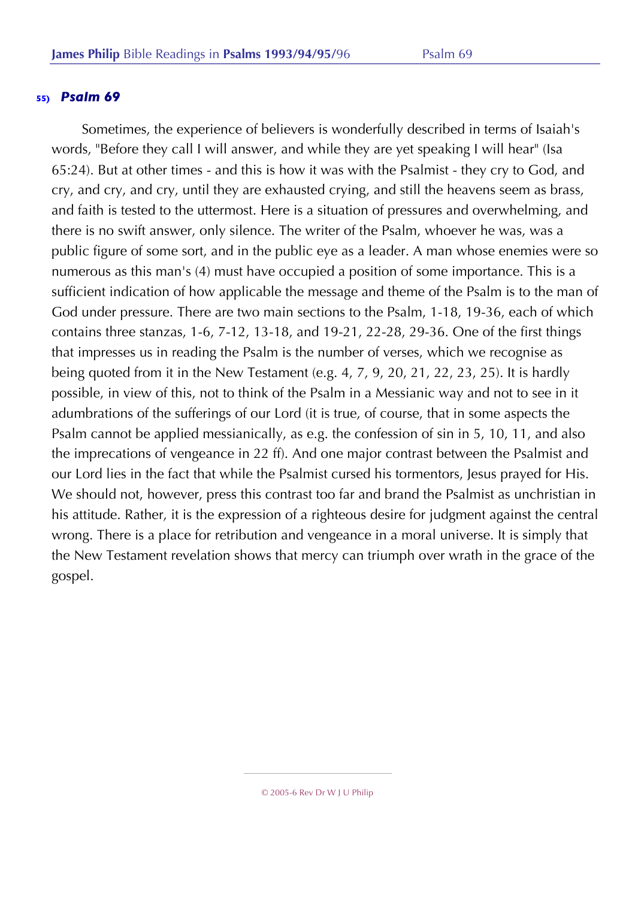## 55) *Psalm 69*

Sometimes, the experience of believers is wonderfully described in terms of Isaiah's words, "Before they call I will answer, and while they are yet speaking I will hear" (Isa 65:24). But at other times - and this is how it was with the Psalmist - they cry to God, and cry, and cry, and cry, until they are exhausted crying, and still the heavens seem as brass, and faith is tested to the uttermost. Here is a situation of pressures and overwhelming, and there is no swift answer, only silence. The writer of the Psalm, whoever he was, was a public figure of some sort, and in the public eye as a leader. A man whose enemies were so numerous as this man's (4) must have occupied a position of some importance. This is a sufficient indication of how applicable the message and theme of the Psalm is to the man of God under pressure. There are two main sections to the Psalm, 1-18, 19-36, each of which contains three stanzas, 1-6, 7-12, 13-18, and 19-21, 22-28, 29-36. One of the first things that impresses us in reading the Psalm is the number of verses, which we recognise as being quoted from it in the New Testament (e.g. 4, 7, 9, 20, 21, 22, 23, 25). It is hardly possible, in view of this, not to think of the Psalm in a Messianic way and not to see in it adumbrations of the sufferings of our Lord (it is true, of course, that in some aspects the Psalm cannot be applied messianically, as e.g. the confession of sin in 5, 10, 11, and also the imprecations of vengeance in 22 ff). And one major contrast between the Psalmist and our Lord lies in the fact that while the Psalmist cursed his tormentors, Jesus prayed for His. We should not, however, press this contrast too far and brand the Psalmist as unchristian in his attitude. Rather, it is the expression of a righteous desire for judgment against the central wrong. There is a place for retribution and vengeance in a moral universe. It is simply that the New Testament revelation shows that mercy can triumph over wrath in the grace of the gospel.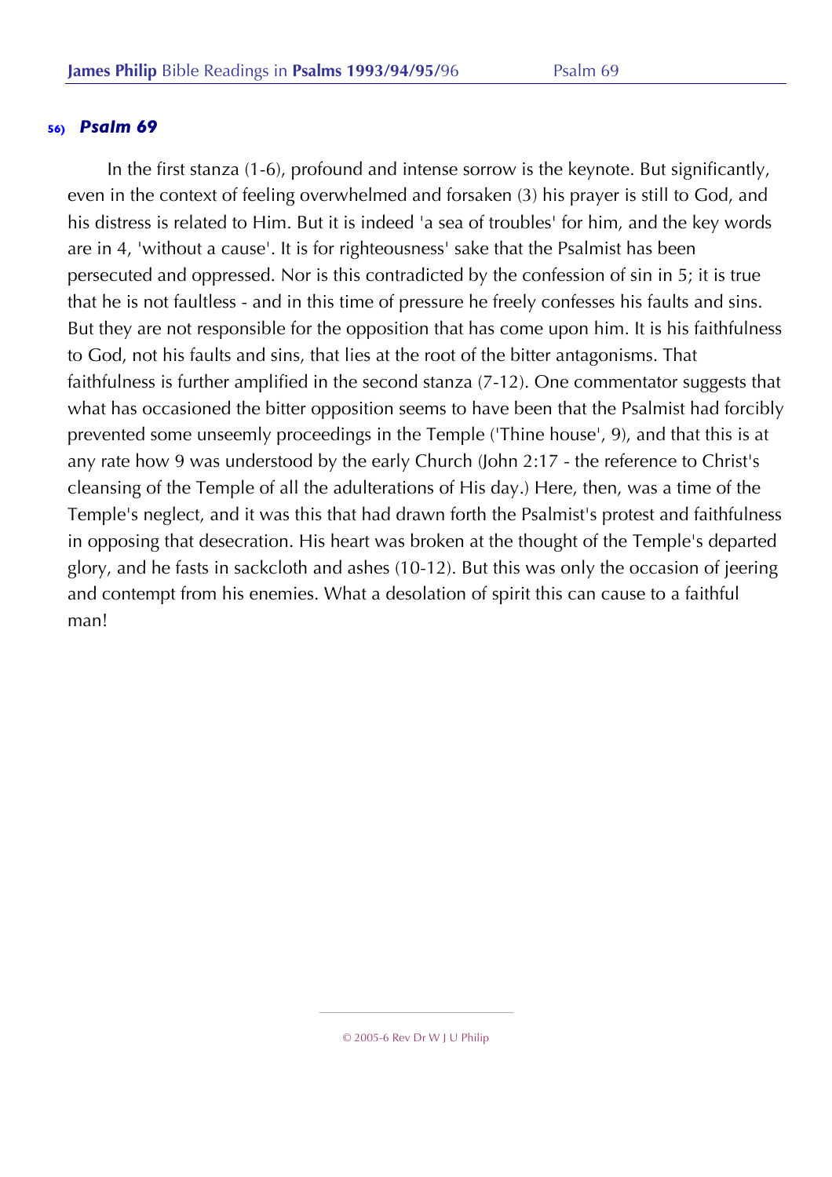### 56) *Psalm 69*

In the first stanza (1-6), profound and intense sorrow is the keynote. But significantly, even in the context of feeling overwhelmed and forsaken (3) his prayer is still to God, and his distress is related to Him. But it is indeed 'a sea of troubles' for him, and the key words are in 4, 'without a cause'. It is for righteousness' sake that the Psalmist has been persecuted and oppressed. Nor is this contradicted by the confession of sin in 5; it is true that he is not faultless - and in this time of pressure he freely confesses his faults and sins. But they are not responsible for the opposition that has come upon him. It is his faithfulness to God, not his faults and sins, that lies at the root of the bitter antagonisms. That faithfulness is further amplified in the second stanza (7-12). One commentator suggests that what has occasioned the bitter opposition seems to have been that the Psalmist had forcibly prevented some unseemly proceedings in the Temple ('Thine house', 9), and that this is at any rate how 9 was understood by the early Church (John 2:17 - the reference to Christ's cleansing of the Temple of all the adulterations of His day.) Here, then, was a time of the Temple's neglect, and it was this that had drawn forth the Psalmist's protest and faithfulness in opposing that desecration. His heart was broken at the thought of the Temple's departed glory, and he fasts in sackcloth and ashes (10-12). But this was only the occasion of jeering and contempt from his enemies. What a desolation of spirit this can cause to a faithful man!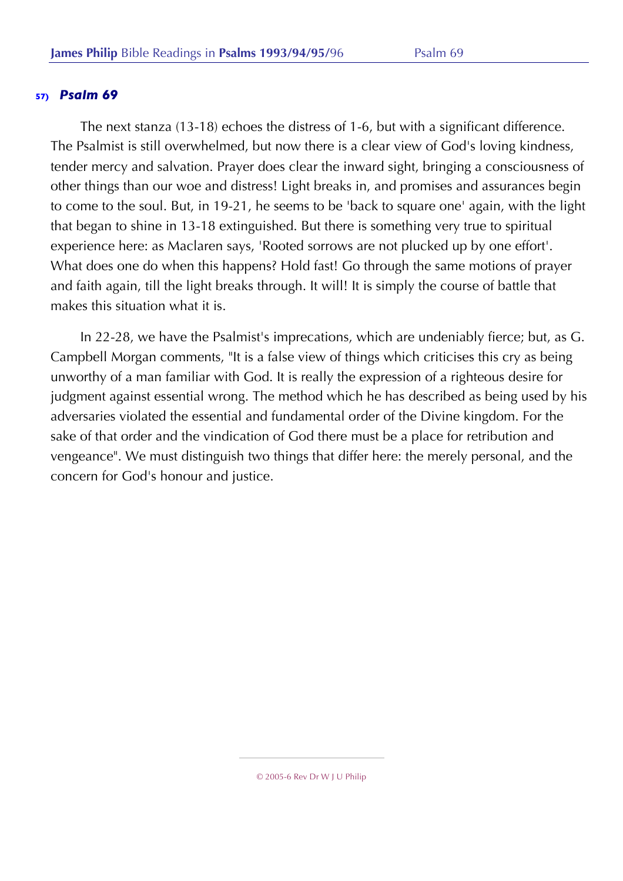## 57) *Psalm 69*

The next stanza (13-18) echoes the distress of 1-6, but with a significant difference. The Psalmist is still overwhelmed, but now there is a clear view of God's loving kindness, tender mercy and salvation. Prayer does clear the inward sight, bringing a consciousness of other things than our woe and distress! Light breaks in, and promises and assurances begin to come to the soul. But, in 19-21, he seems to be 'back to square one' again, with the light that began to shine in 13-18 extinguished. But there is something very true to spiritual experience here: as Maclaren says, 'Rooted sorrows are not plucked up by one effort'. What does one do when this happens? Hold fast! Go through the same motions of prayer and faith again, till the light breaks through. It will! It is simply the course of battle that makes this situation what it is.

In 22-28, we have the Psalmist's imprecations, which are undeniably fierce; but, as G. Campbell Morgan comments, "It is a false view of things which criticises this cry as being unworthy of a man familiar with God. It is really the expression of a righteous desire for judgment against essential wrong. The method which he has described as being used by his adversaries violated the essential and fundamental order of the Divine kingdom. For the sake of that order and the vindication of God there must be a place for retribution and vengeance". We must distinguish two things that differ here: the merely personal, and the concern for God's honour and justice.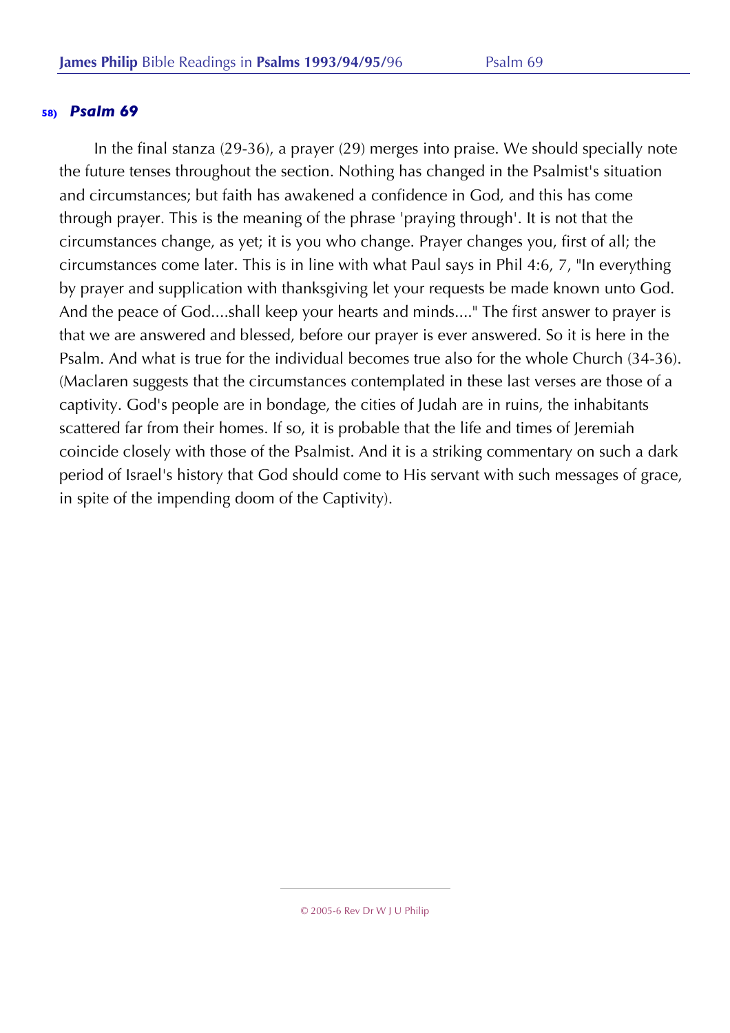## 58) *Psalm 69*

In the final stanza (29-36), a prayer (29) merges into praise. We should specially note the future tenses throughout the section. Nothing has changed in the Psalmist's situation and circumstances; but faith has awakened a confidence in God, and this has come through prayer. This is the meaning of the phrase 'praying through'. It is not that the circumstances change, as yet; it is you who change. Prayer changes you, first of all; the circumstances come later. This is in line with what Paul says in Phil 4:6, 7, "In everything by prayer and supplication with thanksgiving let your requests be made known unto God. And the peace of God....shall keep your hearts and minds...." The first answer to prayer is that we are answered and blessed, before our prayer is ever answered. So it is here in the Psalm. And what is true for the individual becomes true also for the whole Church (34-36). (Maclaren suggests that the circumstances contemplated in these last verses are those of a captivity. God's people are in bondage, the cities of Judah are in ruins, the inhabitants scattered far from their homes. If so, it is probable that the life and times of Jeremiah coincide closely with those of the Psalmist. And it is a striking commentary on such a dark period of Israel's history that God should come to His servant with such messages of grace, in spite of the impending doom of the Captivity).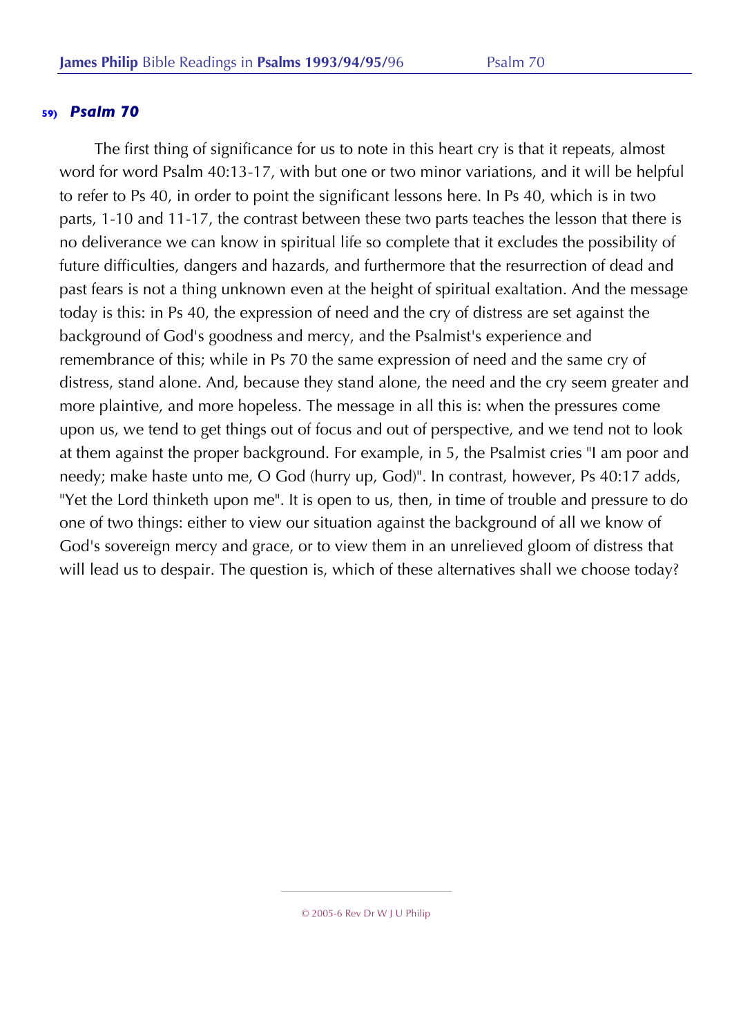### 59) *Psalm 70*

The first thing of significance for us to note in this heart cry is that it repeats, almost word for word Psalm 40:13-17, with but one or two minor variations, and it will be helpful to refer to Ps 40, in order to point the significant lessons here. In Ps 40, which is in two parts, 1-10 and 11-17, the contrast between these two parts teaches the lesson that there is no deliverance we can know in spiritual life so complete that it excludes the possibility of future difficulties, dangers and hazards, and furthermore that the resurrection of dead and past fears is not a thing unknown even at the height of spiritual exaltation. And the message today is this: in Ps 40, the expression of need and the cry of distress are set against the background of God's goodness and mercy, and the Psalmist's experience and remembrance of this; while in Ps 70 the same expression of need and the same cry of distress, stand alone. And, because they stand alone, the need and the cry seem greater and more plaintive, and more hopeless. The message in all this is: when the pressures come upon us, we tend to get things out of focus and out of perspective, and we tend not to look at them against the proper background. For example, in 5, the Psalmist cries "I am poor and needy; make haste unto me, O God (hurry up, God)". In contrast, however, Ps 40:17 adds, "Yet the Lord thinketh upon me". It is open to us, then, in time of trouble and pressure to do one of two things: either to view our situation against the background of all we know of God's sovereign mercy and grace, or to view them in an unrelieved gloom of distress that will lead us to despair. The question is, which of these alternatives shall we choose today?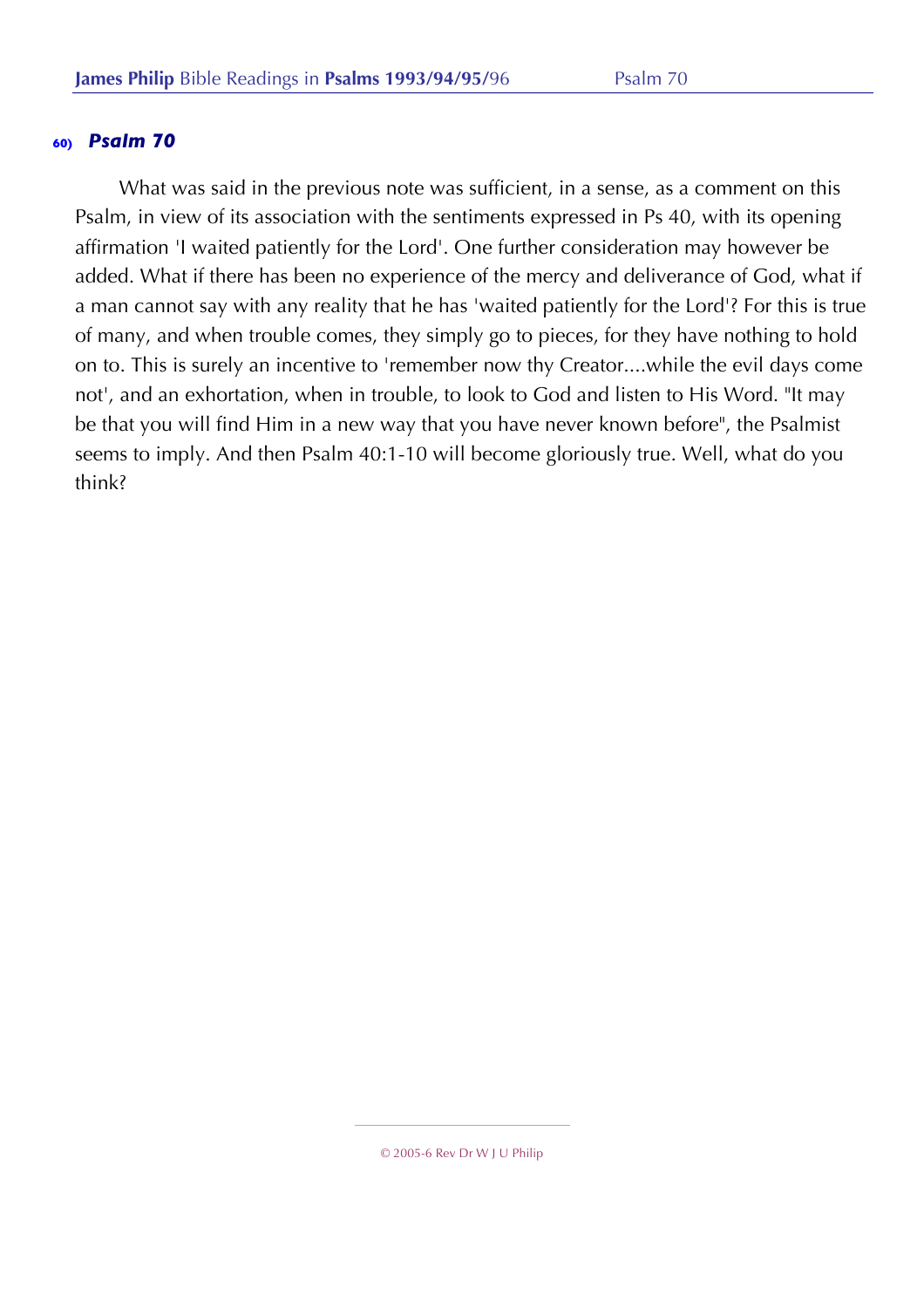## 60) *Psalm 70*

What was said in the previous note was sufficient, in a sense, as a comment on this Psalm, in view of its association with the sentiments expressed in Ps 40, with its opening affirmation 'I waited patiently for the Lord'. One further consideration may however be added. What if there has been no experience of the mercy and deliverance of God, what if a man cannot say with any reality that he has 'waited patiently for the Lord'? For this is true of many, and when trouble comes, they simply go to pieces, for they have nothing to hold on to. This is surely an incentive to 'remember now thy Creator....while the evil days come not', and an exhortation, when in trouble, to look to God and listen to His Word. "It may be that you will find Him in a new way that you have never known before", the Psalmist seems to imply. And then Psalm 40:1-10 will become gloriously true. Well, what do you think?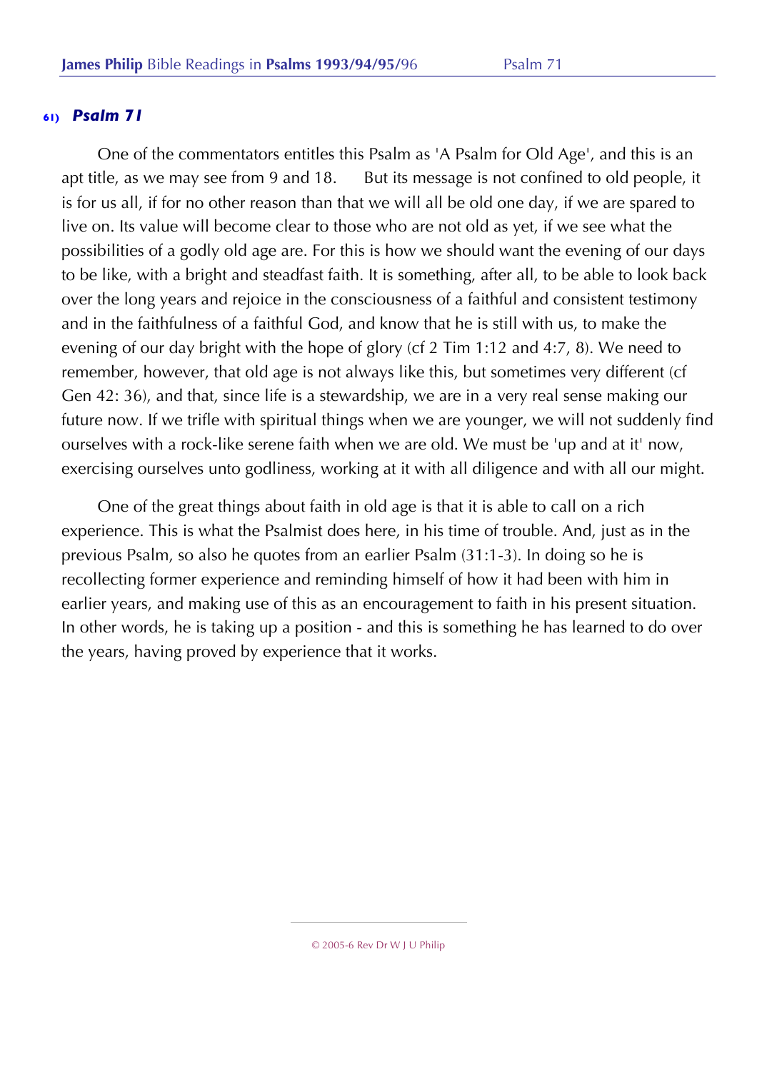## 61) *Psalm 71*

One of the commentators entitles this Psalm as 'A Psalm for Old Age', and this is an apt title, as we may see from 9 and 18. But its message is not confined to old people, it is for us all, if for no other reason than that we will all be old one day, if we are spared to live on. Its value will become clear to those who are not old as yet, if we see what the possibilities of a godly old age are. For this is how we should want the evening of our days to be like, with a bright and steadfast faith. It is something, after all, to be able to look back over the long years and rejoice in the consciousness of a faithful and consistent testimony and in the faithfulness of a faithful God, and know that he is still with us, to make the evening of our day bright with the hope of glory (cf 2 Tim 1:12 and 4:7, 8). We need to remember, however, that old age is not always like this, but sometimes very different (cf Gen 42: 36), and that, since life is a stewardship, we are in a very real sense making our future now. If we trifle with spiritual things when we are younger, we will not suddenly find ourselves with a rock-like serene faith when we are old. We must be 'up and at it' now, exercising ourselves unto godliness, working at it with all diligence and with all our might.

One of the great things about faith in old age is that it is able to call on a rich experience. This is what the Psalmist does here, in his time of trouble. And, just as in the previous Psalm, so also he quotes from an earlier Psalm (31:1-3). In doing so he is recollecting former experience and reminding himself of how it had been with him in earlier years, and making use of this as an encouragement to faith in his present situation. In other words, he is taking up a position - and this is something he has learned to do over the years, having proved by experience that it works.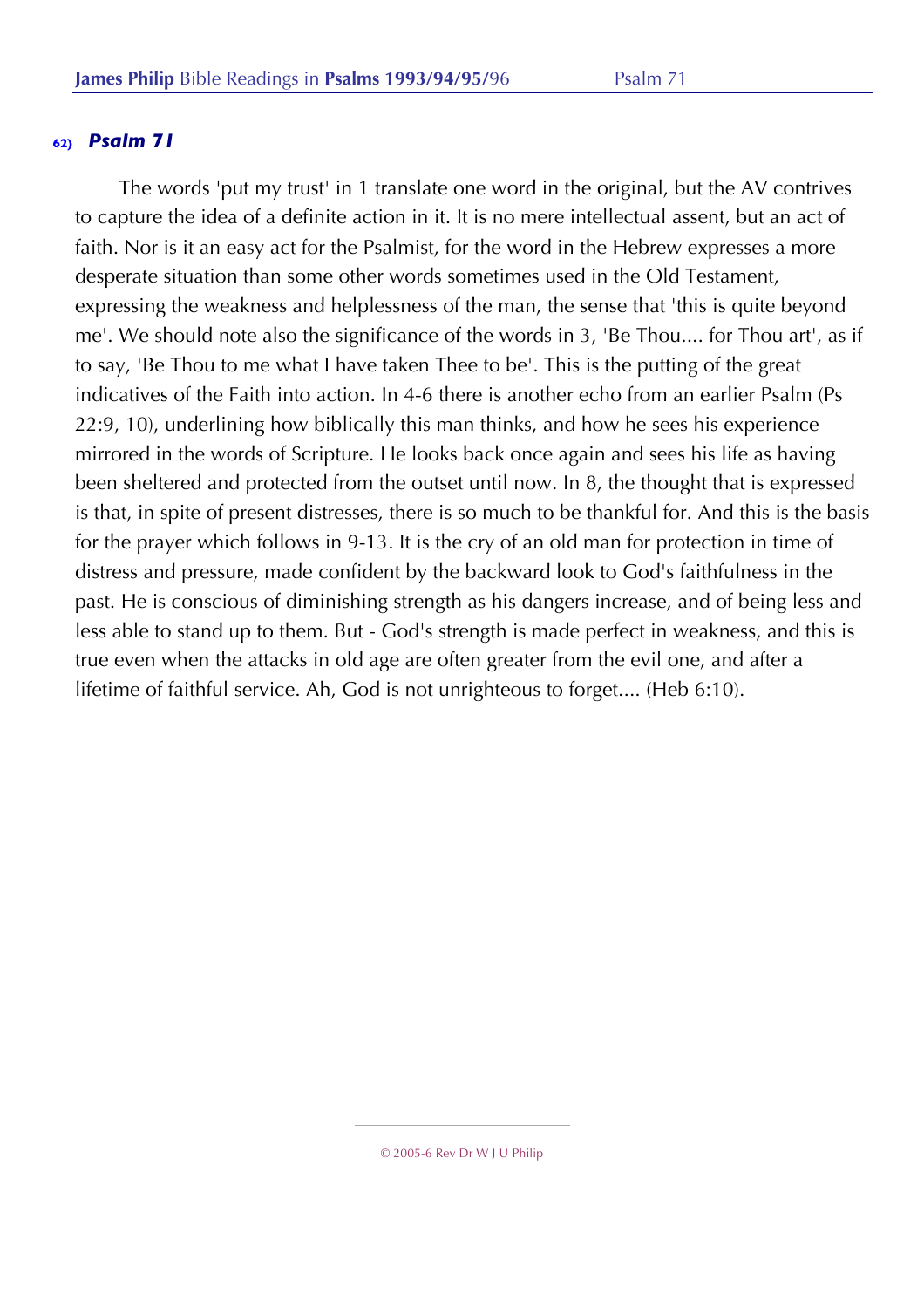## 62) *Psalm 71*

The words 'put my trust' in 1 translate one word in the original, but the AV contrives to capture the idea of a definite action in it. It is no mere intellectual assent, but an act of faith. Nor is it an easy act for the Psalmist, for the word in the Hebrew expresses a more desperate situation than some other words sometimes used in the Old Testament, expressing the weakness and helplessness of the man, the sense that 'this is quite beyond me'. We should note also the significance of the words in 3, 'Be Thou.... for Thou art', as if to say, 'Be Thou to me what I have taken Thee to be'. This is the putting of the great indicatives of the Faith into action. In 4-6 there is another echo from an earlier Psalm (Ps 22:9, 10), underlining how biblically this man thinks, and how he sees his experience mirrored in the words of Scripture. He looks back once again and sees his life as having been sheltered and protected from the outset until now. In 8, the thought that is expressed is that, in spite of present distresses, there is so much to be thankful for. And this is the basis for the prayer which follows in 9-13. It is the cry of an old man for protection in time of distress and pressure, made confident by the backward look to God's faithfulness in the past. He is conscious of diminishing strength as his dangers increase, and of being less and less able to stand up to them. But - God's strength is made perfect in weakness, and this is true even when the attacks in old age are often greater from the evil one, and after a lifetime of faithful service. Ah, God is not unrighteous to forget.... (Heb 6:10).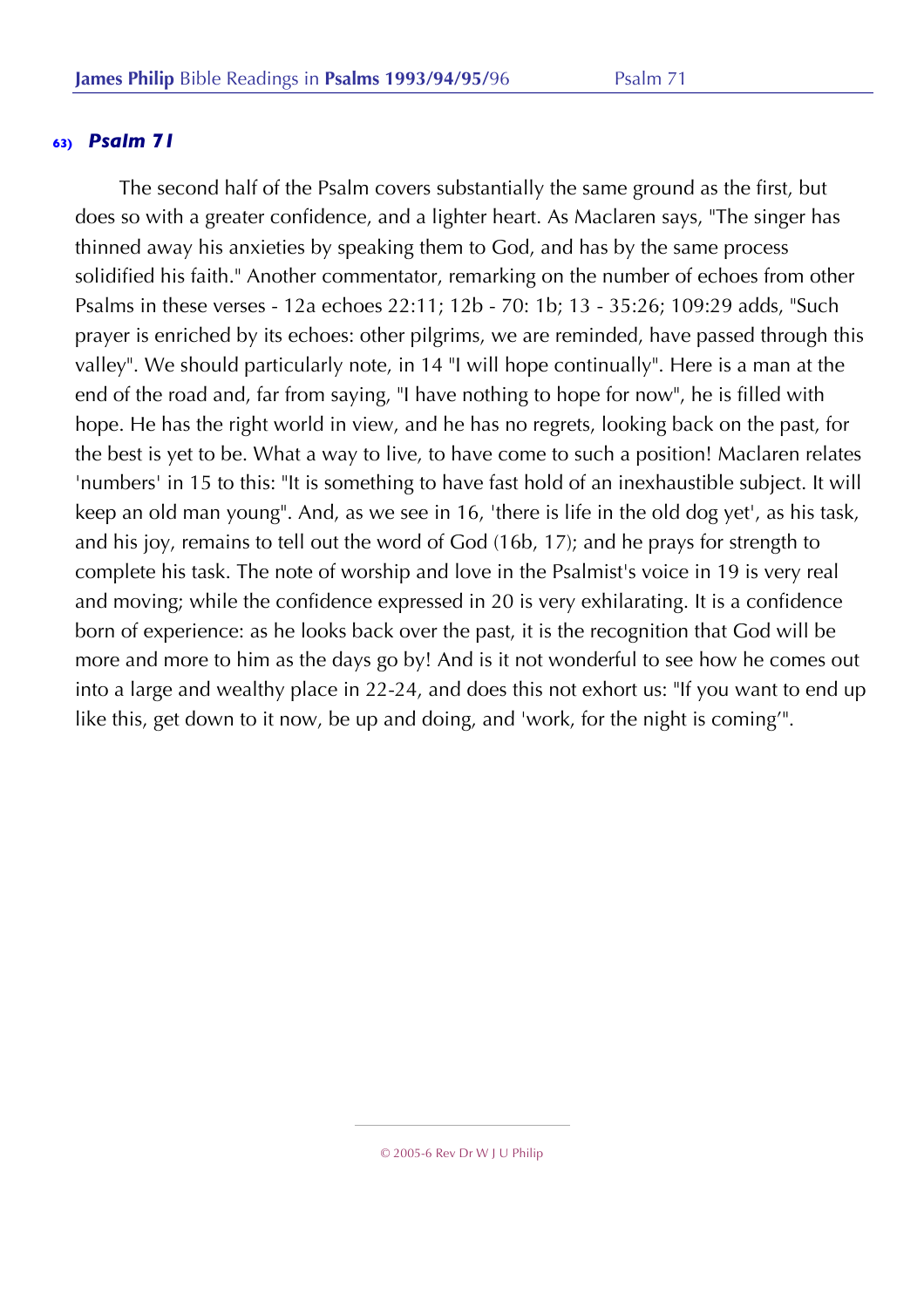## 63) *Psalm 71*

The second half of the Psalm covers substantially the same ground as the first, but does so with a greater confidence, and a lighter heart. As Maclaren says, "The singer has thinned away his anxieties by speaking them to God, and has by the same process solidified his faith." Another commentator, remarking on the number of echoes from other Psalms in these verses - 12a echoes 22:11; 12b - 70: 1b; 13 - 35:26; 109:29 adds, "Such prayer is enriched by its echoes: other pilgrims, we are reminded, have passed through this valley". We should particularly note, in 14 "I will hope continually". Here is a man at the end of the road and, far from saying, "I have nothing to hope for now", he is filled with hope. He has the right world in view, and he has no regrets, looking back on the past, for the best is yet to be. What a way to live, to have come to such a position! Maclaren relates 'numbers' in 15 to this: "It is something to have fast hold of an inexhaustible subject. It will keep an old man young". And, as we see in 16, 'there is life in the old dog yet', as his task, and his joy, remains to tell out the word of God (16b, 17); and he prays for strength to complete his task. The note of worship and love in the Psalmist's voice in 19 is very real and moving; while the confidence expressed in 20 is very exhilarating. It is a confidence born of experience: as he looks back over the past, it is the recognition that God will be more and more to him as the days go by! And is it not wonderful to see how he comes out into a large and wealthy place in 22-24, and does this not exhort us: "If you want to end up like this, get down to it now, be up and doing, and 'work, for the night is coming'".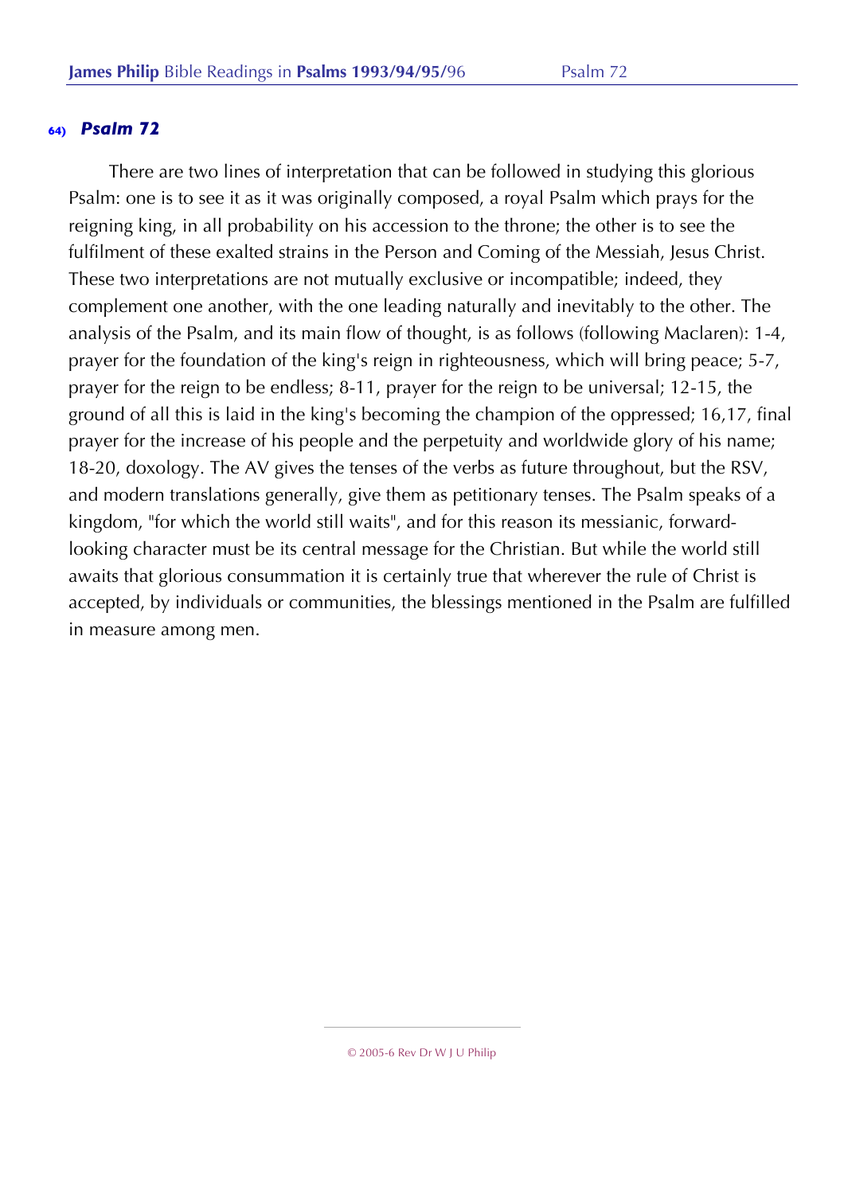## 64) *Psalm 72*

There are two lines of interpretation that can be followed in studying this glorious Psalm: one is to see it as it was originally composed, a royal Psalm which prays for the reigning king, in all probability on his accession to the throne; the other is to see the fulfilment of these exalted strains in the Person and Coming of the Messiah, Jesus Christ. These two interpretations are not mutually exclusive or incompatible; indeed, they complement one another, with the one leading naturally and inevitably to the other. The analysis of the Psalm, and its main flow of thought, is as follows (following Maclaren): 1-4, prayer for the foundation of the king's reign in righteousness, which will bring peace; 5-7, prayer for the reign to be endless; 8-11, prayer for the reign to be universal; 12-15, the ground of all this is laid in the king's becoming the champion of the oppressed; 16,17, final prayer for the increase of his people and the perpetuity and worldwide glory of his name; 18-20, doxology. The AV gives the tenses of the verbs as future throughout, but the RSV, and modern translations generally, give them as petitionary tenses. The Psalm speaks of a kingdom, "for which the world still waits", and for this reason its messianic, forward-looking character must be its central message for the Christian. But while the world still awaits that glorious consummation it is certainly true that wherever the rule of Christ is accepted, by individuals or communities, the blessings mentioned in the Psalm are fulfilled in measure among men.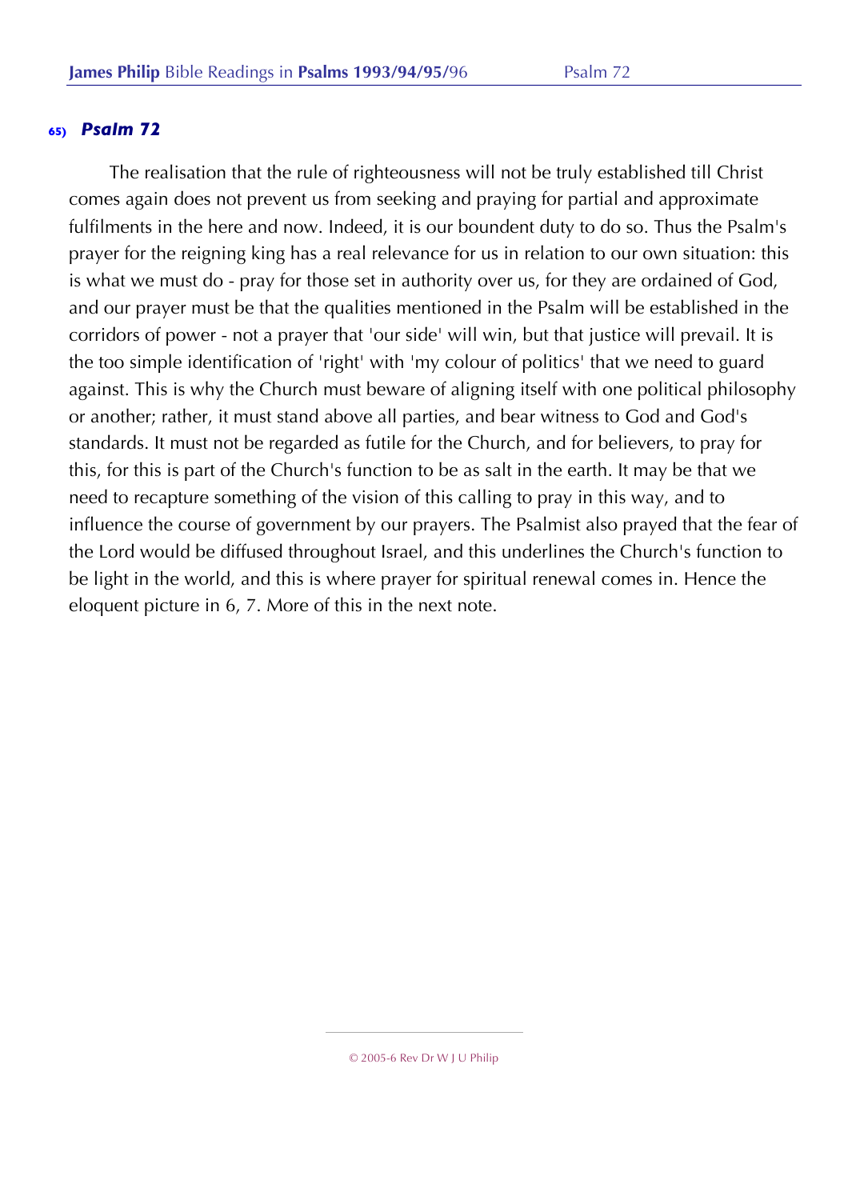### 65) *Psalm 72*

The realisation that the rule of righteousness will not be truly established till Christ comes again does not prevent us from seeking and praying for partial and approximate fulfilments in the here and now. Indeed, it is our boundent duty to do so. Thus the Psalm's prayer for the reigning king has a real relevance for us in relation to our own situation: this is what we must do - pray for those set in authority over us, for they are ordained of God, and our prayer must be that the qualities mentioned in the Psalm will be established in the corridors of power - not a prayer that 'our side' will win, but that justice will prevail. It is the too simple identification of 'right' with 'my colour of politics' that we need to guard against. This is why the Church must beware of aligning itself with one political philosophy or another; rather, it must stand above all parties, and bear witness to God and God's standards. It must not be regarded as futile for the Church, and for believers, to pray for this, for this is part of the Church's function to be as salt in the earth. It may be that we need to recapture something of the vision of this calling to pray in this way, and to influence the course of government by our prayers. The Psalmist also prayed that the fear of the Lord would be diffused throughout Israel, and this underlines the Church's function to be light in the world, and this is where prayer for spiritual renewal comes in. Hence the eloquent picture in 6, 7. More of this in the next note.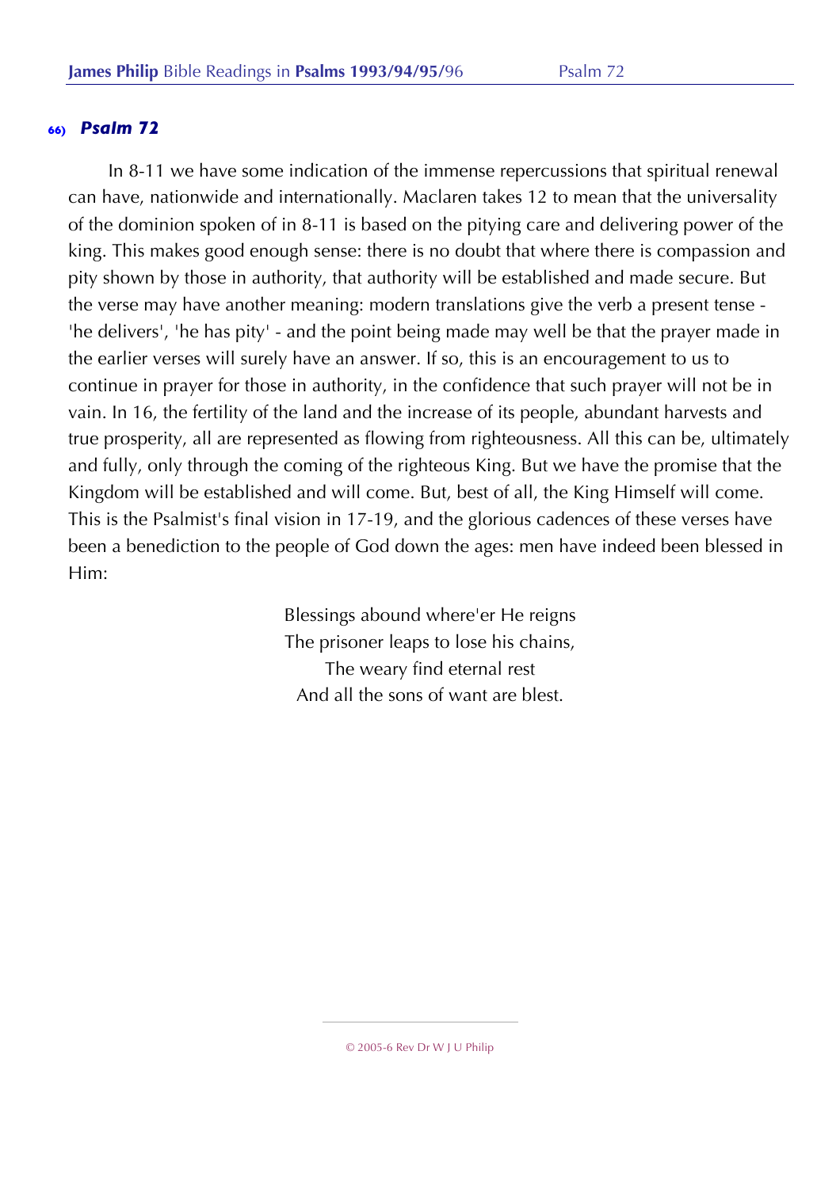## 66) *Psalm 72*

In 8-11 we have some indication of the immense repercussions that spiritual renewal can have, nationwide and internationally. Maclaren takes 12 to mean that the universality of the dominion spoken of in 8-11 is based on the pitying care and delivering power of the king. This makes good enough sense: there is no doubt that where there is compassion and pity shown by those in authority, that authority will be established and made secure. But the verse may have another meaning: modern translations give the verb a present tense - 'he delivers', 'he has pity' - and the point being made may well be that the prayer made in the earlier verses will surely have an answer. If so, this is an encouragement to us to continue in prayer for those in authority, in the confidence that such prayer will not be in vain. In 16, the fertility of the land and the increase of its people, abundant harvests and true prosperity, all are represented as flowing from righteousness. All this can be, ultimately and fully, only through the coming of the righteous King. But we have the promise that the Kingdom will be established and will come. But, best of all, the King Himself will come. This is the Psalmist's final vision in 17-19, and the glorious cadences of these verses have been a benediction to the people of God down the ages: men have indeed been blessed in Him:

Blessings abound where'er He reigns  
The prisoner leaps to lose his chains,  
The weary find eternal rest  
And all the sons of want are blest.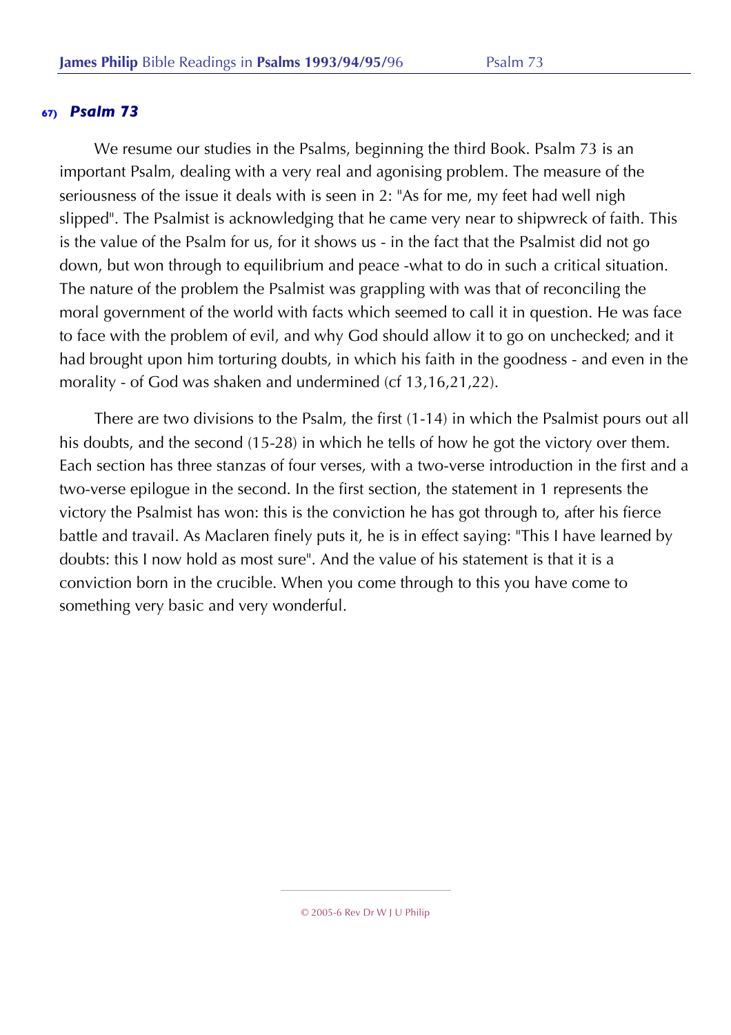### 67) *Psalm 73*

We resume our studies in the Psalms, beginning the third Book. Psalm 73 is an important Psalm, dealing with a very real and agonising problem. The measure of the seriousness of the issue it deals with is seen in 2: "As for me, my feet had well nigh slipped". The Psalmist is acknowledging that he came very near to shipwreck of faith. This is the value of the Psalm for us, for it shows us - in the fact that the Psalmist did not go down, but won through to equilibrium and peace -what to do in such a critical situation. The nature of the problem the Psalmist was grappling with was that of reconciling the moral government of the world with facts which seemed to call it in question. He was face to face with the problem of evil, and why God should allow it to go on unchecked; and it had brought upon him torturing doubts, in which his faith in the goodness - and even in the morality - of God was shaken and undermined (cf 13,16,21,22).

There are two divisions to the Psalm, the first (1-14) in which the Psalmist pours out all his doubts, and the second (15-28) in which he tells of how he got the victory over them. Each section has three stanzas of four verses, with a two-verse introduction in the first and a two-verse epilogue in the second. In the first section, the statement in 1 represents the victory the Psalmist has won: this is the conviction he has got through to, after his fierce battle and travail. As Maclaren finely puts it, he is in effect saying: "This I have learned by doubts: this I now hold as most sure". And the value of his statement is that it is a conviction born in the crucible. When you come through to this you have come to something very basic and very wonderful.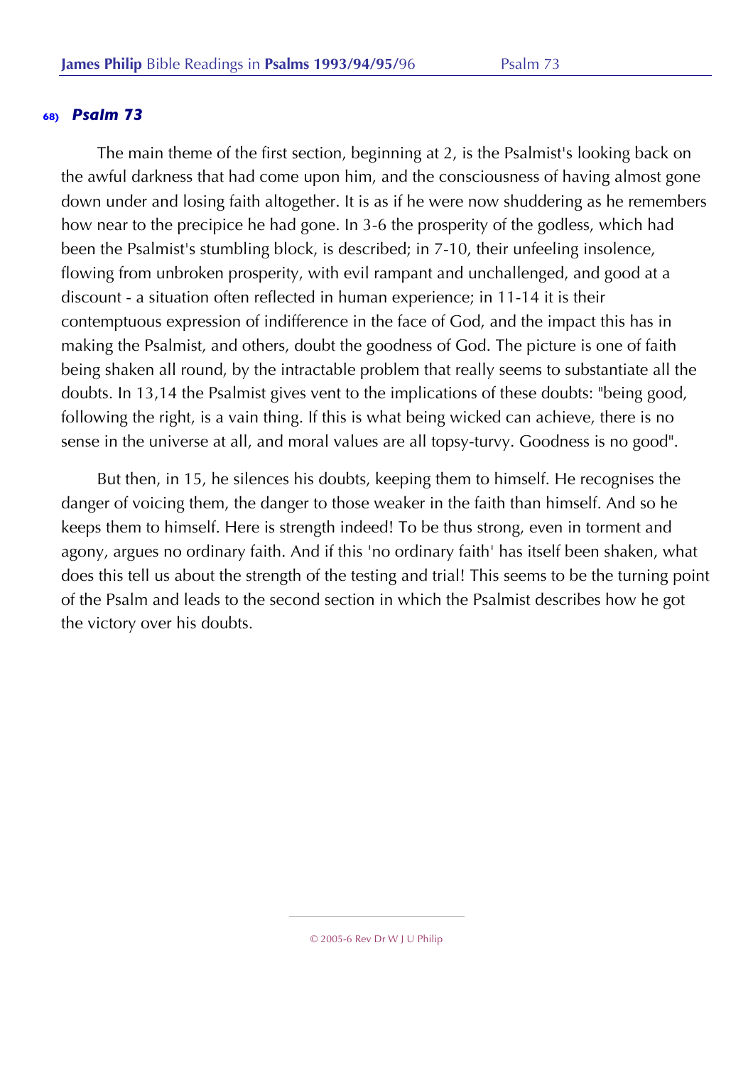## 68) *Psalm 73*

The main theme of the first section, beginning at 2, is the Psalmist's looking back on the awful darkness that had come upon him, and the consciousness of having almost gone down under and losing faith altogether. It is as if he were now shuddering as he remembers how near to the precipice he had gone. In 3-6 the prosperity of the godless, which had been the Psalmist's stumbling block, is described; in 7-10, their unfeeling insolence, flowing from unbroken prosperity, with evil rampant and unchallenged, and good at a discount - a situation often reflected in human experience; in 11-14 it is their contemptuous expression of indifference in the face of God, and the impact this has in making the Psalmist, and others, doubt the goodness of God. The picture is one of faith being shaken all round, by the intractable problem that really seems to substantiate all the doubts. In 13,14 the Psalmist gives vent to the implications of these doubts: "being good, following the right, is a vain thing. If this is what being wicked can achieve, there is no sense in the universe at all, and moral values are all topsy-turvy. Goodness is no good".

But then, in 15, he silences his doubts, keeping them to himself. He recognises the danger of voicing them, the danger to those weaker in the faith than himself. And so he keeps them to himself. Here is strength indeed! To be thus strong, even in torment and agony, argues no ordinary faith. And if this 'no ordinary faith' has itself been shaken, what does this tell us about the strength of the testing and trial! This seems to be the turning point of the Psalm and leads to the second section in which the Psalmist describes how he got the victory over his doubts.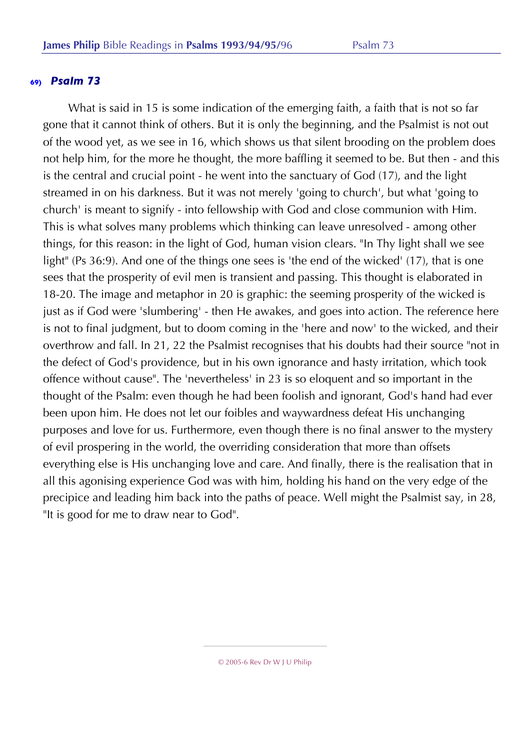### 69) *Psalm 73*

What is said in 15 is some indication of the emerging faith, a faith that is not so far gone that it cannot think of others. But it is only the beginning, and the Psalmist is not out of the wood yet, as we see in 16, which shows us that silent brooding on the problem does not help him, for the more he thought, the more baffling it seemed to be. But then - and this is the central and crucial point - he went into the sanctuary of God (17), and the light streamed in on his darkness. But it was not merely 'going to church', but what 'going to church' is meant to signify - into fellowship with God and close communion with Him. This is what solves many problems which thinking can leave unresolved - among other things, for this reason: in the light of God, human vision clears. "In Thy light shall we see light" (Ps 36:9). And one of the things one sees is 'the end of the wicked' (17), that is one sees that the prosperity of evil men is transient and passing. This thought is elaborated in 18-20. The image and metaphor in 20 is graphic: the seeming prosperity of the wicked is just as if God were 'slumbering' - then He awakes, and goes into action. The reference here is not to final judgment, but to doom coming in the 'here and now' to the wicked, and their overthrow and fall. In 21, 22 the Psalmist recognises that his doubts had their source "not in the defect of God's providence, but in his own ignorance and hasty irritation, which took offence without cause". The 'nevertheless' in 23 is so eloquent and so important in the thought of the Psalm: even though he had been foolish and ignorant, God's hand had ever been upon him. He does not let our foibles and waywardness defeat His unchanging purposes and love for us. Furthermore, even though there is no final answer to the mystery of evil prospering in the world, the overriding consideration that more than offsets everything else is His unchanging love and care. And finally, there is the realisation that in all this agonising experience God was with him, holding his hand on the very edge of the precipice and leading him back into the paths of peace. Well might the Psalmist say, in 28, "It is good for me to draw near to God".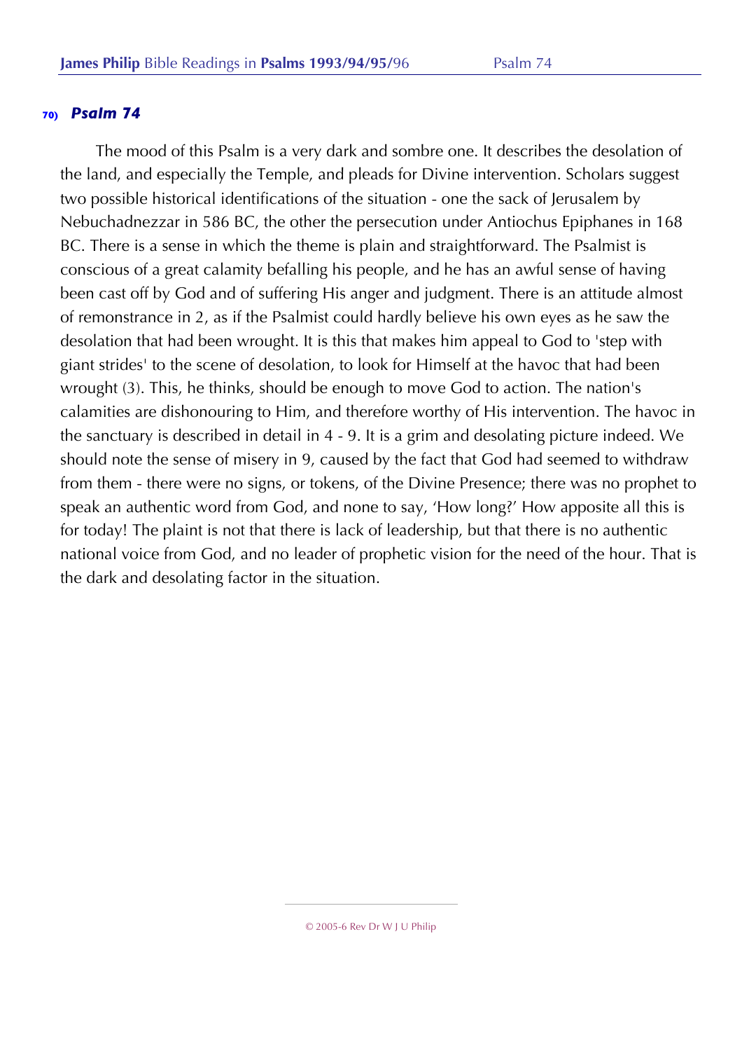## 70) *Psalm 74*

The mood of this Psalm is a very dark and sombre one. It describes the desolation of the land, and especially the Temple, and pleads for Divine intervention. Scholars suggest two possible historical identifications of the situation - one the sack of Jerusalem by Nebuchadnezzar in 586 BC, the other the persecution under Antiochus Epiphanes in 168 BC. There is a sense in which the theme is plain and straightforward. The Psalmist is conscious of a great calamity befalling his people, and he has an awful sense of having been cast off by God and of suffering His anger and judgment. There is an attitude almost of remonstrance in 2, as if the Psalmist could hardly believe his own eyes as he saw the desolation that had been wrought. It is this that makes him appeal to God to 'step with giant strides' to the scene of desolation, to look for Himself at the havoc that had been wrought (3). This, he thinks, should be enough to move God to action. The nation's calamities are dishonouring to Him, and therefore worthy of His intervention. The havoc in the sanctuary is described in detail in 4 - 9. It is a grim and desolating picture indeed. We should note the sense of misery in 9, caused by the fact that God had seemed to withdraw from them - there were no signs, or tokens, of the Divine Presence; there was no prophet to speak an authentic word from God, and none to say, 'How long?' How apposite all this is for today! The plaint is not that there is lack of leadership, but that there is no authentic national voice from God, and no leader of prophetic vision for the need of the hour. That is the dark and desolating factor in the situation.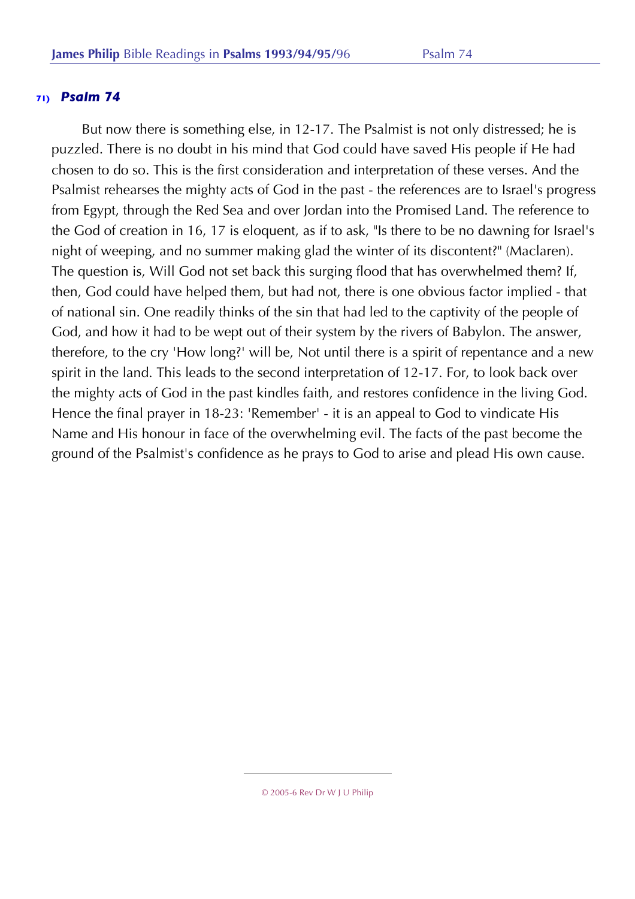### 71) *Psalm 74*

But now there is something else, in 12-17. The Psalmist is not only distressed; he is puzzled. There is no doubt in his mind that God could have saved His people if He had chosen to do so. This is the first consideration and interpretation of these verses. And the Psalmist rehearses the mighty acts of God in the past - the references are to Israel's progress from Egypt, through the Red Sea and over Jordan into the Promised Land. The reference to the God of creation in 16, 17 is eloquent, as if to ask, "Is there to be no dawning for Israel's night of weeping, and no summer making glad the winter of its discontent?" (Maclaren). The question is, Will God not set back this surging flood that has overwhelmed them? If, then, God could have helped them, but had not, there is one obvious factor implied - that of national sin. One readily thinks of the sin that had led to the captivity of the people of God, and how it had to be wept out of their system by the rivers of Babylon. The answer, therefore, to the cry 'How long?' will be, Not until there is a spirit of repentance and a new spirit in the land. This leads to the second interpretation of 12-17. For, to look back over the mighty acts of God in the past kindles faith, and restores confidence in the living God. Hence the final prayer in 18-23: 'Remember' - it is an appeal to God to vindicate His Name and His honour in face of the overwhelming evil. The facts of the past become the ground of the Psalmist's confidence as he prays to God to arise and plead His own cause.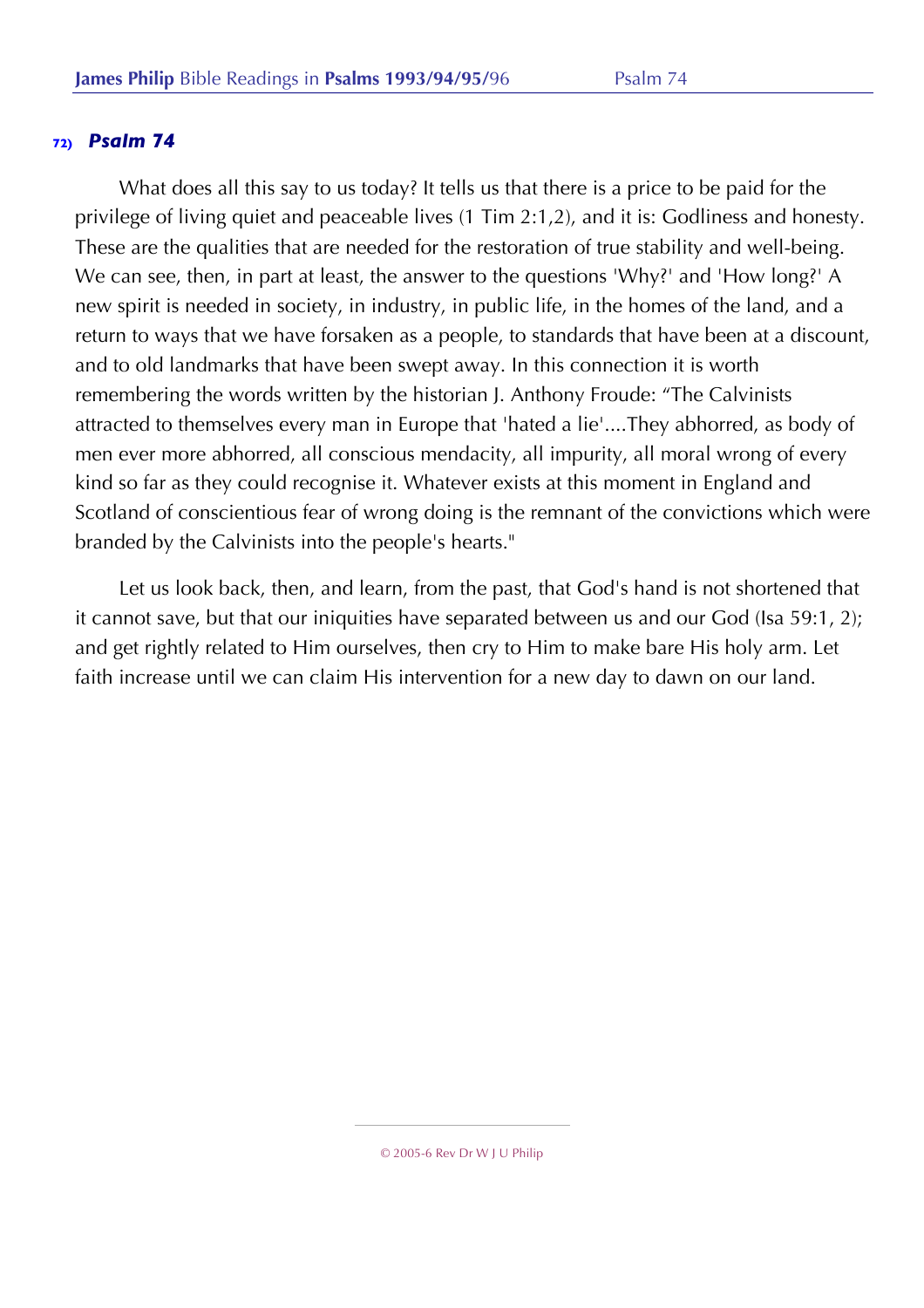## 72) *Psalm 74*

What does all this say to us today? It tells us that there is a price to be paid for the privilege of living quiet and peaceable lives (1 Tim 2:1,2), and it is: Godliness and honesty. These are the qualities that are needed for the restoration of true stability and well-being. We can see, then, in part at least, the answer to the questions 'Why?' and 'How long?' A new spirit is needed in society, in industry, in public life, in the homes of the land, and a return to ways that we have forsaken as a people, to standards that have been at a discount, and to old landmarks that have been swept away. In this connection it is worth remembering the words written by the historian J. Anthony Froude: "The Calvinists attracted to themselves every man in Europe that 'hated a lie'....They abhorred, as body of men ever more abhorred, all conscious mendacity, all impurity, all moral wrong of every kind so far as they could recognise it. Whatever exists at this moment in England and Scotland of conscientious fear of wrong doing is the remnant of the convictions which were branded by the Calvinists into the people's hearts."

Let us look back, then, and learn, from the past, that God's hand is not shortened that it cannot save, but that our iniquities have separated between us and our God (Isa 59:1, 2); and get rightly related to Him ourselves, then cry to Him to make bare His holy arm. Let faith increase until we can claim His intervention for a new day to dawn on our land.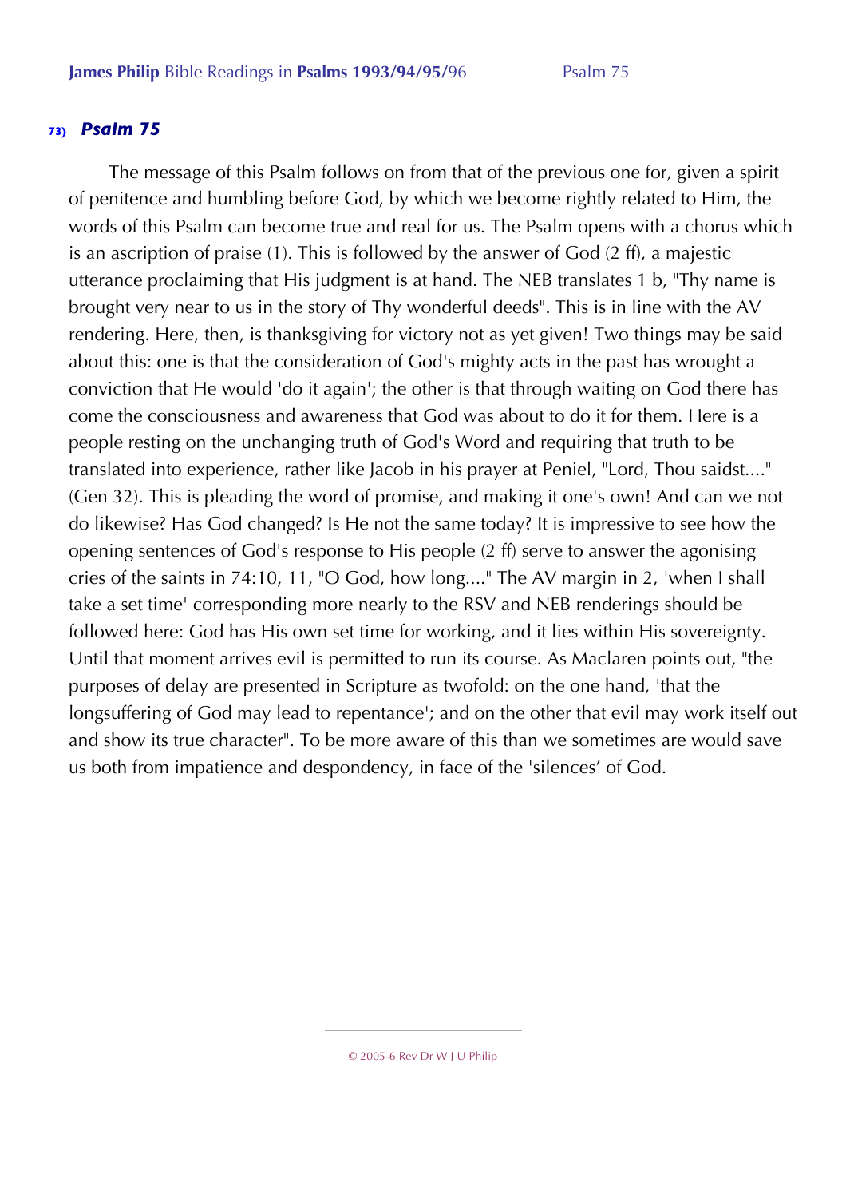## 73) *Psalm 75*

The message of this Psalm follows on from that of the previous one for, given a spirit of penitence and humbling before God, by which we become rightly related to Him, the words of this Psalm can become true and real for us. The Psalm opens with a chorus which is an ascription of praise (1). This is followed by the answer of God (2 ff), a majestic utterance proclaiming that His judgment is at hand. The NEB translates 1 b, "Thy name is brought very near to us in the story of Thy wonderful deeds". This is in line with the AV rendering. Here, then, is thanksgiving for victory not as yet given! Two things may be said about this: one is that the consideration of God's mighty acts in the past has wrought a conviction that He would 'do it again'; the other is that through waiting on God there has come the consciousness and awareness that God was about to do it for them. Here is a people resting on the unchanging truth of God's Word and requiring that truth to be translated into experience, rather like Jacob in his prayer at Peniel, "Lord, Thou saidst...." (Gen 32). This is pleading the word of promise, and making it one's own! And can we not do likewise? Has God changed? Is He not the same today? It is impressive to see how the opening sentences of God's response to His people (2 ff) serve to answer the agonising cries of the saints in 74:10, 11, "O God, how long...." The AV margin in 2, 'when I shall take a set time' corresponding more nearly to the RSV and NEB renderings should be followed here: God has His own set time for working, and it lies within His sovereignty. Until that moment arrives evil is permitted to run its course. As Maclaren points out, "the purposes of delay are presented in Scripture as twofold: on the one hand, 'that the longsuffering of God may lead to repentance'; and on the other that evil may work itself out and show its true character". To be more aware of this than we sometimes are would save us both from impatience and despondency, in face of the 'silences' of God.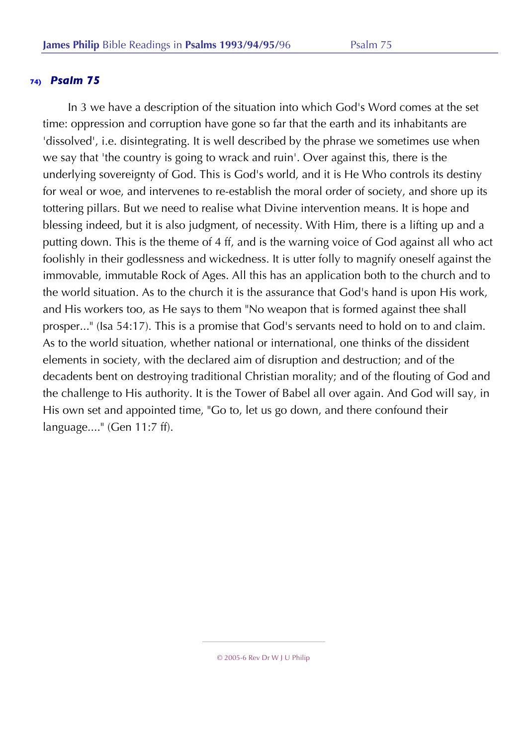## 74) *Psalm 75*

In 3 we have a description of the situation into which God's Word comes at the set time: oppression and corruption have gone so far that the earth and its inhabitants are 'dissolved', i.e. disintegrating. It is well described by the phrase we sometimes use when we say that 'the country is going to wrack and ruin'. Over against this, there is the underlying sovereignty of God. This is God's world, and it is He Who controls its destiny for weal or woe, and intervenes to re-establish the moral order of society, and shore up its tottering pillars. But we need to realise what Divine intervention means. It is hope and blessing indeed, but it is also judgment, of necessity. With Him, there is a lifting up and a putting down. This is the theme of 4 ff, and is the warning voice of God against all who act foolishly in their godlessness and wickedness. It is utter folly to magnify oneself against the immovable, immutable Rock of Ages. All this has an application both to the church and to the world situation. As to the church it is the assurance that God's hand is upon His work, and His workers too, as He says to them "No weapon that is formed against thee shall prosper..." (Isa 54:17). This is a promise that God's servants need to hold on to and claim. As to the world situation, whether national or international, one thinks of the dissident elements in society, with the declared aim of disruption and destruction; and of the decadents bent on destroying traditional Christian morality; and of the flouting of God and the challenge to His authority. It is the Tower of Babel all over again. And God will say, in His own set and appointed time, "Go to, let us go down, and there confound their language...." (Gen 11:7 ff).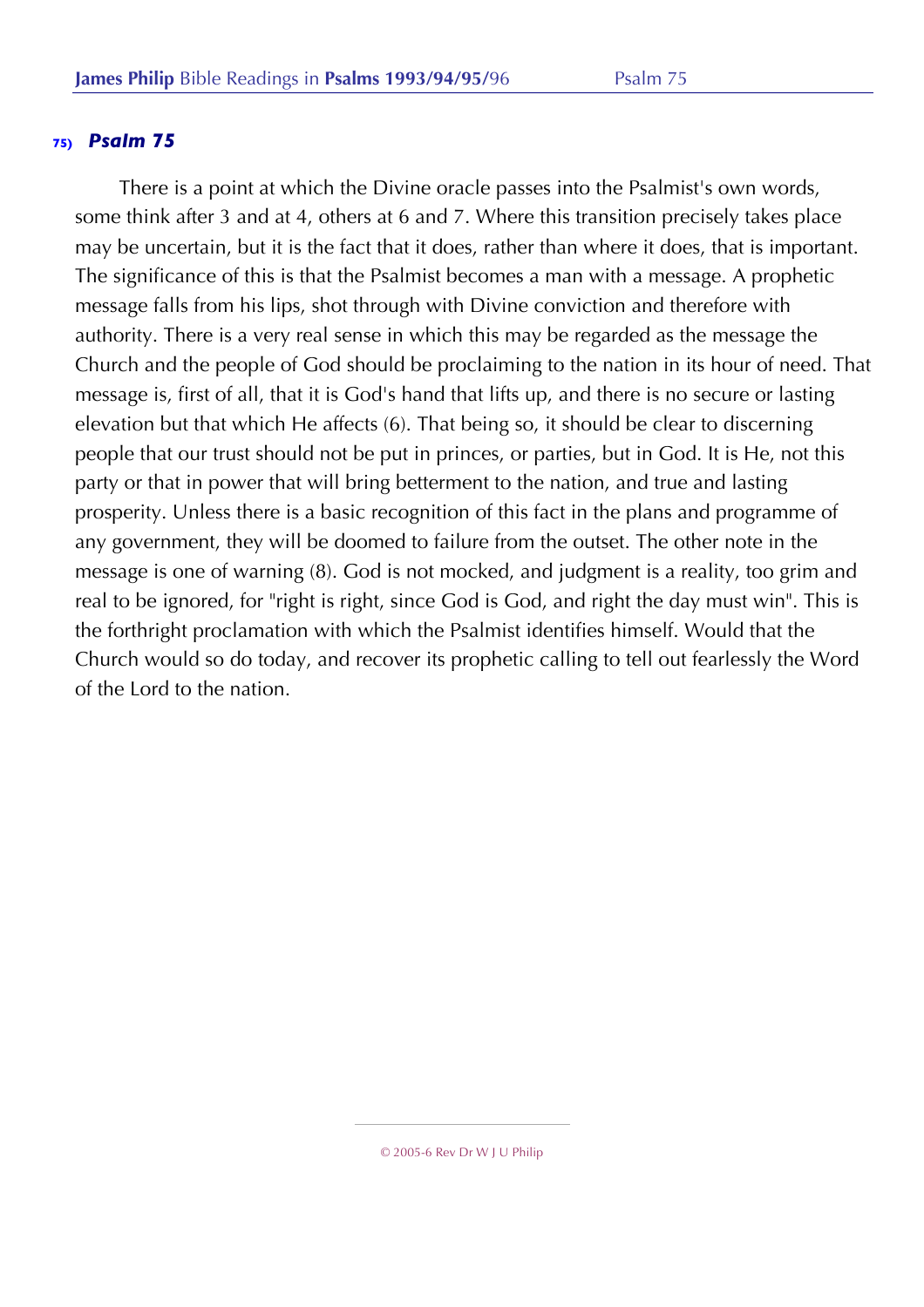### 75) *Psalm 75*

There is a point at which the Divine oracle passes into the Psalmist's own words, some think after 3 and at 4, others at 6 and 7. Where this transition precisely takes place may be uncertain, but it is the fact that it does, rather than where it does, that is important. The significance of this is that the Psalmist becomes a man with a message. A prophetic message falls from his lips, shot through with Divine conviction and therefore with authority. There is a very real sense in which this may be regarded as the message the Church and the people of God should be proclaiming to the nation in its hour of need. That message is, first of all, that it is God's hand that lifts up, and there is no secure or lasting elevation but that which He affects (6). That being so, it should be clear to discerning people that our trust should not be put in princes, or parties, but in God. It is He, not this party or that in power that will bring betterment to the nation, and true and lasting prosperity. Unless there is a basic recognition of this fact in the plans and programme of any government, they will be doomed to failure from the outset. The other note in the message is one of warning (8). God is not mocked, and judgment is a reality, too grim and real to be ignored, for "right is right, since God is God, and right the day must win". This is the forthright proclamation with which the Psalmist identifies himself. Would that the Church would so do today, and recover its prophetic calling to tell out fearlessly the Word of the Lord to the nation.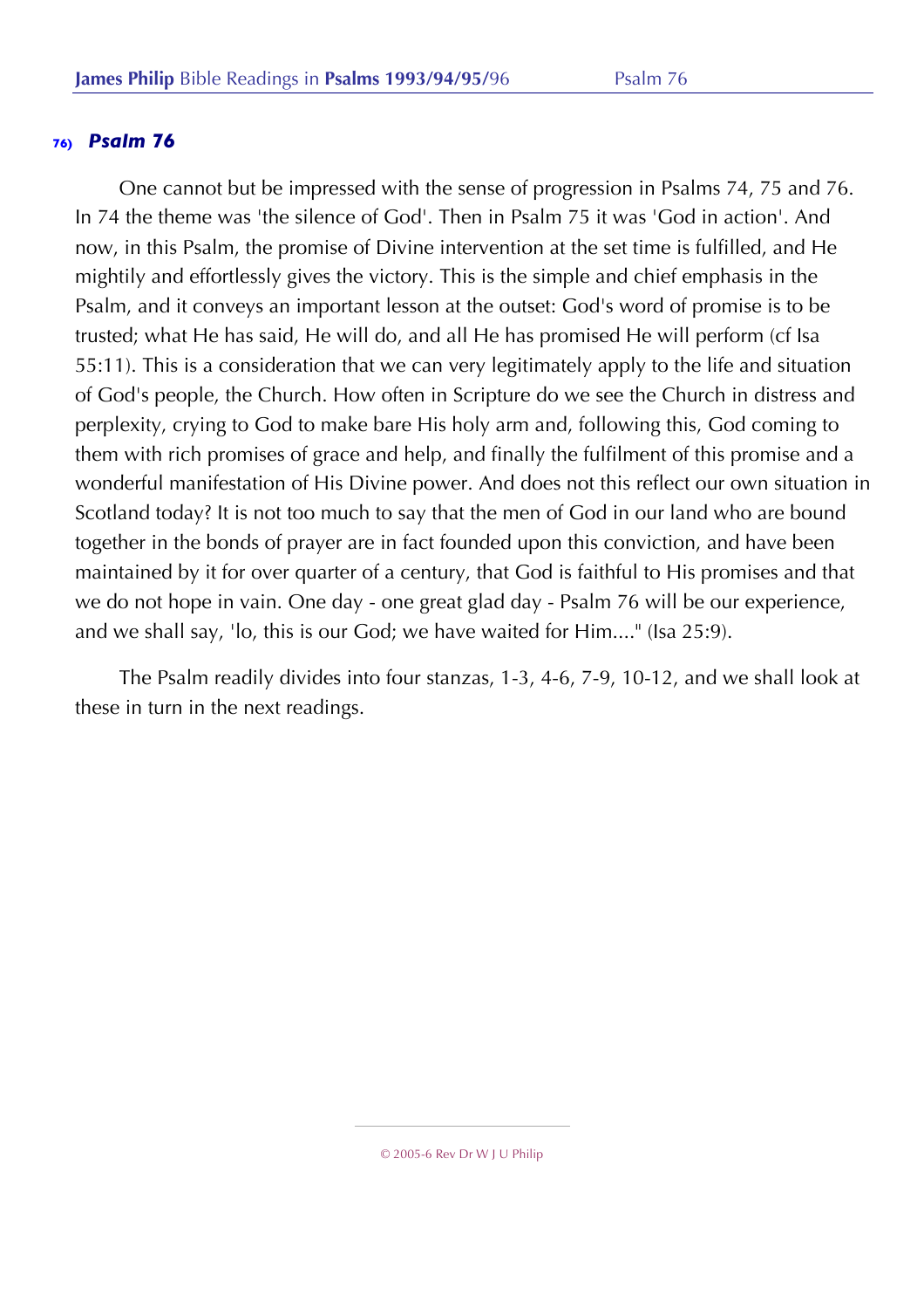## 76) *Psalm 76*

One cannot but be impressed with the sense of progression in Psalms 74, 75 and 76. In 74 the theme was 'the silence of God'. Then in Psalm 75 it was 'God in action'. And now, in this Psalm, the promise of Divine intervention at the set time is fulfilled, and He mightily and effortlessly gives the victory. This is the simple and chief emphasis in the Psalm, and it conveys an important lesson at the outset: God's word of promise is to be trusted; what He has said, He will do, and all He has promised He will perform (cf Isa 55:11). This is a consideration that we can very legitimately apply to the life and situation of God's people, the Church. How often in Scripture do we see the Church in distress and perplexity, crying to God to make bare His holy arm and, following this, God coming to them with rich promises of grace and help, and finally the fulfilment of this promise and a wonderful manifestation of His Divine power. And does not this reflect our own situation in Scotland today? It is not too much to say that the men of God in our land who are bound together in the bonds of prayer are in fact founded upon this conviction, and have been maintained by it for over quarter of a century, that God is faithful to His promises and that we do not hope in vain. One day - one great glad day - Psalm 76 will be our experience, and we shall say, 'lo, this is our God; we have waited for Him...." (Isa 25:9).

The Psalm readily divides into four stanzas, 1-3, 4-6, 7-9, 10-12, and we shall look at these in turn in the next readings.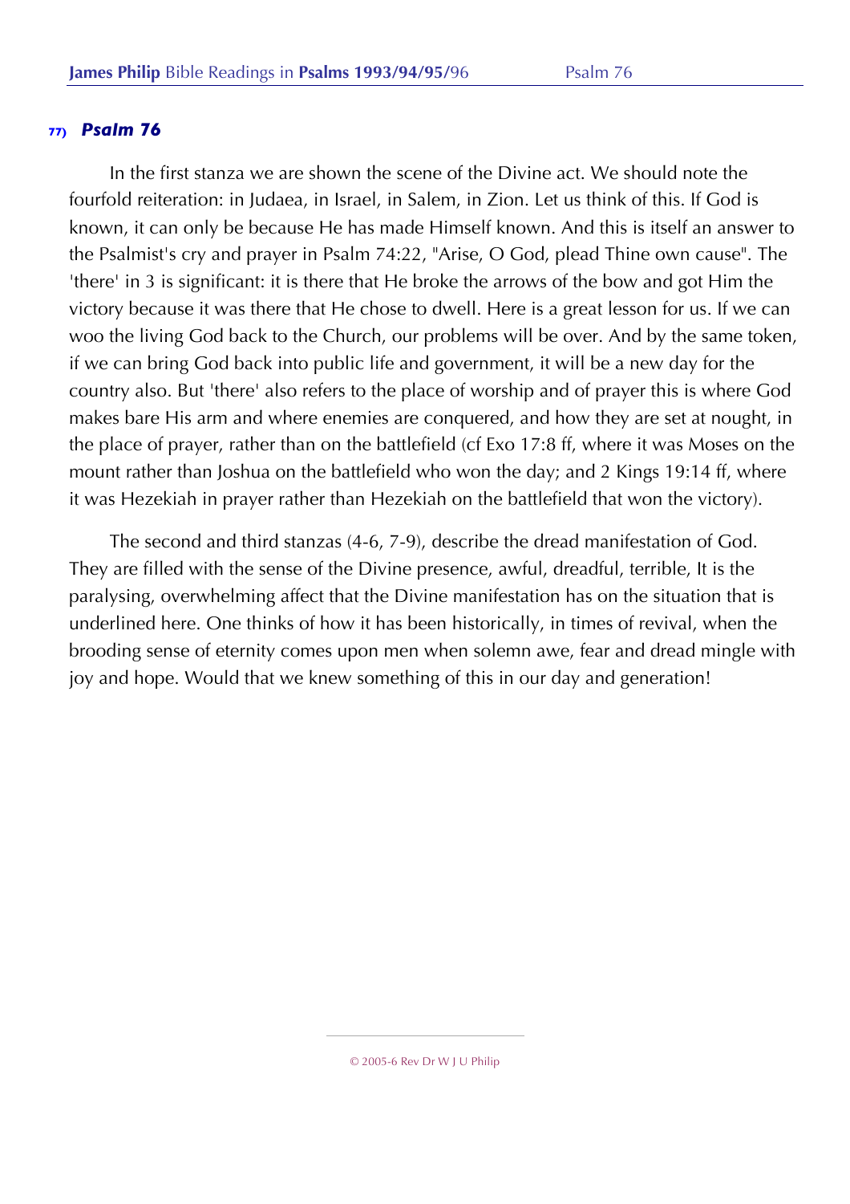### 77) *Psalm 76*

In the first stanza we are shown the scene of the Divine act. We should note the fourfold reiteration: in Judaea, in Israel, in Salem, in Zion. Let us think of this. If God is known, it can only be because He has made Himself known. And this is itself an answer to the Psalmist's cry and prayer in Psalm 74:22, "Arise, O God, plead Thine own cause". The 'there' in 3 is significant: it is there that He broke the arrows of the bow and got Him the victory because it was there that He chose to dwell. Here is a great lesson for us. If we can woo the living God back to the Church, our problems will be over. And by the same token, if we can bring God back into public life and government, it will be a new day for the country also. But 'there' also refers to the place of worship and of prayer this is where God makes bare His arm and where enemies are conquered, and how they are set at nought, in the place of prayer, rather than on the battlefield (cf Exo 17:8 ff, where it was Moses on the mount rather than Joshua on the battlefield who won the day; and 2 Kings 19:14 ff, where it was Hezekiah in prayer rather than Hezekiah on the battlefield that won the victory).

The second and third stanzas (4-6, 7-9), describe the dread manifestation of God. They are filled with the sense of the Divine presence, awful, dreadful, terrible, It is the paralysing, overwhelming affect that the Divine manifestation has on the situation that is underlined here. One thinks of how it has been historically, in times of revival, when the brooding sense of eternity comes upon men when solemn awe, fear and dread mingle with joy and hope. Would that we knew something of this in our day and generation!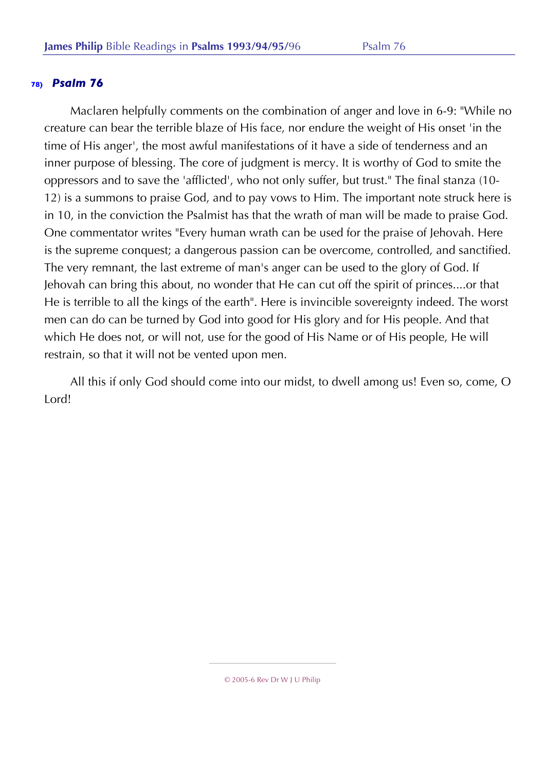## 78) *Psalm 76*

Maclaren helpfully comments on the combination of anger and love in 6-9: "While no creature can bear the terrible blaze of His face, nor endure the weight of His onset 'in the time of His anger', the most awful manifestations of it have a side of tenderness and an inner purpose of blessing. The core of judgment is mercy. It is worthy of God to smite the oppressors and to save the 'afflicted', who not only suffer, but trust." The final stanza (10-12) is a summons to praise God, and to pay vows to Him. The important note struck here is in 10, in the conviction the Psalmist has that the wrath of man will be made to praise God. One commentator writes "Every human wrath can be used for the praise of Jehovah. Here is the supreme conquest; a dangerous passion can be overcome, controlled, and sanctified. The very remnant, the last extreme of man's anger can be used to the glory of God. If Jehovah can bring this about, no wonder that He can cut off the spirit of princes....or that He is terrible to all the kings of the earth". Here is invincible sovereignty indeed. The worst men can do can be turned by God into good for His glory and for His people. And that which He does not, or will not, use for the good of His Name or of His people, He will restrain, so that it will not be vented upon men.

All this if only God should come into our midst, to dwell among us! Even so, come, O Lord!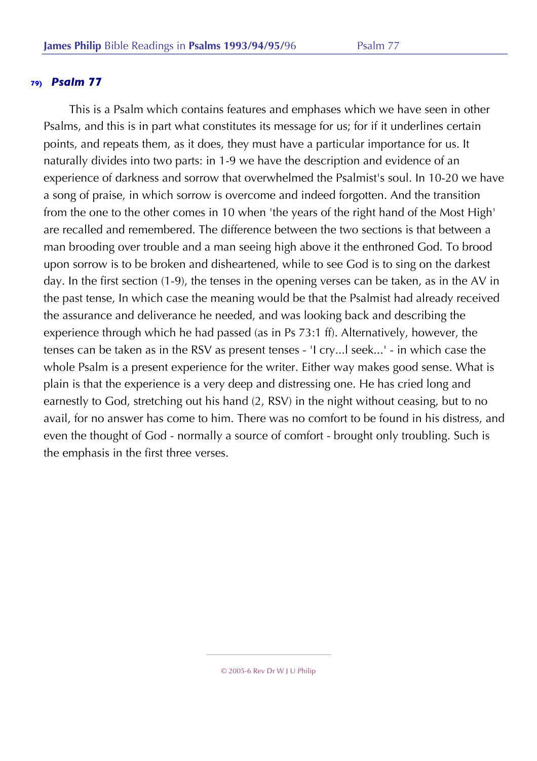## 79) *Psalm 77*

This is a Psalm which contains features and emphases which we have seen in other Psalms, and this is in part what constitutes its message for us; for if it underlines certain points, and repeats them, as it does, they must have a particular importance for us. It naturally divides into two parts: in 1-9 we have the description and evidence of an experience of darkness and sorrow that overwhelmed the Psalmist's soul. In 10-20 we have a song of praise, in which sorrow is overcome and indeed forgotten. And the transition from the one to the other comes in 10 when 'the years of the right hand of the Most High' are recalled and remembered. The difference between the two sections is that between a man brooding over trouble and a man seeing high above it the enthroned God. To brood upon sorrow is to be broken and disheartened, while to see God is to sing on the darkest day. In the first section (1-9), the tenses in the opening verses can be taken, as in the AV in the past tense, In which case the meaning would be that the Psalmist had already received the assurance and deliverance he needed, and was looking back and describing the experience through which he had passed (as in Ps 73:1 ff). Alternatively, however, the tenses can be taken as in the RSV as present tenses - 'I cry...I seek...' - in which case the whole Psalm is a present experience for the writer. Either way makes good sense. What is plain is that the experience is a very deep and distressing one. He has cried long and earnestly to God, stretching out his hand (2, RSV) in the night without ceasing, but to no avail, for no answer has come to him. There was no comfort to be found in his distress, and even the thought of God - normally a source of comfort - brought only troubling. Such is the emphasis in the first three verses.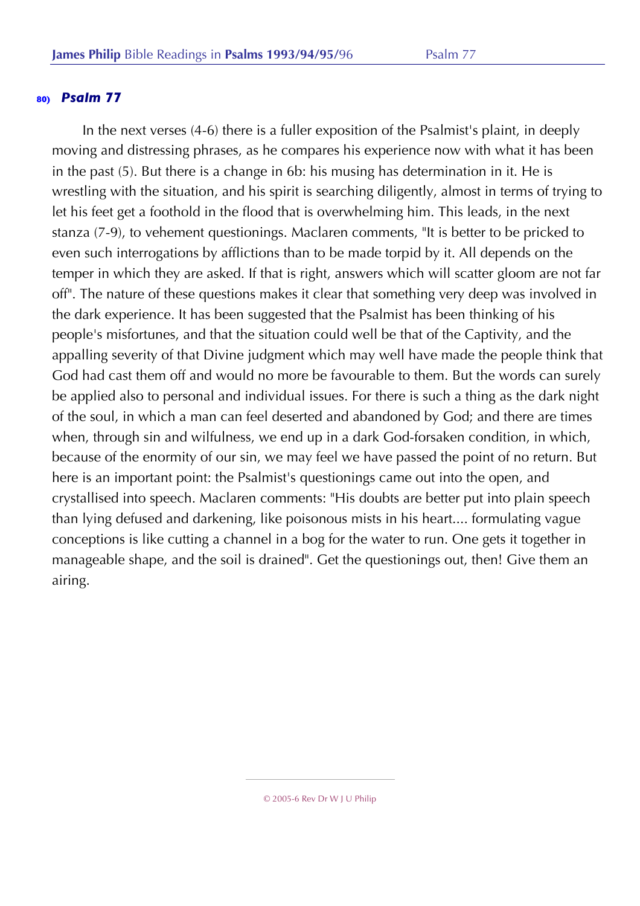**80)** ***Psalm 77***

In the next verses (4-6) there is a fuller exposition of the Psalmist's plaint, in deeply moving and distressing phrases, as he compares his experience now with what it has been in the past (5). But there is a change in 6b: his musing has determination in it. He is wrestling with the situation, and his spirit is searching diligently, almost in terms of trying to let his feet get a foothold in the flood that is overwhelming him. This leads, in the next stanza (7-9), to vehement questionings. Maclaren comments, "It is better to be pricked to even such interrogations by afflictions than to be made torpid by it. All depends on the temper in which they are asked. If that is right, answers which will scatter gloom are not far off". The nature of these questions makes it clear that something very deep was involved in the dark experience. It has been suggested that the Psalmist has been thinking of his people's misfortunes, and that the situation could well be that of the Captivity, and the appalling severity of that Divine judgment which may well have made the people think that God had cast them off and would no more be favourable to them. But the words can surely be applied also to personal and individual issues. For there is such a thing as the dark night of the soul, in which a man can feel deserted and abandoned by God; and there are times when, through sin and wilfulness, we end up in a dark God-forsaken condition, in which, because of the enormity of our sin, we may feel we have passed the point of no return. But here is an important point: the Psalmist's questionings came out into the open, and crystallised into speech. Maclaren comments: "His doubts are better put into plain speech than lying defused and darkening, like poisonous mists in his heart.... formulating vague conceptions is like cutting a channel in a bog for the water to run. One gets it together in manageable shape, and the soil is drained". Get the questionings out, then! Give them an airing.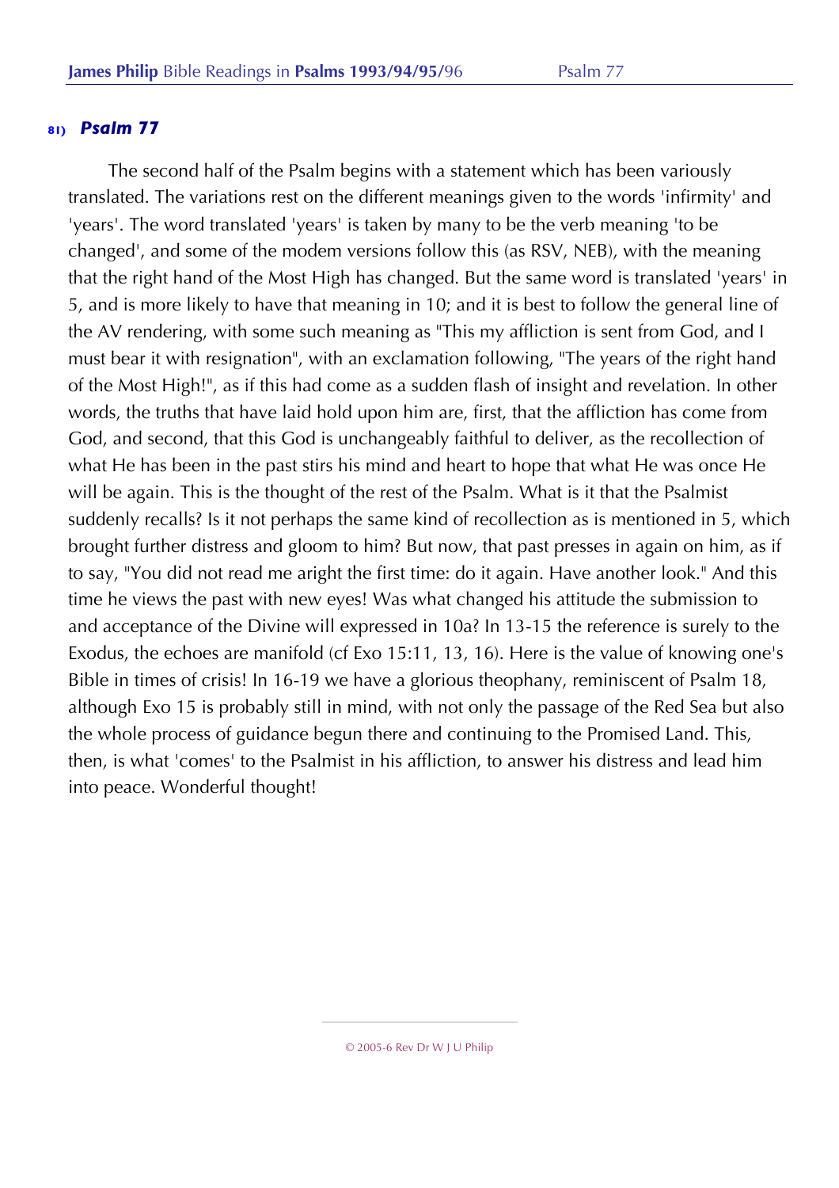**81)** ***Psalm 77***

The second half of the Psalm begins with a statement which has been variously translated. The variations rest on the different meanings given to the words 'infirmity' and 'years'. The word translated 'years' is taken by many to be the verb meaning 'to be changed', and some of the modem versions follow this (as RSV, NEB), with the meaning that the right hand of the Most High has changed. But the same word is translated 'years' in 5, and is more likely to have that meaning in 10; and it is best to follow the general line of the AV rendering, with some such meaning as "This my affliction is sent from God, and I must bear it with resignation", with an exclamation following, "The years of the right hand of the Most High!", as if this had come as a sudden flash of insight and revelation. In other words, the truths that have laid hold upon him are, first, that the affliction has come from God, and second, that this God is unchangeably faithful to deliver, as the recollection of what He has been in the past stirs his mind and heart to hope that what He was once He will be again. This is the thought of the rest of the Psalm. What is it that the Psalmist suddenly recalls? Is it not perhaps the same kind of recollection as is mentioned in 5, which brought further distress and gloom to him? But now, that past presses in again on him, as if to say, "You did not read me aright the first time: do it again. Have another look." And this time he views the past with new eyes! Was what changed his attitude the submission to and acceptance of the Divine will expressed in 10a? In 13-15 the reference is surely to the Exodus, the echoes are manifold (cf Exo 15:11, 13, 16). Here is the value of knowing one's Bible in times of crisis! In 16-19 we have a glorious theophany, reminiscent of Psalm 18, although Exo 15 is probably still in mind, with not only the passage of the Red Sea but also the whole process of guidance begun there and continuing to the Promised Land. This, then, is what 'comes' to the Psalmist in his affliction, to answer his distress and lead him into peace. Wonderful thought!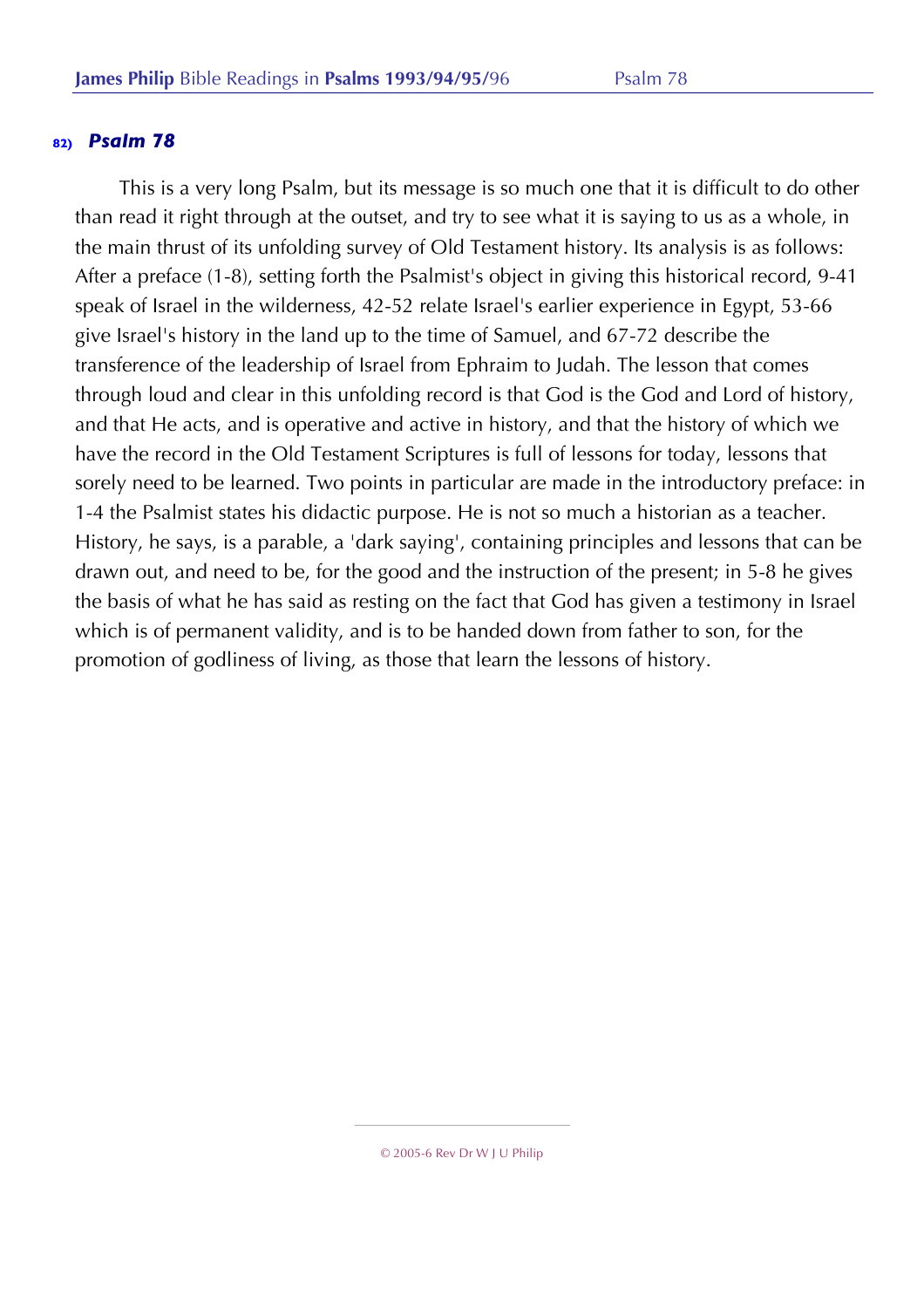### 82) *Psalm 78*

This is a very long Psalm, but its message is so much one that it is difficult to do other than read it right through at the outset, and try to see what it is saying to us as a whole, in the main thrust of its unfolding survey of Old Testament history. Its analysis is as follows: After a preface (1-8), setting forth the Psalmist's object in giving this historical record, 9-41 speak of Israel in the wilderness, 42-52 relate Israel's earlier experience in Egypt, 53-66 give Israel's history in the land up to the time of Samuel, and 67-72 describe the transference of the leadership of Israel from Ephraim to Judah. The lesson that comes through loud and clear in this unfolding record is that God is the God and Lord of history, and that He acts, and is operative and active in history, and that the history of which we have the record in the Old Testament Scriptures is full of lessons for today, lessons that sorely need to be learned. Two points in particular are made in the introductory preface: in 1-4 the Psalmist states his didactic purpose. He is not so much a historian as a teacher. History, he says, is a parable, a 'dark saying', containing principles and lessons that can be drawn out, and need to be, for the good and the instruction of the present; in 5-8 he gives the basis of what he has said as resting on the fact that God has given a testimony in Israel which is of permanent validity, and is to be handed down from father to son, for the promotion of godliness of living, as those that learn the lessons of history.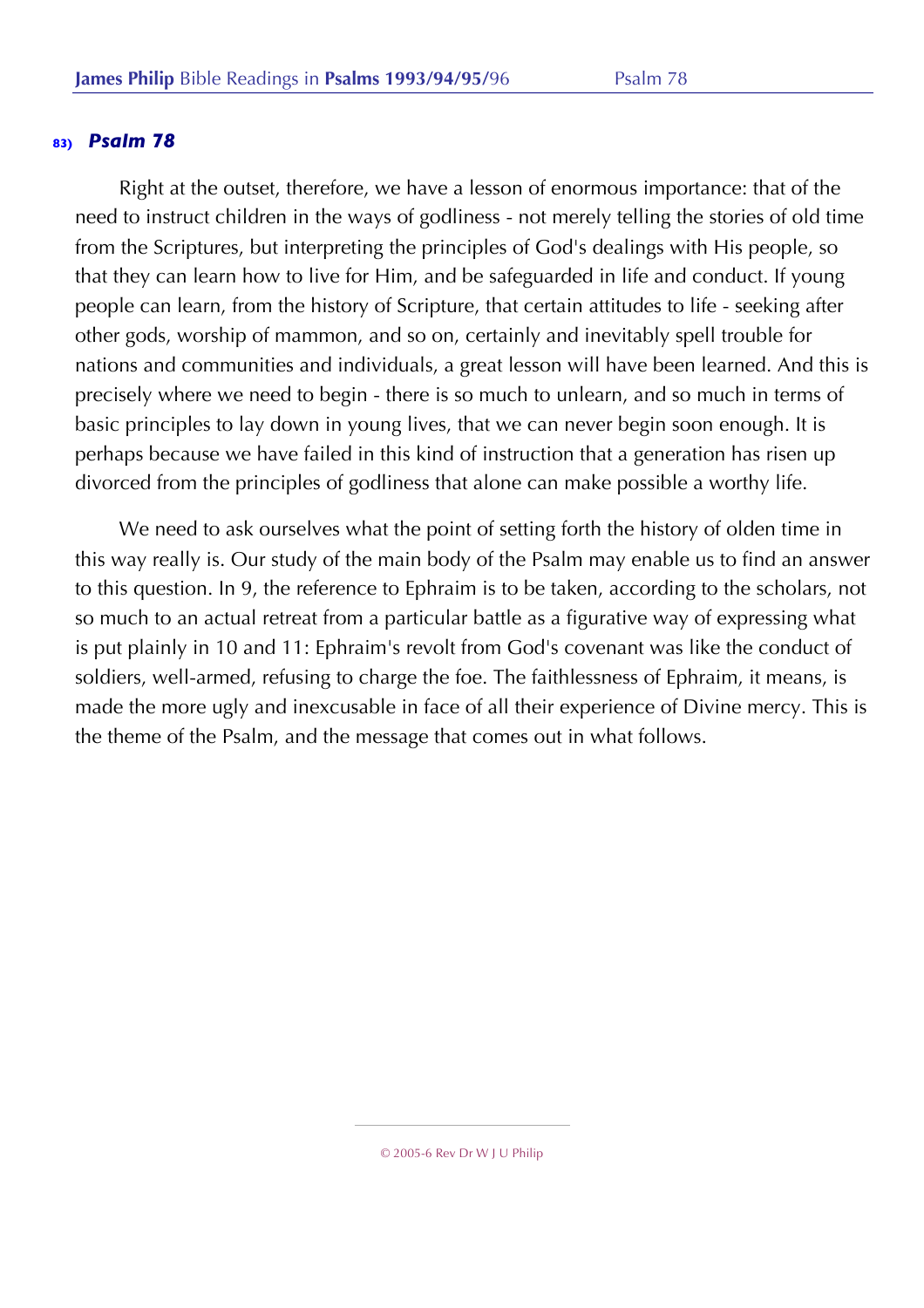**83)** ***Psalm 78***

Right at the outset, therefore, we have a lesson of enormous importance: that of the need to instruct children in the ways of godliness - not merely telling the stories of old time from the Scriptures, but interpreting the principles of God's dealings with His people, so that they can learn how to live for Him, and be safeguarded in life and conduct. If young people can learn, from the history of Scripture, that certain attitudes to life - seeking after other gods, worship of mammon, and so on, certainly and inevitably spell trouble for nations and communities and individuals, a great lesson will have been learned. And this is precisely where we need to begin - there is so much to unlearn, and so much in terms of basic principles to lay down in young lives, that we can never begin soon enough. It is perhaps because we have failed in this kind of instruction that a generation has risen up divorced from the principles of godliness that alone can make possible a worthy life.

We need to ask ourselves what the point of setting forth the history of olden time in this way really is. Our study of the main body of the Psalm may enable us to find an answer to this question. In 9, the reference to Ephraim is to be taken, according to the scholars, not so much to an actual retreat from a particular battle as a figurative way of expressing what is put plainly in 10 and 11: Ephraim's revolt from God's covenant was like the conduct of soldiers, well-armed, refusing to charge the foe. The faithlessness of Ephraim, it means, is made the more ugly and inexcusable in face of all their experience of Divine mercy. This is the theme of the Psalm, and the message that comes out in what follows.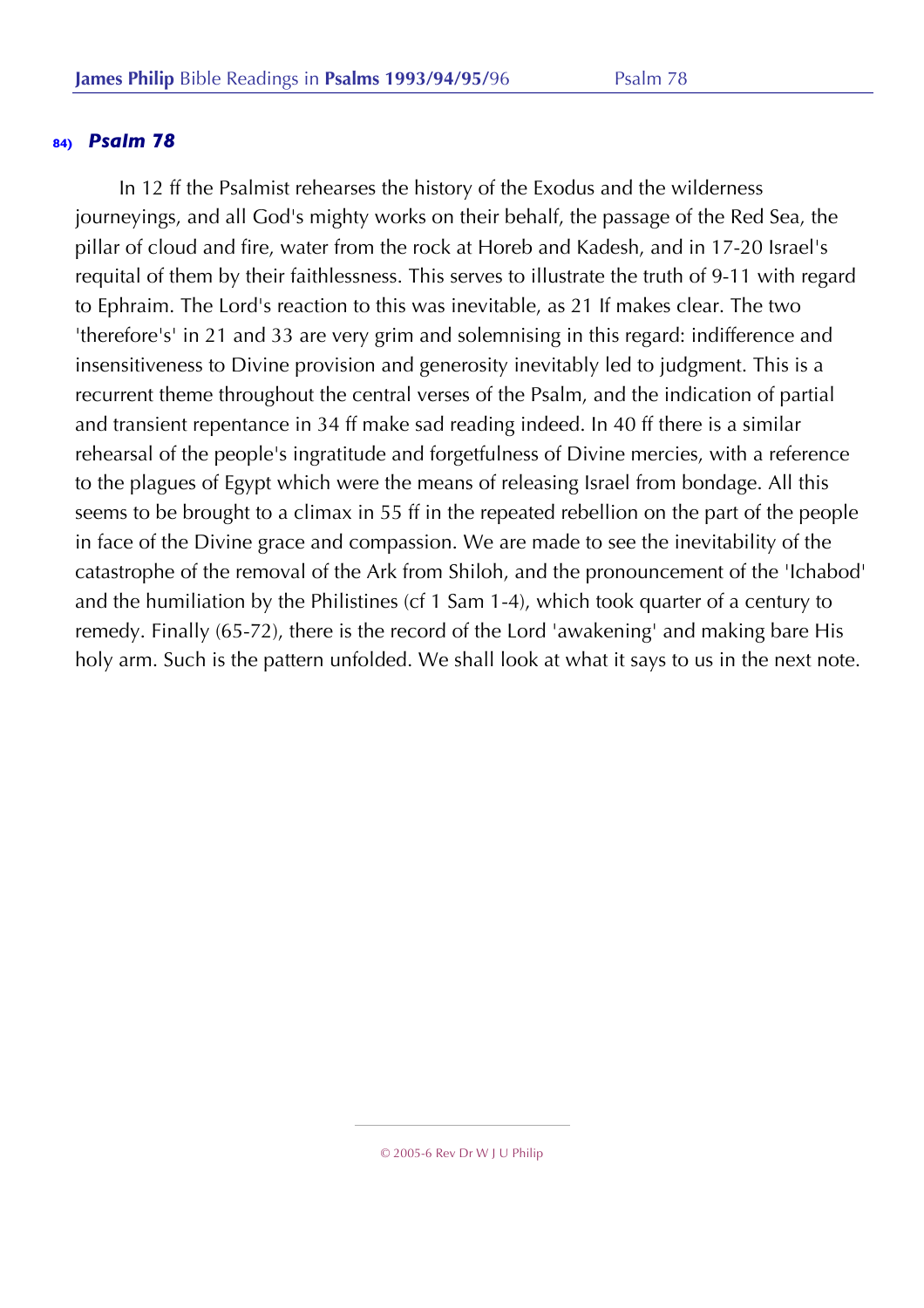### 84) *Psalm 78*

In 12 ff the Psalmist rehearses the history of the Exodus and the wilderness journeyings, and all God's mighty works on their behalf, the passage of the Red Sea, the pillar of cloud and fire, water from the rock at Horeb and Kadesh, and in 17-20 Israel's requital of them by their faithlessness. This serves to illustrate the truth of 9-11 with regard to Ephraim. The Lord's reaction to this was inevitable, as 21 ff makes clear. The two 'therefore's' in 21 and 33 are very grim and solemnising in this regard: indifference and insensitiveness to Divine provision and generosity inevitably led to judgment. This is a recurrent theme throughout the central verses of the Psalm, and the indication of partial and transient repentance in 34 ff make sad reading indeed. In 40 ff there is a similar rehearsal of the people's ingratitude and forgetfulness of Divine mercies, with a reference to the plagues of Egypt which were the means of releasing Israel from bondage. All this seems to be brought to a climax in 55 ff in the repeated rebellion on the part of the people in face of the Divine grace and compassion. We are made to see the inevitability of the catastrophe of the removal of the Ark from Shiloh, and the pronouncement of the 'Ichabod' and the humiliation by the Philistines (cf 1 Sam 1-4), which took quarter of a century to remedy. Finally (65-72), there is the record of the Lord 'awakening' and making bare His holy arm. Such is the pattern unfolded. We shall look at what it says to us in the next note.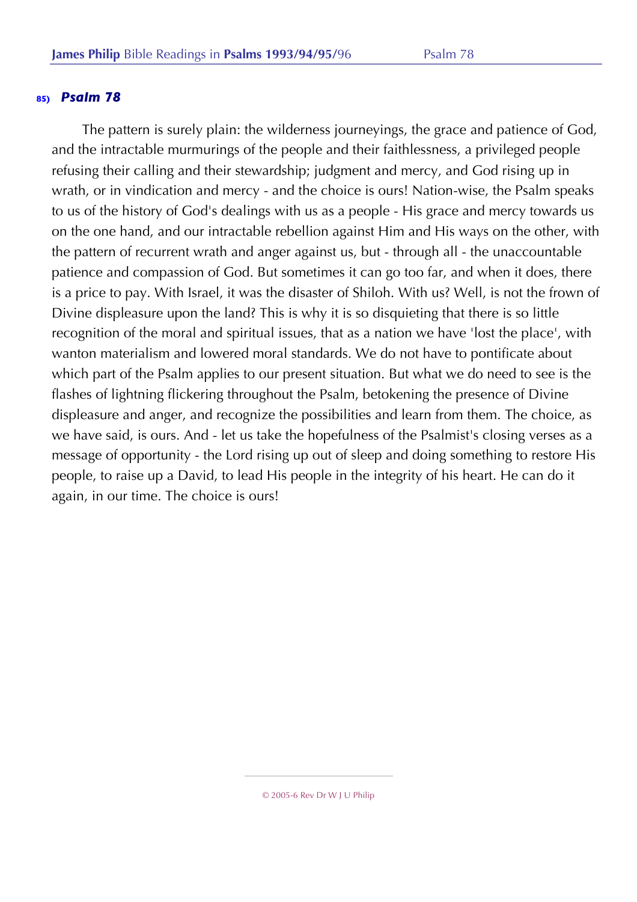## 85) *Psalm 78*

The pattern is surely plain: the wilderness journeyings, the grace and patience of God, and the intractable murmurings of the people and their faithlessness, a privileged people refusing their calling and their stewardship; judgment and mercy, and God rising up in wrath, or in vindication and mercy - and the choice is ours! Nation-wise, the Psalm speaks to us of the history of God's dealings with us as a people - His grace and mercy towards us on the one hand, and our intractable rebellion against Him and His ways on the other, with the pattern of recurrent wrath and anger against us, but - through all - the unaccountable patience and compassion of God. But sometimes it can go too far, and when it does, there is a price to pay. With Israel, it was the disaster of Shiloh. With us? Well, is not the frown of Divine displeasure upon the land? This is why it is so disquieting that there is so little recognition of the moral and spiritual issues, that as a nation we have 'lost the place', with wanton materialism and lowered moral standards. We do not have to pontificate about which part of the Psalm applies to our present situation. But what we do need to see is the flashes of lightning flickering throughout the Psalm, betokening the presence of Divine displeasure and anger, and recognize the possibilities and learn from them. The choice, as we have said, is ours. And - let us take the hopefulness of the Psalmist's closing verses as a message of opportunity - the Lord rising up out of sleep and doing something to restore His people, to raise up a David, to lead His people in the integrity of his heart. He can do it again, in our time. The choice is ours!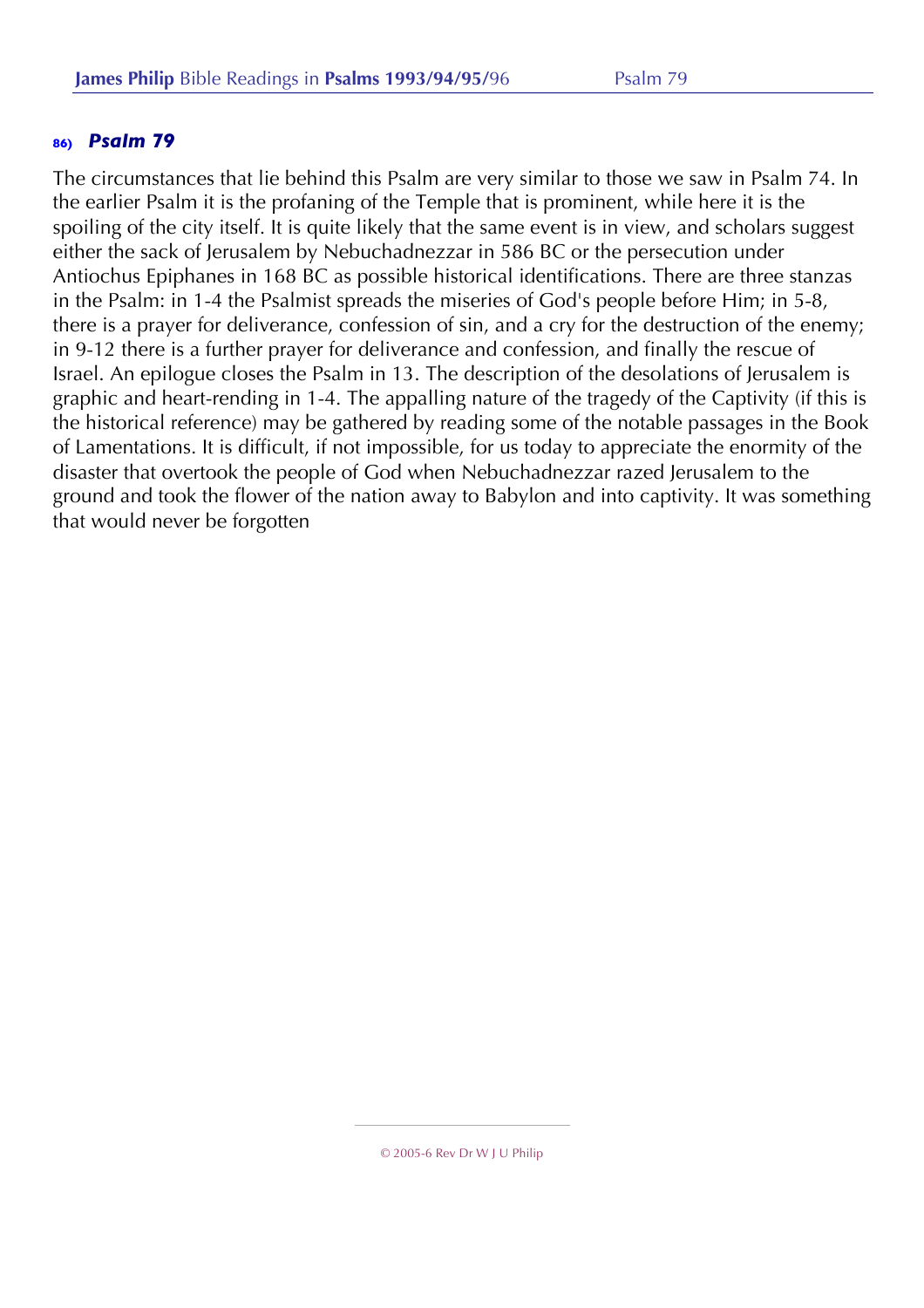## 86) *Psalm 79*

The circumstances that lie behind this Psalm are very similar to those we saw in Psalm 74. In the earlier Psalm it is the profaning of the Temple that is prominent, while here it is the spoiling of the city itself. It is quite likely that the same event is in view, and scholars suggest either the sack of Jerusalem by Nebuchadnezzar in 586 BC or the persecution under Antiochus Epiphanes in 168 BC as possible historical identifications. There are three stanzas in the Psalm: in 1-4 the Psalmist spreads the miseries of God's people before Him; in 5-8, there is a prayer for deliverance, confession of sin, and a cry for the destruction of the enemy; in 9-12 there is a further prayer for deliverance and confession, and finally the rescue of Israel. An epilogue closes the Psalm in 13. The description of the desolations of Jerusalem is graphic and heart-rending in 1-4. The appalling nature of the tragedy of the Captivity (if this is the historical reference) may be gathered by reading some of the notable passages in the Book of Lamentations. It is difficult, if not impossible, for us today to appreciate the enormity of the disaster that overtook the people of God when Nebuchadnezzar razed Jerusalem to the ground and took the flower of the nation away to Babylon and into captivity. It was something that would never be forgotten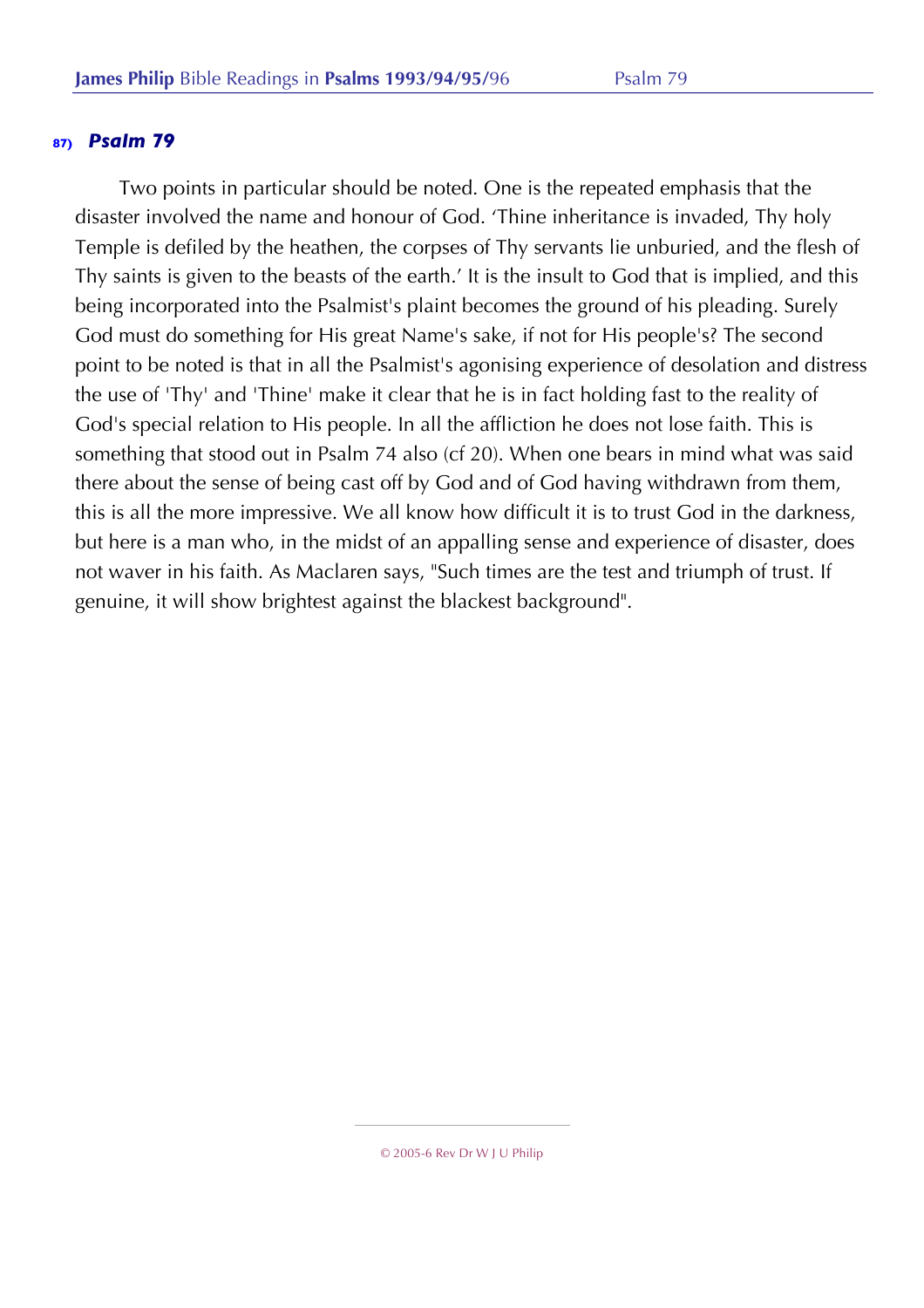## 87) *Psalm 79*

Two points in particular should be noted. One is the repeated emphasis that the disaster involved the name and honour of God. 'Thine inheritance is invaded, Thy holy Temple is defiled by the heathen, the corpses of Thy servants lie unburied, and the flesh of Thy saints is given to the beasts of the earth.' It is the insult to God that is implied, and this being incorporated into the Psalmist's plaint becomes the ground of his pleading. Surely God must do something for His great Name's sake, if not for His people's? The second point to be noted is that in all the Psalmist's agonising experience of desolation and distress the use of 'Thy' and 'Thine' make it clear that he is in fact holding fast to the reality of God's special relation to His people. In all the affliction he does not lose faith. This is something that stood out in Psalm 74 also (cf 20). When one bears in mind what was said there about the sense of being cast off by God and of God having withdrawn from them, this is all the more impressive. We all know how difficult it is to trust God in the darkness, but here is a man who, in the midst of an appalling sense and experience of disaster, does not waver in his faith. As Maclaren says, "Such times are the test and triumph of trust. If genuine, it will show brightest against the blackest background".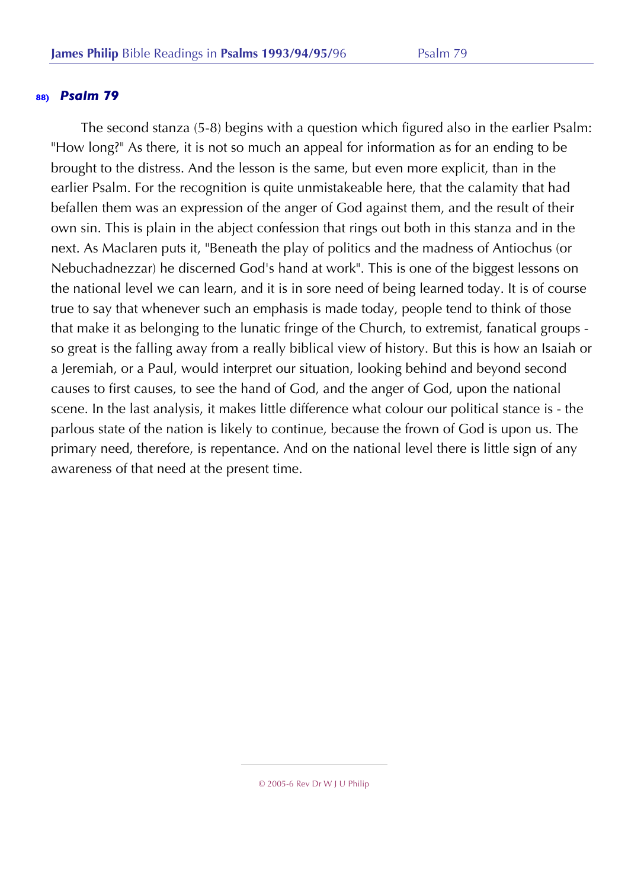#### 88) *Psalm 79*

The second stanza (5-8) begins with a question which figured also in the earlier Psalm: "How long?" As there, it is not so much an appeal for information as for an ending to be brought to the distress. And the lesson is the same, but even more explicit, than in the earlier Psalm. For the recognition is quite unmistakeable here, that the calamity that had befallen them was an expression of the anger of God against them, and the result of their own sin. This is plain in the abject confession that rings out both in this stanza and in the next. As Maclaren puts it, "Beneath the play of politics and the madness of Antiochus (or Nebuchadnezzar) he discerned God's hand at work". This is one of the biggest lessons on the national level we can learn, and it is in sore need of being learned today. It is of course true to say that whenever such an emphasis is made today, people tend to think of those that make it as belonging to the lunatic fringe of the Church, to extremist, fanatical groups - so great is the falling away from a really biblical view of history. But this is how an Isaiah or a Jeremiah, or a Paul, would interpret our situation, looking behind and beyond second causes to first causes, to see the hand of God, and the anger of God, upon the national scene. In the last analysis, it makes little difference what colour our political stance is - the parlous state of the nation is likely to continue, because the frown of God is upon us. The primary need, therefore, is repentance. And on the national level there is little sign of any awareness of that need at the present time.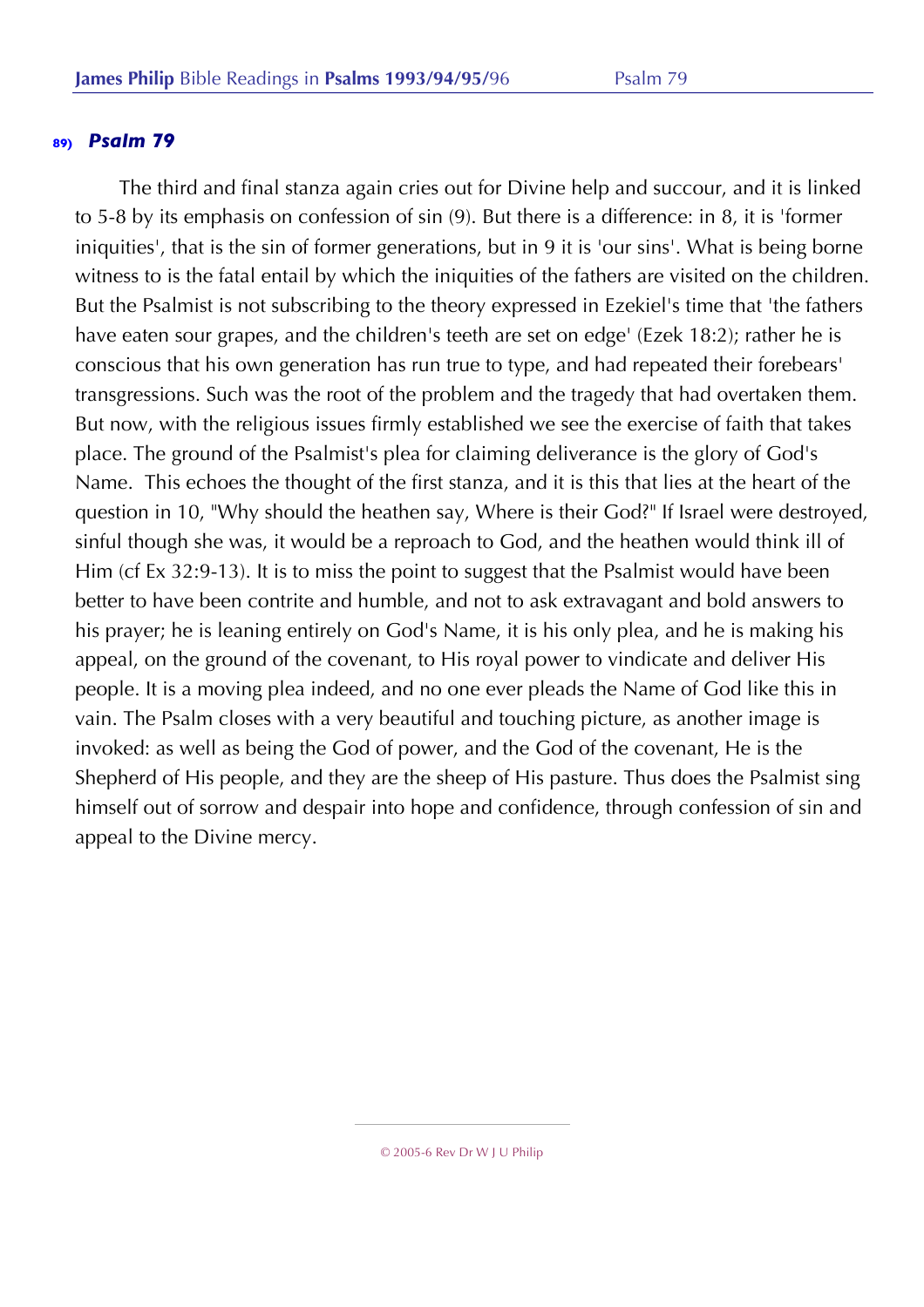## 89) *Psalm 79*

The third and final stanza again cries out for Divine help and succour, and it is linked to 5-8 by its emphasis on confession of sin (9). But there is a difference: in 8, it is 'former iniquities', that is the sin of former generations, but in 9 it is 'our sins'. What is being borne witness to is the fatal entail by which the iniquities of the fathers are visited on the children. But the Psalmist is not subscribing to the theory expressed in Ezekiel's time that 'the fathers have eaten sour grapes, and the children's teeth are set on edge' (Ezek 18:2); rather he is conscious that his own generation has run true to type, and had repeated their forebears' transgressions. Such was the root of the problem and the tragedy that had overtaken them. But now, with the religious issues firmly established we see the exercise of faith that takes place. The ground of the Psalmist's plea for claiming deliverance is the glory of God's Name. This echoes the thought of the first stanza, and it is this that lies at the heart of the question in 10, "Why should the heathen say, Where is their God?" If Israel were destroyed, sinful though she was, it would be a reproach to God, and the heathen would think ill of Him (cf Ex 32:9-13). It is to miss the point to suggest that the Psalmist would have been better to have been contrite and humble, and not to ask extravagant and bold answers to his prayer; he is leaning entirely on God's Name, it is his only plea, and he is making his appeal, on the ground of the covenant, to His royal power to vindicate and deliver His people. It is a moving plea indeed, and no one ever pleads the Name of God like this in vain. The Psalm closes with a very beautiful and touching picture, as another image is invoked: as well as being the God of power, and the God of the covenant, He is the Shepherd of His people, and they are the sheep of His pasture. Thus does the Psalmist sing himself out of sorrow and despair into hope and confidence, through confession of sin and appeal to the Divine mercy.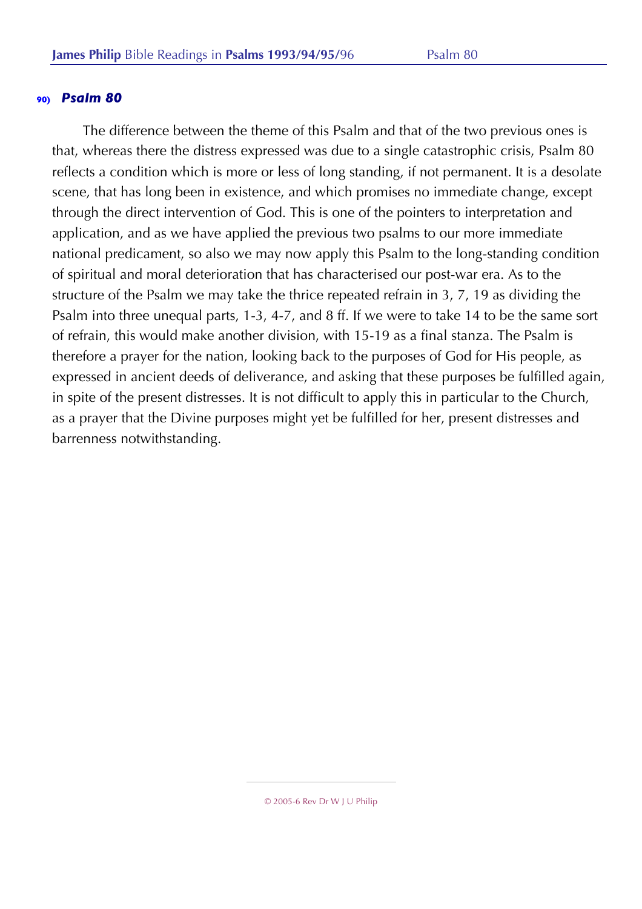## 90) *Psalm 80*

The difference between the theme of this Psalm and that of the two previous ones is that, whereas there the distress expressed was due to a single catastrophic crisis, Psalm 80 reflects a condition which is more or less of long standing, if not permanent. It is a desolate scene, that has long been in existence, and which promises no immediate change, except through the direct intervention of God. This is one of the pointers to interpretation and application, and as we have applied the previous two psalms to our more immediate national predicament, so also we may now apply this Psalm to the long-standing condition of spiritual and moral deterioration that has characterised our post-war era. As to the structure of the Psalm we may take the thrice repeated refrain in 3, 7, 19 as dividing the Psalm into three unequal parts, 1-3, 4-7, and 8 ff. If we were to take 14 to be the same sort of refrain, this would make another division, with 15-19 as a final stanza. The Psalm is therefore a prayer for the nation, looking back to the purposes of God for His people, as expressed in ancient deeds of deliverance, and asking that these purposes be fulfilled again, in spite of the present distresses. It is not difficult to apply this in particular to the Church, as a prayer that the Divine purposes might yet be fulfilled for her, present distresses and barrenness notwithstanding.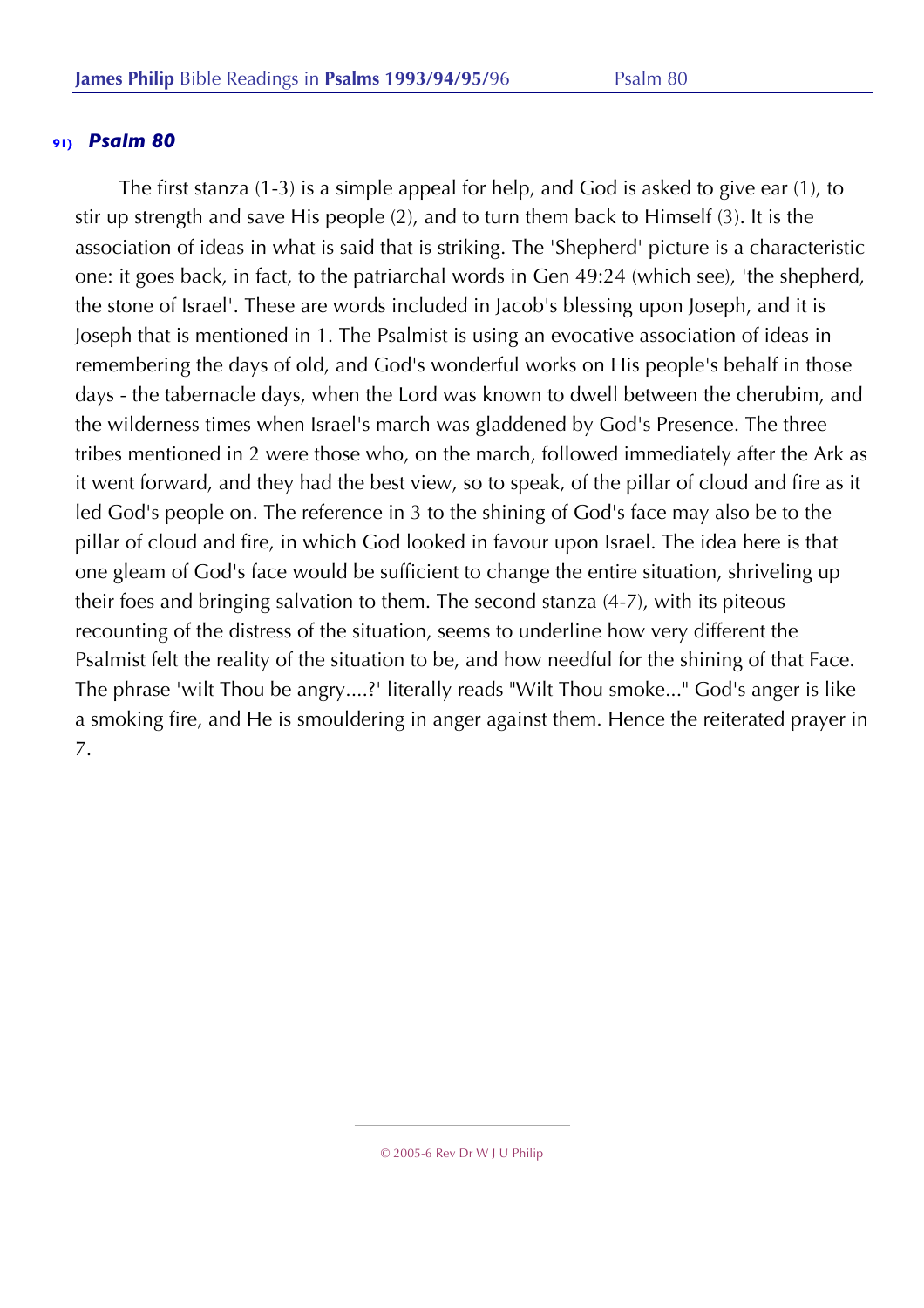## 91) *Psalm 80*

The first stanza (1-3) is a simple appeal for help, and God is asked to give ear (1), to stir up strength and save His people (2), and to turn them back to Himself (3). It is the association of ideas in what is said that is striking. The 'Shepherd' picture is a characteristic one: it goes back, in fact, to the patriarchal words in Gen 49:24 (which see), 'the shepherd, the stone of Israel'. These are words included in Jacob's blessing upon Joseph, and it is Joseph that is mentioned in 1. The Psalmist is using an evocative association of ideas in remembering the days of old, and God's wonderful works on His people's behalf in those days - the tabernacle days, when the Lord was known to dwell between the cherubim, and the wilderness times when Israel's march was gladdened by God's Presence. The three tribes mentioned in 2 were those who, on the march, followed immediately after the Ark as it went forward, and they had the best view, so to speak, of the pillar of cloud and fire as it led God's people on. The reference in 3 to the shining of God's face may also be to the pillar of cloud and fire, in which God looked in favour upon Israel. The idea here is that one gleam of God's face would be sufficient to change the entire situation, shriveling up their foes and bringing salvation to them. The second stanza (4-7), with its piteous recounting of the distress of the situation, seems to underline how very different the Psalmist felt the reality of the situation to be, and how needful for the shining of that Face. The phrase 'wilt Thou be angry....?' literally reads "Wilt Thou smoke..." God's anger is like a smoking fire, and He is smouldering in anger against them. Hence the reiterated prayer in 7.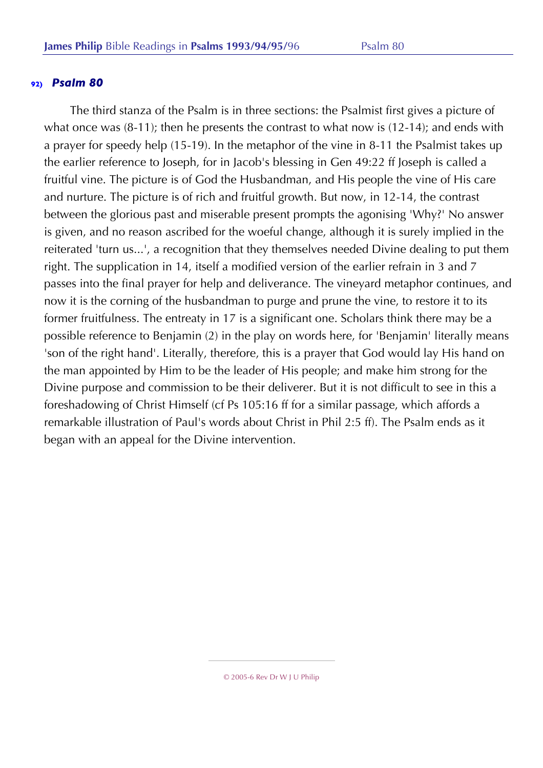## 92) *Psalm 80*

The third stanza of the Psalm is in three sections: the Psalmist first gives a picture of what once was (8-11); then he presents the contrast to what now is (12-14); and ends with a prayer for speedy help (15-19). In the metaphor of the vine in 8-11 the Psalmist takes up the earlier reference to Joseph, for in Jacob's blessing in Gen 49:22 ff Joseph is called a fruitful vine. The picture is of God the Husbandman, and His people the vine of His care and nurture. The picture is of rich and fruitful growth. But now, in 12-14, the contrast between the glorious past and miserable present prompts the agonising 'Why?' No answer is given, and no reason ascribed for the woeful change, although it is surely implied in the reiterated 'turn us...', a recognition that they themselves needed Divine dealing to put them right. The supplication in 14, itself a modified version of the earlier refrain in 3 and 7 passes into the final prayer for help and deliverance. The vineyard metaphor continues, and now it is the corning of the husbandman to purge and prune the vine, to restore it to its former fruitfulness. The entreaty in 17 is a significant one. Scholars think there may be a possible reference to Benjamin (2) in the play on words here, for 'Benjamin' literally means 'son of the right hand'. Literally, therefore, this is a prayer that God would lay His hand on the man appointed by Him to be the leader of His people; and make him strong for the Divine purpose and commission to be their deliverer. But it is not difficult to see in this a foreshadowing of Christ Himself (cf Ps 105:16 ff for a similar passage, which affords a remarkable illustration of Paul's words about Christ in Phil 2:5 ff). The Psalm ends as it began with an appeal for the Divine intervention.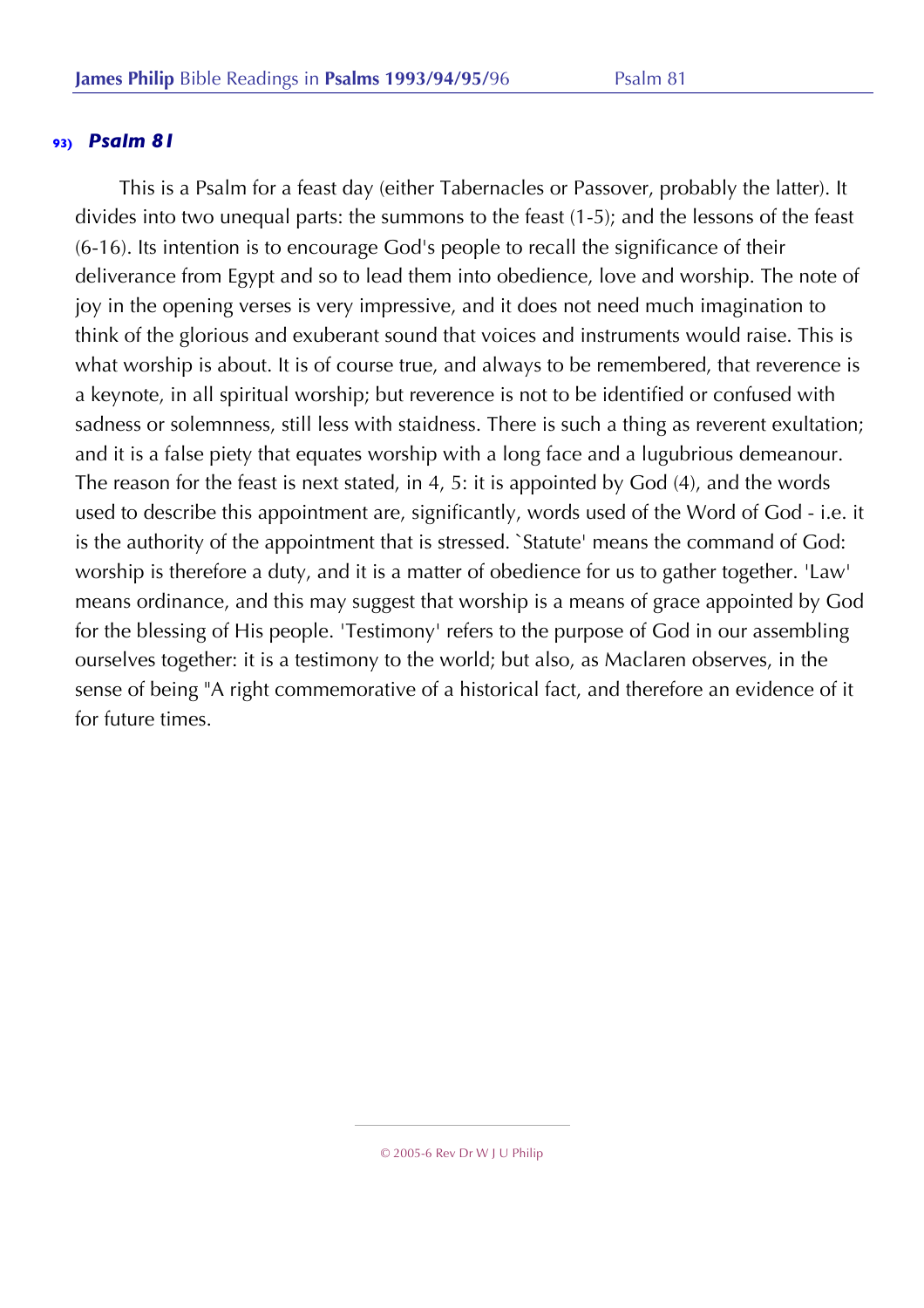## 93) *Psalm 81*

This is a Psalm for a feast day (either Tabernacles or Passover, probably the latter). It divides into two unequal parts: the summons to the feast (1-5); and the lessons of the feast (6-16). Its intention is to encourage God's people to recall the significance of their deliverance from Egypt and so to lead them into obedience, love and worship. The note of joy in the opening verses is very impressive, and it does not need much imagination to think of the glorious and exuberant sound that voices and instruments would raise. This is what worship is about. It is of course true, and always to be remembered, that reverence is a keynote, in all spiritual worship; but reverence is not to be identified or confused with sadness or solemnness, still less with staidness. There is such a thing as reverent exultation; and it is a false piety that equates worship with a long face and a lugubrious demeanour. The reason for the feast is next stated, in 4, 5: it is appointed by God (4), and the words used to describe this appointment are, significantly, words used of the Word of God - i.e. it is the authority of the appointment that is stressed. `Statute' means the command of God: worship is therefore a duty, and it is a matter of obedience for us to gather together. 'Law' means ordinance, and this may suggest that worship is a means of grace appointed by God for the blessing of His people. 'Testimony' refers to the purpose of God in our assembling ourselves together: it is a testimony to the world; but also, as Maclaren observes, in the sense of being "A right commemorative of a historical fact, and therefore an evidence of it for future times.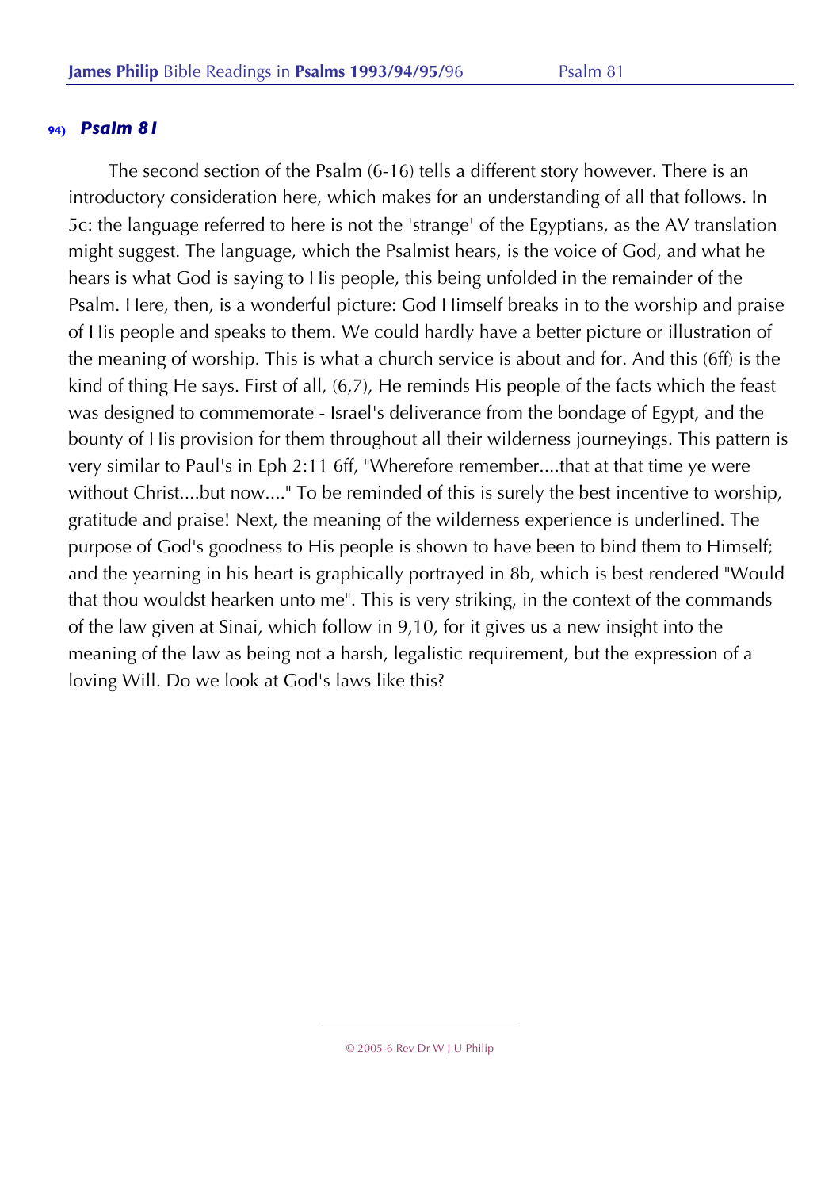**94)** ***Psalm 81***

The second section of the Psalm (6-16) tells a different story however. There is an introductory consideration here, which makes for an understanding of all that follows. In 5c: the language referred to here is not the 'strange' of the Egyptians, as the AV translation might suggest. The language, which the Psalmist hears, is the voice of God, and what he hears is what God is saying to His people, this being unfolded in the remainder of the Psalm. Here, then, is a wonderful picture: God Himself breaks in to the worship and praise of His people and speaks to them. We could hardly have a better picture or illustration of the meaning of worship. This is what a church service is about and for. And this (6ff) is the kind of thing He says. First of all, (6,7), He reminds His people of the facts which the feast was designed to commemorate - Israel's deliverance from the bondage of Egypt, and the bounty of His provision for them throughout all their wilderness journeyings. This pattern is very similar to Paul's in Eph 2:11 6ff, "Wherefore remember....that at that time ye were without Christ....but now...." To be reminded of this is surely the best incentive to worship, gratitude and praise! Next, the meaning of the wilderness experience is underlined. The purpose of God's goodness to His people is shown to have been to bind them to Himself; and the yearning in his heart is graphically portrayed in 8b, which is best rendered "Would that thou wouldst hearken unto me". This is very striking, in the context of the commands of the law given at Sinai, which follow in 9,10, for it gives us a new insight into the meaning of the law as being not a harsh, legalistic requirement, but the expression of a loving Will. Do we look at God's laws like this?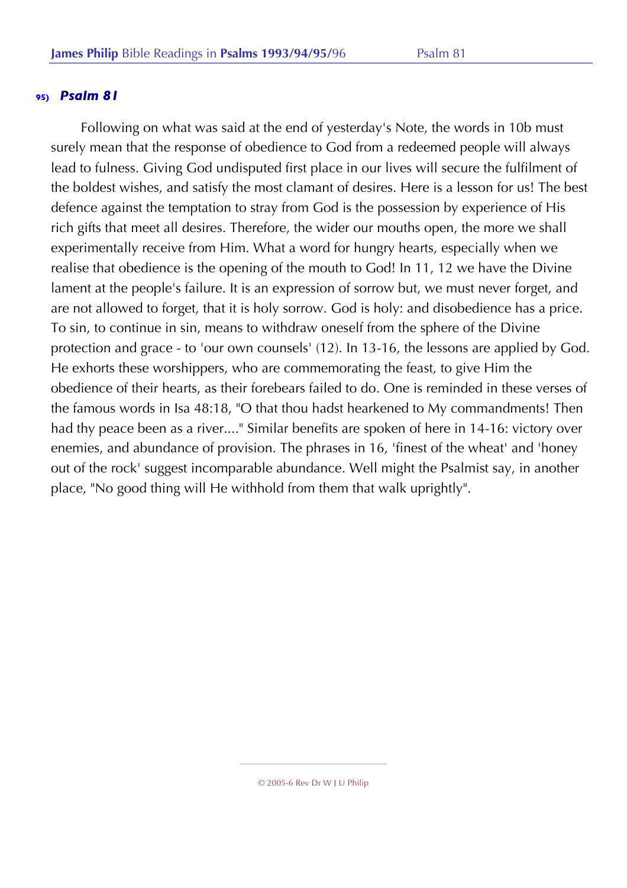## 95) *Psalm 81*

Following on what was said at the end of yesterday's Note, the words in 10b must surely mean that the response of obedience to God from a redeemed people will always lead to fulness. Giving God undisputed first place in our lives will secure the fulfilment of the boldest wishes, and satisfy the most clamant of desires. Here is a lesson for us! The best defence against the temptation to stray from God is the possession by experience of His rich gifts that meet all desires. Therefore, the wider our mouths open, the more we shall experimentally receive from Him. What a word for hungry hearts, especially when we realise that obedience is the opening of the mouth to God! In 11, 12 we have the Divine lament at the people's failure. It is an expression of sorrow but, we must never forget, and are not allowed to forget, that it is holy sorrow. God is holy: and disobedience has a price. To sin, to continue in sin, means to withdraw oneself from the sphere of the Divine protection and grace - to 'our own counsels' (12). In 13-16, the lessons are applied by God. He exhorts these worshippers, who are commemorating the feast, to give Him the obedience of their hearts, as their forebears failed to do. One is reminded in these verses of the famous words in Isa 48:18, "O that thou hadst hearkened to My commandments! Then had thy peace been as a river...." Similar benefits are spoken of here in 14-16: victory over enemies, and abundance of provision. The phrases in 16, 'finest of the wheat' and 'honey out of the rock' suggest incomparable abundance. Well might the Psalmist say, in another place, "No good thing will He withhold from them that walk uprightly".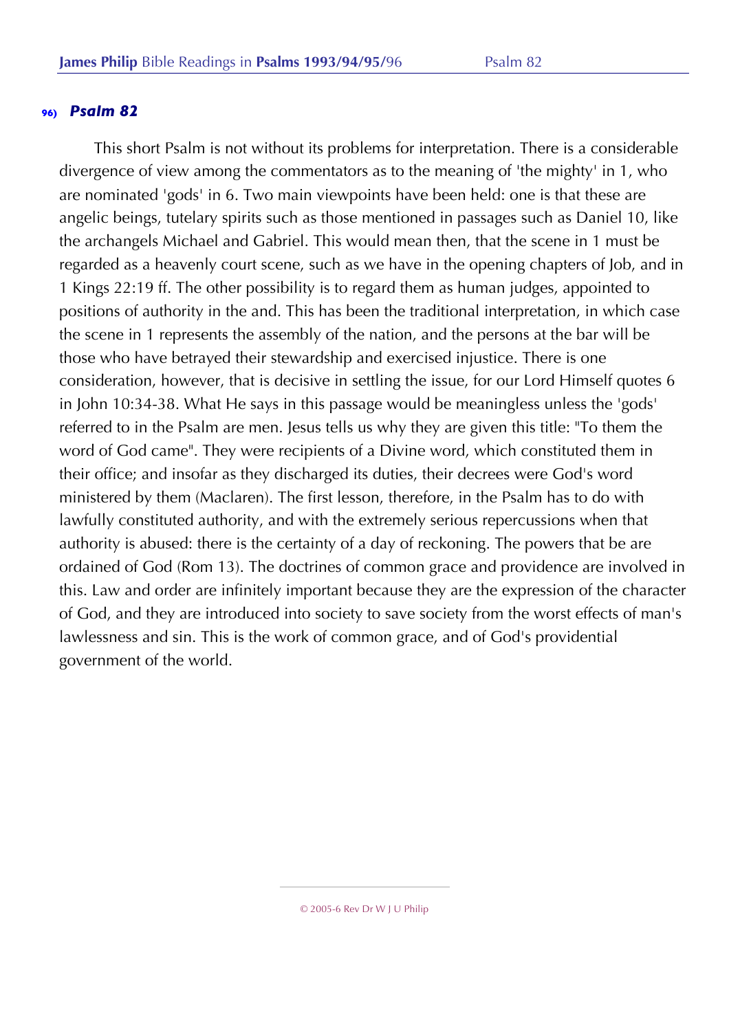## 96) *Psalm 82*

This short Psalm is not without its problems for interpretation. There is a considerable divergence of view among the commentators as to the meaning of 'the mighty' in 1, who are nominated 'gods' in 6. Two main viewpoints have been held: one is that these are angelic beings, tutelary spirits such as those mentioned in passages such as Daniel 10, like the archangels Michael and Gabriel. This would mean then, that the scene in 1 must be regarded as a heavenly court scene, such as we have in the opening chapters of Job, and in 1 Kings 22:19 ff. The other possibility is to regard them as human judges, appointed to positions of authority in the and. This has been the traditional interpretation, in which case the scene in 1 represents the assembly of the nation, and the persons at the bar will be those who have betrayed their stewardship and exercised injustice. There is one consideration, however, that is decisive in settling the issue, for our Lord Himself quotes 6 in John 10:34-38. What He says in this passage would be meaningless unless the 'gods' referred to in the Psalm are men. Jesus tells us why they are given this title: "To them the word of God came". They were recipients of a Divine word, which constituted them in their office; and insofar as they discharged its duties, their decrees were God's word ministered by them (Maclaren). The first lesson, therefore, in the Psalm has to do with lawfully constituted authority, and with the extremely serious repercussions when that authority is abused: there is the certainty of a day of reckoning. The powers that be are ordained of God (Rom 13). The doctrines of common grace and providence are involved in this. Law and order are infinitely important because they are the expression of the character of God, and they are introduced into society to save society from the worst effects of man's lawlessness and sin. This is the work of common grace, and of God's providential government of the world.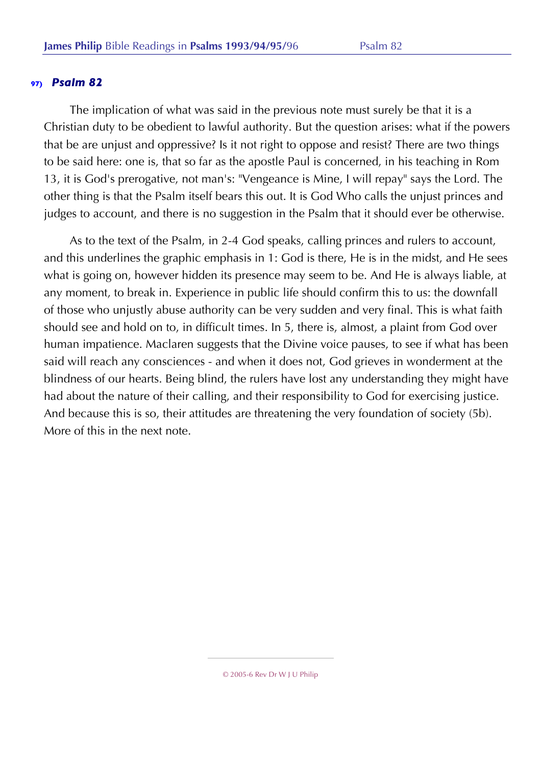## 97) *Psalm 82*

The implication of what was said in the previous note must surely be that it is a Christian duty to be obedient to lawful authority. But the question arises: what if the powers that be are unjust and oppressive? Is it not right to oppose and resist? There are two things to be said here: one is, that so far as the apostle Paul is concerned, in his teaching in Rom 13, it is God's prerogative, not man's: "Vengeance is Mine, I will repay" says the Lord. The other thing is that the Psalm itself bears this out. It is God Who calls the unjust princes and judges to account, and there is no suggestion in the Psalm that it should ever be otherwise.

As to the text of the Psalm, in 2-4 God speaks, calling princes and rulers to account, and this underlines the graphic emphasis in 1: God is there, He is in the midst, and He sees what is going on, however hidden its presence may seem to be. And He is always liable, at any moment, to break in. Experience in public life should confirm this to us: the downfall of those who unjustly abuse authority can be very sudden and very final. This is what faith should see and hold on to, in difficult times. In 5, there is, almost, a plaint from God over human impatience. Maclaren suggests that the Divine voice pauses, to see if what has been said will reach any consciences - and when it does not, God grieves in wonderment at the blindness of our hearts. Being blind, the rulers have lost any understanding they might have had about the nature of their calling, and their responsibility to God for exercising justice. And because this is so, their attitudes are threatening the very foundation of society (5b). More of this in the next note.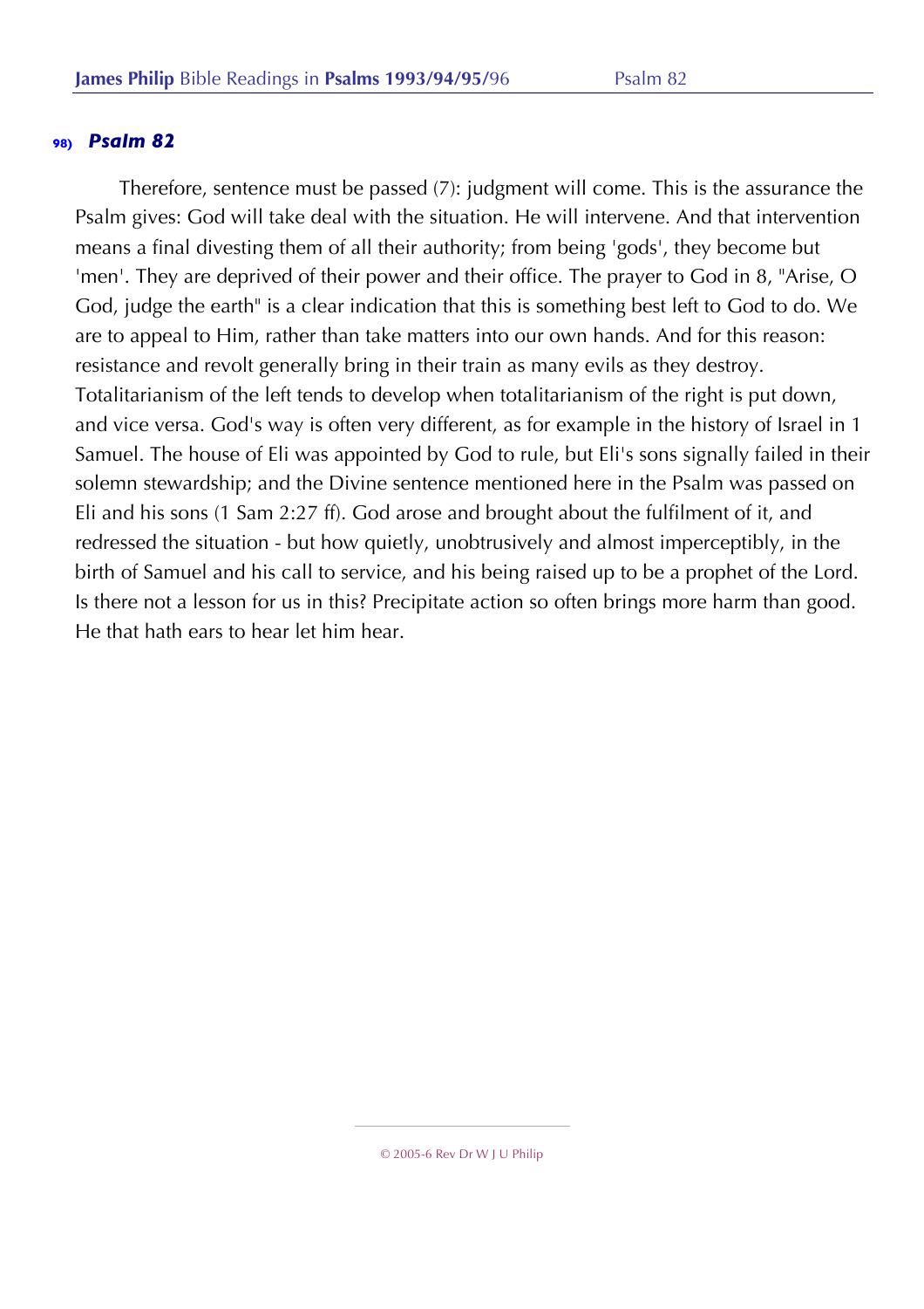### 98) *Psalm 82*

Therefore, sentence must be passed (7): judgment will come. This is the assurance the Psalm gives: God will take deal with the situation. He will intervene. And that intervention means a final divesting them of all their authority; from being 'gods', they become but 'men'. They are deprived of their power and their office. The prayer to God in 8, "Arise, O God, judge the earth" is a clear indication that this is something best left to God to do. We are to appeal to Him, rather than take matters into our own hands. And for this reason: resistance and revolt generally bring in their train as many evils as they destroy. Totalitarianism of the left tends to develop when totalitarianism of the right is put down, and vice versa. God's way is often very different, as for example in the history of Israel in 1 Samuel. The house of Eli was appointed by God to rule, but Eli's sons signally failed in their solemn stewardship; and the Divine sentence mentioned here in the Psalm was passed on Eli and his sons (1 Sam 2:27 ff). God arose and brought about the fulfilment of it, and redressed the situation - but how quietly, unobtrusively and almost imperceptibly, in the birth of Samuel and his call to service, and his being raised up to be a prophet of the Lord. Is there not a lesson for us in this? Precipitate action so often brings more harm than good. He that hath ears to hear let him hear.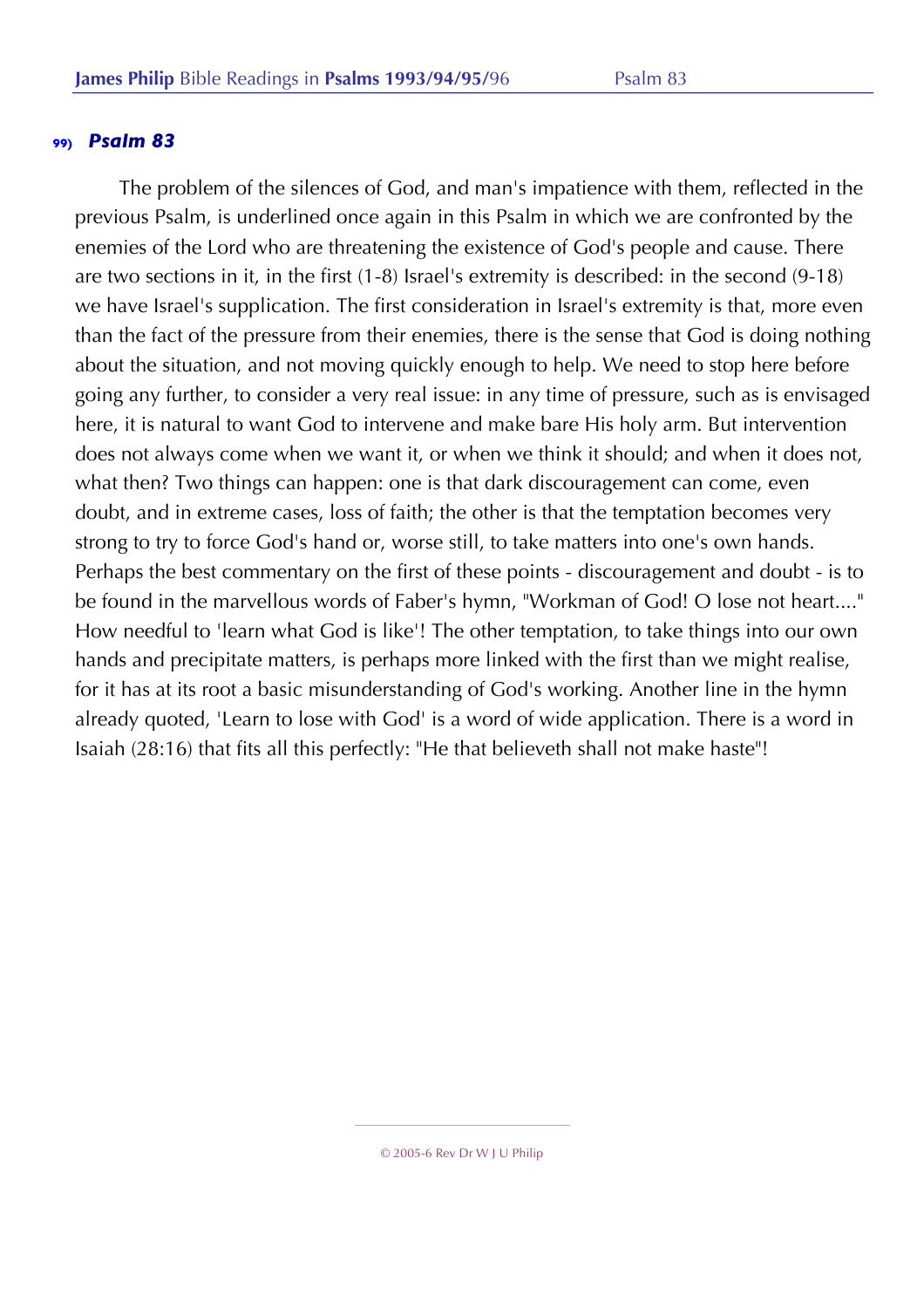## 99) *Psalm 83*

The problem of the silences of God, and man's impatience with them, reflected in the previous Psalm, is underlined once again in this Psalm in which we are confronted by the enemies of the Lord who are threatening the existence of God's people and cause. There are two sections in it, in the first (1-8) Israel's extremity is described: in the second (9-18) we have Israel's supplication. The first consideration in Israel's extremity is that, more even than the fact of the pressure from their enemies, there is the sense that God is doing nothing about the situation, and not moving quickly enough to help. We need to stop here before going any further, to consider a very real issue: in any time of pressure, such as is envisaged here, it is natural to want God to intervene and make bare His holy arm. But intervention does not always come when we want it, or when we think it should; and when it does not, what then? Two things can happen: one is that dark discouragement can come, even doubt, and in extreme cases, loss of faith; the other is that the temptation becomes very strong to try to force God's hand or, worse still, to take matters into one's own hands. Perhaps the best commentary on the first of these points - discouragement and doubt - is to be found in the marvellous words of Faber's hymn, "Workman of God! O lose not heart...." How needful to 'learn what God is like'! The other temptation, to take things into our own hands and precipitate matters, is perhaps more linked with the first than we might realise, for it has at its root a basic misunderstanding of God's working. Another line in the hymn already quoted, 'Learn to lose with God' is a word of wide application. There is a word in Isaiah (28:16) that fits all this perfectly: "He that believeth shall not make haste"!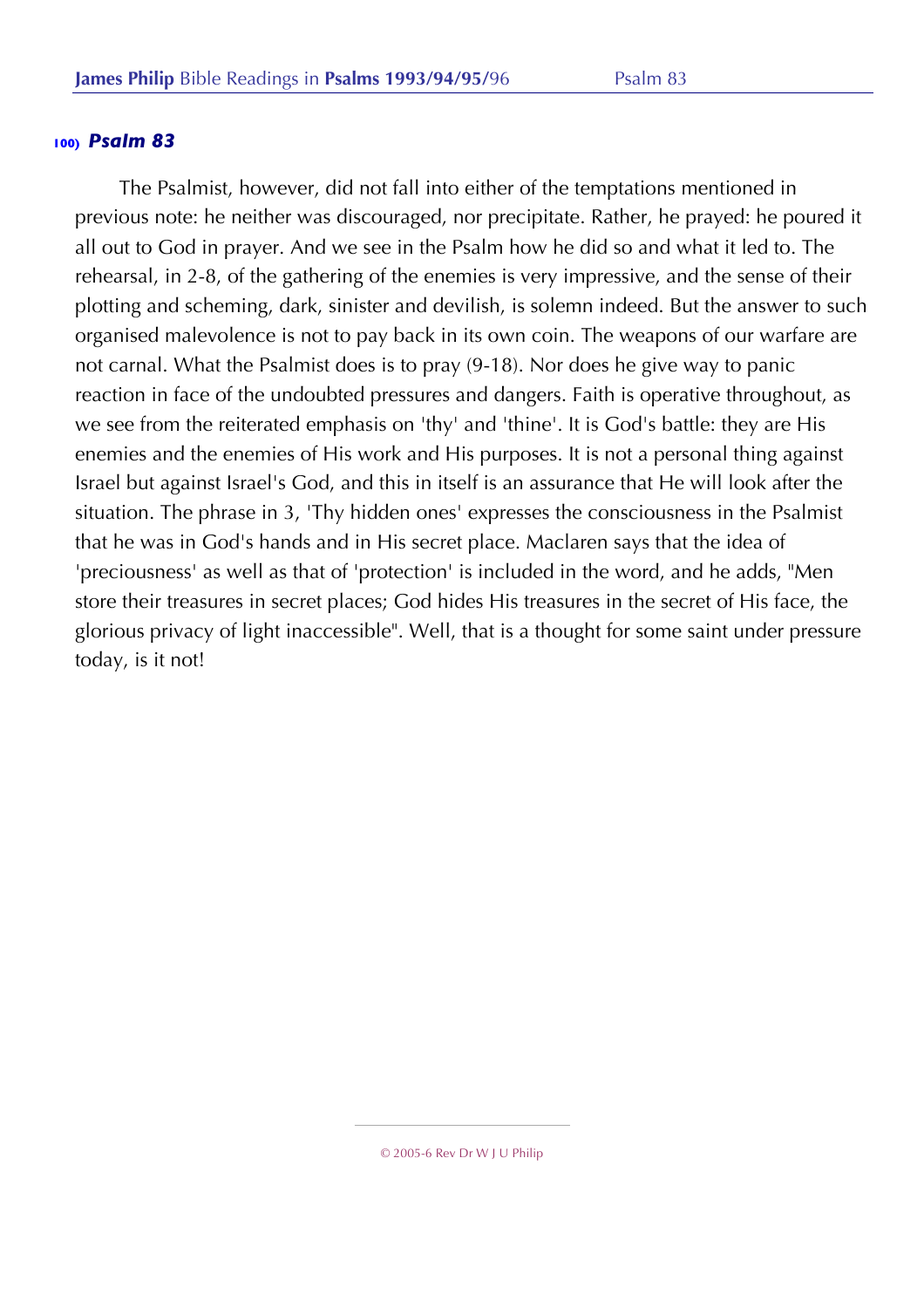### 100) *Psalm 83*

The Psalmist, however, did not fall into either of the temptations mentioned in previous note: he neither was discouraged, nor precipitate. Rather, he prayed: he poured it all out to God in prayer. And we see in the Psalm how he did so and what it led to. The rehearsal, in 2-8, of the gathering of the enemies is very impressive, and the sense of their plotting and scheming, dark, sinister and devilish, is solemn indeed. But the answer to such organised malevolence is not to pay back in its own coin. The weapons of our warfare are not carnal. What the Psalmist does is to pray (9-18). Nor does he give way to panic reaction in face of the undoubted pressures and dangers. Faith is operative throughout, as we see from the reiterated emphasis on 'thy' and 'thine'. It is God's battle: they are His enemies and the enemies of His work and His purposes. It is not a personal thing against Israel but against Israel's God, and this in itself is an assurance that He will look after the situation. The phrase in 3, 'Thy hidden ones' expresses the consciousness in the Psalmist that he was in God's hands and in His secret place. Maclaren says that the idea of 'preciousness' as well as that of 'protection' is included in the word, and he adds, "Men store their treasures in secret places; God hides His treasures in the secret of His face, the glorious privacy of light inaccessible". Well, that is a thought for some saint under pressure today, is it not!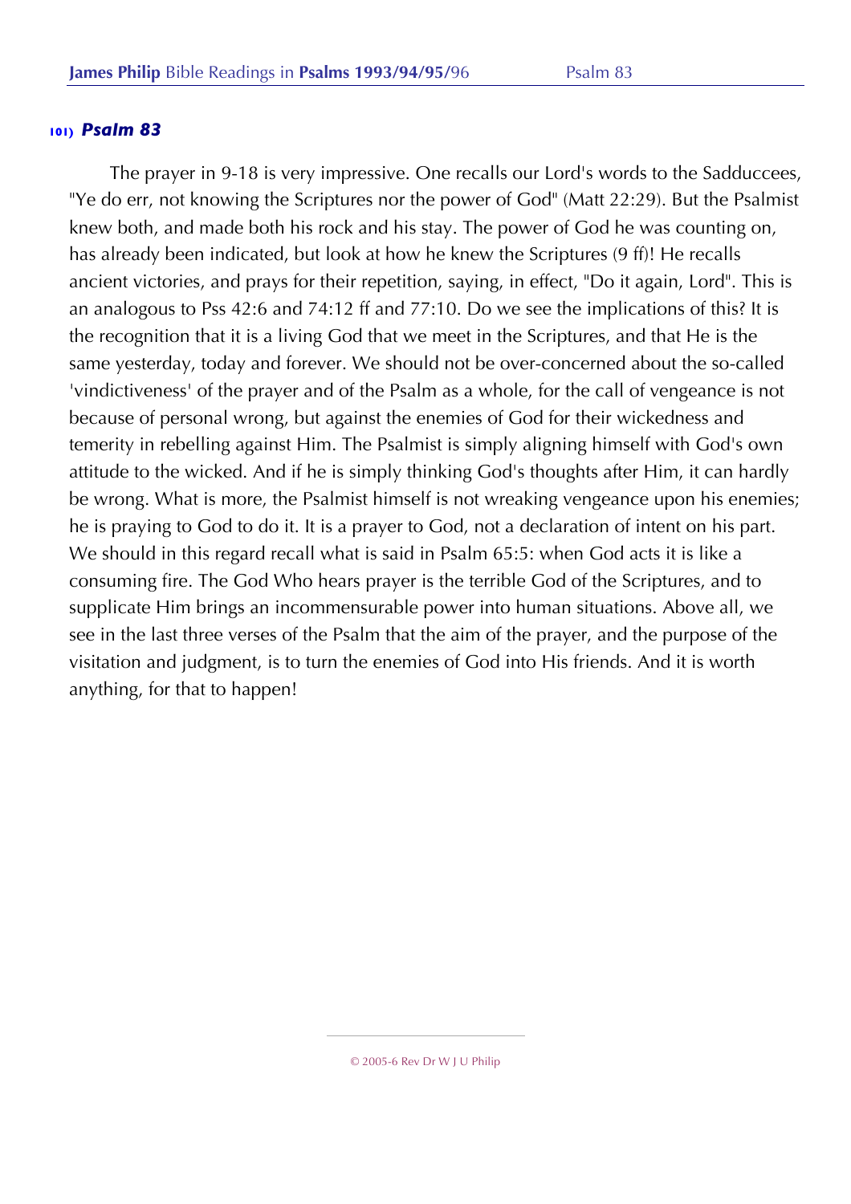## 101) *Psalm 83*

The prayer in 9-18 is very impressive. One recalls our Lord's words to the Sadducees, "Ye do err, not knowing the Scriptures nor the power of God" (Matt 22:29). But the Psalmist knew both, and made both his rock and his stay. The power of God he was counting on, has already been indicated, but look at how he knew the Scriptures (9 ff)! He recalls ancient victories, and prays for their repetition, saying, in effect, "Do it again, Lord". This is an analogous to Pss 42:6 and 74:12 ff and 77:10. Do we see the implications of this? It is the recognition that it is a living God that we meet in the Scriptures, and that He is the same yesterday, today and forever. We should not be over-concerned about the so-called 'vindictiveness' of the prayer and of the Psalm as a whole, for the call of vengeance is not because of personal wrong, but against the enemies of God for their wickedness and temerity in rebelling against Him. The Psalmist is simply aligning himself with God's own attitude to the wicked. And if he is simply thinking God's thoughts after Him, it can hardly be wrong. What is more, the Psalmist himself is not wreaking vengeance upon his enemies; he is praying to God to do it. It is a prayer to God, not a declaration of intent on his part. We should in this regard recall what is said in Psalm 65:5: when God acts it is like a consuming fire. The God Who hears prayer is the terrible God of the Scriptures, and to supplicate Him brings an incommensurable power into human situations. Above all, we see in the last three verses of the Psalm that the aim of the prayer, and the purpose of the visitation and judgment, is to turn the enemies of God into His friends. And it is worth anything, for that to happen!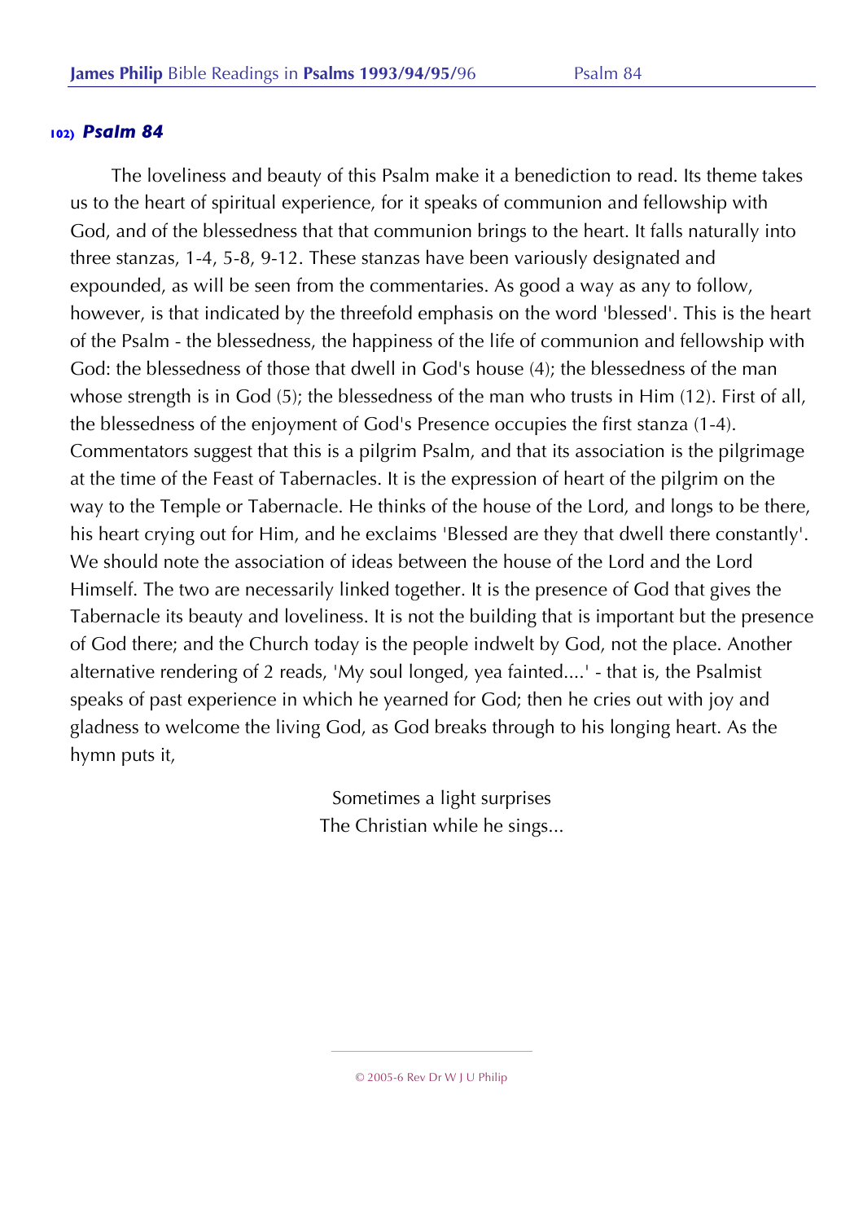## 102) *Psalm 84*

The loveliness and beauty of this Psalm make it a benediction to read. Its theme takes us to the heart of spiritual experience, for it speaks of communion and fellowship with God, and of the blessedness that that communion brings to the heart. It falls naturally into three stanzas, 1-4, 5-8, 9-12. These stanzas have been variously designated and expounded, as will be seen from the commentaries. As good a way as any to follow, however, is that indicated by the threefold emphasis on the word 'blessed'. This is the heart of the Psalm - the blessedness, the happiness of the life of communion and fellowship with God: the blessedness of those that dwell in God's house (4); the blessedness of the man whose strength is in God (5); the blessedness of the man who trusts in Him (12). First of all, the blessedness of the enjoyment of God's Presence occupies the first stanza (1-4). Commentators suggest that this is a pilgrim Psalm, and that its association is the pilgrimage at the time of the Feast of Tabernacles. It is the expression of heart of the pilgrim on the way to the Temple or Tabernacle. He thinks of the house of the Lord, and longs to be there, his heart crying out for Him, and he exclaims 'Blessed are they that dwell there constantly'. We should note the association of ideas between the house of the Lord and the Lord Himself. The two are necessarily linked together. It is the presence of God that gives the Tabernacle its beauty and loveliness. It is not the building that is important but the presence of God there; and the Church today is the people indwelt by God, not the place. Another alternative rendering of 2 reads, 'My soul longed, yea fainted....' - that is, the Psalmist speaks of past experience in which he yearned for God; then he cries out with joy and gladness to welcome the living God, as God breaks through to his longing heart. As the hymn puts it,

> Sometimes a light surprises
> The Christian while he sings...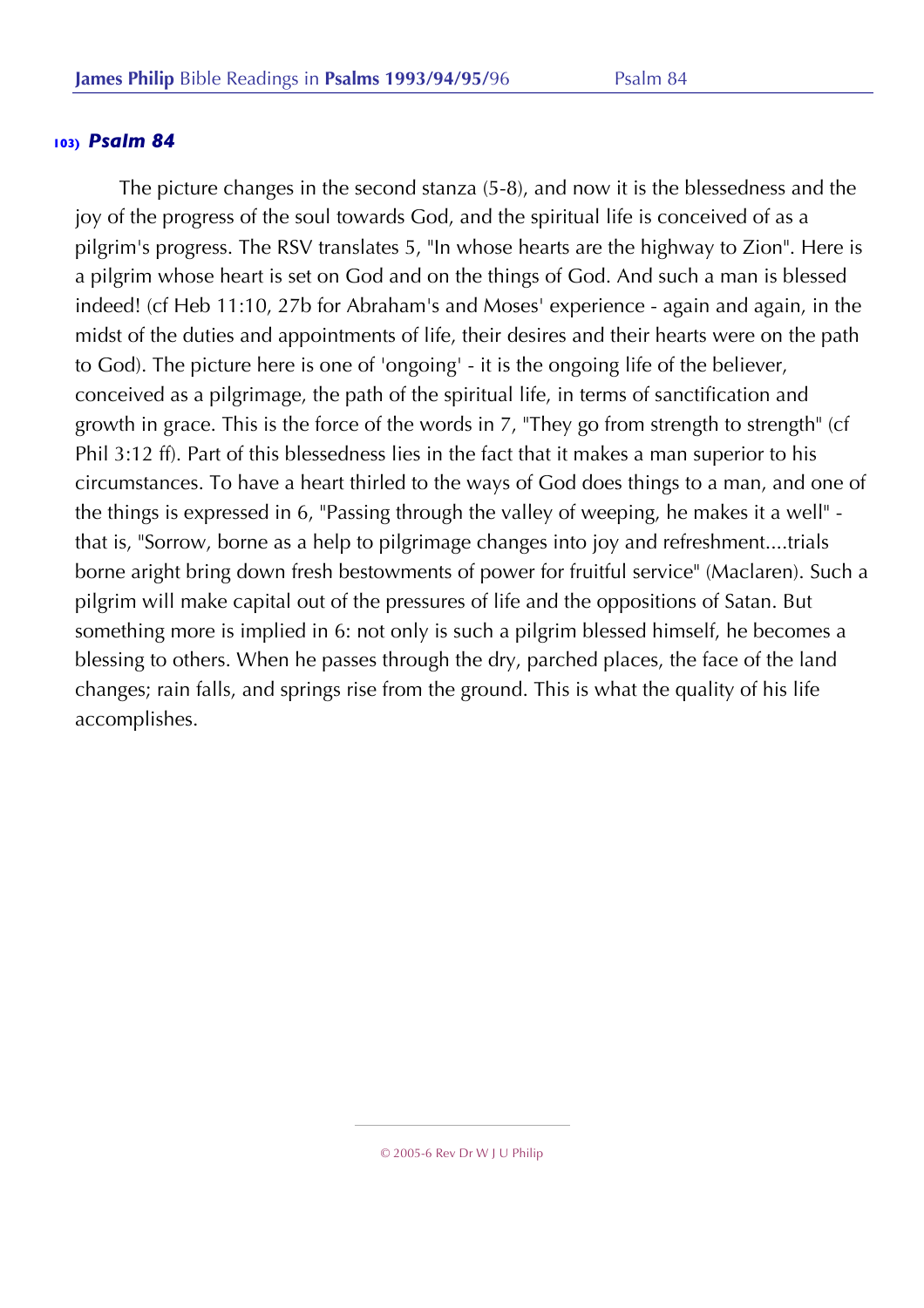### 103) *Psalm 84*

The picture changes in the second stanza (5-8), and now it is the blessedness and the joy of the progress of the soul towards God, and the spiritual life is conceived of as a pilgrim's progress. The RSV translates 5, "In whose hearts are the highway to Zion". Here is a pilgrim whose heart is set on God and on the things of God. And such a man is blessed indeed! (cf Heb 11:10, 27b for Abraham's and Moses' experience - again and again, in the midst of the duties and appointments of life, their desires and their hearts were on the path to God). The picture here is one of 'ongoing' - it is the ongoing life of the believer, conceived as a pilgrimage, the path of the spiritual life, in terms of sanctification and growth in grace. This is the force of the words in 7, "They go from strength to strength" (cf Phil 3:12 ff). Part of this blessedness lies in the fact that it makes a man superior to his circumstances. To have a heart thirled to the ways of God does things to a man, and one of the things is expressed in 6, "Passing through the valley of weeping, he makes it a well" - that is, "Sorrow, borne as a help to pilgrimage changes into joy and refreshment....trials borne aright bring down fresh bestowments of power for fruitful service" (Maclaren). Such a pilgrim will make capital out of the pressures of life and the oppositions of Satan. But something more is implied in 6: not only is such a pilgrim blessed himself, he becomes a blessing to others. When he passes through the dry, parched places, the face of the land changes; rain falls, and springs rise from the ground. This is what the quality of his life accomplishes.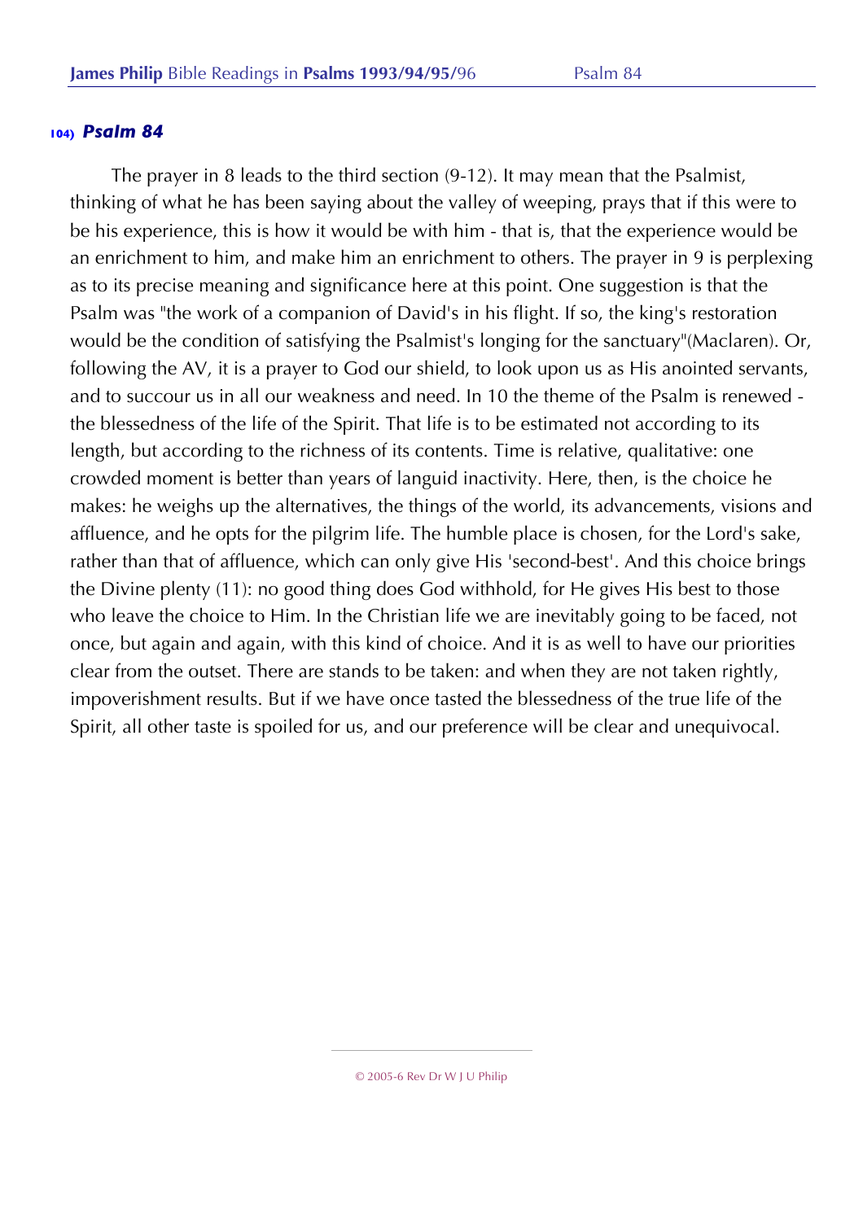### 104) *Psalm 84*

The prayer in 8 leads to the third section (9-12). It may mean that the Psalmist, thinking of what he has been saying about the valley of weeping, prays that if this were to be his experience, this is how it would be with him - that is, that the experience would be an enrichment to him, and make him an enrichment to others. The prayer in 9 is perplexing as to its precise meaning and significance here at this point. One suggestion is that the Psalm was "the work of a companion of David's in his flight. If so, the king's restoration would be the condition of satisfying the Psalmist's longing for the sanctuary"(Maclaren). Or, following the AV, it is a prayer to God our shield, to look upon us as His anointed servants, and to succour us in all our weakness and need. In 10 the theme of the Psalm is renewed - the blessedness of the life of the Spirit. That life is to be estimated not according to its length, but according to the richness of its contents. Time is relative, qualitative: one crowded moment is better than years of languid inactivity. Here, then, is the choice he makes: he weighs up the alternatives, the things of the world, its advancements, visions and affluence, and he opts for the pilgrim life. The humble place is chosen, for the Lord's sake, rather than that of affluence, which can only give His 'second-best'. And this choice brings the Divine plenty (11): no good thing does God withhold, for He gives His best to those who leave the choice to Him. In the Christian life we are inevitably going to be faced, not once, but again and again, with this kind of choice. And it is as well to have our priorities clear from the outset. There are stands to be taken: and when they are not taken rightly, impoverishment results. But if we have once tasted the blessedness of the true life of the Spirit, all other taste is spoiled for us, and our preference will be clear and unequivocal.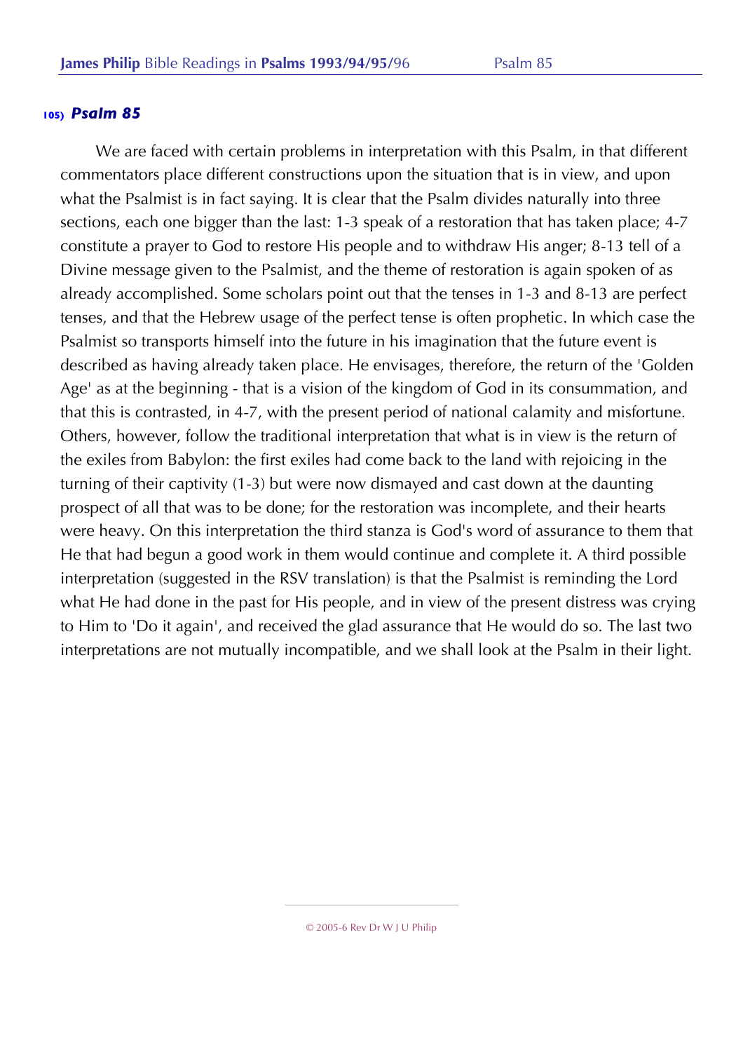### 105) *Psalm 85*

We are faced with certain problems in interpretation with this Psalm, in that different commentators place different constructions upon the situation that is in view, and upon what the Psalmist is in fact saying. It is clear that the Psalm divides naturally into three sections, each one bigger than the last: 1-3 speak of a restoration that has taken place; 4-7 constitute a prayer to God to restore His people and to withdraw His anger; 8-13 tell of a Divine message given to the Psalmist, and the theme of restoration is again spoken of as already accomplished. Some scholars point out that the tenses in 1-3 and 8-13 are perfect tenses, and that the Hebrew usage of the perfect tense is often prophetic. In which case the Psalmist so transports himself into the future in his imagination that the future event is described as having already taken place. He envisages, therefore, the return of the 'Golden Age' as at the beginning - that is a vision of the kingdom of God in its consummation, and that this is contrasted, in 4-7, with the present period of national calamity and misfortune. Others, however, follow the traditional interpretation that what is in view is the return of the exiles from Babylon: the first exiles had come back to the land with rejoicing in the turning of their captivity (1-3) but were now dismayed and cast down at the daunting prospect of all that was to be done; for the restoration was incomplete, and their hearts were heavy. On this interpretation the third stanza is God's word of assurance to them that He that had begun a good work in them would continue and complete it. A third possible interpretation (suggested in the RSV translation) is that the Psalmist is reminding the Lord what He had done in the past for His people, and in view of the present distress was crying to Him to 'Do it again', and received the glad assurance that He would do so. The last two interpretations are not mutually incompatible, and we shall look at the Psalm in their light.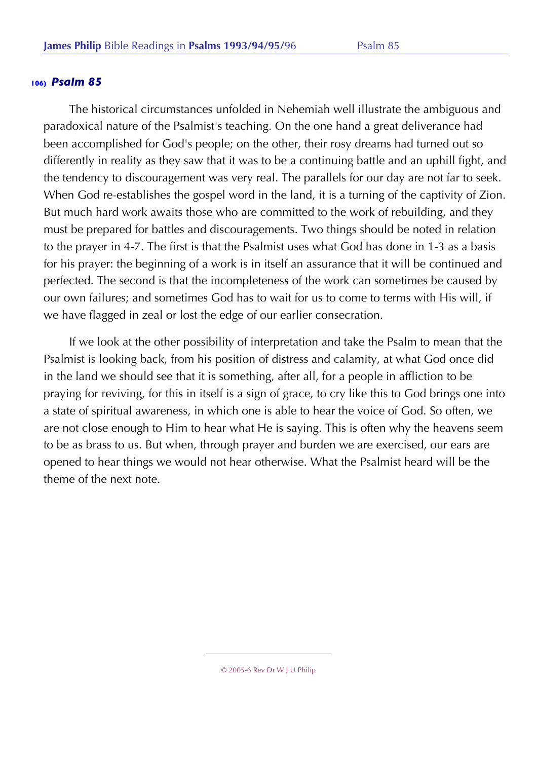### 106) *Psalm 85*

The historical circumstances unfolded in Nehemiah well illustrate the ambiguous and paradoxical nature of the Psalmist's teaching. On the one hand a great deliverance had been accomplished for God's people; on the other, their rosy dreams had turned out so differently in reality as they saw that it was to be a continuing battle and an uphill fight, and the tendency to discouragement was very real. The parallels for our day are not far to seek. When God re-establishes the gospel word in the land, it is a turning of the captivity of Zion. But much hard work awaits those who are committed to the work of rebuilding, and they must be prepared for battles and discouragements. Two things should be noted in relation to the prayer in 4-7. The first is that the Psalmist uses what God has done in 1-3 as a basis for his prayer: the beginning of a work is in itself an assurance that it will be continued and perfected. The second is that the incompleteness of the work can sometimes be caused by our own failures; and sometimes God has to wait for us to come to terms with His will, if we have flagged in zeal or lost the edge of our earlier consecration.

If we look at the other possibility of interpretation and take the Psalm to mean that the Psalmist is looking back, from his position of distress and calamity, at what God once did in the land we should see that it is something, after all, for a people in affliction to be praying for reviving, for this in itself is a sign of grace, to cry like this to God brings one into a state of spiritual awareness, in which one is able to hear the voice of God. So often, we are not close enough to Him to hear what He is saying. This is often why the heavens seem to be as brass to us. But when, through prayer and burden we are exercised, our ears are opened to hear things we would not hear otherwise. What the Psalmist heard will be the theme of the next note.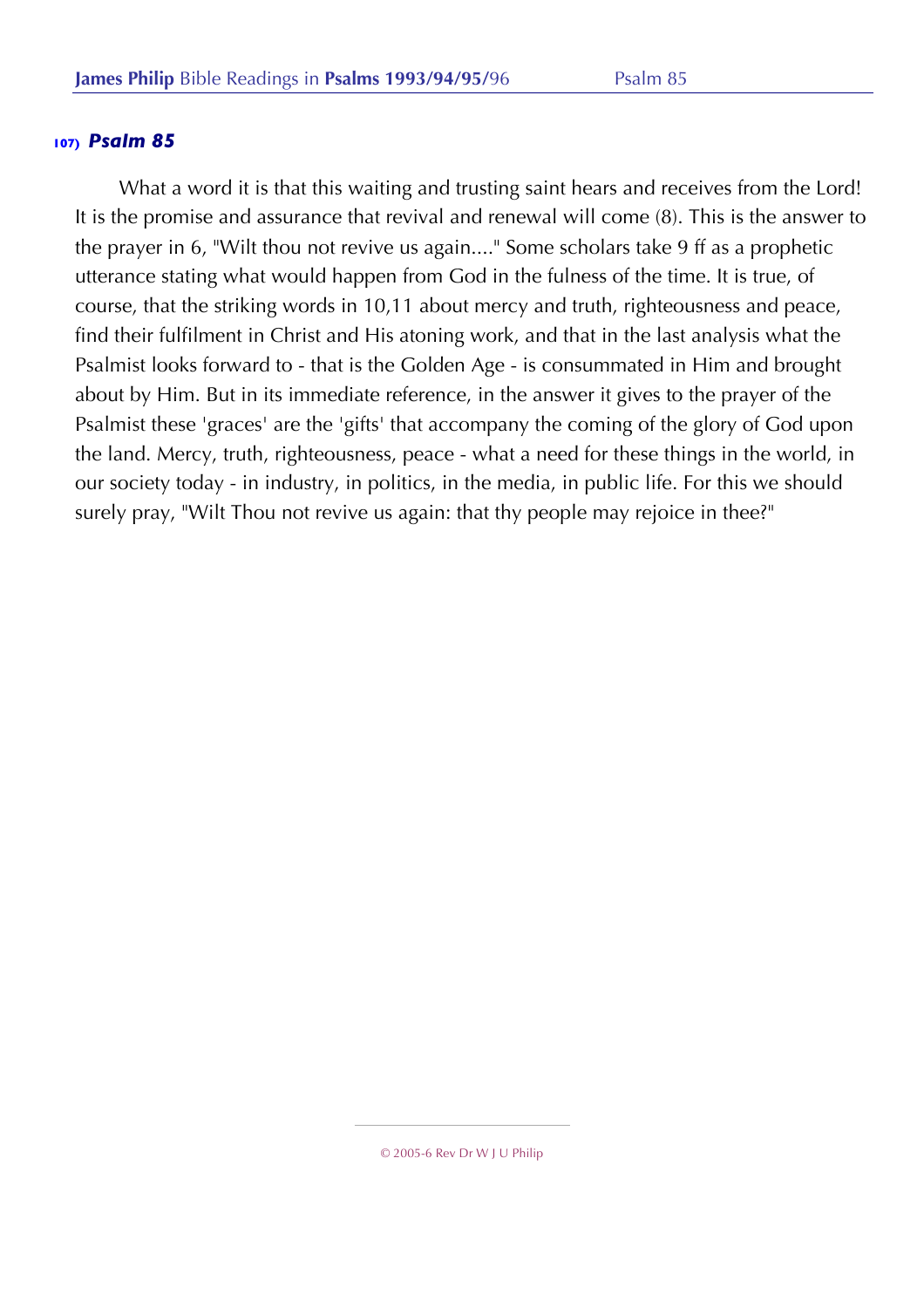### 107) *Psalm 85*

What a word it is that this waiting and trusting saint hears and receives from the Lord! It is the promise and assurance that revival and renewal will come (8). This is the answer to the prayer in 6, "Wilt thou not revive us again...." Some scholars take 9 ff as a prophetic utterance stating what would happen from God in the fulness of the time. It is true, of course, that the striking words in 10,11 about mercy and truth, righteousness and peace, find their fulfilment in Christ and His atoning work, and that in the last analysis what the Psalmist looks forward to - that is the Golden Age - is consummated in Him and brought about by Him. But in its immediate reference, in the answer it gives to the prayer of the Psalmist these 'graces' are the 'gifts' that accompany the coming of the glory of God upon the land. Mercy, truth, righteousness, peace - what a need for these things in the world, in our society today - in industry, in politics, in the media, in public life. For this we should surely pray, "Wilt Thou not revive us again: that thy people may rejoice in thee?"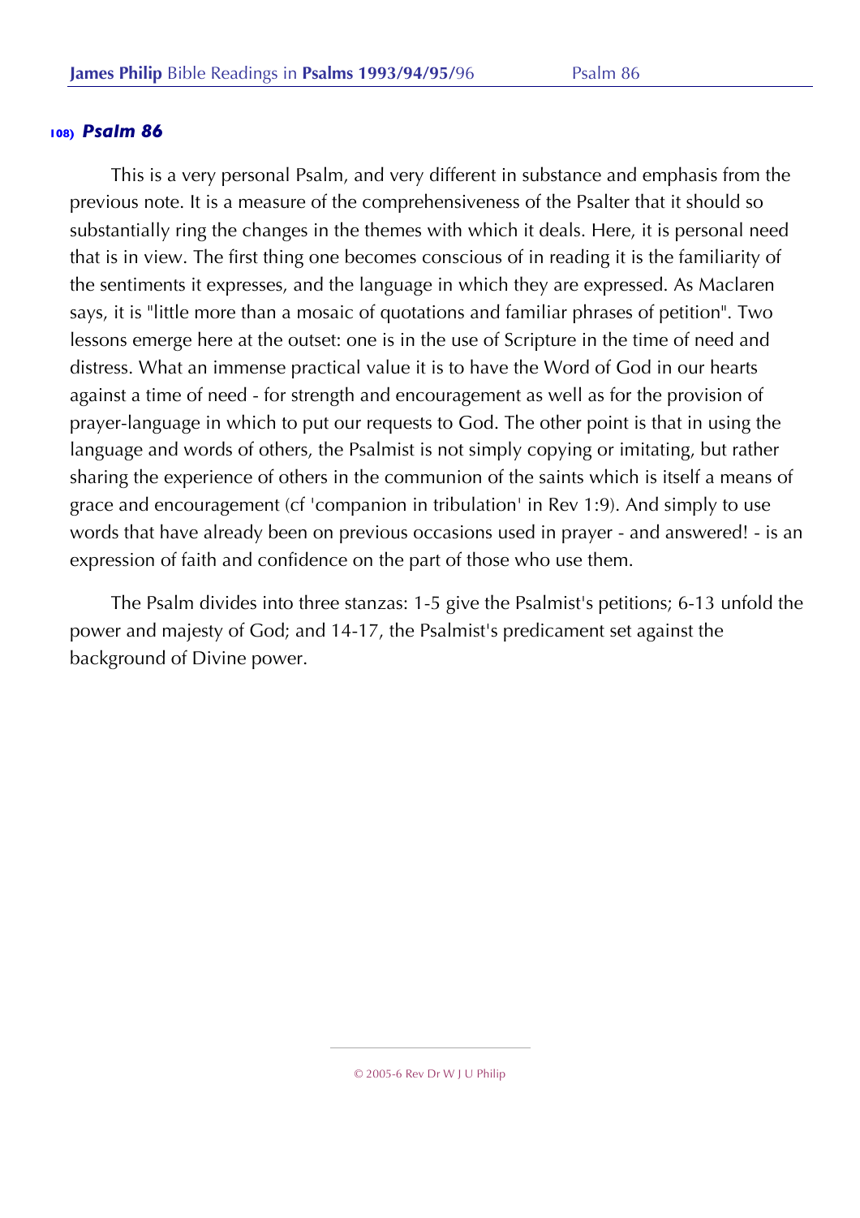### 108) *Psalm 86*

This is a very personal Psalm, and very different in substance and emphasis from the previous note. It is a measure of the comprehensiveness of the Psalter that it should so substantially ring the changes in the themes with which it deals. Here, it is personal need that is in view. The first thing one becomes conscious of in reading it is the familiarity of the sentiments it expresses, and the language in which they are expressed. As Maclaren says, it is "little more than a mosaic of quotations and familiar phrases of petition". Two lessons emerge here at the outset: one is in the use of Scripture in the time of need and distress. What an immense practical value it is to have the Word of God in our hearts against a time of need - for strength and encouragement as well as for the provision of prayer-language in which to put our requests to God. The other point is that in using the language and words of others, the Psalmist is not simply copying or imitating, but rather sharing the experience of others in the communion of the saints which is itself a means of grace and encouragement (cf 'companion in tribulation' in Rev 1:9). And simply to use words that have already been on previous occasions used in prayer - and answered! - is an expression of faith and confidence on the part of those who use them.

The Psalm divides into three stanzas: 1-5 give the Psalmist's petitions; 6-13 unfold the power and majesty of God; and 14-17, the Psalmist's predicament set against the background of Divine power.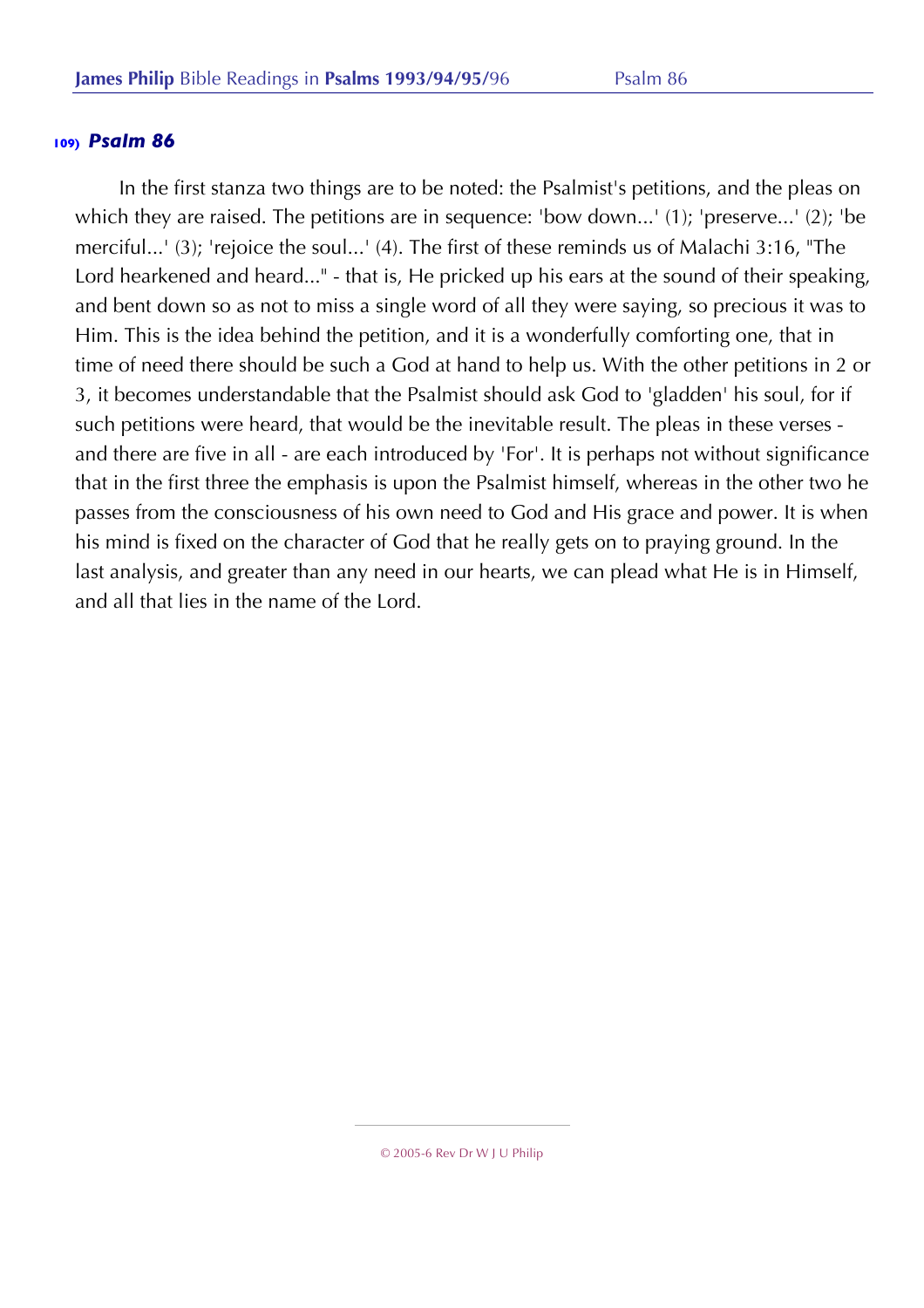## 109) *Psalm 86*

In the first stanza two things are to be noted: the Psalmist's petitions, and the pleas on which they are raised. The petitions are in sequence: 'bow down...' (1); 'preserve...' (2); 'be merciful...' (3); 'rejoice the soul...' (4). The first of these reminds us of Malachi 3:16, "The Lord hearkened and heard..." - that is, He pricked up his ears at the sound of their speaking, and bent down so as not to miss a single word of all they were saying, so precious it was to Him. This is the idea behind the petition, and it is a wonderfully comforting one, that in time of need there should be such a God at hand to help us. With the other petitions in 2 or 3, it becomes understandable that the Psalmist should ask God to 'gladden' his soul, for if such petitions were heard, that would be the inevitable result. The pleas in these verses - and there are five in all - are each introduced by 'For'. It is perhaps not without significance that in the first three the emphasis is upon the Psalmist himself, whereas in the other two he passes from the consciousness of his own need to God and His grace and power. It is when his mind is fixed on the character of God that he really gets on to praying ground. In the last analysis, and greater than any need in our hearts, we can plead what He is in Himself, and all that lies in the name of the Lord.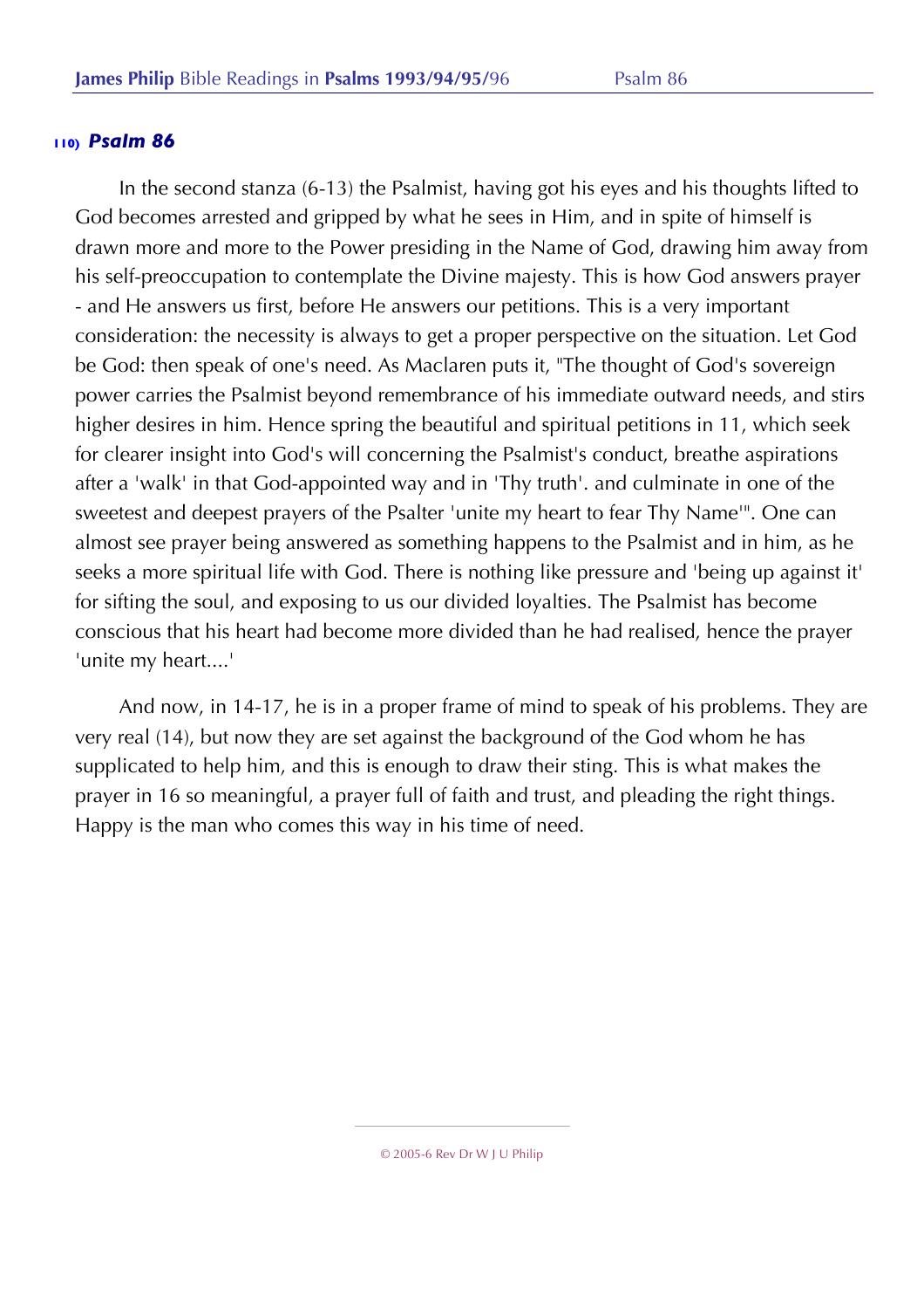### 110) *Psalm 86*

In the second stanza (6-13) the Psalmist, having got his eyes and his thoughts lifted to God becomes arrested and gripped by what he sees in Him, and in spite of himself is drawn more and more to the Power presiding in the Name of God, drawing him away from his self-preoccupation to contemplate the Divine majesty. This is how God answers prayer - and He answers us first, before He answers our petitions. This is a very important consideration: the necessity is always to get a proper perspective on the situation. Let God be God: then speak of one's need. As Maclaren puts it, "The thought of God's sovereign power carries the Psalmist beyond remembrance of his immediate outward needs, and stirs higher desires in him. Hence spring the beautiful and spiritual petitions in 11, which seek for clearer insight into God's will concerning the Psalmist's conduct, breathe aspirations after a 'walk' in that God-appointed way and in 'Thy truth'. and culminate in one of the sweetest and deepest prayers of the Psalter 'unite my heart to fear Thy Name'". One can almost see prayer being answered as something happens to the Psalmist and in him, as he seeks a more spiritual life with God. There is nothing like pressure and 'being up against it' for sifting the soul, and exposing to us our divided loyalties. The Psalmist has become conscious that his heart had become more divided than he had realised, hence the prayer 'unite my heart....'

And now, in 14-17, he is in a proper frame of mind to speak of his problems. They are very real (14), but now they are set against the background of the God whom he has supplicated to help him, and this is enough to draw their sting. This is what makes the prayer in 16 so meaningful, a prayer full of faith and trust, and pleading the right things. Happy is the man who comes this way in his time of need.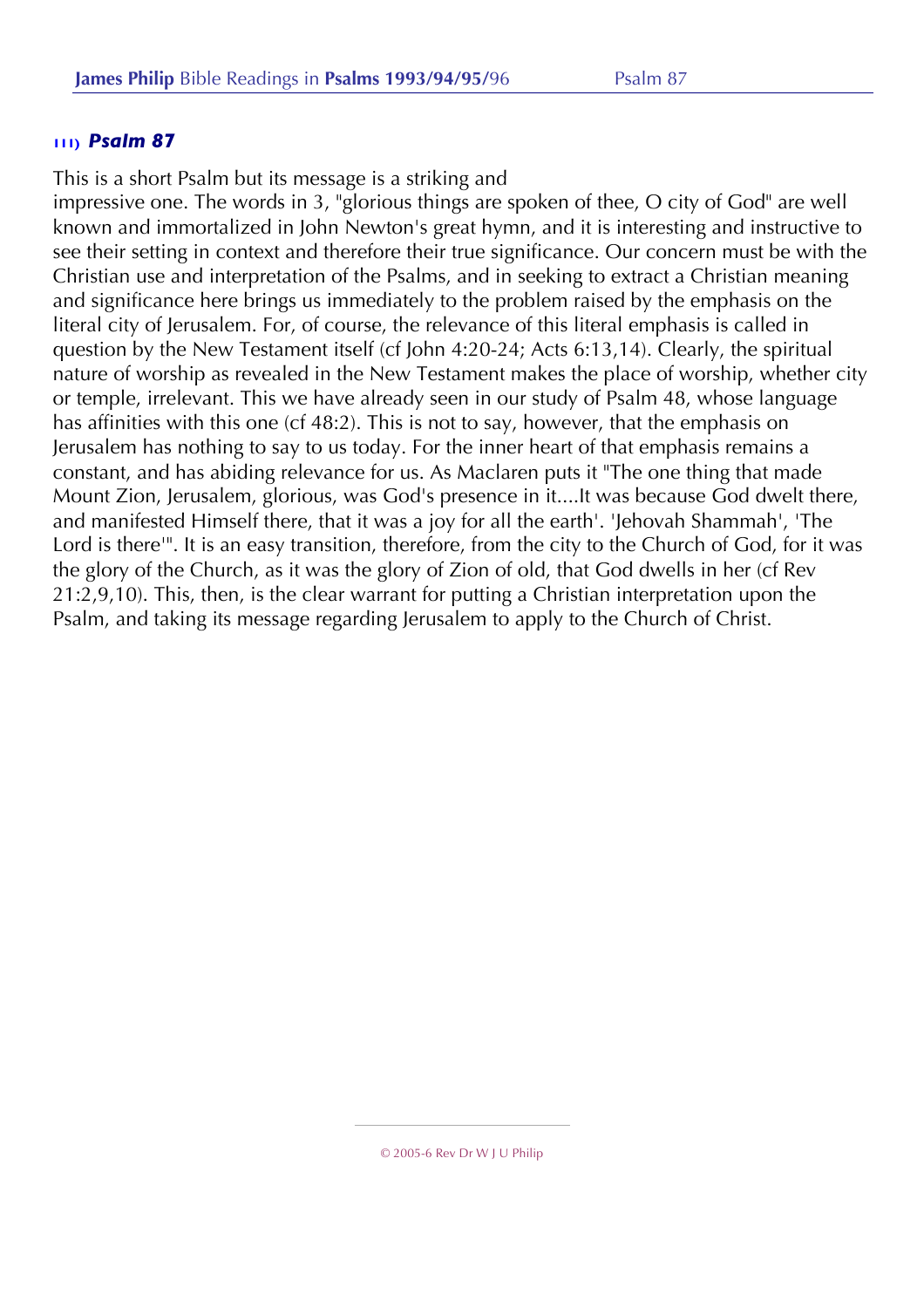### 111) *Psalm 87*

This is a short Psalm but its message is a striking and impressive one. The words in 3, "glorious things are spoken of thee, O city of God" are well known and immortalized in John Newton's great hymn, and it is interesting and instructive to see their setting in context and therefore their true significance. Our concern must be with the Christian use and interpretation of the Psalms, and in seeking to extract a Christian meaning and significance here brings us immediately to the problem raised by the emphasis on the literal city of Jerusalem. For, of course, the relevance of this literal emphasis is called in question by the New Testament itself (cf John 4:20-24; Acts 6:13,14). Clearly, the spiritual nature of worship as revealed in the New Testament makes the place of worship, whether city or temple, irrelevant. This we have already seen in our study of Psalm 48, whose language has affinities with this one (cf 48:2). This is not to say, however, that the emphasis on Jerusalem has nothing to say to us today. For the inner heart of that emphasis remains a constant, and has abiding relevance for us. As Maclaren puts it "The one thing that made Mount Zion, Jerusalem, glorious, was God's presence in it....It was because God dwelt there, and manifested Himself there, that it was a joy for all the earth'. 'Jehovah Shammah', 'The Lord is there'". It is an easy transition, therefore, from the city to the Church of God, for it was the glory of the Church, as it was the glory of Zion of old, that God dwells in her (cf Rev 21:2,9,10). This, then, is the clear warrant for putting a Christian interpretation upon the Psalm, and taking its message regarding Jerusalem to apply to the Church of Christ.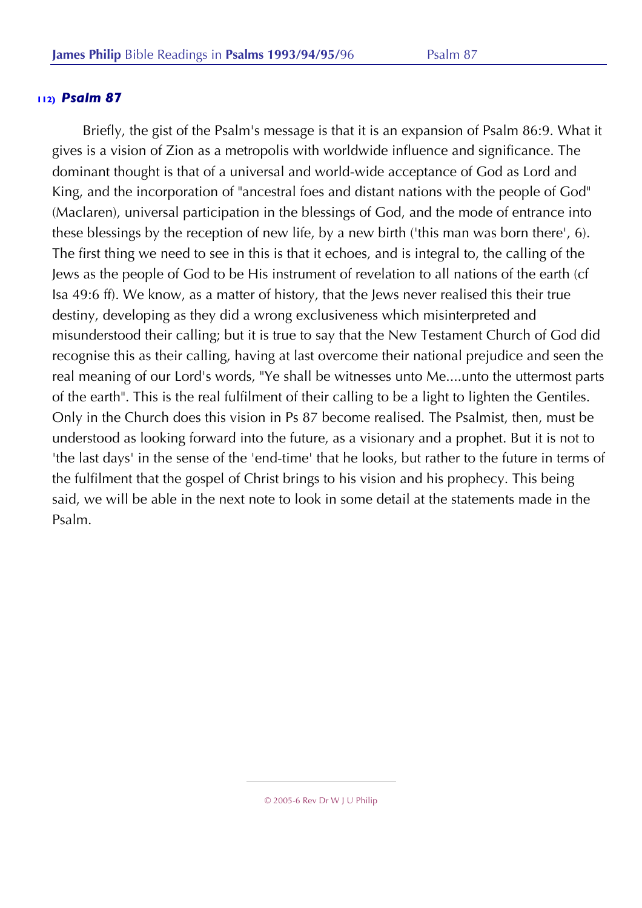### 112) *Psalm 87*

Briefly, the gist of the Psalm's message is that it is an expansion of Psalm 86:9. What it gives is a vision of Zion as a metropolis with worldwide influence and significance. The dominant thought is that of a universal and world-wide acceptance of God as Lord and King, and the incorporation of "ancestral foes and distant nations with the people of God" (Maclaren), universal participation in the blessings of God, and the mode of entrance into these blessings by the reception of new life, by a new birth ('this man was born there', 6). The first thing we need to see in this is that it echoes, and is integral to, the calling of the Jews as the people of God to be His instrument of revelation to all nations of the earth (cf Isa 49:6 ff). We know, as a matter of history, that the Jews never realised this their true destiny, developing as they did a wrong exclusiveness which misinterpreted and misunderstood their calling; but it is true to say that the New Testament Church of God did recognise this as their calling, having at last overcome their national prejudice and seen the real meaning of our Lord's words, "Ye shall be witnesses unto Me....unto the uttermost parts of the earth". This is the real fulfilment of their calling to be a light to lighten the Gentiles. Only in the Church does this vision in Ps 87 become realised. The Psalmist, then, must be understood as looking forward into the future, as a visionary and a prophet. But it is not to 'the last days' in the sense of the 'end-time' that he looks, but rather to the future in terms of the fulfilment that the gospel of Christ brings to his vision and his prophecy. This being said, we will be able in the next note to look in some detail at the statements made in the Psalm.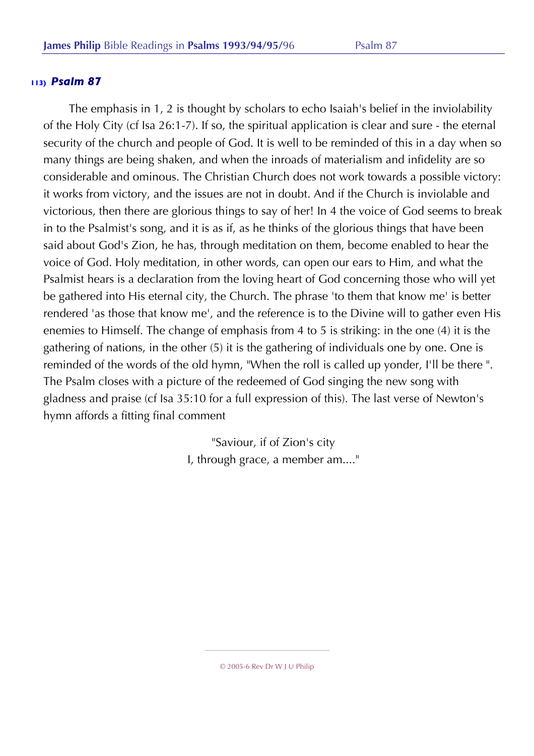### 113) *Psalm 87*

The emphasis in 1, 2 is thought by scholars to echo Isaiah's belief in the inviolability of the Holy City (cf Isa 26:1-7). If so, the spiritual application is clear and sure - the eternal security of the church and people of God. It is well to be reminded of this in a day when so many things are being shaken, and when the inroads of materialism and infidelity are so considerable and ominous. The Christian Church does not work towards a possible victory: it works from victory, and the issues are not in doubt. And if the Church is inviolable and victorious, then there are glorious things to say of her! In 4 the voice of God seems to break in to the Psalmist's song, and it is as if, as he thinks of the glorious things that have been said about God's Zion, he has, through meditation on them, become enabled to hear the voice of God. Holy meditation, in other words, can open our ears to Him, and what the Psalmist hears is a declaration from the loving heart of God concerning those who will yet be gathered into His eternal city, the Church. The phrase 'to them that know me' is better rendered 'as those that know me', and the reference is to the Divine will to gather even His enemies to Himself. The change of emphasis from 4 to 5 is striking: in the one (4) it is the gathering of nations, in the other (5) it is the gathering of individuals one by one. One is reminded of the words of the old hymn, "When the roll is called up yonder, I'll be there ". The Psalm closes with a picture of the redeemed of God singing the new song with gladness and praise (cf Isa 35:10 for a full expression of this). The last verse of Newton's hymn affords a fitting final comment

"Saviour, if of Zion's city  
I, through grace, a member am...."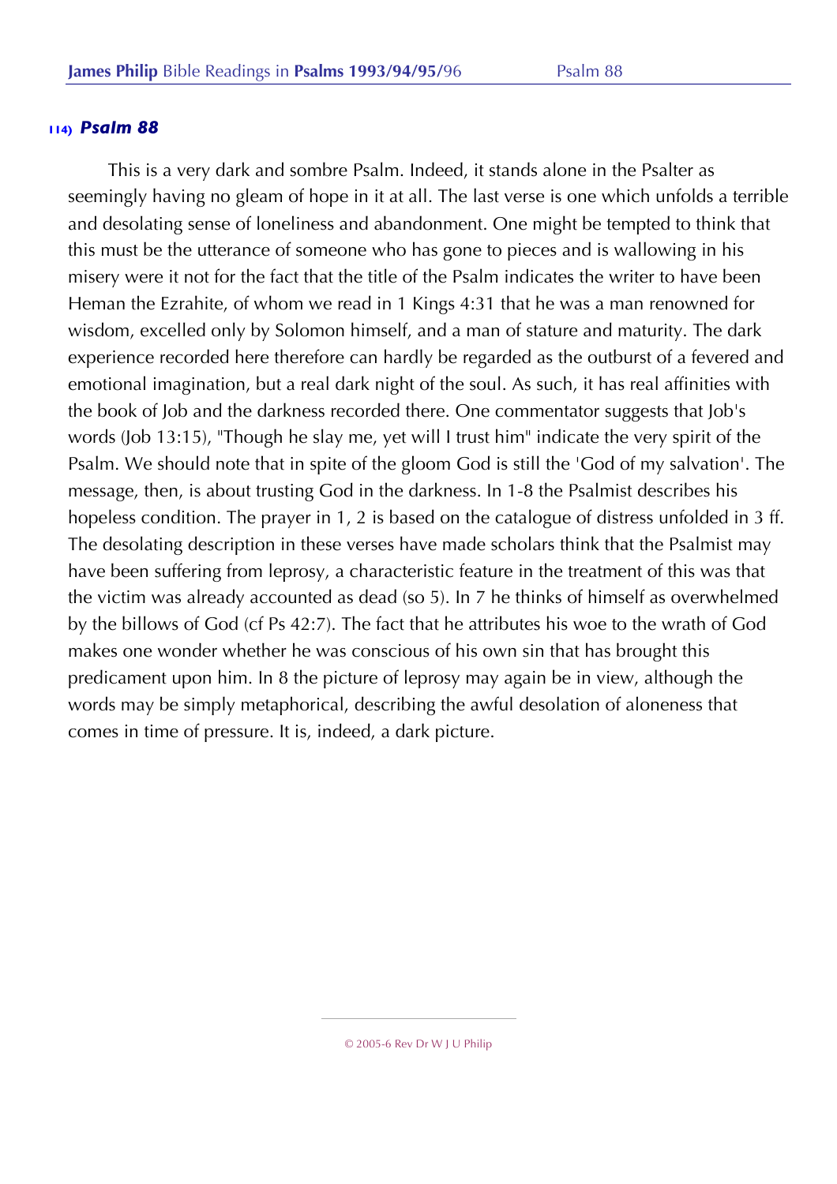### 114) *Psalm 88*

This is a very dark and sombre Psalm. Indeed, it stands alone in the Psalter as seemingly having no gleam of hope in it at all. The last verse is one which unfolds a terrible and desolating sense of loneliness and abandonment. One might be tempted to think that this must be the utterance of someone who has gone to pieces and is wallowing in his misery were it not for the fact that the title of the Psalm indicates the writer to have been Heman the Ezrahite, of whom we read in 1 Kings 4:31 that he was a man renowned for wisdom, excelled only by Solomon himself, and a man of stature and maturity. The dark experience recorded here therefore can hardly be regarded as the outburst of a fevered and emotional imagination, but a real dark night of the soul. As such, it has real affinities with the book of Job and the darkness recorded there. One commentator suggests that Job's words (Job 13:15), "Though he slay me, yet will I trust him" indicate the very spirit of the Psalm. We should note that in spite of the gloom God is still the 'God of my salvation'. The message, then, is about trusting God in the darkness. In 1-8 the Psalmist describes his hopeless condition. The prayer in 1, 2 is based on the catalogue of distress unfolded in 3 ff. The desolating description in these verses have made scholars think that the Psalmist may have been suffering from leprosy, a characteristic feature in the treatment of this was that the victim was already accounted as dead (so 5). In 7 he thinks of himself as overwhelmed by the billows of God (cf Ps 42:7). The fact that he attributes his woe to the wrath of God makes one wonder whether he was conscious of his own sin that has brought this predicament upon him. In 8 the picture of leprosy may again be in view, although the words may be simply metaphorical, describing the awful desolation of aloneness that comes in time of pressure. It is, indeed, a dark picture.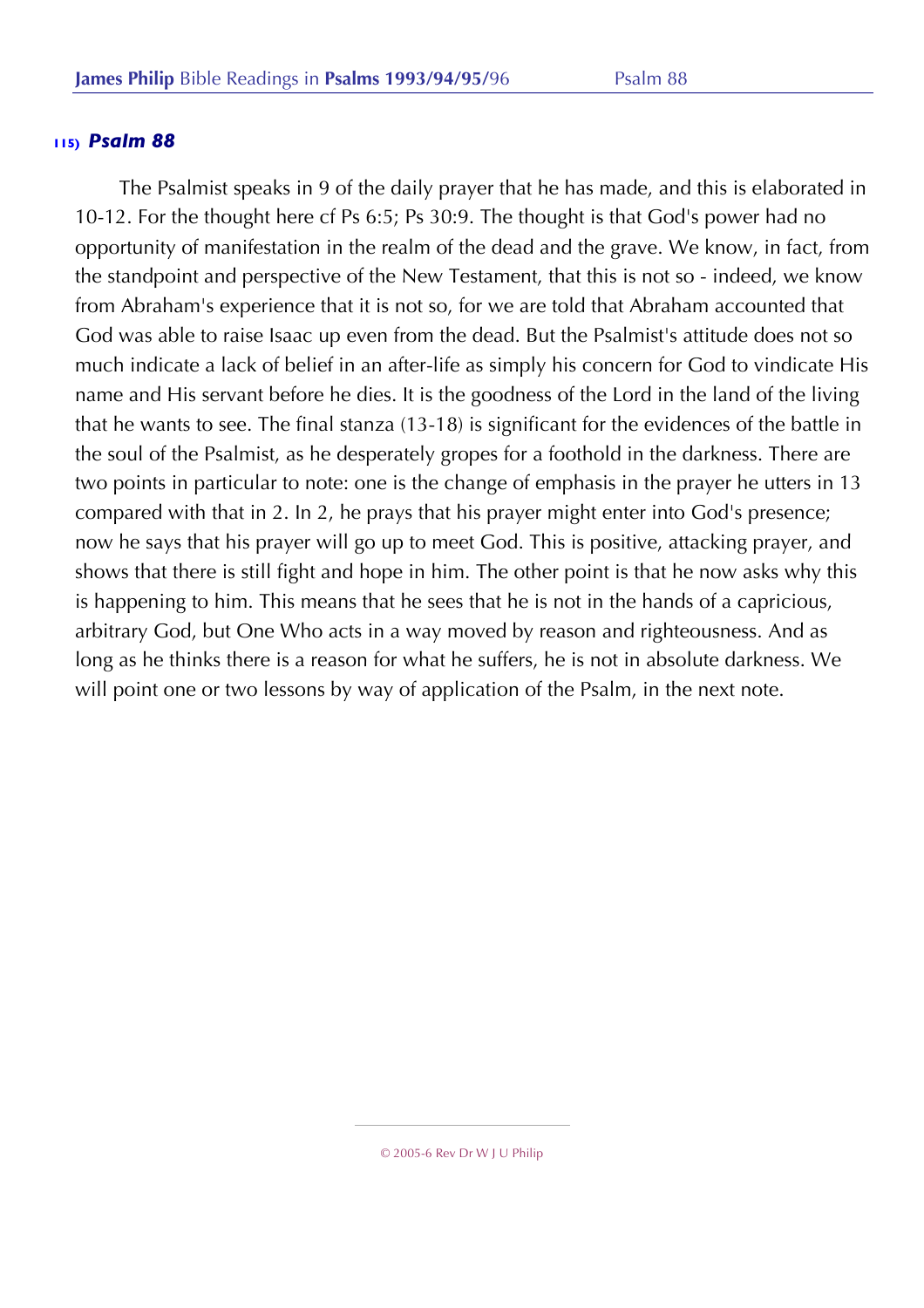## 115) *Psalm 88*

The Psalmist speaks in 9 of the daily prayer that he has made, and this is elaborated in 10-12. For the thought here cf Ps 6:5; Ps 30:9. The thought is that God's power had no opportunity of manifestation in the realm of the dead and the grave. We know, in fact, from the standpoint and perspective of the New Testament, that this is not so - indeed, we know from Abraham's experience that it is not so, for we are told that Abraham accounted that God was able to raise Isaac up even from the dead. But the Psalmist's attitude does not so much indicate a lack of belief in an after-life as simply his concern for God to vindicate His name and His servant before he dies. It is the goodness of the Lord in the land of the living that he wants to see. The final stanza (13-18) is significant for the evidences of the battle in the soul of the Psalmist, as he desperately gropes for a foothold in the darkness. There are two points in particular to note: one is the change of emphasis in the prayer he utters in 13 compared with that in 2. In 2, he prays that his prayer might enter into God's presence; now he says that his prayer will go up to meet God. This is positive, attacking prayer, and shows that there is still fight and hope in him. The other point is that he now asks why this is happening to him. This means that he sees that he is not in the hands of a capricious, arbitrary God, but One Who acts in a way moved by reason and righteousness. And as long as he thinks there is a reason for what he suffers, he is not in absolute darkness. We will point one or two lessons by way of application of the Psalm, in the next note.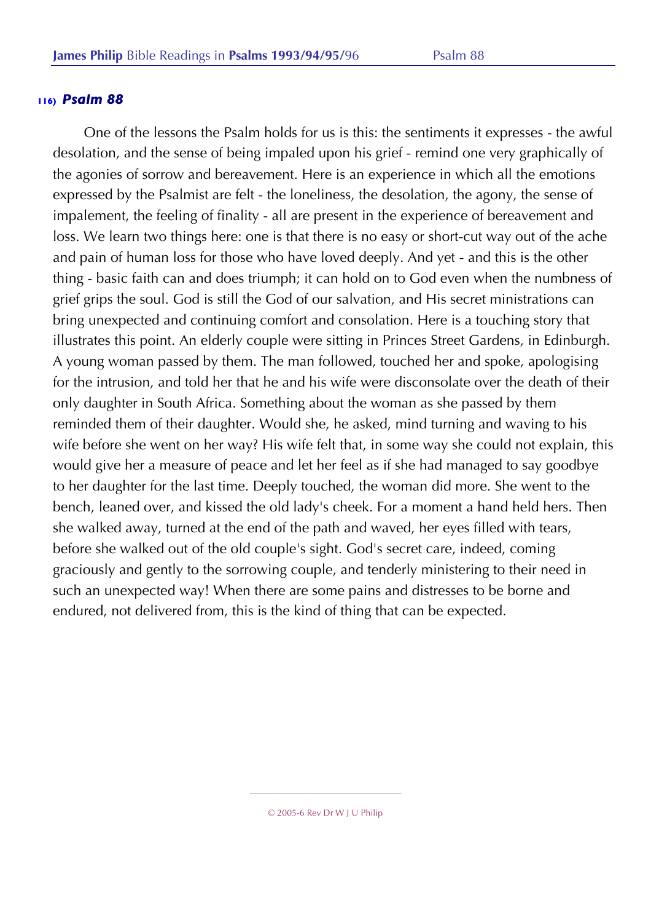## 116) *Psalm 88*

One of the lessons the Psalm holds for us is this: the sentiments it expresses - the awful desolation, and the sense of being impaled upon his grief - remind one very graphically of the agonies of sorrow and bereavement. Here is an experience in which all the emotions expressed by the Psalmist are felt - the loneliness, the desolation, the agony, the sense of impalement, the feeling of finality - all are present in the experience of bereavement and loss. We learn two things here: one is that there is no easy or short-cut way out of the ache and pain of human loss for those who have loved deeply. And yet - and this is the other thing - basic faith can and does triumph; it can hold on to God even when the numbness of grief grips the soul. God is still the God of our salvation, and His secret ministrations can bring unexpected and continuing comfort and consolation. Here is a touching story that illustrates this point. An elderly couple were sitting in Princes Street Gardens, in Edinburgh. A young woman passed by them. The man followed, touched her and spoke, apologising for the intrusion, and told her that he and his wife were disconsolate over the death of their only daughter in South Africa. Something about the woman as she passed by them reminded them of their daughter. Would she, he asked, mind turning and waving to his wife before she went on her way? His wife felt that, in some way she could not explain, this would give her a measure of peace and let her feel as if she had managed to say goodbye to her daughter for the last time. Deeply touched, the woman did more. She went to the bench, leaned over, and kissed the old lady's cheek. For a moment a hand held hers. Then she walked away, turned at the end of the path and waved, her eyes filled with tears, before she walked out of the old couple's sight. God's secret care, indeed, coming graciously and gently to the sorrowing couple, and tenderly ministering to their need in such an unexpected way! When there are some pains and distresses to be borne and endured, not delivered from, this is the kind of thing that can be expected.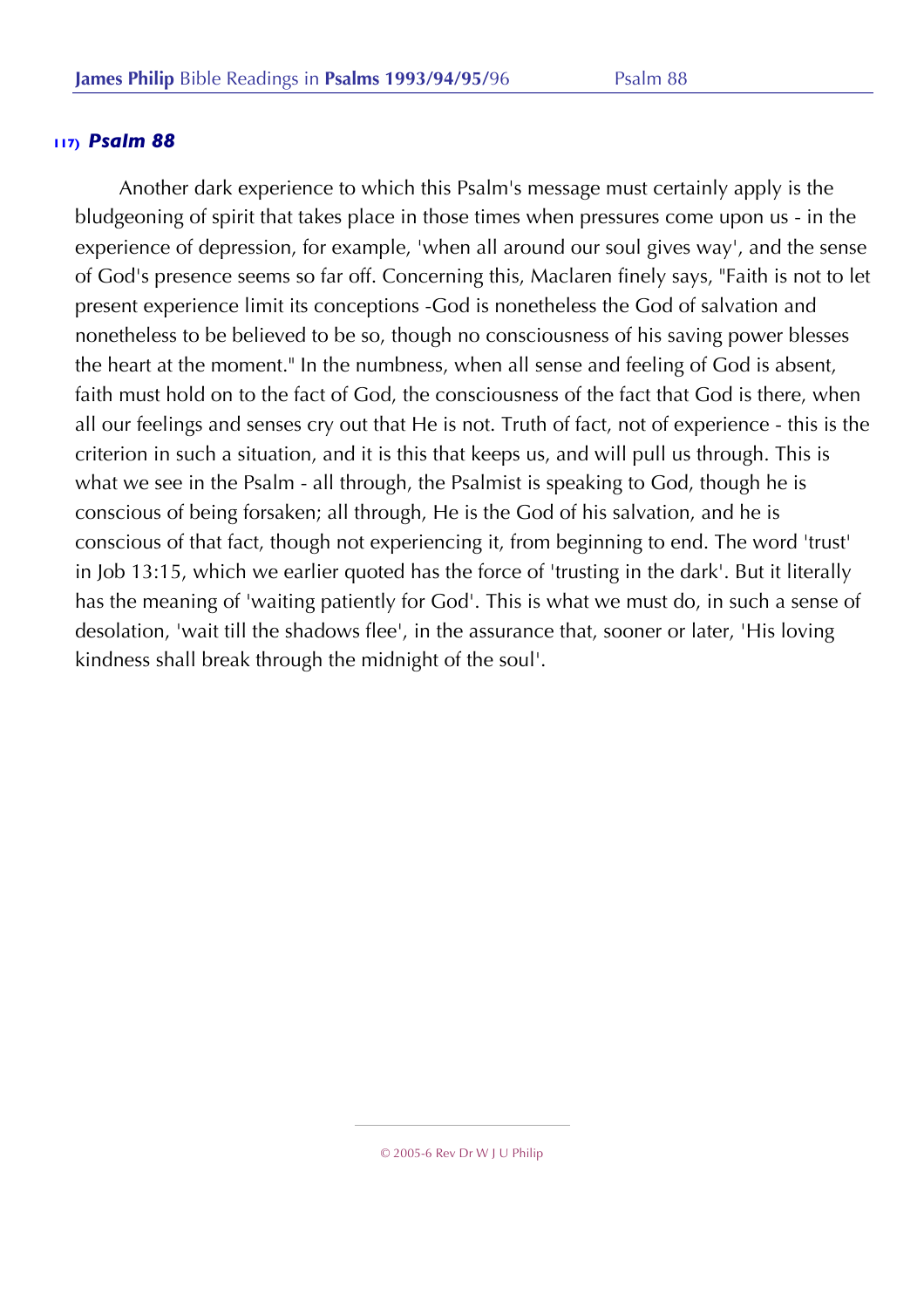### 117) *Psalm 88*

Another dark experience to which this Psalm's message must certainly apply is the bludgeoning of spirit that takes place in those times when pressures come upon us - in the experience of depression, for example, 'when all around our soul gives way', and the sense of God's presence seems so far off. Concerning this, Maclaren finely says, "Faith is not to let present experience limit its conceptions -God is nonetheless the God of salvation and nonetheless to be believed to be so, though no consciousness of his saving power blesses the heart at the moment." In the numbness, when all sense and feeling of God is absent, faith must hold on to the fact of God, the consciousness of the fact that God is there, when all our feelings and senses cry out that He is not. Truth of fact, not of experience - this is the criterion in such a situation, and it is this that keeps us, and will pull us through. This is what we see in the Psalm - all through, the Psalmist is speaking to God, though he is conscious of being forsaken; all through, He is the God of his salvation, and he is conscious of that fact, though not experiencing it, from beginning to end. The word 'trust' in Job 13:15, which we earlier quoted has the force of 'trusting in the dark'. But it literally has the meaning of 'waiting patiently for God'. This is what we must do, in such a sense of desolation, 'wait till the shadows flee', in the assurance that, sooner or later, 'His loving kindness shall break through the midnight of the soul'.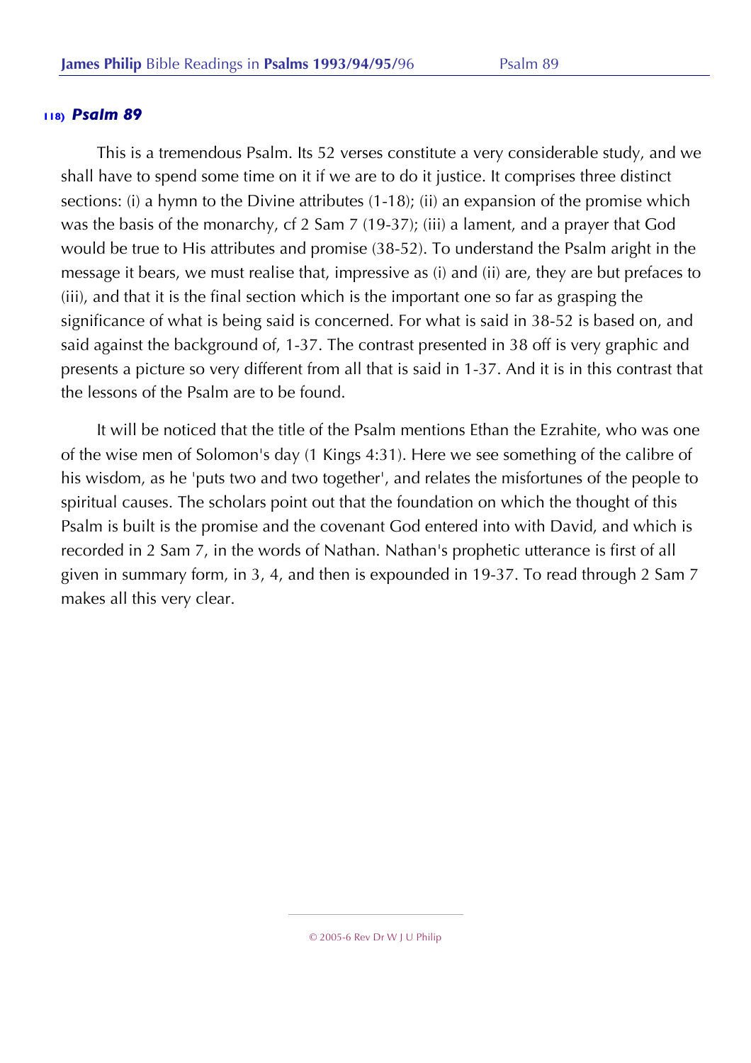## 118) *Psalm 89*

This is a tremendous Psalm. Its 52 verses constitute a very considerable study, and we shall have to spend some time on it if we are to do it justice. It comprises three distinct sections: (i) a hymn to the Divine attributes (1-18); (ii) an expansion of the promise which was the basis of the monarchy, cf 2 Sam 7 (19-37); (iii) a lament, and a prayer that God would be true to His attributes and promise (38-52). To understand the Psalm aright in the message it bears, we must realise that, impressive as (i) and (ii) are, they are but prefaces to (iii), and that it is the final section which is the important one so far as grasping the significance of what is being said is concerned. For what is said in 38-52 is based on, and said against the background of, 1-37. The contrast presented in 38 off is very graphic and presents a picture so very different from all that is said in 1-37. And it is in this contrast that the lessons of the Psalm are to be found.

It will be noticed that the title of the Psalm mentions Ethan the Ezrahite, who was one of the wise men of Solomon's day (1 Kings 4:31). Here we see something of the calibre of his wisdom, as he 'puts two and two together', and relates the misfortunes of the people to spiritual causes. The scholars point out that the foundation on which the thought of this Psalm is built is the promise and the covenant God entered into with David, and which is recorded in 2 Sam 7, in the words of Nathan. Nathan's prophetic utterance is first of all given in summary form, in 3, 4, and then is expounded in 19-37. To read through 2 Sam 7 makes all this very clear.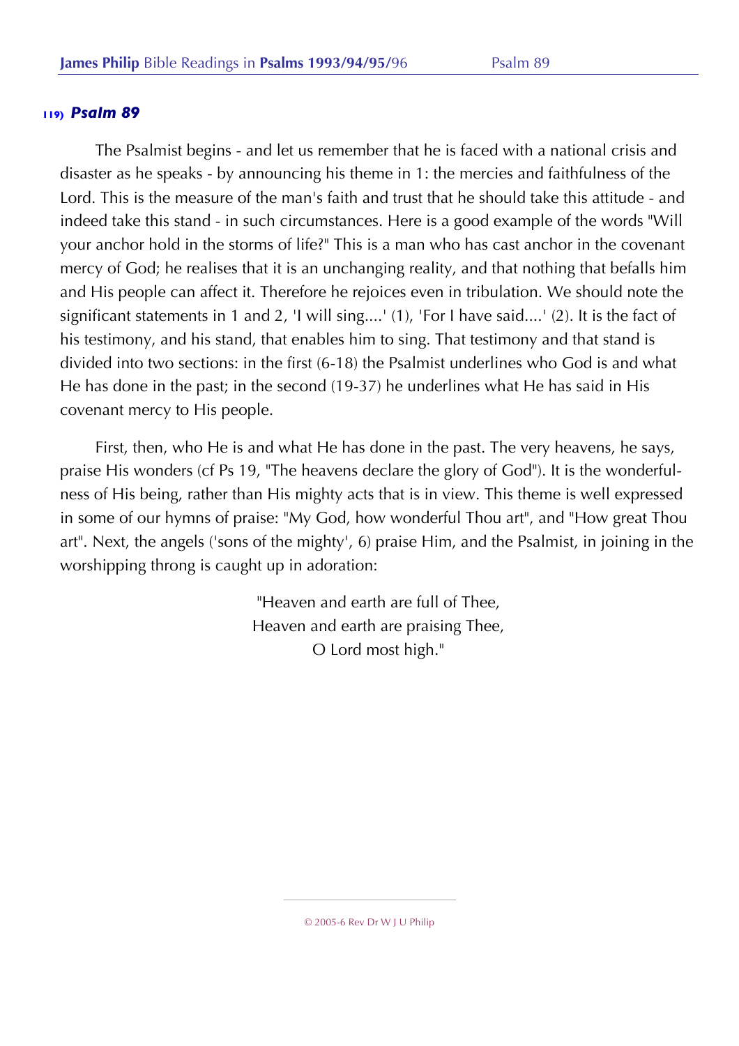## 119) *Psalm 89*

The Psalmist begins - and let us remember that he is faced with a national crisis and disaster as he speaks - by announcing his theme in 1: the mercies and faithfulness of the Lord. This is the measure of the man's faith and trust that he should take this attitude - and indeed take this stand - in such circumstances. Here is a good example of the words "Will your anchor hold in the storms of life?" This is a man who has cast anchor in the covenant mercy of God; he realises that it is an unchanging reality, and that nothing that befalls him and His people can affect it. Therefore he rejoices even in tribulation. We should note the significant statements in 1 and 2, 'I will sing....' (1), 'For I have said....' (2). It is the fact of his testimony, and his stand, that enables him to sing. That testimony and that stand is divided into two sections: in the first (6-18) the Psalmist underlines who God is and what He has done in the past; in the second (19-37) he underlines what He has said in His covenant mercy to His people.

First, then, who He is and what He has done in the past. The very heavens, he says, praise His wonders (cf Ps 19, "The heavens declare the glory of God"). It is the wonderfulness of His being, rather than His mighty acts that is in view. This theme is well expressed in some of our hymns of praise: "My God, how wonderful Thou art", and "How great Thou art". Next, the angels ('sons of the mighty', 6) praise Him, and the Psalmist, in joining in the worshipping throng is caught up in adoration:

> "Heaven and earth are full of Thee,
> Heaven and earth are praising Thee,
> O Lord most high."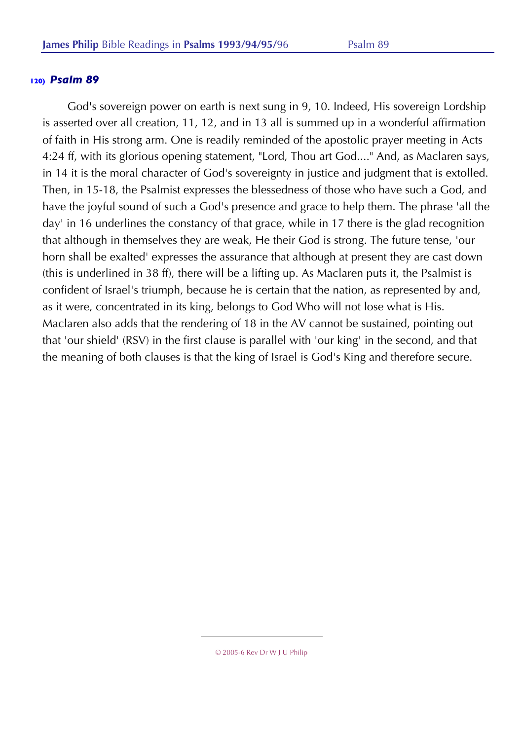### 120) *Psalm 89*

God's sovereign power on earth is next sung in 9, 10. Indeed, His sovereign Lordship is asserted over all creation, 11, 12, and in 13 all is summed up in a wonderful affirmation of faith in His strong arm. One is readily reminded of the apostolic prayer meeting in Acts 4:24 ff, with its glorious opening statement, "Lord, Thou art God...." And, as Maclaren says, in 14 it is the moral character of God's sovereignty in justice and judgment that is extolled. Then, in 15-18, the Psalmist expresses the blessedness of those who have such a God, and have the joyful sound of such a God's presence and grace to help them. The phrase 'all the day' in 16 underlines the constancy of that grace, while in 17 there is the glad recognition that although in themselves they are weak, He their God is strong. The future tense, 'our horn shall be exalted' expresses the assurance that although at present they are cast down (this is underlined in 38 ff), there will be a lifting up. As Maclaren puts it, the Psalmist is confident of Israel's triumph, because he is certain that the nation, as represented by and, as it were, concentrated in its king, belongs to God Who will not lose what is His. Maclaren also adds that the rendering of 18 in the AV cannot be sustained, pointing out that 'our shield' (RSV) in the first clause is parallel with 'our king' in the second, and that the meaning of both clauses is that the king of Israel is God's King and therefore secure.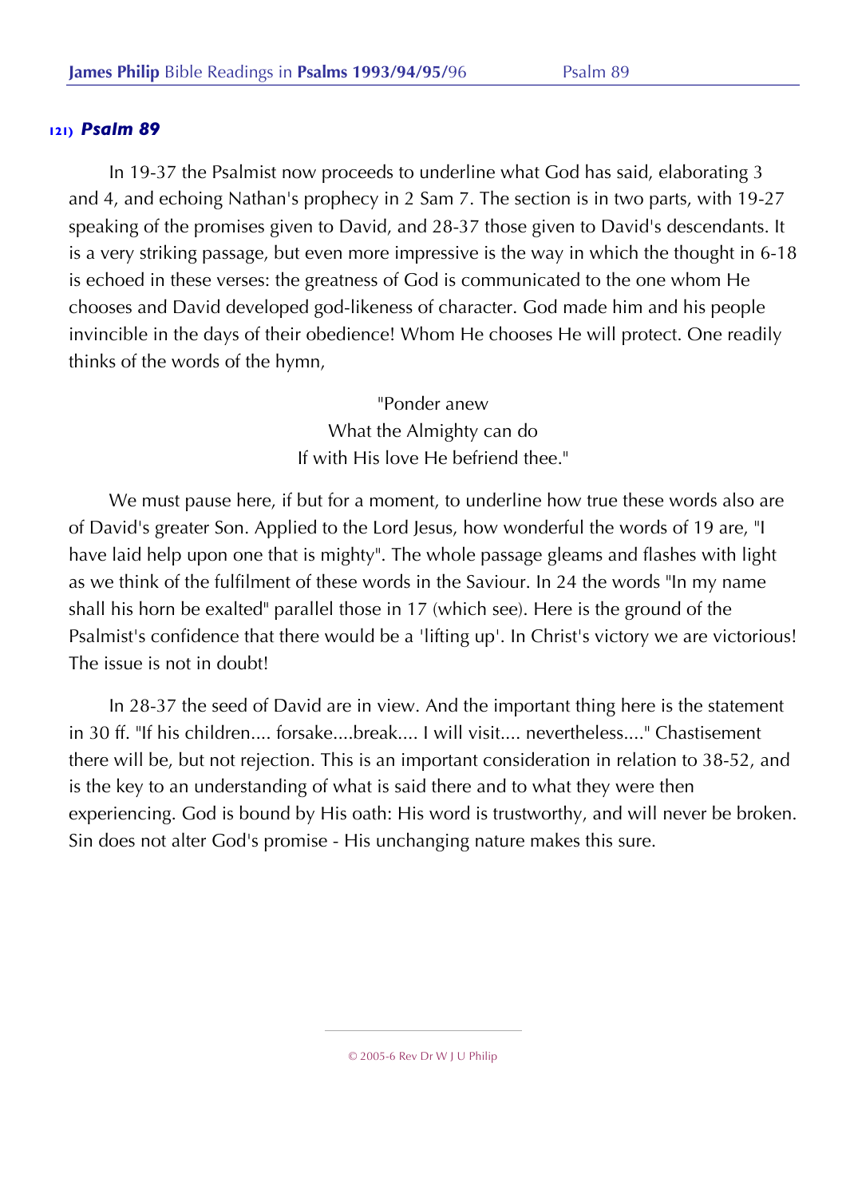### 121) *Psalm 89*

In 19-37 the Psalmist now proceeds to underline what God has said, elaborating 3 and 4, and echoing Nathan's prophecy in 2 Sam 7. The section is in two parts, with 19-27 speaking of the promises given to David, and 28-37 those given to David's descendants. It is a very striking passage, but even more impressive is the way in which the thought in 6-18 is echoed in these verses: the greatness of God is communicated to the one whom He chooses and David developed god-likeness of character. God made him and his people invincible in the days of their obedience! Whom He chooses He will protect. One readily thinks of the words of the hymn,

> "Ponder anew
> What the Almighty can do
> If with His love He befriend thee."

We must pause here, if but for a moment, to underline how true these words also are of David's greater Son. Applied to the Lord Jesus, how wonderful the words of 19 are, "I have laid help upon one that is mighty". The whole passage gleams and flashes with light as we think of the fulfilment of these words in the Saviour. In 24 the words "In my name shall his horn be exalted" parallel those in 17 (which see). Here is the ground of the Psalmist's confidence that there would be a 'lifting up'. In Christ's victory we are victorious! The issue is not in doubt!

In 28-37 the seed of David are in view. And the important thing here is the statement in 30 ff. "If his children.... forsake....break.... I will visit.... nevertheless...." Chastisement there will be, but not rejection. This is an important consideration in relation to 38-52, and is the key to an understanding of what is said there and to what they were then experiencing. God is bound by His oath: His word is trustworthy, and will never be broken. Sin does not alter God's promise - His unchanging nature makes this sure.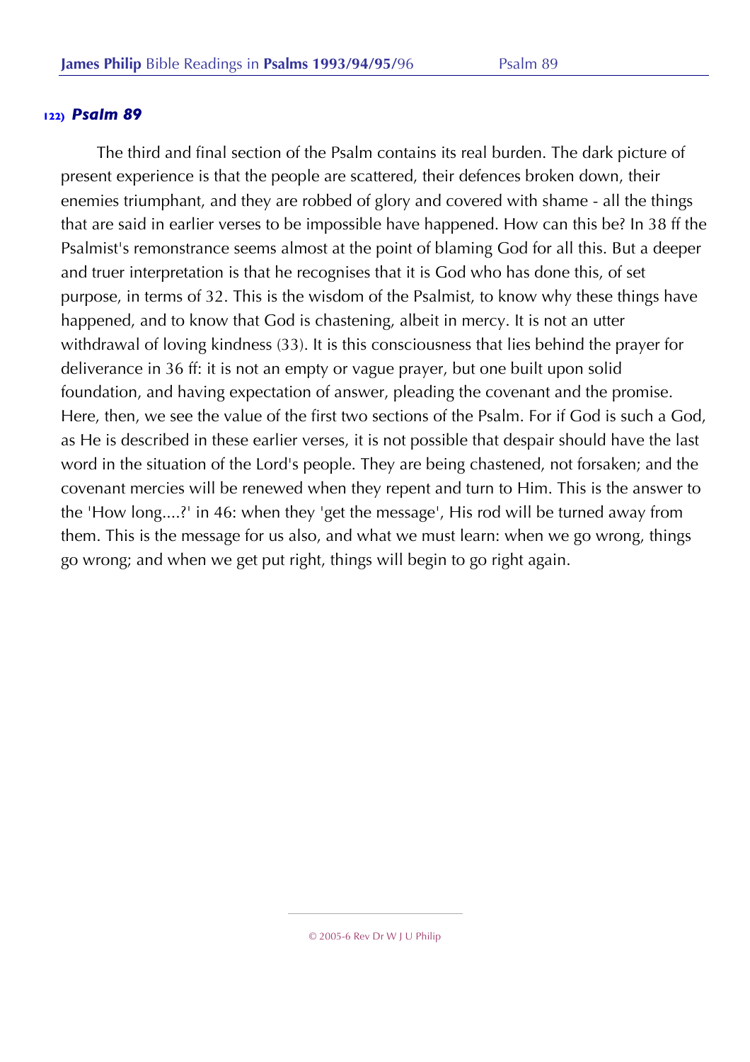### 122) *Psalm 89*

The third and final section of the Psalm contains its real burden. The dark picture of present experience is that the people are scattered, their defences broken down, their enemies triumphant, and they are robbed of glory and covered with shame - all the things that are said in earlier verses to be impossible have happened. How can this be? In 38 ff the Psalmist's remonstrance seems almost at the point of blaming God for all this. But a deeper and truer interpretation is that he recognises that it is God who has done this, of set purpose, in terms of 32. This is the wisdom of the Psalmist, to know why these things have happened, and to know that God is chastening, albeit in mercy. It is not an utter withdrawal of loving kindness (33). It is this consciousness that lies behind the prayer for deliverance in 36 ff: it is not an empty or vague prayer, but one built upon solid foundation, and having expectation of answer, pleading the covenant and the promise. Here, then, we see the value of the first two sections of the Psalm. For if God is such a God, as He is described in these earlier verses, it is not possible that despair should have the last word in the situation of the Lord's people. They are being chastened, not forsaken; and the covenant mercies will be renewed when they repent and turn to Him. This is the answer to the 'How long....?' in 46: when they 'get the message', His rod will be turned away from them. This is the message for us also, and what we must learn: when we go wrong, things go wrong; and when we get put right, things will begin to go right again.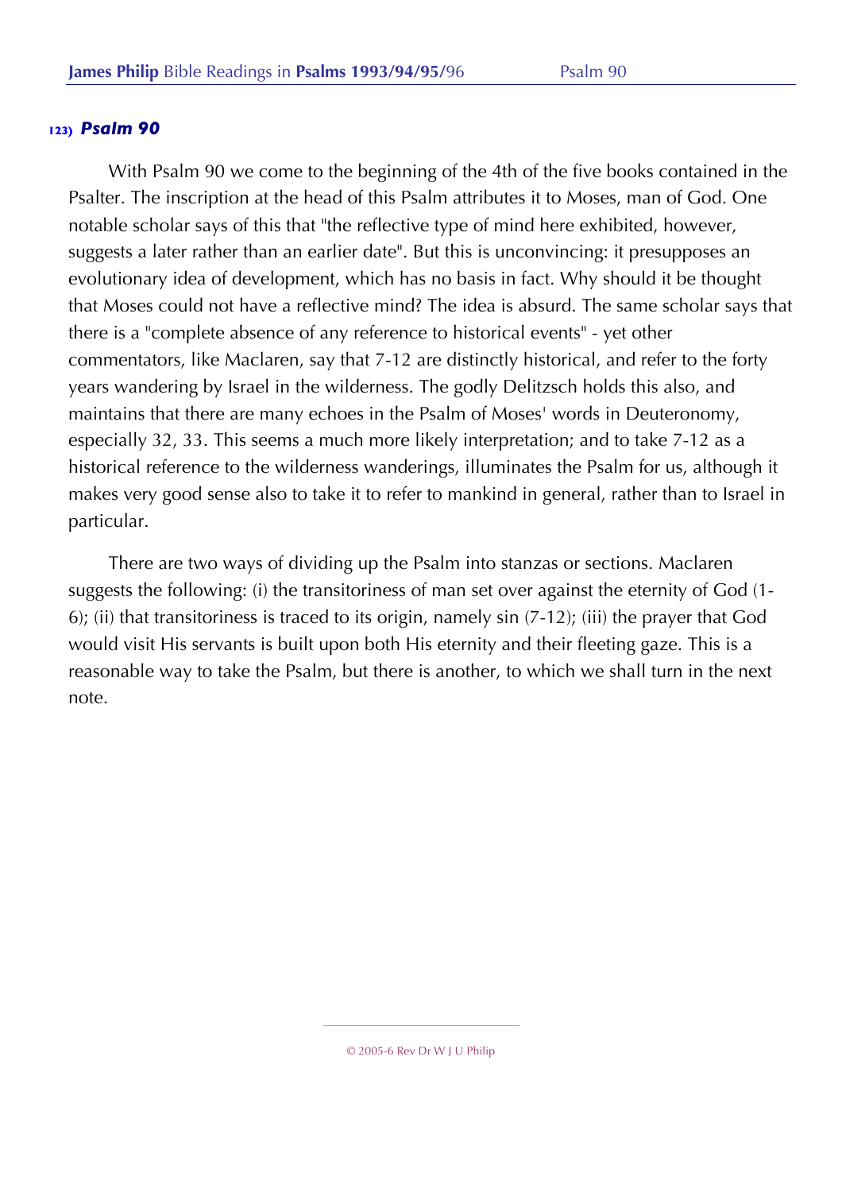### 123) *Psalm 90*

With Psalm 90 we come to the beginning of the 4th of the five books contained in the Psalter. The inscription at the head of this Psalm attributes it to Moses, man of God. One notable scholar says of this that "the reflective type of mind here exhibited, however, suggests a later rather than an earlier date". But this is unconvincing: it presupposes an evolutionary idea of development, which has no basis in fact. Why should it be thought that Moses could not have a reflective mind? The idea is absurd. The same scholar says that there is a "complete absence of any reference to historical events" - yet other commentators, like Maclaren, say that 7-12 are distinctly historical, and refer to the forty years wandering by Israel in the wilderness. The godly Delitzsch holds this also, and maintains that there are many echoes in the Psalm of Moses' words in Deuteronomy, especially 32, 33. This seems a much more likely interpretation; and to take 7-12 as a historical reference to the wilderness wanderings, illuminates the Psalm for us, although it makes very good sense also to take it to refer to mankind in general, rather than to Israel in particular.

There are two ways of dividing up the Psalm into stanzas or sections. Maclaren suggests the following: (i) the transitoriness of man set over against the eternity of God (1-6); (ii) that transitoriness is traced to its origin, namely sin (7-12); (iii) the prayer that God would visit His servants is built upon both His eternity and their fleeting gaze. This is a reasonable way to take the Psalm, but there is another, to which we shall turn in the next note.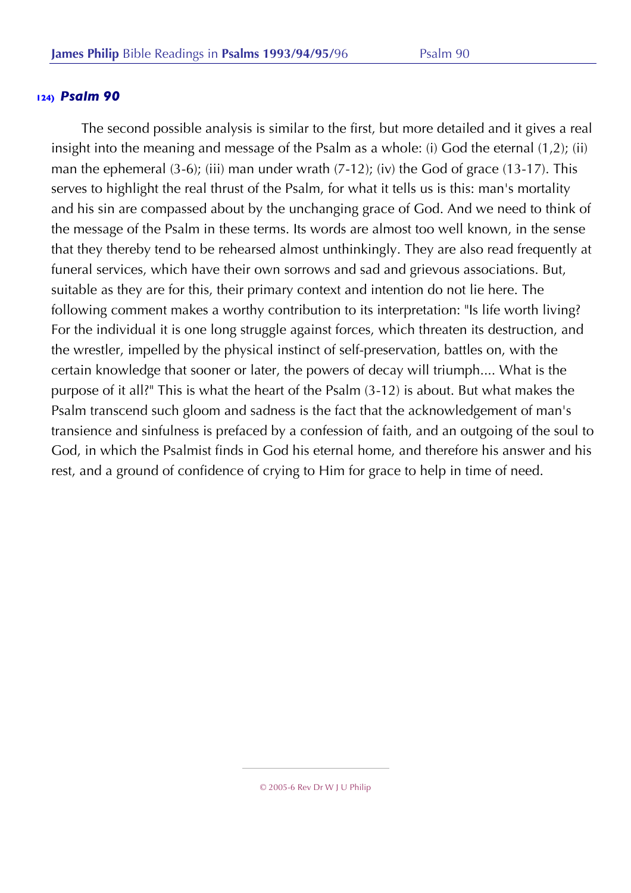## 124) *Psalm 90*

The second possible analysis is similar to the first, but more detailed and it gives a real insight into the meaning and message of the Psalm as a whole: (i) God the eternal (1,2); (ii) man the ephemeral (3-6); (iii) man under wrath (7-12); (iv) the God of grace (13-17). This serves to highlight the real thrust of the Psalm, for what it tells us is this: man's mortality and his sin are compassed about by the unchanging grace of God. And we need to think of the message of the Psalm in these terms. Its words are almost too well known, in the sense that they thereby tend to be rehearsed almost unthinkingly. They are also read frequently at funeral services, which have their own sorrows and sad and grievous associations. But, suitable as they are for this, their primary context and intention do not lie here. The following comment makes a worthy contribution to its interpretation: "Is life worth living? For the individual it is one long struggle against forces, which threaten its destruction, and the wrestler, impelled by the physical instinct of self-preservation, battles on, with the certain knowledge that sooner or later, the powers of decay will triumph.... What is the purpose of it all?" This is what the heart of the Psalm (3-12) is about. But what makes the Psalm transcend such gloom and sadness is the fact that the acknowledgement of man's transience and sinfulness is prefaced by a confession of faith, and an outgoing of the soul to God, in which the Psalmist finds in God his eternal home, and therefore his answer and his rest, and a ground of confidence of crying to Him for grace to help in time of need.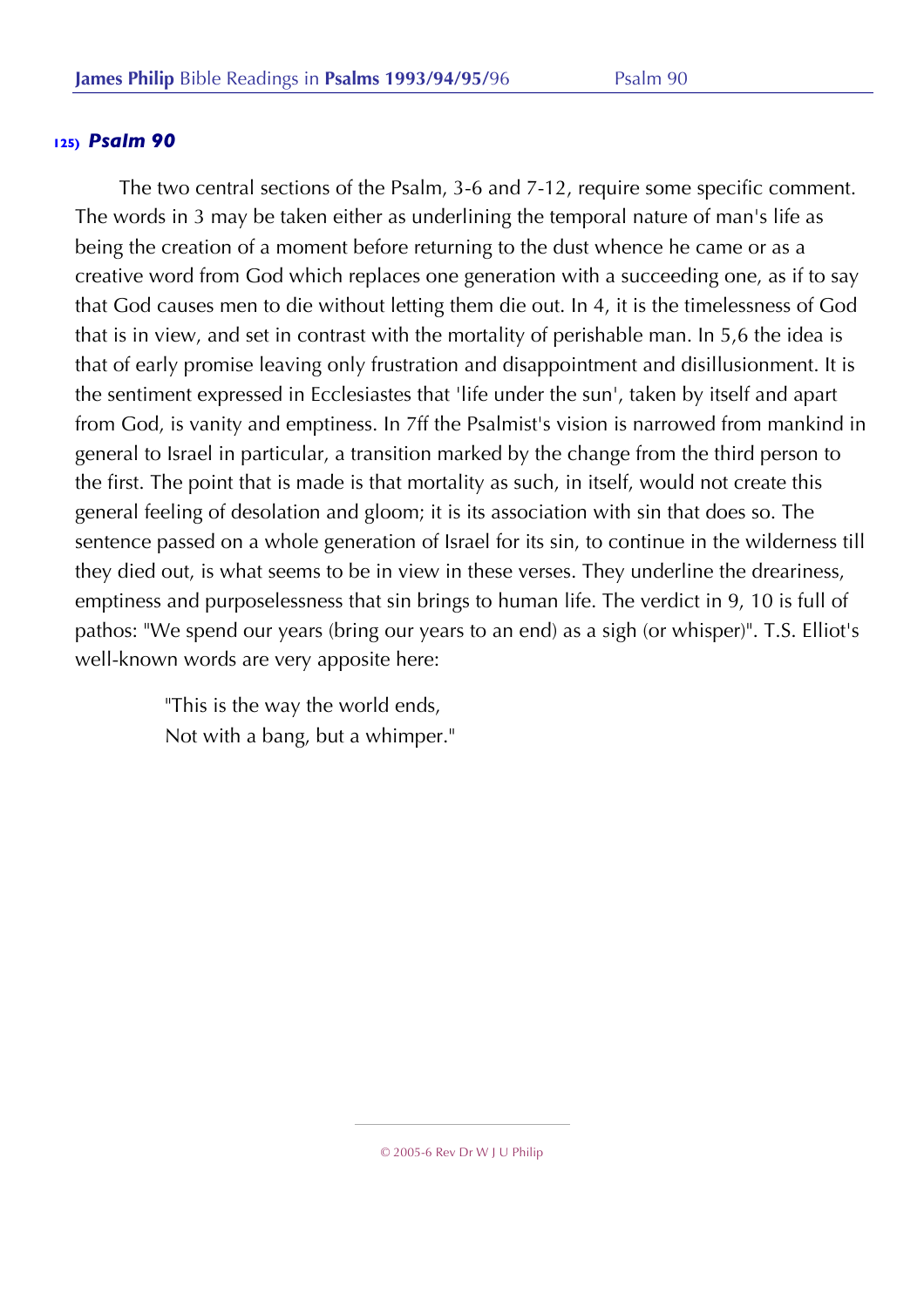**125)** ***Psalm 90***

The two central sections of the Psalm, 3-6 and 7-12, require some specific comment. The words in 3 may be taken either as underlining the temporal nature of man's life as being the creation of a moment before returning to the dust whence he came or as a creative word from God which replaces one generation with a succeeding one, as if to say that God causes men to die without letting them die out. In 4, it is the timelessness of God that is in view, and set in contrast with the mortality of perishable man. In 5,6 the idea is that of early promise leaving only frustration and disappointment and disillusionment. It is the sentiment expressed in Ecclesiastes that 'life under the sun', taken by itself and apart from God, is vanity and emptiness. In 7ff the Psalmist's vision is narrowed from mankind in general to Israel in particular, a transition marked by the change from the third person to the first. The point that is made is that mortality as such, in itself, would not create this general feeling of desolation and gloom; it is its association with sin that does so. The sentence passed on a whole generation of Israel for its sin, to continue in the wilderness till they died out, is what seems to be in view in these verses. They underline the dreariness, emptiness and purposelessness that sin brings to human life. The verdict in 9, 10 is full of pathos: "We spend our years (bring our years to an end) as a sigh (or whisper)". T.S. Elliot's well-known words are very apposite here:

> "This is the way the world ends,
> Not with a bang, but a whimper."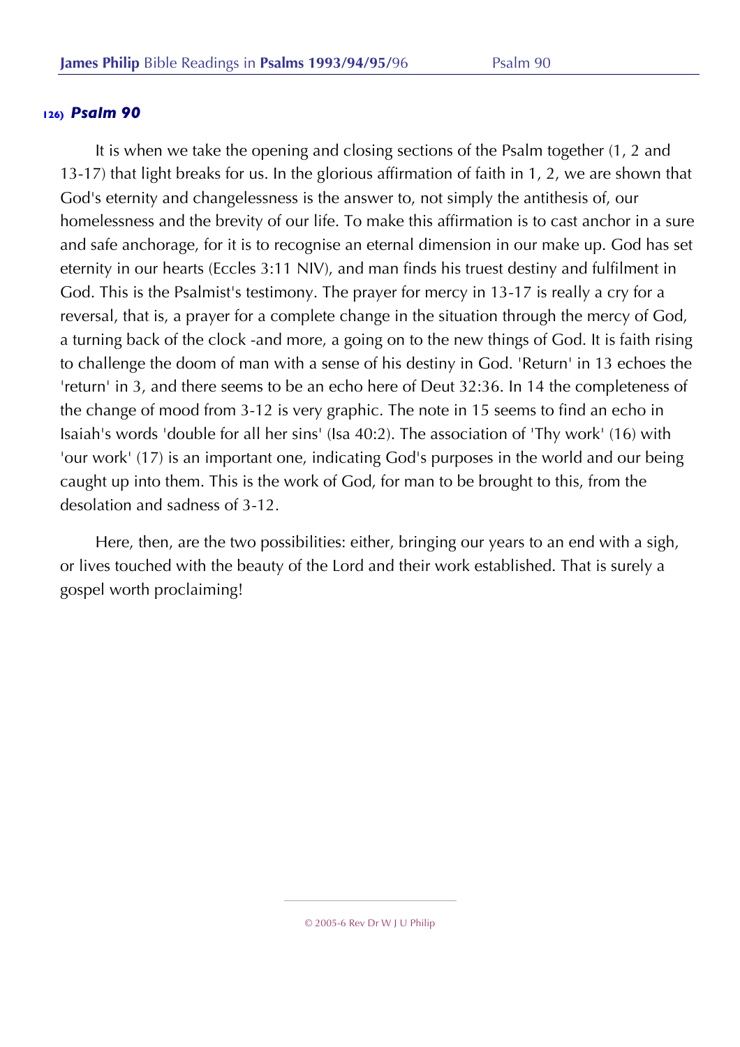## 126) *Psalm 90*

It is when we take the opening and closing sections of the Psalm together (1, 2 and 13-17) that light breaks for us. In the glorious affirmation of faith in 1, 2, we are shown that God's eternity and changelessness is the answer to, not simply the antithesis of, our homelessness and the brevity of our life. To make this affirmation is to cast anchor in a sure and safe anchorage, for it is to recognise an eternal dimension in our make up. God has set eternity in our hearts (Eccles 3:11 NIV), and man finds his truest destiny and fulfilment in God. This is the Psalmist's testimony. The prayer for mercy in 13-17 is really a cry for a reversal, that is, a prayer for a complete change in the situation through the mercy of God, a turning back of the clock -and more, a going on to the new things of God. It is faith rising to challenge the doom of man with a sense of his destiny in God. 'Return' in 13 echoes the 'return' in 3, and there seems to be an echo here of Deut 32:36. In 14 the completeness of the change of mood from 3-12 is very graphic. The note in 15 seems to find an echo in Isaiah's words 'double for all her sins' (Isa 40:2). The association of 'Thy work' (16) with 'our work' (17) is an important one, indicating God's purposes in the world and our being caught up into them. This is the work of God, for man to be brought to this, from the desolation and sadness of 3-12.

Here, then, are the two possibilities: either, bringing our years to an end with a sigh, or lives touched with the beauty of the Lord and their work established. That is surely a gospel worth proclaiming!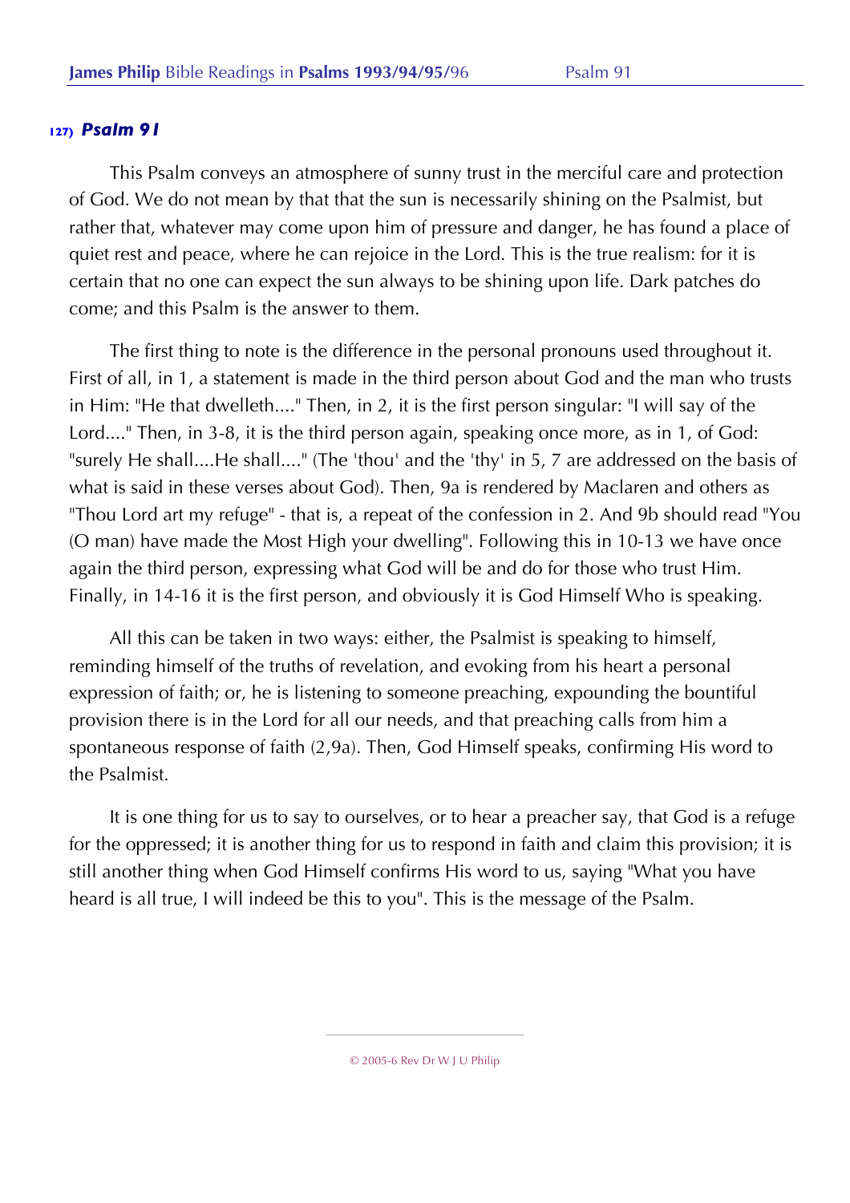## 127) *Psalm 91*

This Psalm conveys an atmosphere of sunny trust in the merciful care and protection of God. We do not mean by that that the sun is necessarily shining on the Psalmist, but rather that, whatever may come upon him of pressure and danger, he has found a place of quiet rest and peace, where he can rejoice in the Lord. This is the true realism: for it is certain that no one can expect the sun always to be shining upon life. Dark patches do come; and this Psalm is the answer to them.

The first thing to note is the difference in the personal pronouns used throughout it. First of all, in 1, a statement is made in the third person about God and the man who trusts in Him: "He that dwelleth...." Then, in 2, it is the first person singular: "I will say of the Lord...." Then, in 3-8, it is the third person again, speaking once more, as in 1, of God: "surely He shall....He shall...." (The 'thou' and the 'thy' in 5, 7 are addressed on the basis of what is said in these verses about God). Then, 9a is rendered by Maclaren and others as "Thou Lord art my refuge" - that is, a repeat of the confession in 2. And 9b should read "You (O man) have made the Most High your dwelling". Following this in 10-13 we have once again the third person, expressing what God will be and do for those who trust Him. Finally, in 14-16 it is the first person, and obviously it is God Himself Who is speaking.

All this can be taken in two ways: either, the Psalmist is speaking to himself, reminding himself of the truths of revelation, and evoking from his heart a personal expression of faith; or, he is listening to someone preaching, expounding the bountiful provision there is in the Lord for all our needs, and that preaching calls from him a spontaneous response of faith (2,9a). Then, God Himself speaks, confirming His word to the Psalmist.

It is one thing for us to say to ourselves, or to hear a preacher say, that God is a refuge for the oppressed; it is another thing for us to respond in faith and claim this provision; it is still another thing when God Himself confirms His word to us, saying "What you have heard is all true, I will indeed be this to you". This is the message of the Psalm.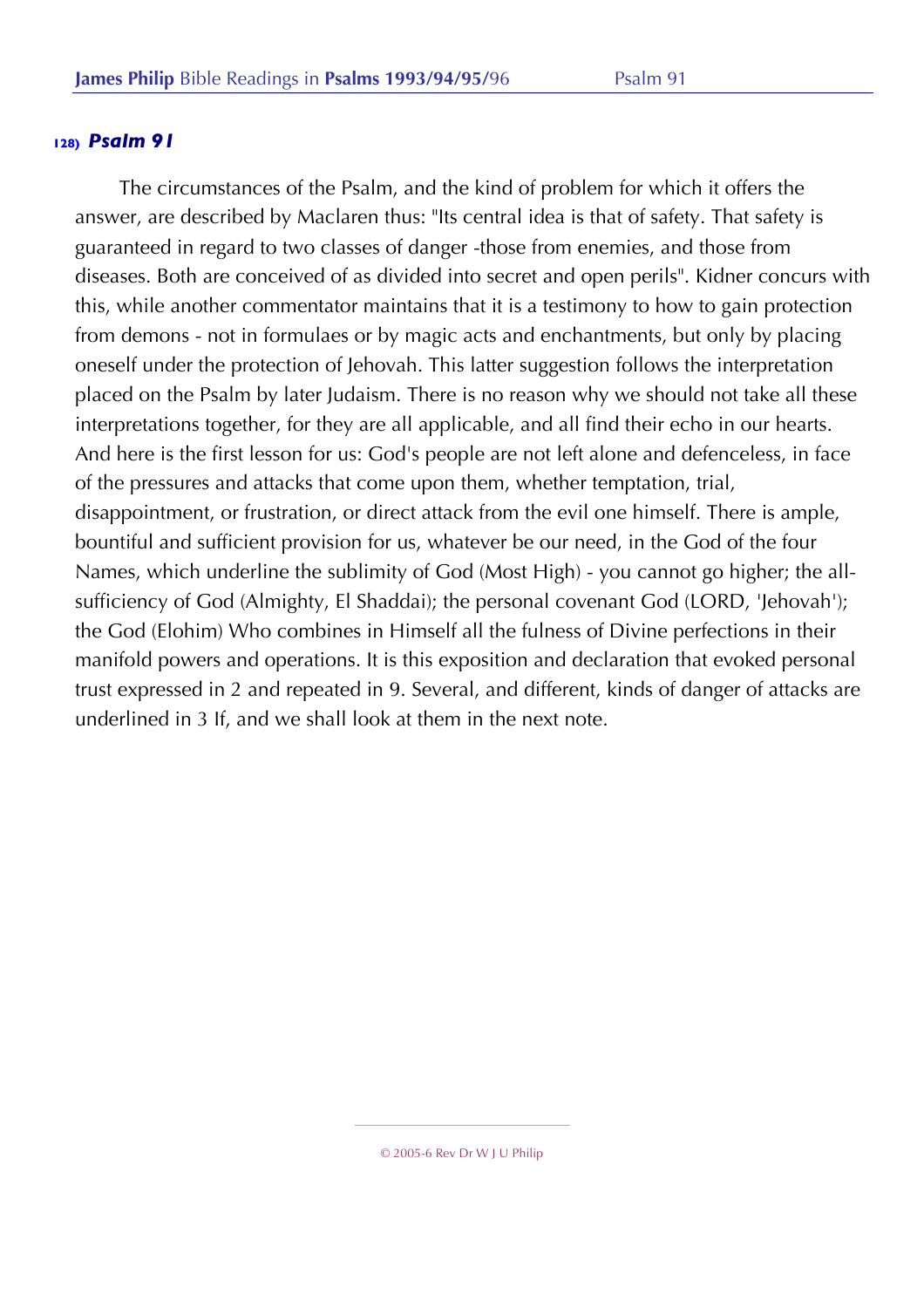### 128) *Psalm 91*

The circumstances of the Psalm, and the kind of problem for which it offers the answer, are described by Maclaren thus: "Its central idea is that of safety. That safety is guaranteed in regard to two classes of danger -those from enemies, and those from diseases. Both are conceived of as divided into secret and open perils". Kidner concurs with this, while another commentator maintains that it is a testimony to how to gain protection from demons - not in formulaes or by magic acts and enchantments, but only by placing oneself under the protection of Jehovah. This latter suggestion follows the interpretation placed on the Psalm by later Judaism. There is no reason why we should not take all these interpretations together, for they are all applicable, and all find their echo in our hearts. And here is the first lesson for us: God's people are not left alone and defenceless, in face of the pressures and attacks that come upon them, whether temptation, trial, disappointment, or frustration, or direct attack from the evil one himself. There is ample, bountiful and sufficient provision for us, whatever be our need, in the God of the four Names, which underline the sublimity of God (Most High) - you cannot go higher; the all-sufficiency of God (Almighty, El Shaddai); the personal covenant God (LORD, 'Jehovah'); the God (Elohim) Who combines in Himself all the fulness of Divine perfections in their manifold powers and operations. It is this exposition and declaration that evoked personal trust expressed in 2 and repeated in 9. Several, and different, kinds of danger of attacks are underlined in 3 ff, and we shall look at them in the next note.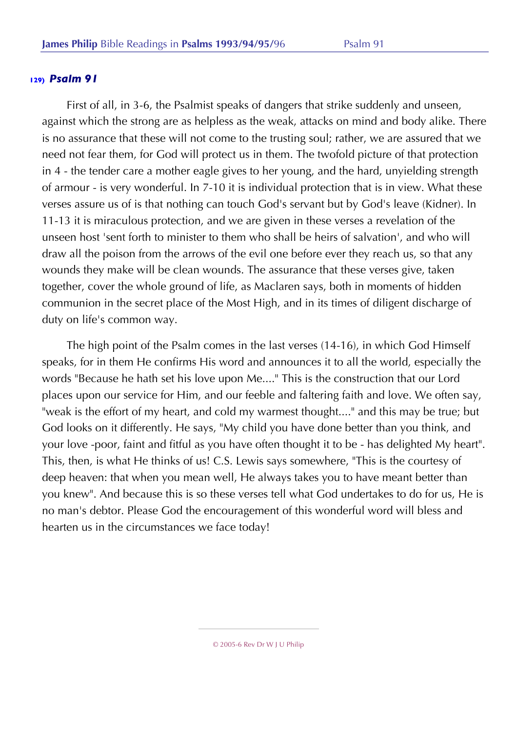## 129) *Psalm 91*

First of all, in 3-6, the Psalmist speaks of dangers that strike suddenly and unseen, against which the strong are as helpless as the weak, attacks on mind and body alike. There is no assurance that these will not come to the trusting soul; rather, we are assured that we need not fear them, for God will protect us in them. The twofold picture of that protection in 4 - the tender care a mother eagle gives to her young, and the hard, unyielding strength of armour - is very wonderful. In 7-10 it is individual protection that is in view. What these verses assure us of is that nothing can touch God's servant but by God's leave (Kidner). In 11-13 it is miraculous protection, and we are given in these verses a revelation of the unseen host 'sent forth to minister to them who shall be heirs of salvation', and who will draw all the poison from the arrows of the evil one before ever they reach us, so that any wounds they make will be clean wounds. The assurance that these verses give, taken together, cover the whole ground of life, as Maclaren says, both in moments of hidden communion in the secret place of the Most High, and in its times of diligent discharge of duty on life's common way.

The high point of the Psalm comes in the last verses (14-16), in which God Himself speaks, for in them He confirms His word and announces it to all the world, especially the words "Because he hath set his love upon Me...." This is the construction that our Lord places upon our service for Him, and our feeble and faltering faith and love. We often say, "weak is the effort of my heart, and cold my warmest thought...." and this may be true; but God looks on it differently. He says, "My child you have done better than you think, and your love -poor, faint and fitful as you have often thought it to be - has delighted My heart". This, then, is what He thinks of us! C.S. Lewis says somewhere, "This is the courtesy of deep heaven: that when you mean well, He always takes you to have meant better than you knew". And because this is so these verses tell what God undertakes to do for us, He is no man's debtor. Please God the encouragement of this wonderful word will bless and hearten us in the circumstances we face today!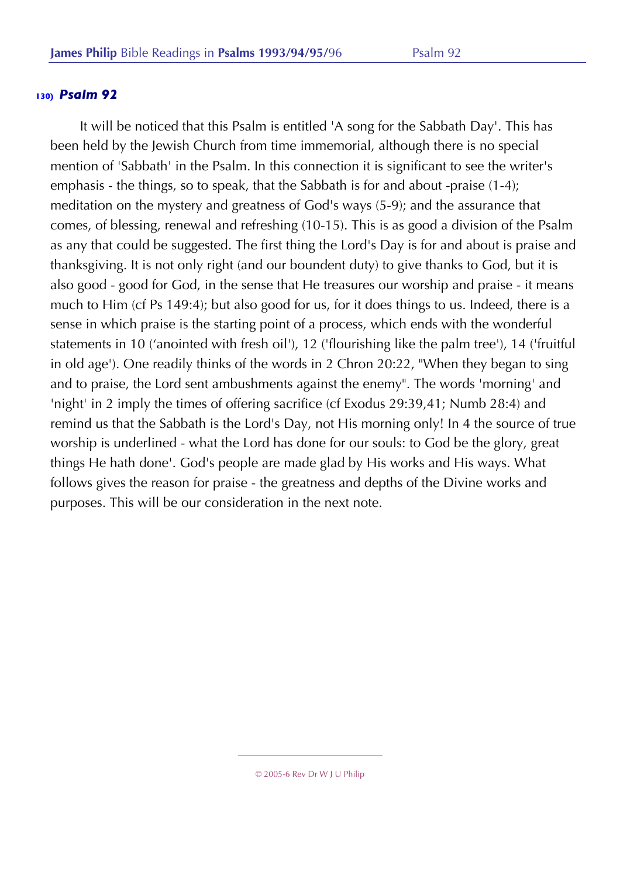## 130) *Psalm 92*

It will be noticed that this Psalm is entitled 'A song for the Sabbath Day'. This has been held by the Jewish Church from time immemorial, although there is no special mention of 'Sabbath' in the Psalm. In this connection it is significant to see the writer's emphasis - the things, so to speak, that the Sabbath is for and about -praise (1-4); meditation on the mystery and greatness of God's ways (5-9); and the assurance that comes, of blessing, renewal and refreshing (10-15). This is as good a division of the Psalm as any that could be suggested. The first thing the Lord's Day is for and about is praise and thanksgiving. It is not only right (and our boundent duty) to give thanks to God, but it is also good - good for God, in the sense that He treasures our worship and praise - it means much to Him (cf Ps 149:4); but also good for us, for it does things to us. Indeed, there is a sense in which praise is the starting point of a process, which ends with the wonderful statements in 10 ('anointed with fresh oil'), 12 ('flourishing like the palm tree'), 14 ('fruitful in old age'). One readily thinks of the words in 2 Chron 20:22, "When they began to sing and to praise, the Lord sent ambushments against the enemy". The words 'morning' and 'night' in 2 imply the times of offering sacrifice (cf Exodus 29:39,41; Numb 28:4) and remind us that the Sabbath is the Lord's Day, not His morning only! In 4 the source of true worship is underlined - what the Lord has done for our souls: to God be the glory, great things He hath done'. God's people are made glad by His works and His ways. What follows gives the reason for praise - the greatness and depths of the Divine works and purposes. This will be our consideration in the next note.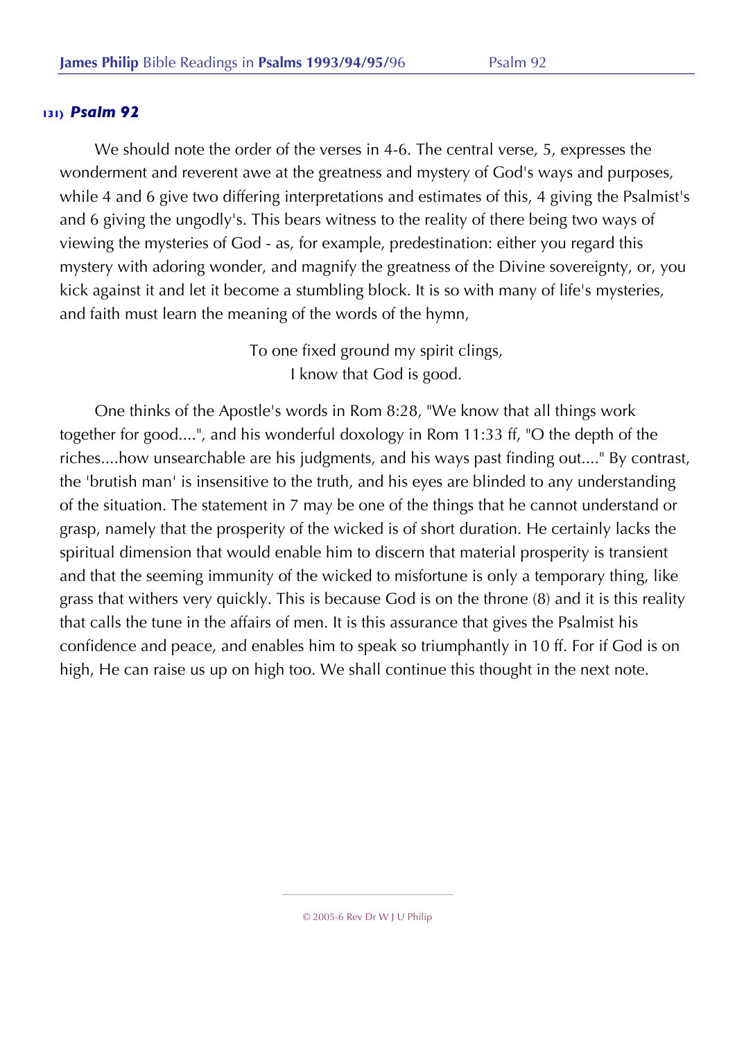### 131) *Psalm 92*

We should note the order of the verses in 4-6. The central verse, 5, expresses the wonderment and reverent awe at the greatness and mystery of God's ways and purposes, while 4 and 6 give two differing interpretations and estimates of this, 4 giving the Psalmist's and 6 giving the ungodly's. This bears witness to the reality of there being two ways of viewing the mysteries of God - as, for example, predestination: either you regard this mystery with adoring wonder, and magnify the greatness of the Divine sovereignty, or, you kick against it and let it become a stumbling block. It is so with many of life's mysteries, and faith must learn the meaning of the words of the hymn,

> To one fixed ground my spirit clings,
> I know that God is good.

One thinks of the Apostle's words in Rom 8:28, "We know that all things work together for good....", and his wonderful doxology in Rom 11:33 ff, "O the depth of the riches....how unsearchable are his judgments, and his ways past finding out...." By contrast, the 'brutish man' is insensitive to the truth, and his eyes are blinded to any understanding of the situation. The statement in 7 may be one of the things that he cannot understand or grasp, namely that the prosperity of the wicked is of short duration. He certainly lacks the spiritual dimension that would enable him to discern that material prosperity is transient and that the seeming immunity of the wicked to misfortune is only a temporary thing, like grass that withers very quickly. This is because God is on the throne (8) and it is this reality that calls the tune in the affairs of men. It is this assurance that gives the Psalmist his confidence and peace, and enables him to speak so triumphantly in 10 ff. For if God is on high, He can raise us up on high too. We shall continue this thought in the next note.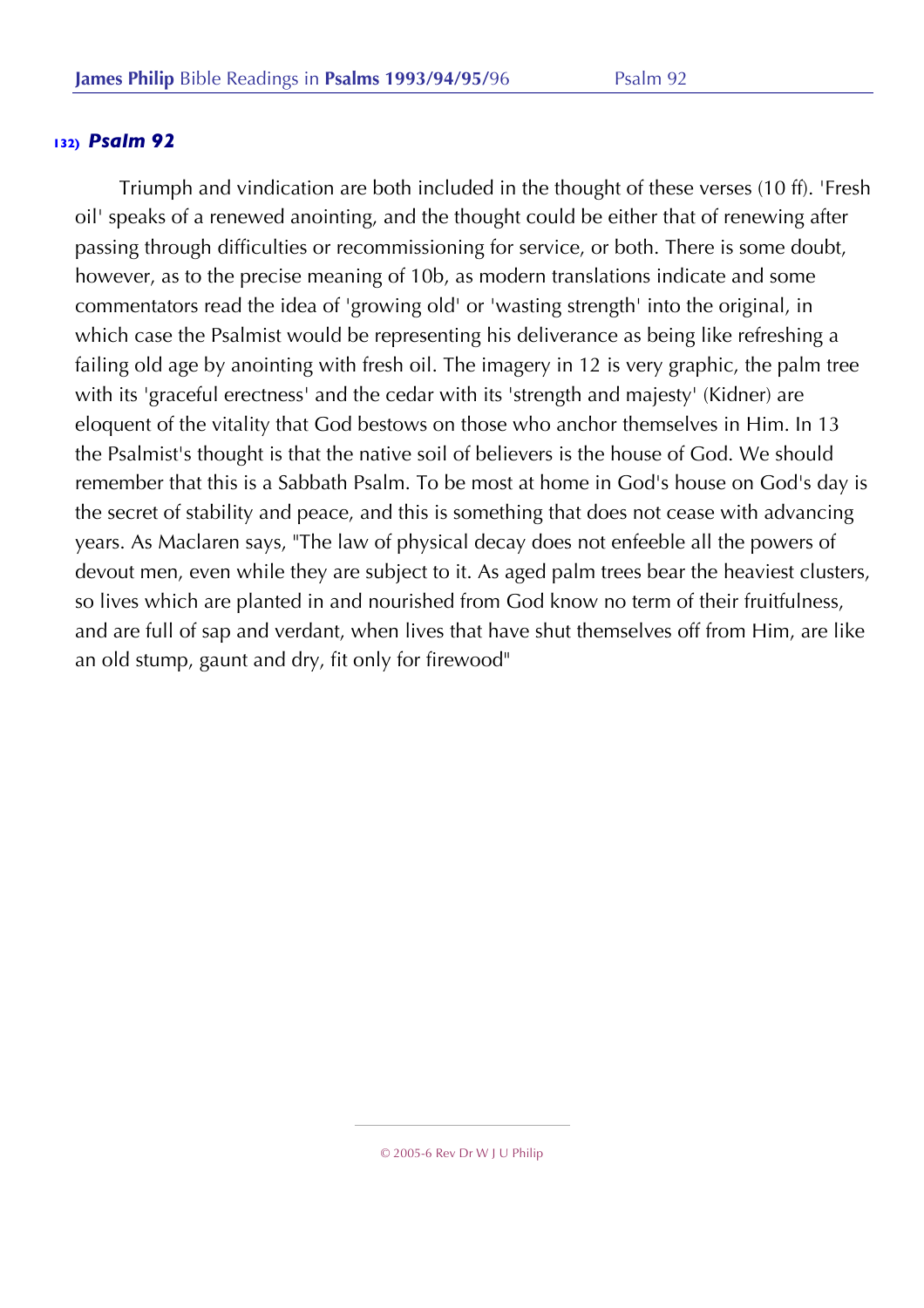### 132) *Psalm 92*

Triumph and vindication are both included in the thought of these verses (10 ff). 'Fresh oil' speaks of a renewed anointing, and the thought could be either that of renewing after passing through difficulties or recommissioning for service, or both. There is some doubt, however, as to the precise meaning of 10b, as modern translations indicate and some commentators read the idea of 'growing old' or 'wasting strength' into the original, in which case the Psalmist would be representing his deliverance as being like refreshing a failing old age by anointing with fresh oil. The imagery in 12 is very graphic, the palm tree with its 'graceful erectness' and the cedar with its 'strength and majesty' (Kidner) are eloquent of the vitality that God bestows on those who anchor themselves in Him. In 13 the Psalmist's thought is that the native soil of believers is the house of God. We should remember that this is a Sabbath Psalm. To be most at home in God's house on God's day is the secret of stability and peace, and this is something that does not cease with advancing years. As Maclaren says, "The law of physical decay does not enfeeble all the powers of devout men, even while they are subject to it. As aged palm trees bear the heaviest clusters, so lives which are planted in and nourished from God know no term of their fruitfulness, and are full of sap and verdant, when lives that have shut themselves off from Him, are like an old stump, gaunt and dry, fit only for firewood"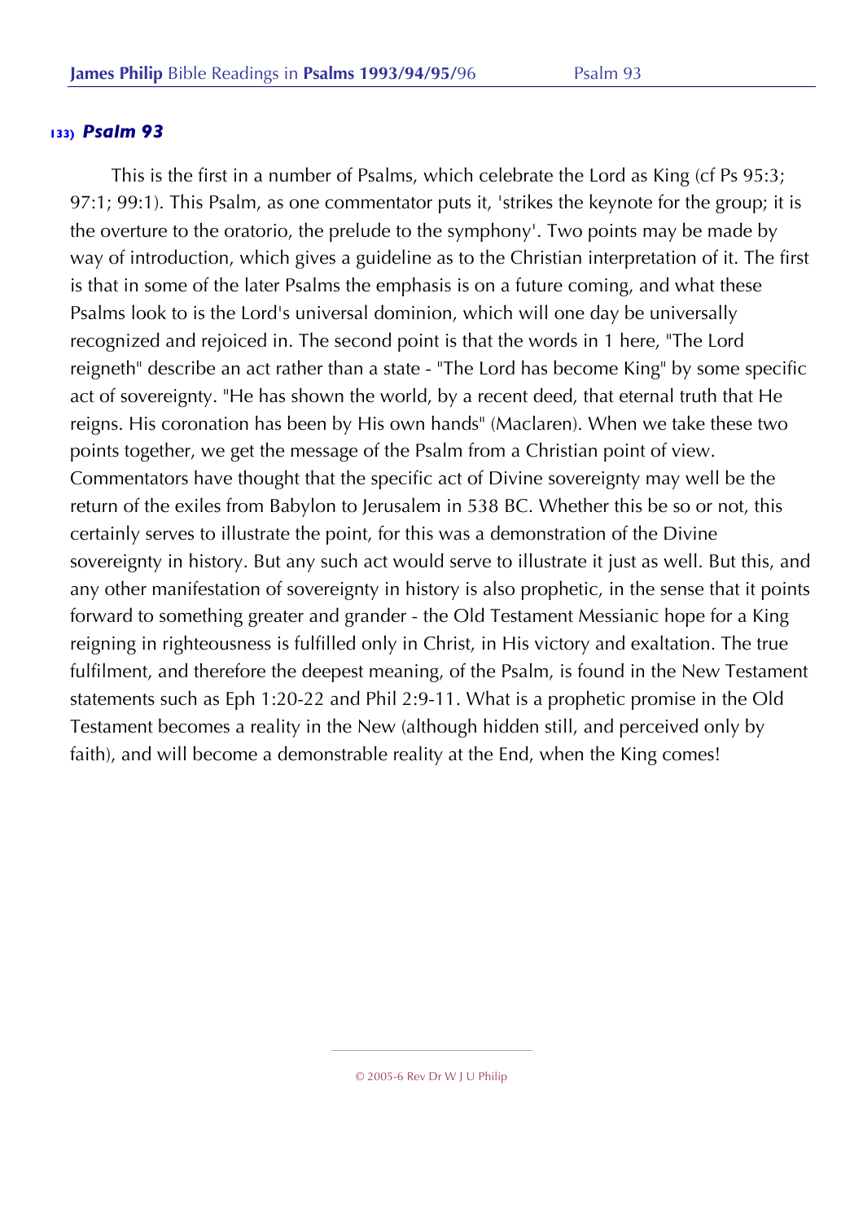## 133) *Psalm 93*

This is the first in a number of Psalms, which celebrate the Lord as King (cf Ps 95:3; 97:1; 99:1). This Psalm, as one commentator puts it, 'strikes the keynote for the group; it is the overture to the oratorio, the prelude to the symphony'. Two points may be made by way of introduction, which gives a guideline as to the Christian interpretation of it. The first is that in some of the later Psalms the emphasis is on a future coming, and what these Psalms look to is the Lord's universal dominion, which will one day be universally recognized and rejoiced in. The second point is that the words in 1 here, "The Lord reigneth" describe an act rather than a state - "The Lord has become King" by some specific act of sovereignty. "He has shown the world, by a recent deed, that eternal truth that He reigns. His coronation has been by His own hands" (Maclaren). When we take these two points together, we get the message of the Psalm from a Christian point of view. Commentators have thought that the specific act of Divine sovereignty may well be the return of the exiles from Babylon to Jerusalem in 538 BC. Whether this be so or not, this certainly serves to illustrate the point, for this was a demonstration of the Divine sovereignty in history. But any such act would serve to illustrate it just as well. But this, and any other manifestation of sovereignty in history is also prophetic, in the sense that it points forward to something greater and grander - the Old Testament Messianic hope for a King reigning in righteousness is fulfilled only in Christ, in His victory and exaltation. The true fulfilment, and therefore the deepest meaning, of the Psalm, is found in the New Testament statements such as Eph 1:20-22 and Phil 2:9-11. What is a prophetic promise in the Old Testament becomes a reality in the New (although hidden still, and perceived only by faith), and will become a demonstrable reality at the End, when the King comes!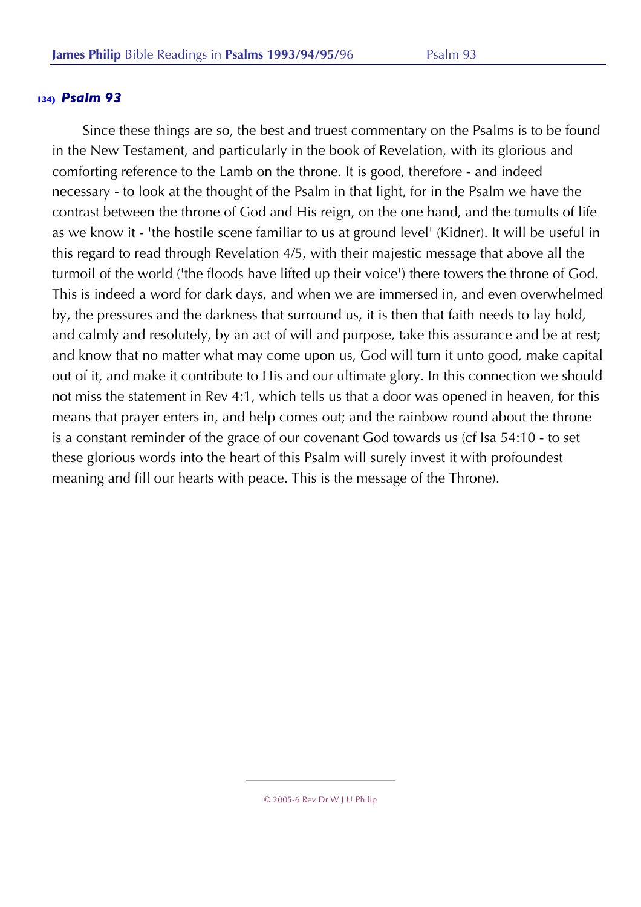### 134) *Psalm 93*

Since these things are so, the best and truest commentary on the Psalms is to be found in the New Testament, and particularly in the book of Revelation, with its glorious and comforting reference to the Lamb on the throne. It is good, therefore - and indeed necessary - to look at the thought of the Psalm in that light, for in the Psalm we have the contrast between the throne of God and His reign, on the one hand, and the tumults of life as we know it - 'the hostile scene familiar to us at ground level' (Kidner). It will be useful in this regard to read through Revelation 4/5, with their majestic message that above all the turmoil of the world ('the floods have lifted up their voice') there towers the throne of God. This is indeed a word for dark days, and when we are immersed in, and even overwhelmed by, the pressures and the darkness that surround us, it is then that faith needs to lay hold, and calmly and resolutely, by an act of will and purpose, take this assurance and be at rest; and know that no matter what may come upon us, God will turn it unto good, make capital out of it, and make it contribute to His and our ultimate glory. In this connection we should not miss the statement in Rev 4:1, which tells us that a door was opened in heaven, for this means that prayer enters in, and help comes out; and the rainbow round about the throne is a constant reminder of the grace of our covenant God towards us (cf Isa 54:10 - to set these glorious words into the heart of this Psalm will surely invest it with profoundest meaning and fill our hearts with peace. This is the message of the Throne).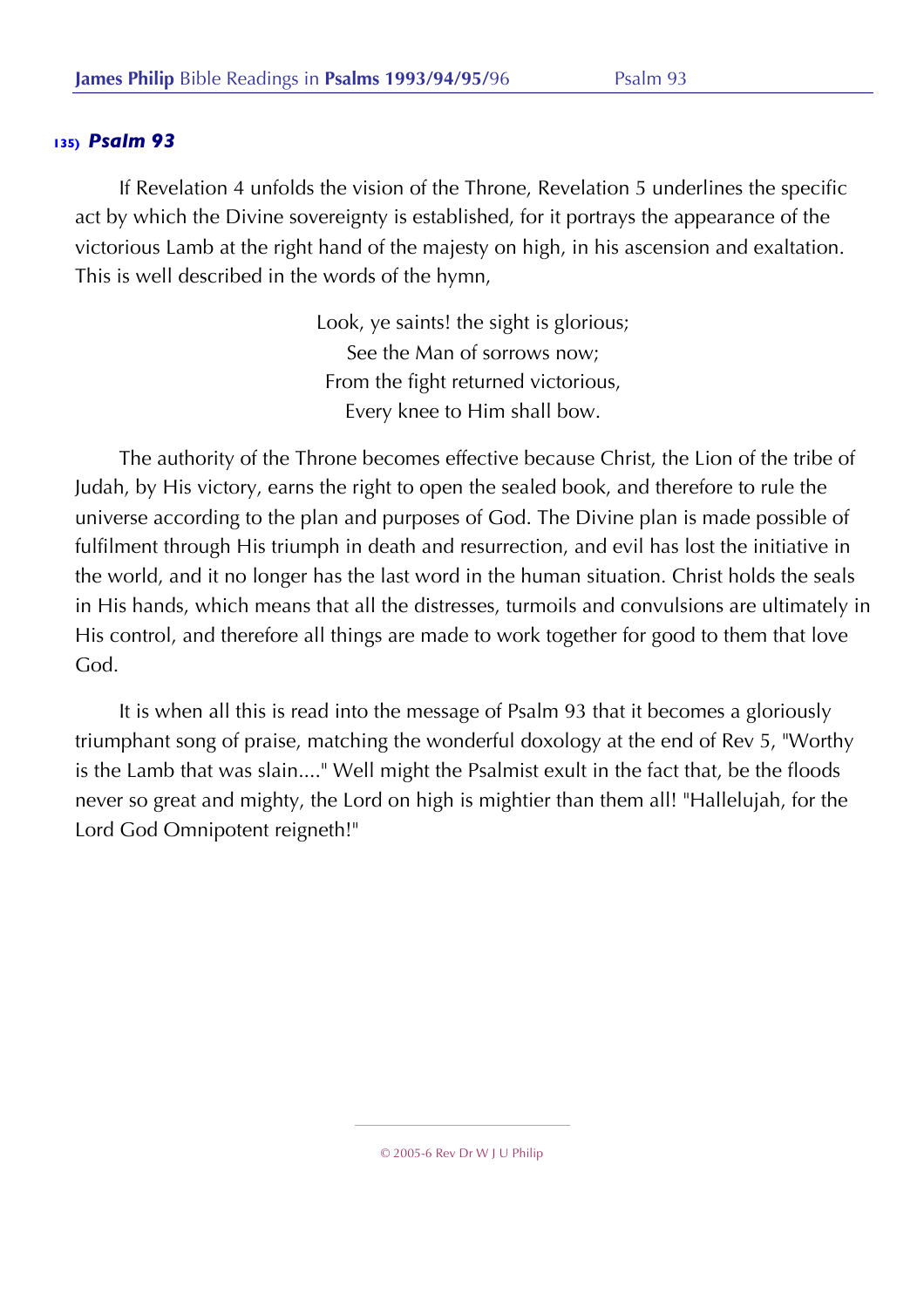## 135) *Psalm 93*

If Revelation 4 unfolds the vision of the Throne, Revelation 5 underlines the specific act by which the Divine sovereignty is established, for it portrays the appearance of the victorious Lamb at the right hand of the majesty on high, in his ascension and exaltation. This is well described in the words of the hymn,

> Look, ye saints! the sight is glorious;
> See the Man of sorrows now;
> From the fight returned victorious,
> Every knee to Him shall bow.

The authority of the Throne becomes effective because Christ, the Lion of the tribe of Judah, by His victory, earns the right to open the sealed book, and therefore to rule the universe according to the plan and purposes of God. The Divine plan is made possible of fulfilment through His triumph in death and resurrection, and evil has lost the initiative in the world, and it no longer has the last word in the human situation. Christ holds the seals in His hands, which means that all the distresses, turmoils and convulsions are ultimately in His control, and therefore all things are made to work together for good to them that love God.

It is when all this is read into the message of Psalm 93 that it becomes a gloriously triumphant song of praise, matching the wonderful doxology at the end of Rev 5, "Worthy is the Lamb that was slain...." Well might the Psalmist exult in the fact that, be the floods never so great and mighty, the Lord on high is mightier than them all! "Hallelujah, for the Lord God Omnipotent reigneth!"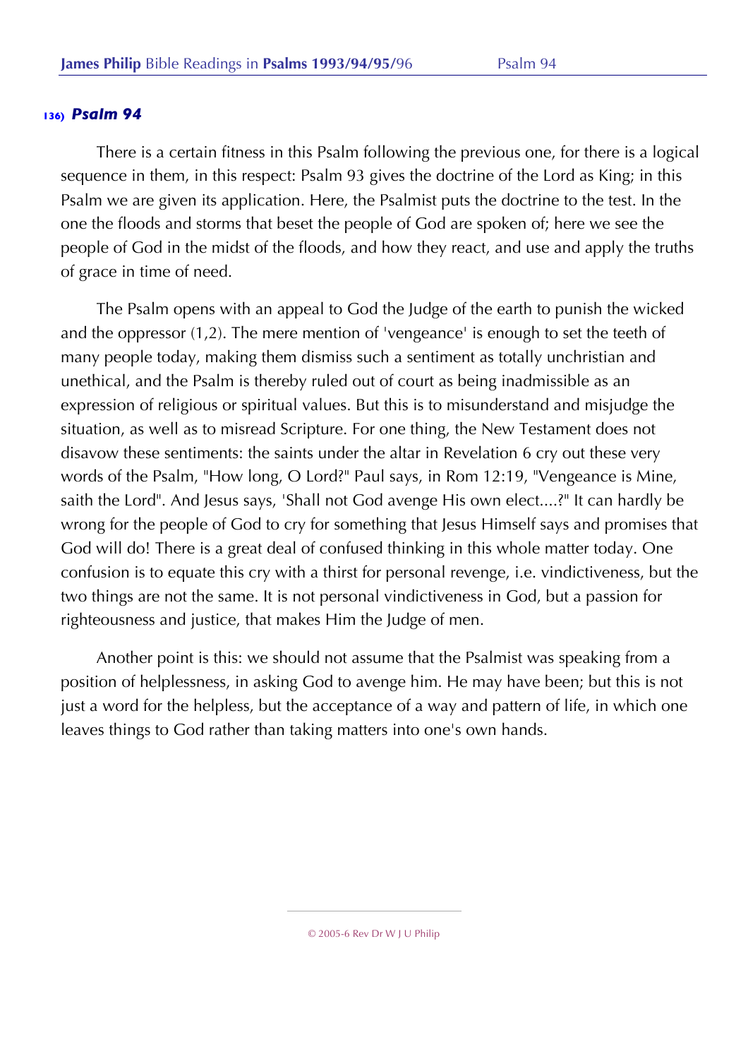## 136) *Psalm 94*

There is a certain fitness in this Psalm following the previous one, for there is a logical sequence in them, in this respect: Psalm 93 gives the doctrine of the Lord as King; in this Psalm we are given its application. Here, the Psalmist puts the doctrine to the test. In the one the floods and storms that beset the people of God are spoken of; here we see the people of God in the midst of the floods, and how they react, and use and apply the truths of grace in time of need.

The Psalm opens with an appeal to God the Judge of the earth to punish the wicked and the oppressor (1,2). The mere mention of 'vengeance' is enough to set the teeth of many people today, making them dismiss such a sentiment as totally unchristian and unethical, and the Psalm is thereby ruled out of court as being inadmissible as an expression of religious or spiritual values. But this is to misunderstand and misjudge the situation, as well as to misread Scripture. For one thing, the New Testament does not disavow these sentiments: the saints under the altar in Revelation 6 cry out these very words of the Psalm, "How long, O Lord?" Paul says, in Rom 12:19, "Vengeance is Mine, saith the Lord". And Jesus says, 'Shall not God avenge His own elect....?" It can hardly be wrong for the people of God to cry for something that Jesus Himself says and promises that God will do! There is a great deal of confused thinking in this whole matter today. One confusion is to equate this cry with a thirst for personal revenge, i.e. vindictiveness, but the two things are not the same. It is not personal vindictiveness in God, but a passion for righteousness and justice, that makes Him the Judge of men.

Another point is this: we should not assume that the Psalmist was speaking from a position of helplessness, in asking God to avenge him. He may have been; but this is not just a word for the helpless, but the acceptance of a way and pattern of life, in which one leaves things to God rather than taking matters into one's own hands.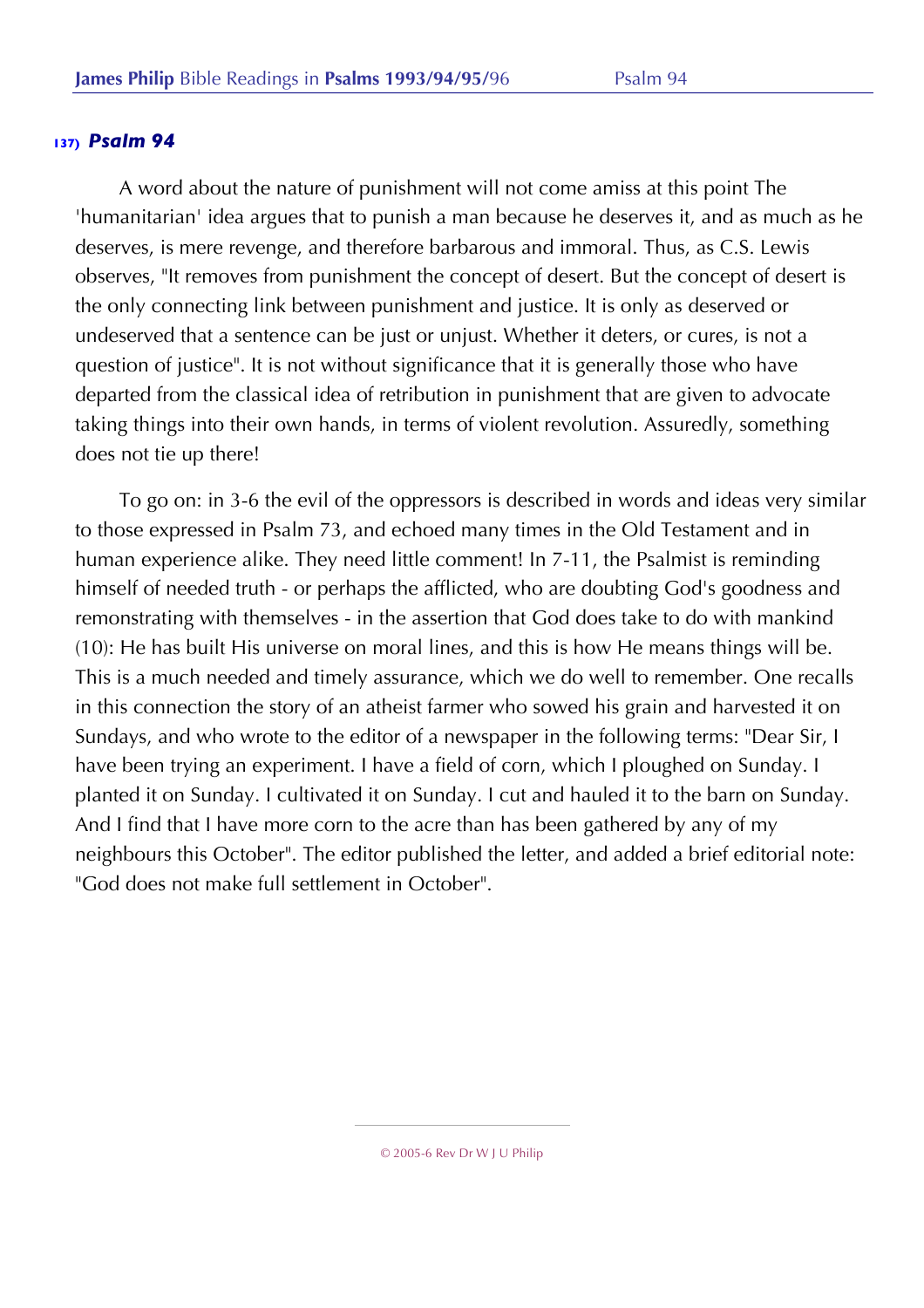## 137) *Psalm 94*

A word about the nature of punishment will not come amiss at this point The 'humanitarian' idea argues that to punish a man because he deserves it, and as much as he deserves, is mere revenge, and therefore barbarous and immoral. Thus, as C.S. Lewis observes, "It removes from punishment the concept of desert. But the concept of desert is the only connecting link between punishment and justice. It is only as deserved or undeserved that a sentence can be just or unjust. Whether it deters, or cures, is not a question of justice". It is not without significance that it is generally those who have departed from the classical idea of retribution in punishment that are given to advocate taking things into their own hands, in terms of violent revolution. Assuredly, something does not tie up there!

To go on: in 3-6 the evil of the oppressors is described in words and ideas very similar to those expressed in Psalm 73, and echoed many times in the Old Testament and in human experience alike. They need little comment! In 7-11, the Psalmist is reminding himself of needed truth - or perhaps the afflicted, who are doubting God's goodness and remonstrating with themselves - in the assertion that God does take to do with mankind (10): He has built His universe on moral lines, and this is how He means things will be. This is a much needed and timely assurance, which we do well to remember. One recalls in this connection the story of an atheist farmer who sowed his grain and harvested it on Sundays, and who wrote to the editor of a newspaper in the following terms: "Dear Sir, I have been trying an experiment. I have a field of corn, which I ploughed on Sunday. I planted it on Sunday. I cultivated it on Sunday. I cut and hauled it to the barn on Sunday. And I find that I have more corn to the acre than has been gathered by any of my neighbours this October". The editor published the letter, and added a brief editorial note: "God does not make full settlement in October".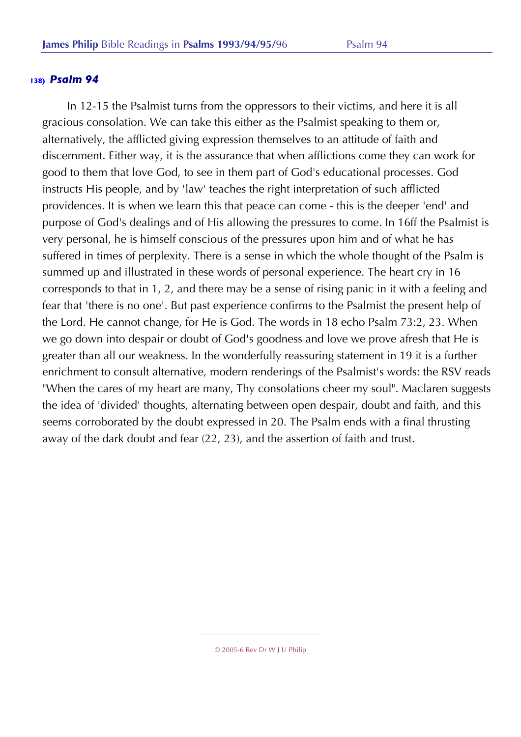### 138) *Psalm 94*

In 12-15 the Psalmist turns from the oppressors to their victims, and here it is all gracious consolation. We can take this either as the Psalmist speaking to them or, alternatively, the afflicted giving expression themselves to an attitude of faith and discernment. Either way, it is the assurance that when afflictions come they can work for good to them that love God, to see in them part of God's educational processes. God instructs His people, and by 'law' teaches the right interpretation of such afflicted providences. It is when we learn this that peace can come - this is the deeper 'end' and purpose of God's dealings and of His allowing the pressures to come. In 16ff the Psalmist is very personal, he is himself conscious of the pressures upon him and of what he has suffered in times of perplexity. There is a sense in which the whole thought of the Psalm is summed up and illustrated in these words of personal experience. The heart cry in 16 corresponds to that in 1, 2, and there may be a sense of rising panic in it with a feeling and fear that 'there is no one'. But past experience confirms to the Psalmist the present help of the Lord. He cannot change, for He is God. The words in 18 echo Psalm 73:2, 23. When we go down into despair or doubt of God's goodness and love we prove afresh that He is greater than all our weakness. In the wonderfully reassuring statement in 19 it is a further enrichment to consult alternative, modern renderings of the Psalmist's words: the RSV reads "When the cares of my heart are many, Thy consolations cheer my soul". Maclaren suggests the idea of 'divided' thoughts, alternating between open despair, doubt and faith, and this seems corroborated by the doubt expressed in 20. The Psalm ends with a final thrusting away of the dark doubt and fear (22, 23), and the assertion of faith and trust.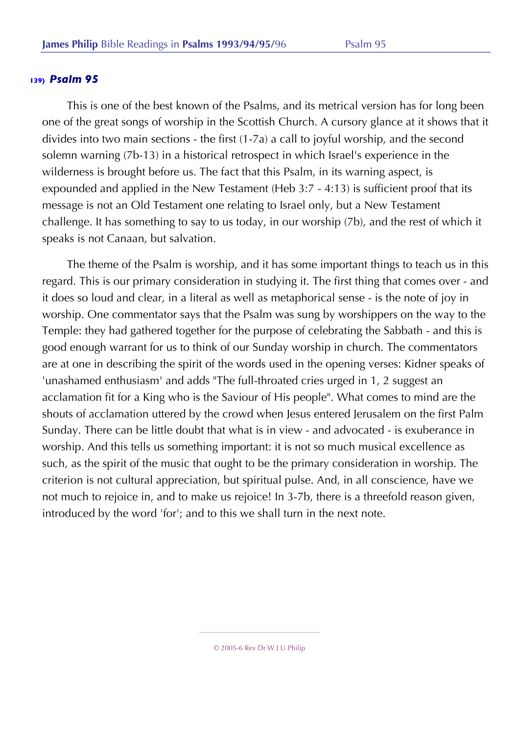## 139) *Psalm 95*

This is one of the best known of the Psalms, and its metrical version has for long been one of the great songs of worship in the Scottish Church. A cursory glance at it shows that it divides into two main sections - the first (1-7a) a call to joyful worship, and the second solemn warning (7b-13) in a historical retrospect in which Israel's experience in the wilderness is brought before us. The fact that this Psalm, in its warning aspect, is expounded and applied in the New Testament (Heb 3:7 - 4:13) is sufficient proof that its message is not an Old Testament one relating to Israel only, but a New Testament challenge. It has something to say to us today, in our worship (7b), and the rest of which it speaks is not Canaan, but salvation.

The theme of the Psalm is worship, and it has some important things to teach us in this regard. This is our primary consideration in studying it. The first thing that comes over - and it does so loud and clear, in a literal as well as metaphorical sense - is the note of joy in worship. One commentator says that the Psalm was sung by worshippers on the way to the Temple: they had gathered together for the purpose of celebrating the Sabbath - and this is good enough warrant for us to think of our Sunday worship in church. The commentators are at one in describing the spirit of the words used in the opening verses: Kidner speaks of 'unashamed enthusiasm' and adds "The full-throated cries urged in 1, 2 suggest an acclamation fit for a King who is the Saviour of His people". What comes to mind are the shouts of acclamation uttered by the crowd when Jesus entered Jerusalem on the first Palm Sunday. There can be little doubt that what is in view - and advocated - is exuberance in worship. And this tells us something important: it is not so much musical excellence as such, as the spirit of the music that ought to be the primary consideration in worship. The criterion is not cultural appreciation, but spiritual pulse. And, in all conscience, have we not much to rejoice in, and to make us rejoice! In 3-7b, there is a threefold reason given, introduced by the word 'for'; and to this we shall turn in the next note.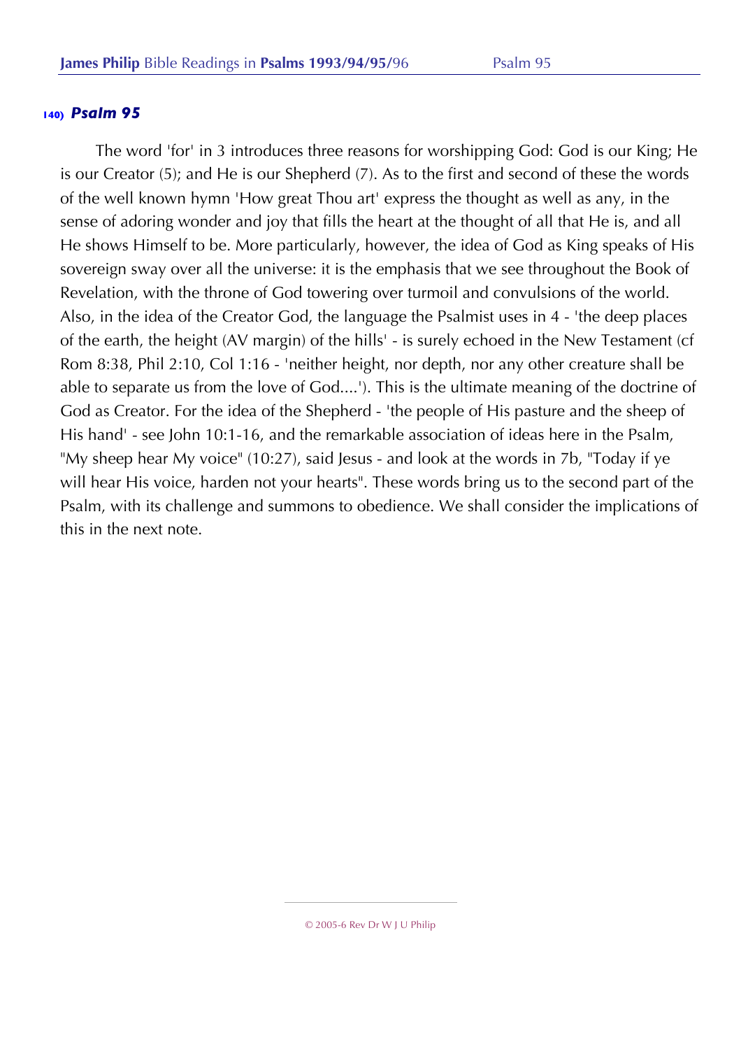## 140) *Psalm 95*

The word 'for' in 3 introduces three reasons for worshipping God: God is our King; He is our Creator (5); and He is our Shepherd (7). As to the first and second of these the words of the well known hymn 'How great Thou art' express the thought as well as any, in the sense of adoring wonder and joy that fills the heart at the thought of all that He is, and all He shows Himself to be. More particularly, however, the idea of God as King speaks of His sovereign sway over all the universe: it is the emphasis that we see throughout the Book of Revelation, with the throne of God towering over turmoil and convulsions of the world. Also, in the idea of the Creator God, the language the Psalmist uses in 4 - 'the deep places of the earth, the height (AV margin) of the hills' - is surely echoed in the New Testament (cf Rom 8:38, Phil 2:10, Col 1:16 - 'neither height, nor depth, nor any other creature shall be able to separate us from the love of God....'). This is the ultimate meaning of the doctrine of God as Creator. For the idea of the Shepherd - 'the people of His pasture and the sheep of His hand' - see John 10:1-16, and the remarkable association of ideas here in the Psalm, "My sheep hear My voice" (10:27), said Jesus - and look at the words in 7b, "Today if ye will hear His voice, harden not your hearts". These words bring us to the second part of the Psalm, with its challenge and summons to obedience. We shall consider the implications of this in the next note.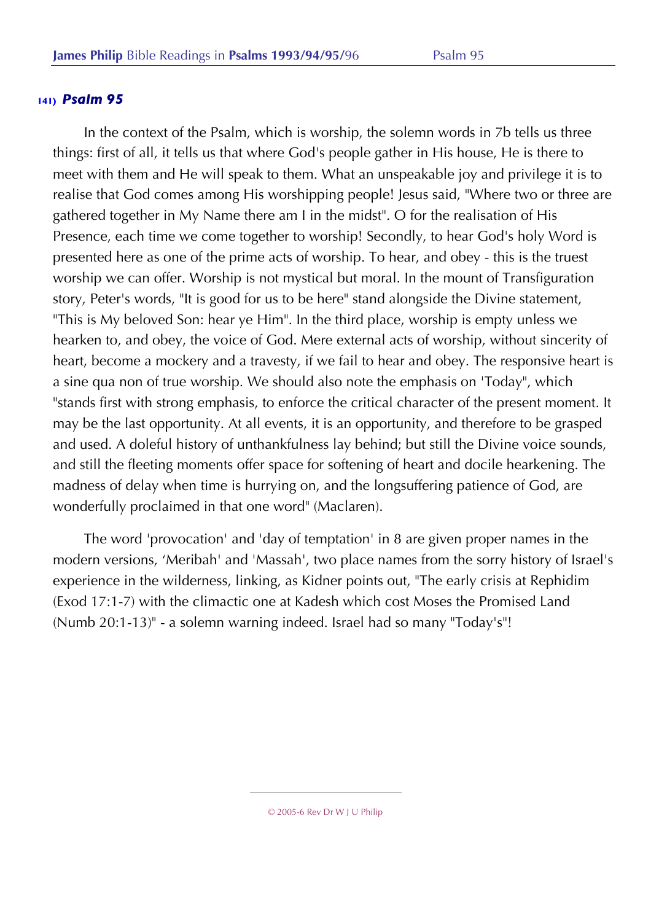### 141) *Psalm 95*

In the context of the Psalm, which is worship, the solemn words in 7b tells us three things: first of all, it tells us that where God's people gather in His house, He is there to meet with them and He will speak to them. What an unspeakable joy and privilege it is to realise that God comes among His worshipping people! Jesus said, "Where two or three are gathered together in My Name there am I in the midst". O for the realisation of His Presence, each time we come together to worship! Secondly, to hear God's holy Word is presented here as one of the prime acts of worship. To hear, and obey - this is the truest worship we can offer. Worship is not mystical but moral. In the mount of Transfiguration story, Peter's words, "It is good for us to be here" stand alongside the Divine statement, "This is My beloved Son: hear ye Him". In the third place, worship is empty unless we hearken to, and obey, the voice of God. Mere external acts of worship, without sincerity of heart, become a mockery and a travesty, if we fail to hear and obey. The responsive heart is a sine qua non of true worship. We should also note the emphasis on 'Today", which "stands first with strong emphasis, to enforce the critical character of the present moment. It may be the last opportunity. At all events, it is an opportunity, and therefore to be grasped and used. A doleful history of unthankfulness lay behind; but still the Divine voice sounds, and still the fleeting moments offer space for softening of heart and docile hearkening. The madness of delay when time is hurrying on, and the longsuffering patience of God, are wonderfully proclaimed in that one word" (Maclaren).

The word 'provocation' and 'day of temptation' in 8 are given proper names in the modern versions, 'Meribah' and 'Massah', two place names from the sorry history of Israel's experience in the wilderness, linking, as Kidner points out, "The early crisis at Rephidim (Exod 17:1-7) with the climactic one at Kadesh which cost Moses the Promised Land (Numb 20:1-13)" - a solemn warning indeed. Israel had so many "Today's"!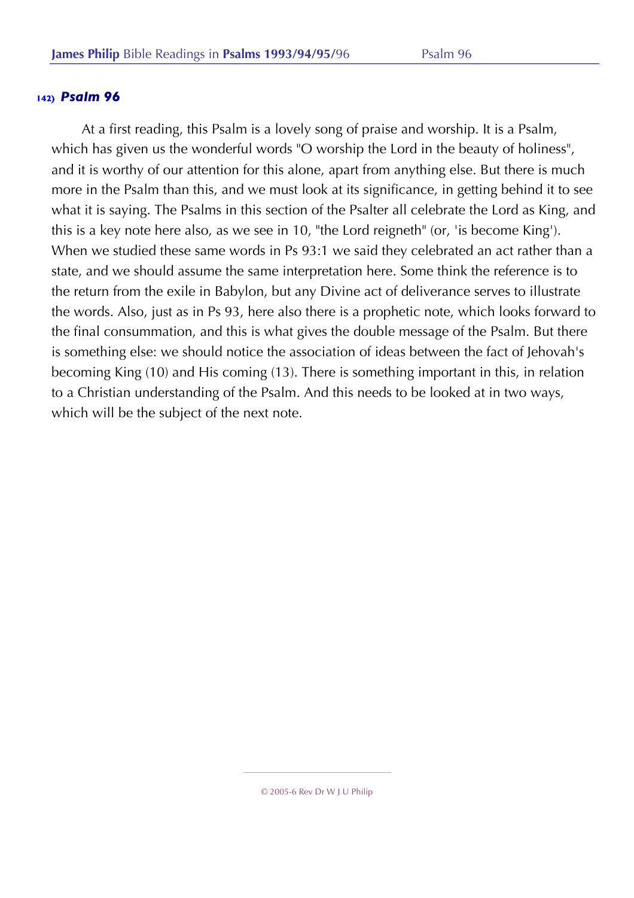### 142) *Psalm 96*

At a first reading, this Psalm is a lovely song of praise and worship. It is a Psalm, which has given us the wonderful words "O worship the Lord in the beauty of holiness", and it is worthy of our attention for this alone, apart from anything else. But there is much more in the Psalm than this, and we must look at its significance, in getting behind it to see what it is saying. The Psalms in this section of the Psalter all celebrate the Lord as King, and this is a key note here also, as we see in 10, "the Lord reigneth" (or, 'is become King'). When we studied these same words in Ps 93:1 we said they celebrated an act rather than a state, and we should assume the same interpretation here. Some think the reference is to the return from the exile in Babylon, but any Divine act of deliverance serves to illustrate the words. Also, just as in Ps 93, here also there is a prophetic note, which looks forward to the final consummation, and this is what gives the double message of the Psalm. But there is something else: we should notice the association of ideas between the fact of Jehovah's becoming King (10) and His coming (13). There is something important in this, in relation to a Christian understanding of the Psalm. And this needs to be looked at in two ways, which will be the subject of the next note.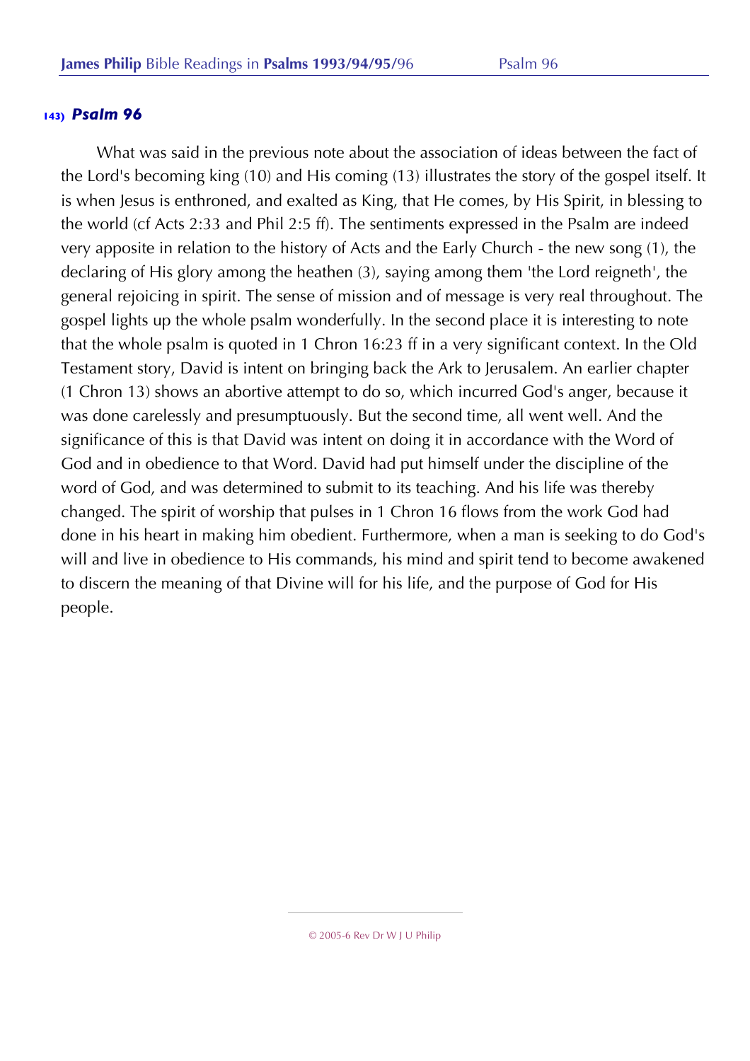## 143) *Psalm 96*

What was said in the previous note about the association of ideas between the fact of the Lord's becoming king (10) and His coming (13) illustrates the story of the gospel itself. It is when Jesus is enthroned, and exalted as King, that He comes, by His Spirit, in blessing to the world (cf Acts 2:33 and Phil 2:5 ff). The sentiments expressed in the Psalm are indeed very apposite in relation to the history of Acts and the Early Church - the new song (1), the declaring of His glory among the heathen (3), saying among them 'the Lord reigneth', the general rejoicing in spirit. The sense of mission and of message is very real throughout. The gospel lights up the whole psalm wonderfully. In the second place it is interesting to note that the whole psalm is quoted in 1 Chron 16:23 ff in a very significant context. In the Old Testament story, David is intent on bringing back the Ark to Jerusalem. An earlier chapter (1 Chron 13) shows an abortive attempt to do so, which incurred God's anger, because it was done carelessly and presumptuously. But the second time, all went well. And the significance of this is that David was intent on doing it in accordance with the Word of God and in obedience to that Word. David had put himself under the discipline of the word of God, and was determined to submit to its teaching. And his life was thereby changed. The spirit of worship that pulses in 1 Chron 16 flows from the work God had done in his heart in making him obedient. Furthermore, when a man is seeking to do God's will and live in obedience to His commands, his mind and spirit tend to become awakened to discern the meaning of that Divine will for his life, and the purpose of God for His people.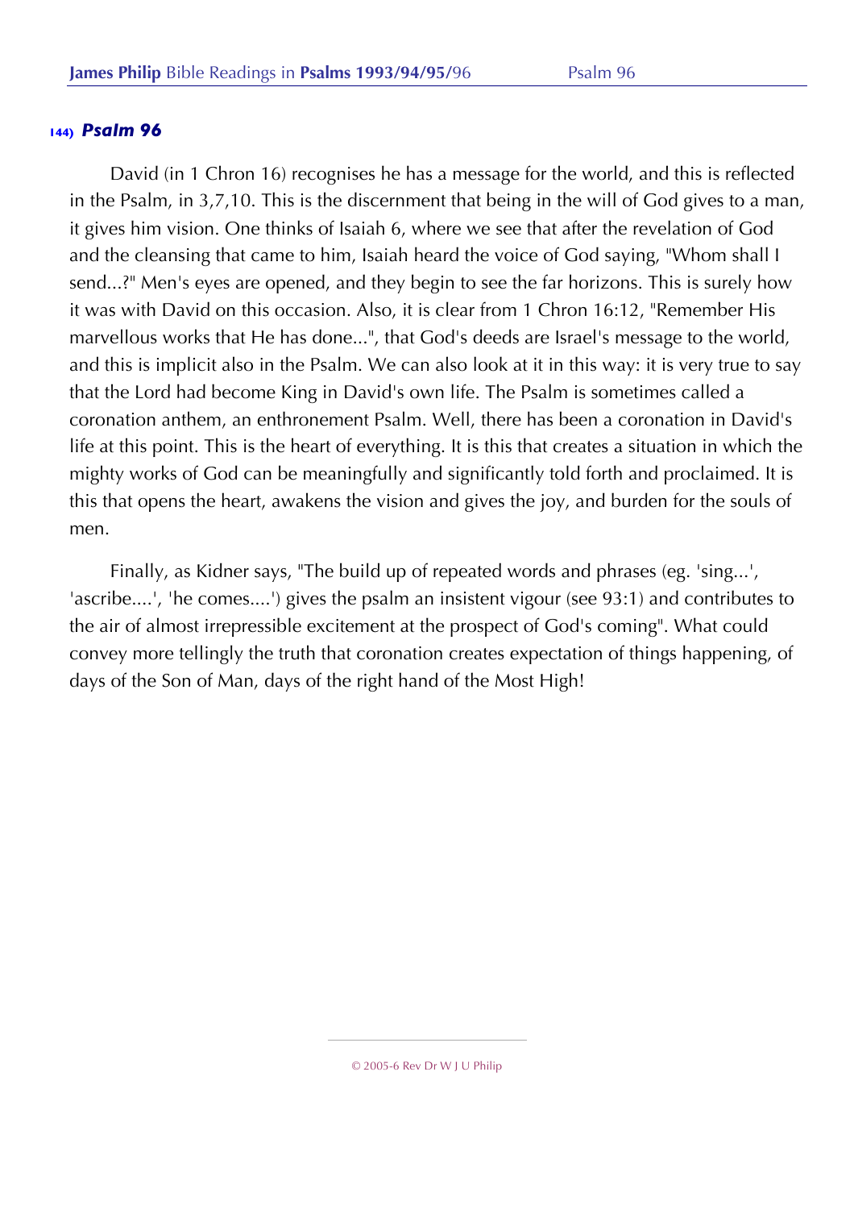### 144) *Psalm 96*

David (in 1 Chron 16) recognises he has a message for the world, and this is reflected in the Psalm, in 3,7,10. This is the discernment that being in the will of God gives to a man, it gives him vision. One thinks of Isaiah 6, where we see that after the revelation of God and the cleansing that came to him, Isaiah heard the voice of God saying, "Whom shall I send...?" Men's eyes are opened, and they begin to see the far horizons. This is surely how it was with David on this occasion. Also, it is clear from 1 Chron 16:12, "Remember His marvellous works that He has done...", that God's deeds are Israel's message to the world, and this is implicit also in the Psalm. We can also look at it in this way: it is very true to say that the Lord had become King in David's own life. The Psalm is sometimes called a coronation anthem, an enthronement Psalm. Well, there has been a coronation in David's life at this point. This is the heart of everything. It is this that creates a situation in which the mighty works of God can be meaningfully and significantly told forth and proclaimed. It is this that opens the heart, awakens the vision and gives the joy, and burden for the souls of men.

Finally, as Kidner says, "The build up of repeated words and phrases (eg. 'sing...', 'ascribe....', 'he comes....') gives the psalm an insistent vigour (see 93:1) and contributes to the air of almost irrepressible excitement at the prospect of God's coming". What could convey more tellingly the truth that coronation creates expectation of things happening, of days of the Son of Man, days of the right hand of the Most High!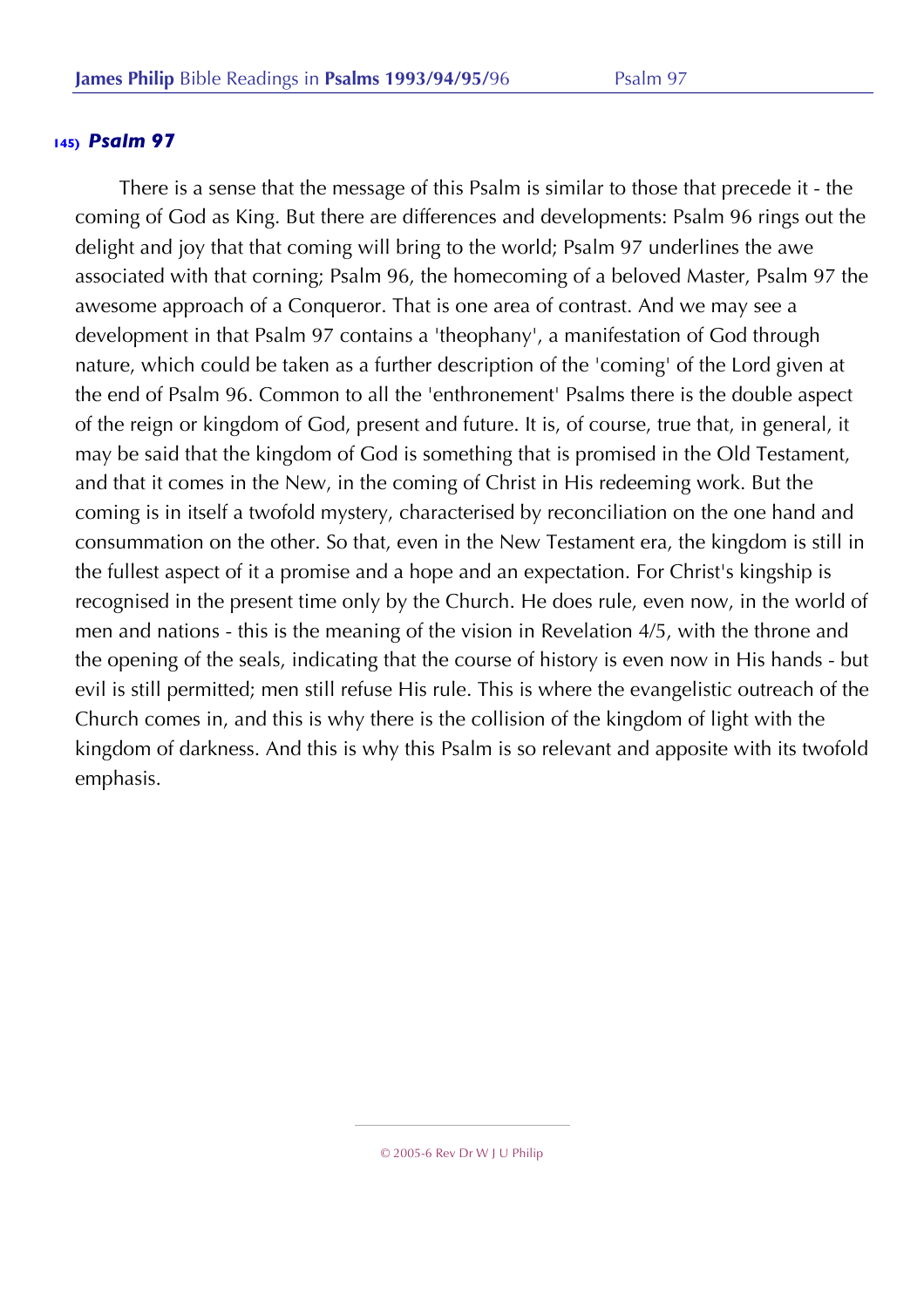### 145) *Psalm 97*

There is a sense that the message of this Psalm is similar to those that precede it - the coming of God as King. But there are differences and developments: Psalm 96 rings out the delight and joy that that coming will bring to the world; Psalm 97 underlines the awe associated with that corning; Psalm 96, the homecoming of a beloved Master, Psalm 97 the awesome approach of a Conqueror. That is one area of contrast. And we may see a development in that Psalm 97 contains a 'theophany', a manifestation of God through nature, which could be taken as a further description of the 'coming' of the Lord given at the end of Psalm 96. Common to all the 'enthronement' Psalms there is the double aspect of the reign or kingdom of God, present and future. It is, of course, true that, in general, it may be said that the kingdom of God is something that is promised in the Old Testament, and that it comes in the New, in the coming of Christ in His redeeming work. But the coming is in itself a twofold mystery, characterised by reconciliation on the one hand and consummation on the other. So that, even in the New Testament era, the kingdom is still in the fullest aspect of it a promise and a hope and an expectation. For Christ's kingship is recognised in the present time only by the Church. He does rule, even now, in the world of men and nations - this is the meaning of the vision in Revelation 4/5, with the throne and the opening of the seals, indicating that the course of history is even now in His hands - but evil is still permitted; men still refuse His rule. This is where the evangelistic outreach of the Church comes in, and this is why there is the collision of the kingdom of light with the kingdom of darkness. And this is why this Psalm is so relevant and apposite with its twofold emphasis.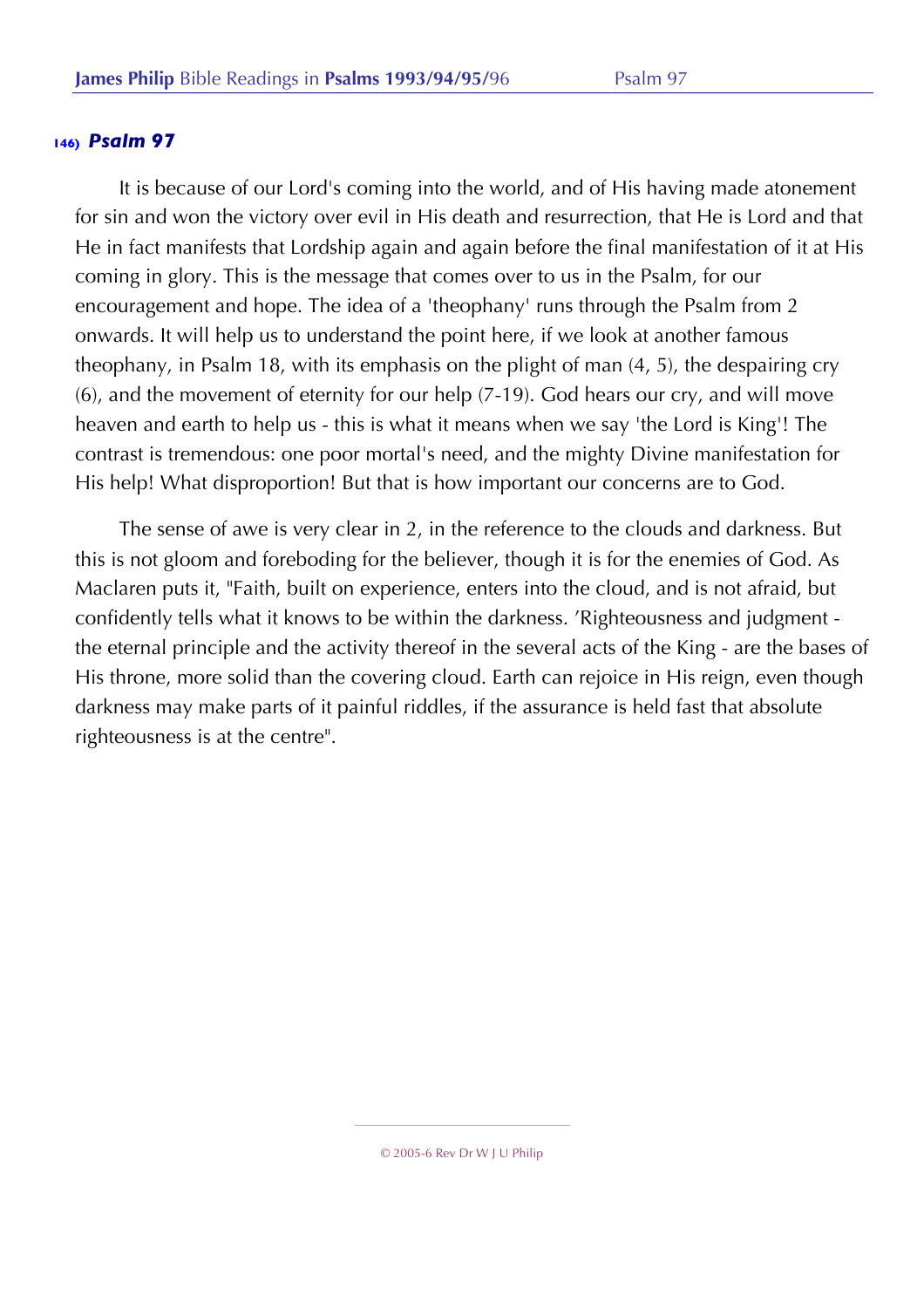### 146) *Psalm 97*

It is because of our Lord's coming into the world, and of His having made atonement for sin and won the victory over evil in His death and resurrection, that He is Lord and that He in fact manifests that Lordship again and again before the final manifestation of it at His coming in glory. This is the message that comes over to us in the Psalm, for our encouragement and hope. The idea of a 'theophany' runs through the Psalm from 2 onwards. It will help us to understand the point here, if we look at another famous theophany, in Psalm 18, with its emphasis on the plight of man (4, 5), the despairing cry (6), and the movement of eternity for our help (7-19). God hears our cry, and will move heaven and earth to help us - this is what it means when we say 'the Lord is King'! The contrast is tremendous: one poor mortal's need, and the mighty Divine manifestation for His help! What disproportion! But that is how important our concerns are to God.

The sense of awe is very clear in 2, in the reference to the clouds and darkness. But this is not gloom and foreboding for the believer, though it is for the enemies of God. As Maclaren puts it, "Faith, built on experience, enters into the cloud, and is not afraid, but confidently tells what it knows to be within the darkness. 'Righteousness and judgment - the eternal principle and the activity thereof in the several acts of the King - are the bases of His throne, more solid than the covering cloud. Earth can rejoice in His reign, even though darkness may make parts of it painful riddles, if the assurance is held fast that absolute righteousness is at the centre".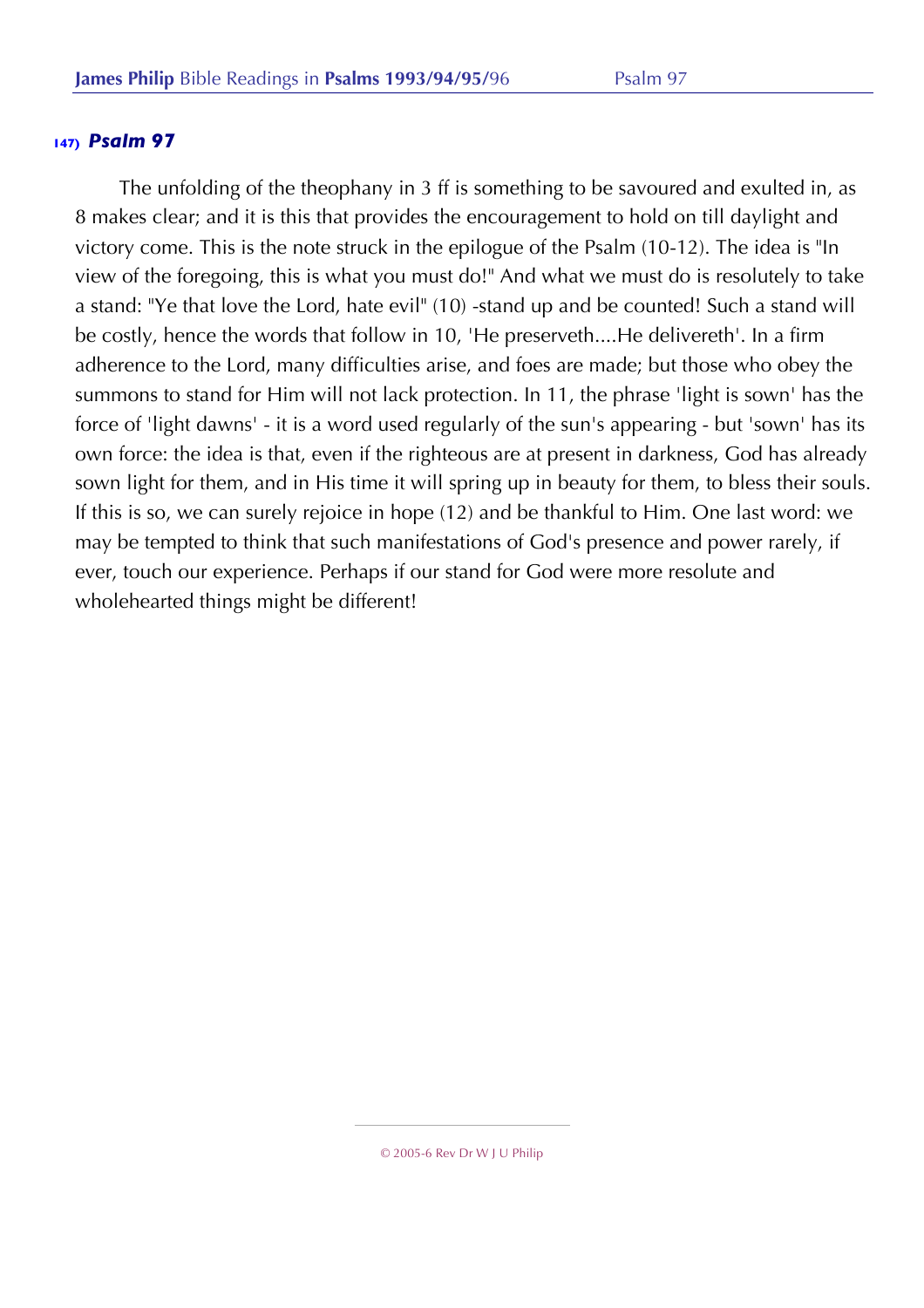## 147) *Psalm 97*

The unfolding of the theophany in 3 ff is something to be savoured and exulted in, as 8 makes clear; and it is this that provides the encouragement to hold on till daylight and victory come. This is the note struck in the epilogue of the Psalm (10-12). The idea is "In view of the foregoing, this is what you must do!" And what we must do is resolutely to take a stand: "Ye that love the Lord, hate evil" (10) -stand up and be counted! Such a stand will be costly, hence the words that follow in 10, 'He preserveth....He delivereth'. In a firm adherence to the Lord, many difficulties arise, and foes are made; but those who obey the summons to stand for Him will not lack protection. In 11, the phrase 'light is sown' has the force of 'light dawns' - it is a word used regularly of the sun's appearing - but 'sown' has its own force: the idea is that, even if the righteous are at present in darkness, God has already sown light for them, and in His time it will spring up in beauty for them, to bless their souls. If this is so, we can surely rejoice in hope (12) and be thankful to Him. One last word: we may be tempted to think that such manifestations of God's presence and power rarely, if ever, touch our experience. Perhaps if our stand for God were more resolute and wholehearted things might be different!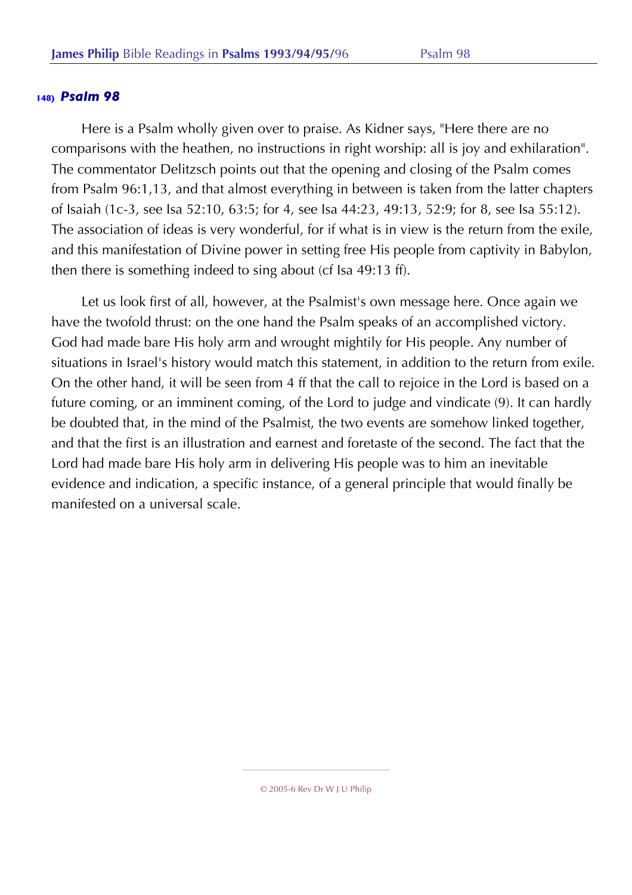## 148) *Psalm 98*

Here is a Psalm wholly given over to praise. As Kidner says, "Here there are no comparisons with the heathen, no instructions in right worship: all is joy and exhilaration". The commentator Delitzsch points out that the opening and closing of the Psalm comes from Psalm 96:1,13, and that almost everything in between is taken from the latter chapters of Isaiah (1c-3, see Isa 52:10, 63:5; for 4, see Isa 44:23, 49:13, 52:9; for 8, see Isa 55:12). The association of ideas is very wonderful, for if what is in view is the return from the exile, and this manifestation of Divine power in setting free His people from captivity in Babylon, then there is something indeed to sing about (cf Isa 49:13 ff).

Let us look first of all, however, at the Psalmist's own message here. Once again we have the twofold thrust: on the one hand the Psalm speaks of an accomplished victory. God had made bare His holy arm and wrought mightily for His people. Any number of situations in Israel's history would match this statement, in addition to the return from exile. On the other hand, it will be seen from 4 ff that the call to rejoice in the Lord is based on a future coming, or an imminent coming, of the Lord to judge and vindicate (9). It can hardly be doubted that, in the mind of the Psalmist, the two events are somehow linked together, and that the first is an illustration and earnest and foretaste of the second. The fact that the Lord had made bare His holy arm in delivering His people was to him an inevitable evidence and indication, a specific instance, of a general principle that would finally be manifested on a universal scale.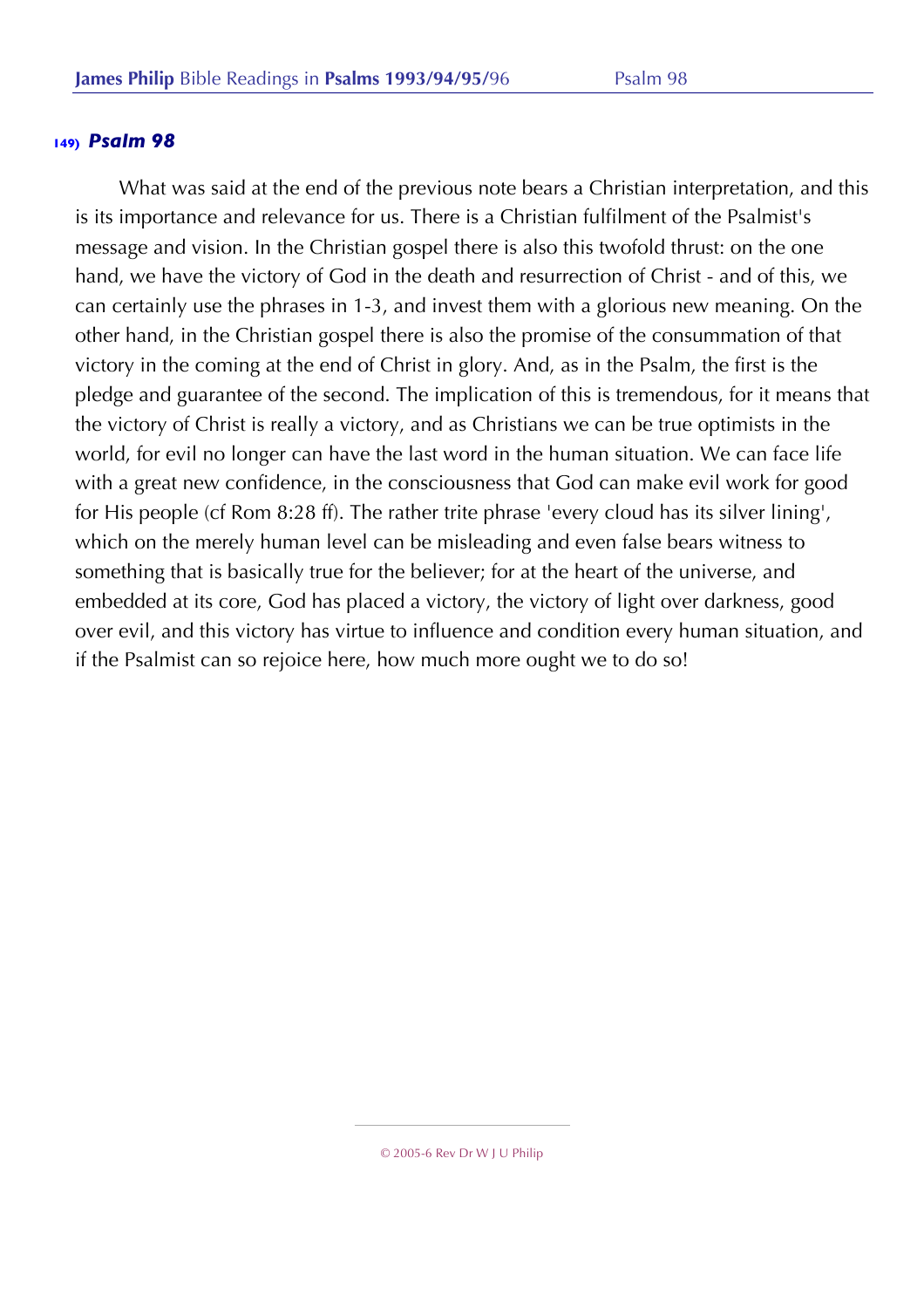### 149) *Psalm 98*

What was said at the end of the previous note bears a Christian interpretation, and this is its importance and relevance for us. There is a Christian fulfilment of the Psalmist's message and vision. In the Christian gospel there is also this twofold thrust: on the one hand, we have the victory of God in the death and resurrection of Christ - and of this, we can certainly use the phrases in 1-3, and invest them with a glorious new meaning. On the other hand, in the Christian gospel there is also the promise of the consummation of that victory in the coming at the end of Christ in glory. And, as in the Psalm, the first is the pledge and guarantee of the second. The implication of this is tremendous, for it means that the victory of Christ is really a victory, and as Christians we can be true optimists in the world, for evil no longer can have the last word in the human situation. We can face life with a great new confidence, in the consciousness that God can make evil work for good for His people (cf Rom 8:28 ff). The rather trite phrase 'every cloud has its silver lining', which on the merely human level can be misleading and even false bears witness to something that is basically true for the believer; for at the heart of the universe, and embedded at its core, God has placed a victory, the victory of light over darkness, good over evil, and this victory has virtue to influence and condition every human situation, and if the Psalmist can so rejoice here, how much more ought we to do so!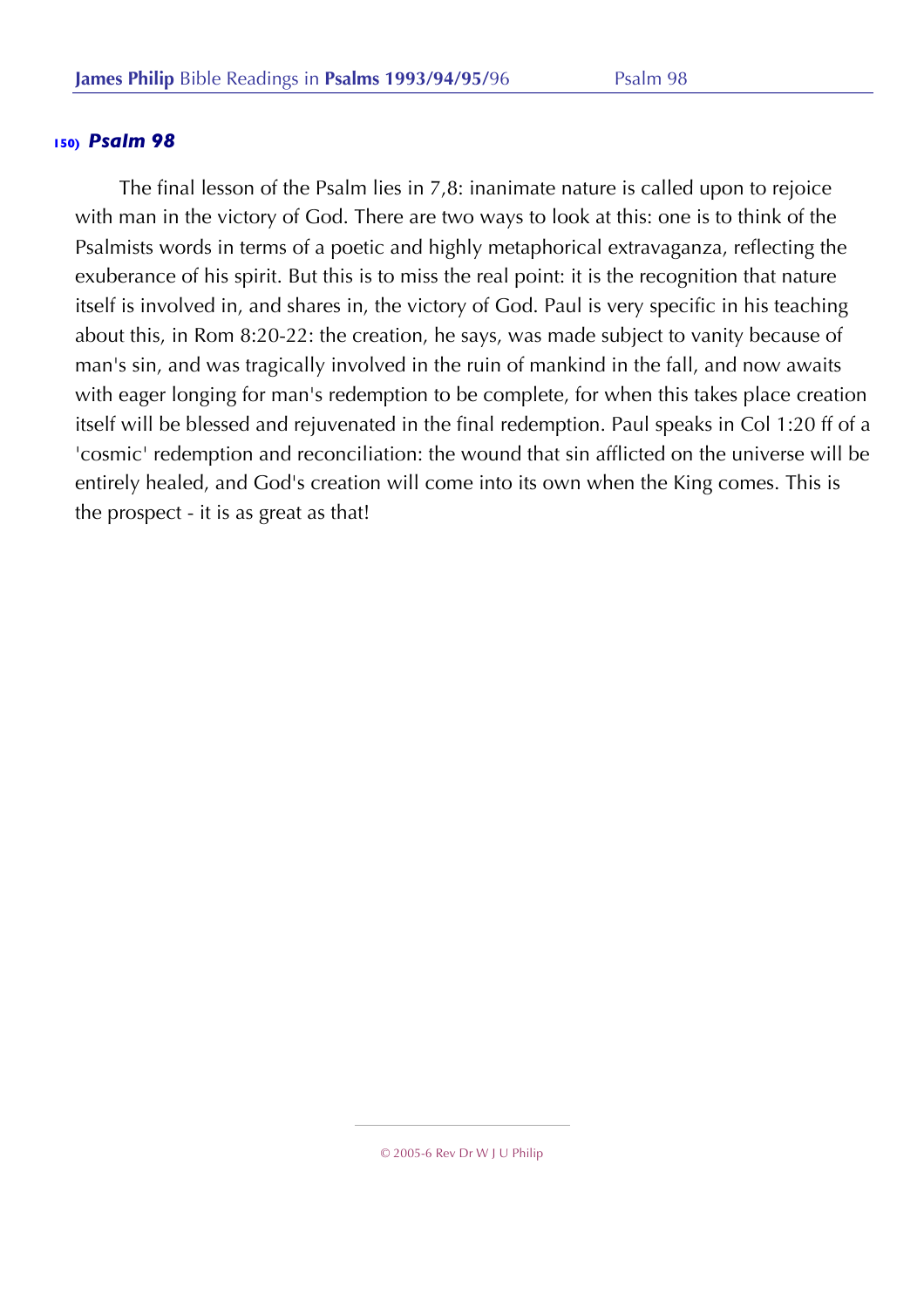### 150) *Psalm 98*

The final lesson of the Psalm lies in 7,8: inanimate nature is called upon to rejoice with man in the victory of God. There are two ways to look at this: one is to think of the Psalmists words in terms of a poetic and highly metaphorical extravaganza, reflecting the exuberance of his spirit. But this is to miss the real point: it is the recognition that nature itself is involved in, and shares in, the victory of God. Paul is very specific in his teaching about this, in Rom 8:20-22: the creation, he says, was made subject to vanity because of man's sin, and was tragically involved in the ruin of mankind in the fall, and now awaits with eager longing for man's redemption to be complete, for when this takes place creation itself will be blessed and rejuvenated in the final redemption. Paul speaks in Col 1:20 ff of a 'cosmic' redemption and reconciliation: the wound that sin afflicted on the universe will be entirely healed, and God's creation will come into its own when the King comes. This is the prospect - it is as great as that!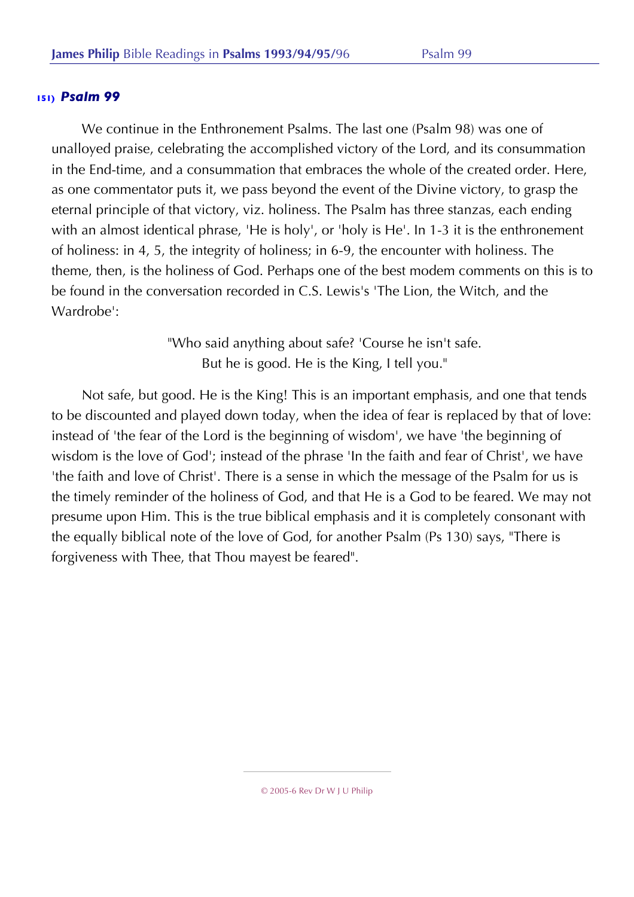### 151) *Psalm 99*

We continue in the Enthronement Psalms. The last one (Psalm 98) was one of unalloyed praise, celebrating the accomplished victory of the Lord, and its consummation in the End-time, and a consummation that embraces the whole of the created order. Here, as one commentator puts it, we pass beyond the event of the Divine victory, to grasp the eternal principle of that victory, viz. holiness. The Psalm has three stanzas, each ending with an almost identical phrase, 'He is holy', or 'holy is He'. In 1-3 it is the enthronement of holiness: in 4, 5, the integrity of holiness; in 6-9, the encounter with holiness. The theme, then, is the holiness of God. Perhaps one of the best modem comments on this is to be found in the conversation recorded in C.S. Lewis's 'The Lion, the Witch, and the Wardrobe':

> "Who said anything about safe? 'Course he isn't safe.
> But he is good. He is the King, I tell you."

Not safe, but good. He is the King! This is an important emphasis, and one that tends to be discounted and played down today, when the idea of fear is replaced by that of love: instead of 'the fear of the Lord is the beginning of wisdom', we have 'the beginning of wisdom is the love of God'; instead of the phrase 'In the faith and fear of Christ', we have 'the faith and love of Christ'. There is a sense in which the message of the Psalm for us is the timely reminder of the holiness of God, and that He is a God to be feared. We may not presume upon Him. This is the true biblical emphasis and it is completely consonant with the equally biblical note of the love of God, for another Psalm (Ps 130) says, "There is forgiveness with Thee, that Thou mayest be feared".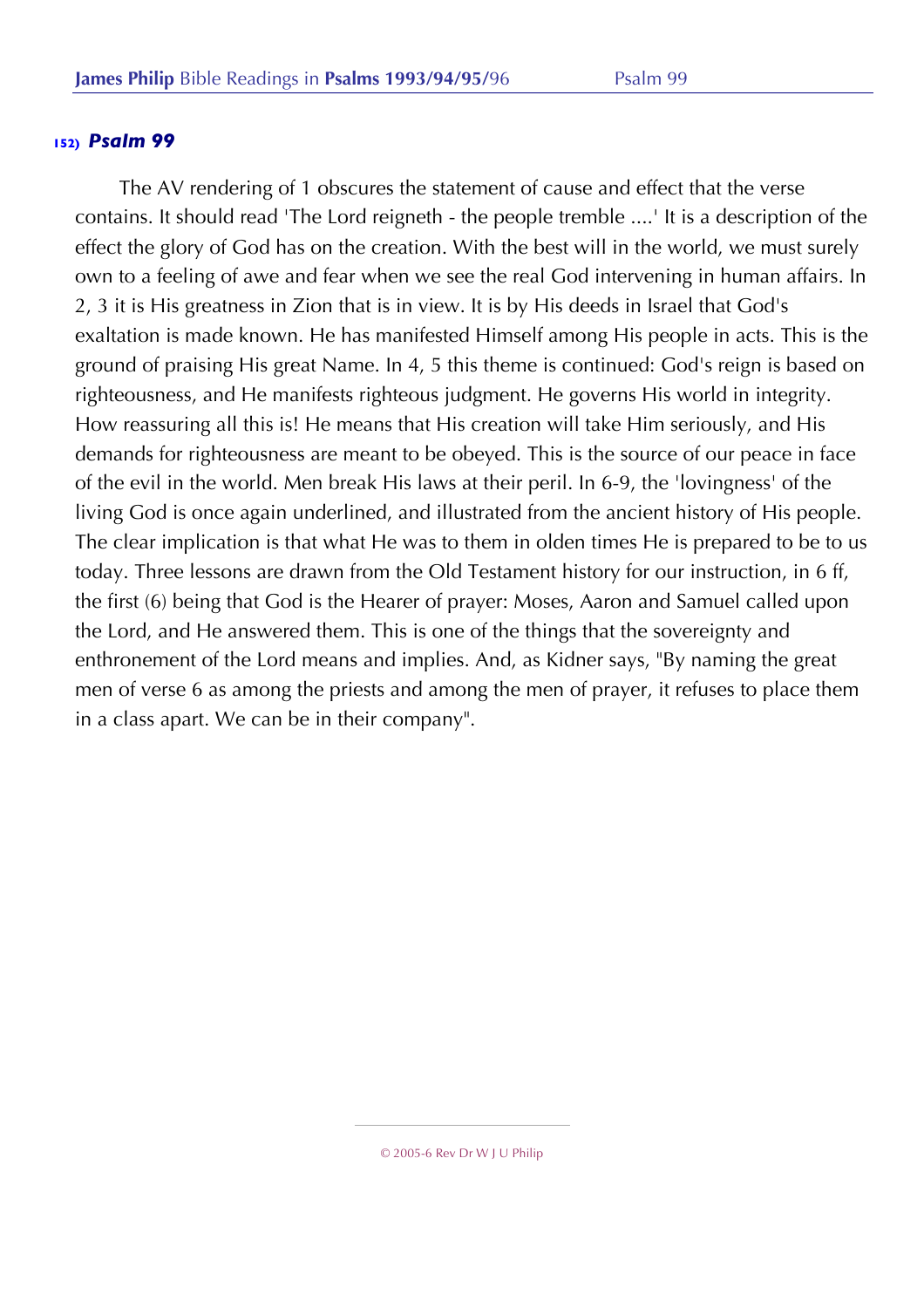### 152) *Psalm 99*

The AV rendering of 1 obscures the statement of cause and effect that the verse contains. It should read 'The Lord reigneth - the people tremble ....' It is a description of the effect the glory of God has on the creation. With the best will in the world, we must surely own to a feeling of awe and fear when we see the real God intervening in human affairs. In 2, 3 it is His greatness in Zion that is in view. It is by His deeds in Israel that God's exaltation is made known. He has manifested Himself among His people in acts. This is the ground of praising His great Name. In 4, 5 this theme is continued: God's reign is based on righteousness, and He manifests righteous judgment. He governs His world in integrity. How reassuring all this is! He means that His creation will take Him seriously, and His demands for righteousness are meant to be obeyed. This is the source of our peace in face of the evil in the world. Men break His laws at their peril. In 6-9, the 'lovingness' of the living God is once again underlined, and illustrated from the ancient history of His people. The clear implication is that what He was to them in olden times He is prepared to be to us today. Three lessons are drawn from the Old Testament history for our instruction, in 6 ff, the first (6) being that God is the Hearer of prayer: Moses, Aaron and Samuel called upon the Lord, and He answered them. This is one of the things that the sovereignty and enthronement of the Lord means and implies. And, as Kidner says, "By naming the great men of verse 6 as among the priests and among the men of prayer, it refuses to place them in a class apart. We can be in their company".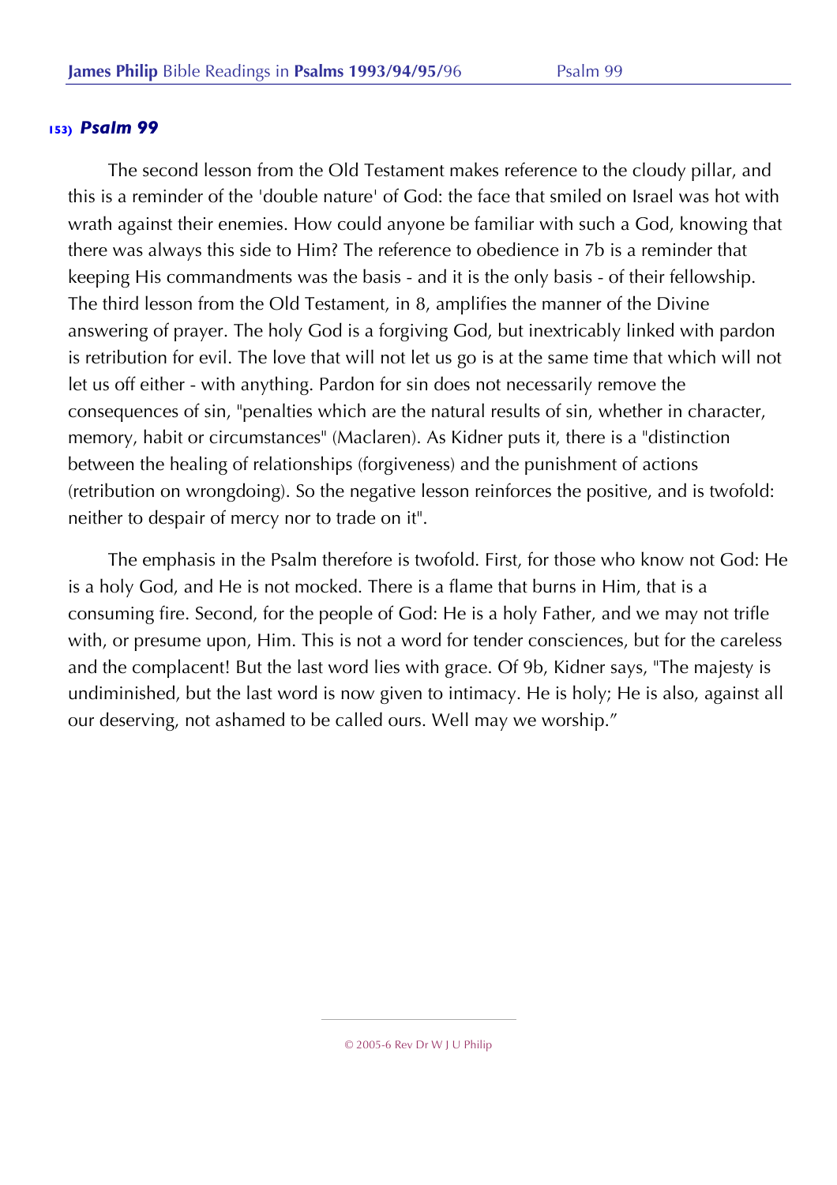**153)** ***Psalm 99***

The second lesson from the Old Testament makes reference to the cloudy pillar, and this is a reminder of the 'double nature' of God: the face that smiled on Israel was hot with wrath against their enemies. How could anyone be familiar with such a God, knowing that there was always this side to Him? The reference to obedience in 7b is a reminder that keeping His commandments was the basis - and it is the only basis - of their fellowship. The third lesson from the Old Testament, in 8, amplifies the manner of the Divine answering of prayer. The holy God is a forgiving God, but inextricably linked with pardon is retribution for evil. The love that will not let us go is at the same time that which will not let us off either - with anything. Pardon for sin does not necessarily remove the consequences of sin, "penalties which are the natural results of sin, whether in character, memory, habit or circumstances" (Maclaren). As Kidner puts it, there is a "distinction between the healing of relationships (forgiveness) and the punishment of actions (retribution on wrongdoing). So the negative lesson reinforces the positive, and is twofold: neither to despair of mercy nor to trade on it".

The emphasis in the Psalm therefore is twofold. First, for those who know not God: He is a holy God, and He is not mocked. There is a flame that burns in Him, that is a consuming fire. Second, for the people of God: He is a holy Father, and we may not trifle with, or presume upon, Him. This is not a word for tender consciences, but for the careless and the complacent! But the last word lies with grace. Of 9b, Kidner says, "The majesty is undiminished, but the last word is now given to intimacy. He is holy; He is also, against all our deserving, not ashamed to be called ours. Well may we worship."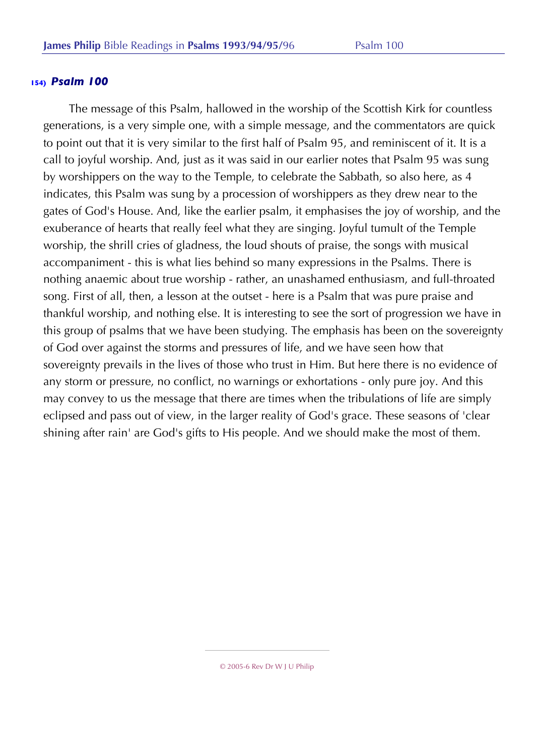### 154) *Psalm 100*

The message of this Psalm, hallowed in the worship of the Scottish Kirk for countless generations, is a very simple one, with a simple message, and the commentators are quick to point out that it is very similar to the first half of Psalm 95, and reminiscent of it. It is a call to joyful worship. And, just as it was said in our earlier notes that Psalm 95 was sung by worshippers on the way to the Temple, to celebrate the Sabbath, so also here, as 4 indicates, this Psalm was sung by a procession of worshippers as they drew near to the gates of God's House. And, like the earlier psalm, it emphasises the joy of worship, and the exuberance of hearts that really feel what they are singing. Joyful tumult of the Temple worship, the shrill cries of gladness, the loud shouts of praise, the songs with musical accompaniment - this is what lies behind so many expressions in the Psalms. There is nothing anaemic about true worship - rather, an unashamed enthusiasm, and full-throated song. First of all, then, a lesson at the outset - here is a Psalm that was pure praise and thankful worship, and nothing else. It is interesting to see the sort of progression we have in this group of psalms that we have been studying. The emphasis has been on the sovereignty of God over against the storms and pressures of life, and we have seen how that sovereignty prevails in the lives of those who trust in Him. But here there is no evidence of any storm or pressure, no conflict, no warnings or exhortations - only pure joy. And this may convey to us the message that there are times when the tribulations of life are simply eclipsed and pass out of view, in the larger reality of God's grace. These seasons of 'clear shining after rain' are God's gifts to His people. And we should make the most of them.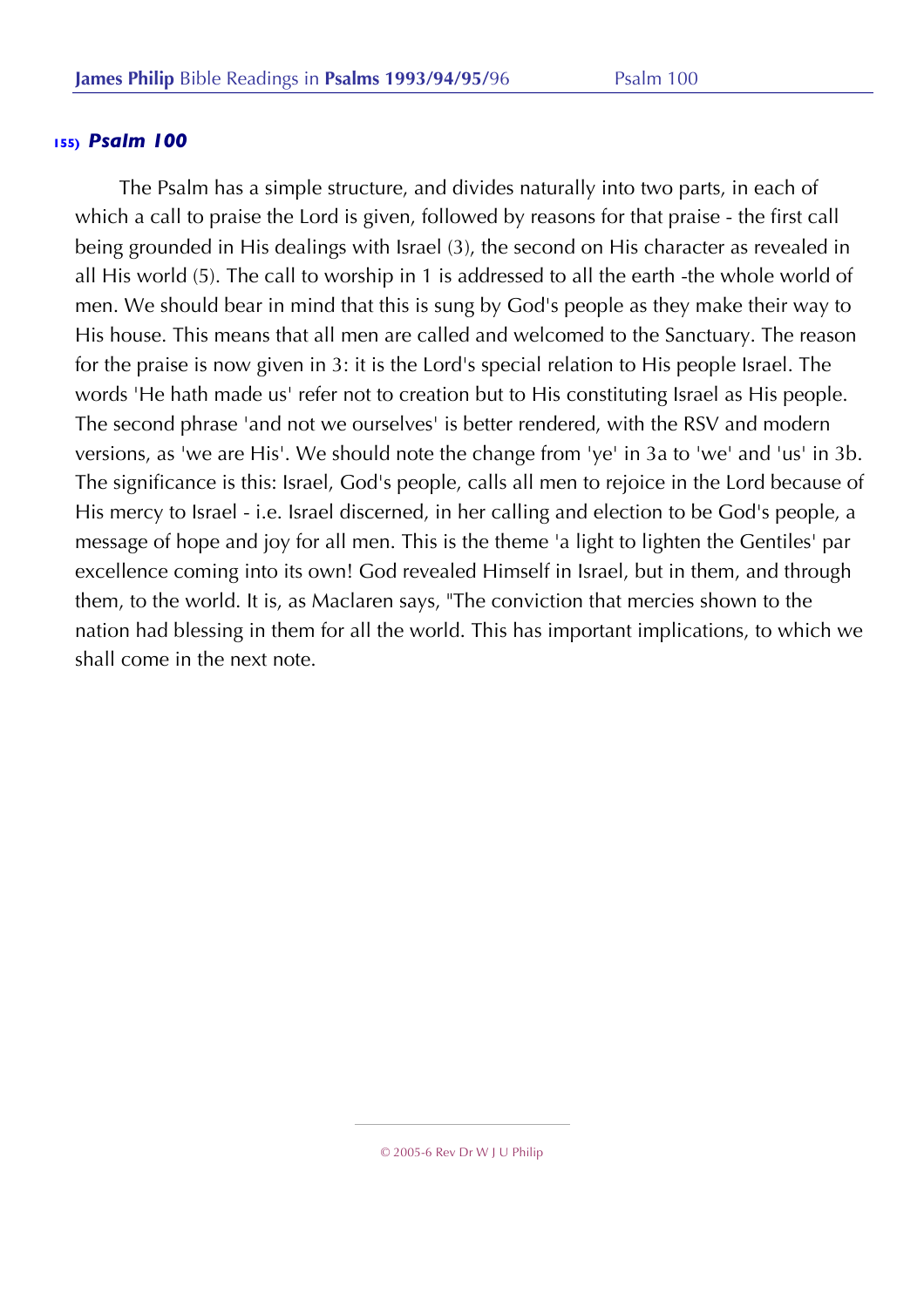## 155) *Psalm 100*

The Psalm has a simple structure, and divides naturally into two parts, in each of which a call to praise the Lord is given, followed by reasons for that praise - the first call being grounded in His dealings with Israel (3), the second on His character as revealed in all His world (5). The call to worship in 1 is addressed to all the earth -the whole world of men. We should bear in mind that this is sung by God's people as they make their way to His house. This means that all men are called and welcomed to the Sanctuary. The reason for the praise is now given in 3: it is the Lord's special relation to His people Israel. The words 'He hath made us' refer not to creation but to His constituting Israel as His people. The second phrase 'and not we ourselves' is better rendered, with the RSV and modern versions, as 'we are His'. We should note the change from 'ye' in 3a to 'we' and 'us' in 3b. The significance is this: Israel, God's people, calls all men to rejoice in the Lord because of His mercy to Israel - i.e. Israel discerned, in her calling and election to be God's people, a message of hope and joy for all men. This is the theme 'a light to lighten the Gentiles' par excellence coming into its own! God revealed Himself in Israel, but in them, and through them, to the world. It is, as Maclaren says, "The conviction that mercies shown to the nation had blessing in them for all the world. This has important implications, to which we shall come in the next note.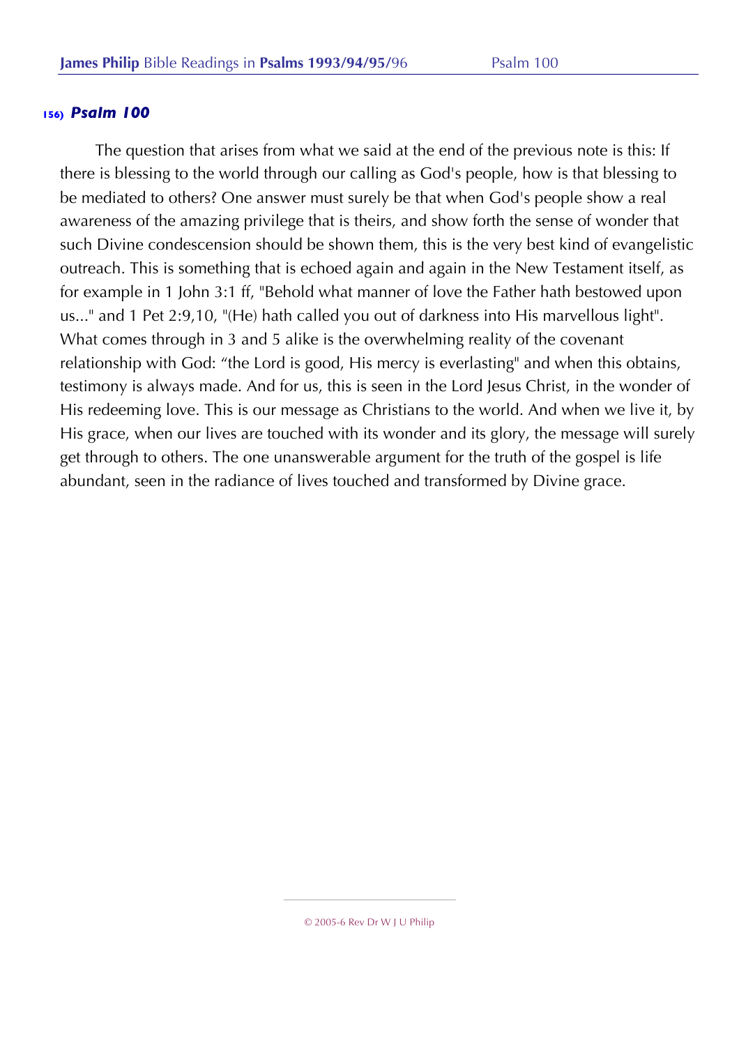**156)** ***Psalm 100***

The question that arises from what we said at the end of the previous note is this: If there is blessing to the world through our calling as God's people, how is that blessing to be mediated to others? One answer must surely be that when God's people show a real awareness of the amazing privilege that is theirs, and show forth the sense of wonder that such Divine condescension should be shown them, this is the very best kind of evangelistic outreach. This is something that is echoed again and again in the New Testament itself, as for example in 1 John 3:1 ff, "Behold what manner of love the Father hath bestowed upon us..." and 1 Pet 2:9,10, "(He) hath called you out of darkness into His marvellous light". What comes through in 3 and 5 alike is the overwhelming reality of the covenant relationship with God: "the Lord is good, His mercy is everlasting" and when this obtains, testimony is always made. And for us, this is seen in the Lord Jesus Christ, in the wonder of His redeeming love. This is our message as Christians to the world. And when we live it, by His grace, when our lives are touched with its wonder and its glory, the message will surely get through to others. The one unanswerable argument for the truth of the gospel is life abundant, seen in the radiance of lives touched and transformed by Divine grace.